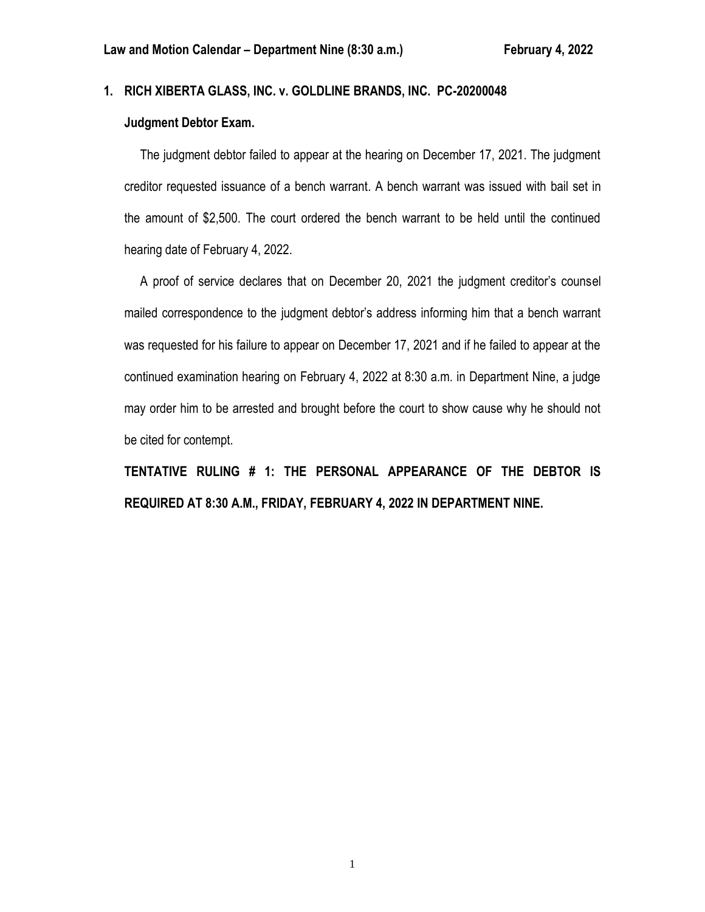**Law and Motion Calendar – Department Nine (8:30 a.m.)** **February 4, 2022**

**1. RICH XIBERTA GLASS, INC. v. GOLDLINE BRANDS, INC. PC-20200048**

**Judgment Debtor Exam.**

The judgment debtor failed to appear at the hearing on December 17, 2021. The judgment creditor requested issuance of a bench warrant. A bench warrant was issued with bail set in the amount of $2,500. The court ordered the bench warrant to be held until the continued hearing date of February 4, 2022.

A proof of service declares that on December 20, 2021 the judgment creditor's counsel mailed correspondence to the judgment debtor's address informing him that a bench warrant was requested for his failure to appear on December 17, 2021 and if he failed to appear at the continued examination hearing on February 4, 2022 at 8:30 a.m. in Department Nine, a judge may order him to be arrested and brought before the court to show cause why he should not be cited for contempt.

**TENTATIVE RULING # 1: THE PERSONAL APPEARANCE OF THE DEBTOR IS REQUIRED AT 8:30 A.M., FRIDAY, FEBRUARY 4, 2022 IN DEPARTMENT NINE.**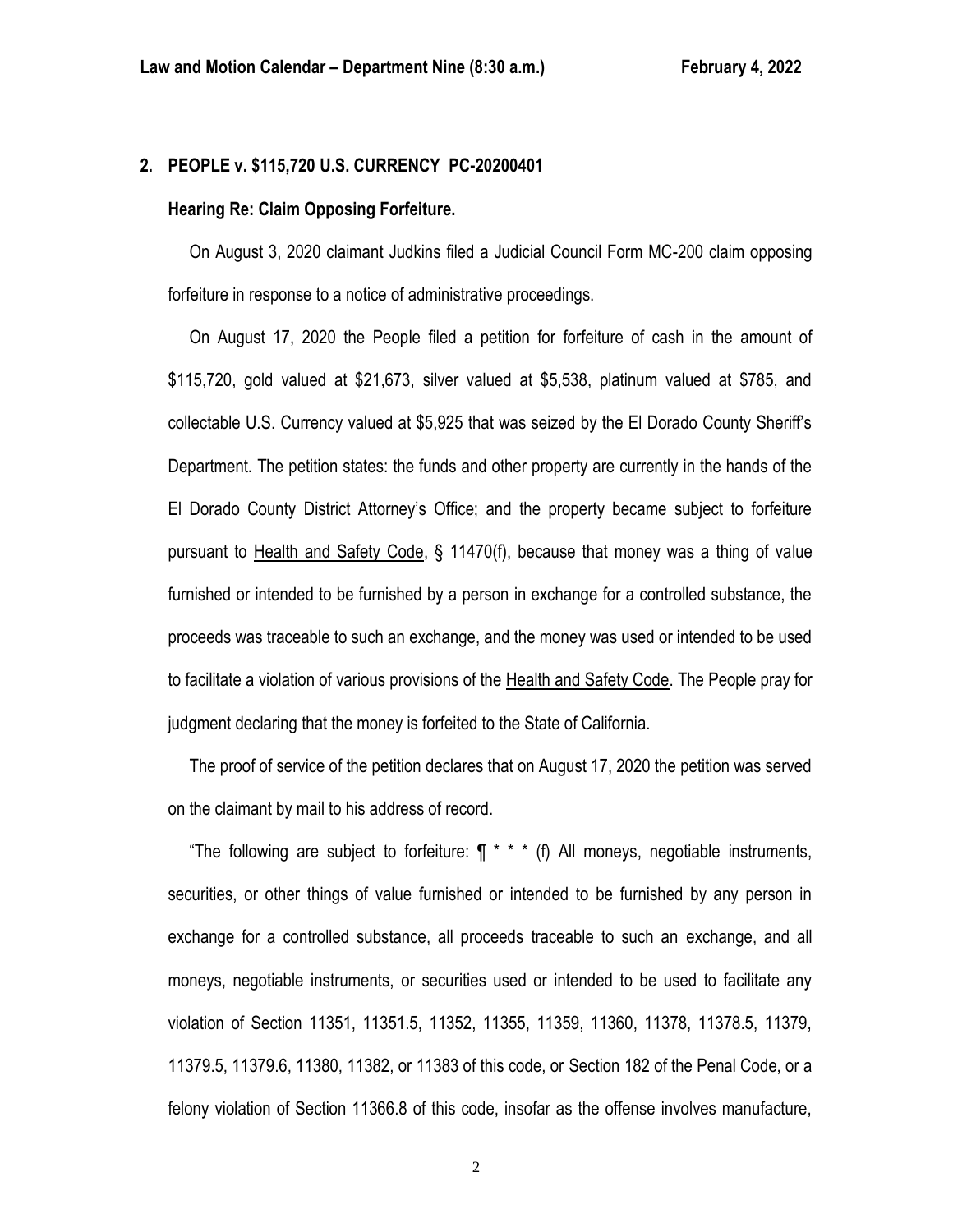## 2. PEOPLE v. $115,720 U.S. CURRENCY PC-20200401

### Hearing Re: Claim Opposing Forfeiture.

On August 3, 2020 claimant Judkins filed a Judicial Council Form MC-200 claim opposing forfeiture in response to a notice of administrative proceedings.

On August 17, 2020 the People filed a petition for forfeiture of cash in the amount of $115,720, gold valued at $21,673, silver valued at $5,538, platinum valued at $785, and collectable U.S. Currency valued at $5,925 that was seized by the El Dorado County Sheriff's Department. The petition states: the funds and other property are currently in the hands of the El Dorado County District Attorney's Office; and the property became subject to forfeiture pursuant to Health and Safety Code, § 11470(f), because that money was a thing of value furnished or intended to be furnished by a person in exchange for a controlled substance, the proceeds was traceable to such an exchange, and the money was used or intended to be used to facilitate a violation of various provisions of the Health and Safety Code. The People pray for judgment declaring that the money is forfeited to the State of California.

The proof of service of the petition declares that on August 17, 2020 the petition was served on the claimant by mail to his address of record.

"The following are subject to forfeiture: ¶ * * * (f) All moneys, negotiable instruments, securities, or other things of value furnished or intended to be furnished by any person in exchange for a controlled substance, all proceeds traceable to such an exchange, and all moneys, negotiable instruments, or securities used or intended to be used to facilitate any violation of Section 11351, 11351.5, 11352, 11355, 11359, 11360, 11378, 11378.5, 11379, 11379.5, 11379.6, 11380, 11382, or 11383 of this code, or Section 182 of the Penal Code, or a felony violation of Section 11366.8 of this code, insofar as the offense involves manufacture,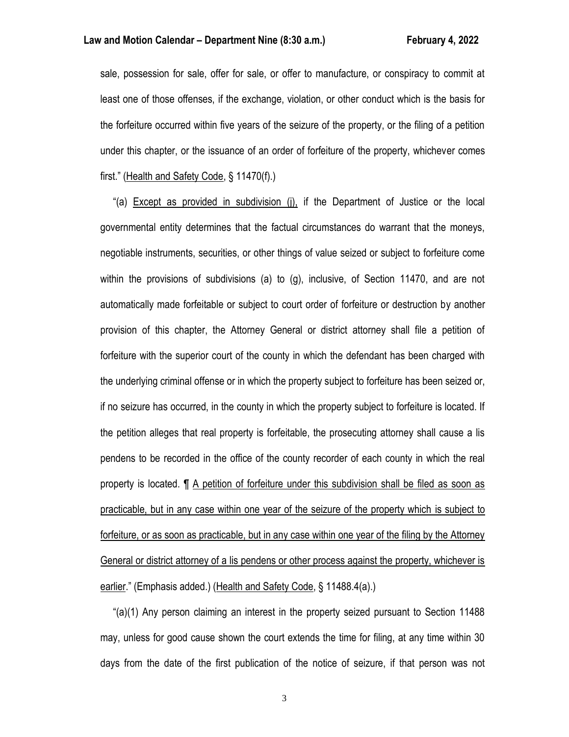sale, possession for sale, offer for sale, or offer to manufacture, or conspiracy to commit at least one of those offenses, if the exchange, violation, or other conduct which is the basis for the forfeiture occurred within five years of the seizure of the property, or the filing of a petition under this chapter, or the issuance of an order of forfeiture of the property, whichever comes first." (Health and Safety Code, § 11470(f).)

"(a) Except as provided in subdivision (j), if the Department of Justice or the local governmental entity determines that the factual circumstances do warrant that the moneys, negotiable instruments, securities, or other things of value seized or subject to forfeiture come within the provisions of subdivisions (a) to (g), inclusive, of Section 11470, and are not automatically made forfeitable or subject to court order of forfeiture or destruction by another provision of this chapter, the Attorney General or district attorney shall file a petition of forfeiture with the superior court of the county in which the defendant has been charged with the underlying criminal offense or in which the property subject to forfeiture has been seized or, if no seizure has occurred, in the county in which the property subject to forfeiture is located. If the petition alleges that real property is forfeitable, the prosecuting attorney shall cause a lis pendens to be recorded in the office of the county recorder of each county in which the real property is located. ¶ A petition of forfeiture under this subdivision shall be filed as soon as practicable, but in any case within one year of the seizure of the property which is subject to forfeiture, or as soon as practicable, but in any case within one year of the filing by the Attorney General or district attorney of a lis pendens or other process against the property, whichever is earlier." (Emphasis added.) (Health and Safety Code, § 11488.4(a).)

"(a)(1) Any person claiming an interest in the property seized pursuant to Section 11488 may, unless for good cause shown the court extends the time for filing, at any time within 30 days from the date of the first publication of the notice of seizure, if that person was not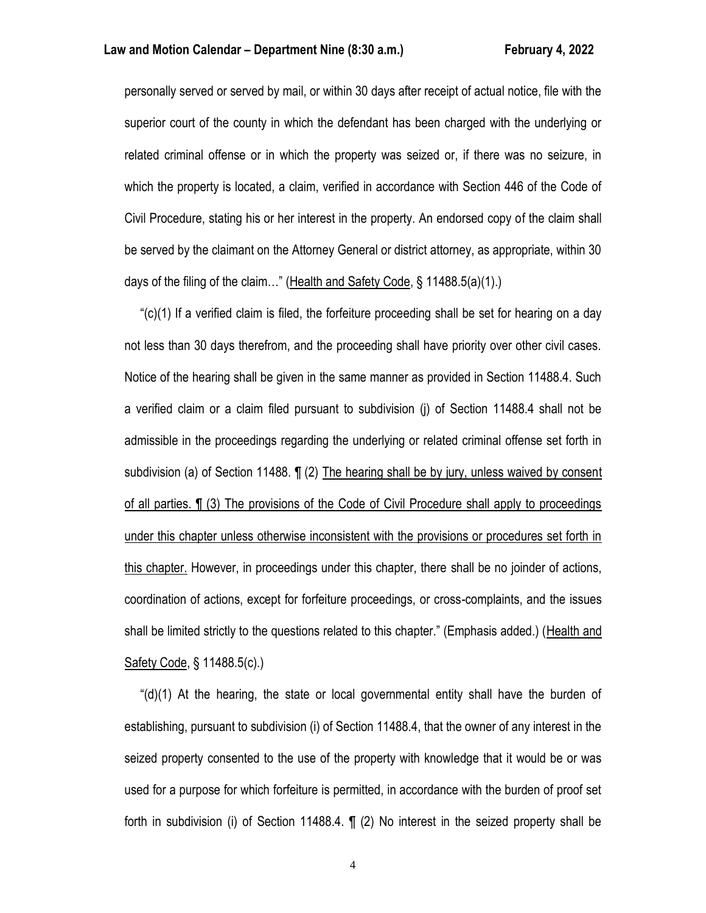personally served or served by mail, or within 30 days after receipt of actual notice, file with the superior court of the county in which the defendant has been charged with the underlying or related criminal offense or in which the property was seized or, if there was no seizure, in which the property is located, a claim, verified in accordance with Section 446 of the Code of Civil Procedure, stating his or her interest in the property. An endorsed copy of the claim shall be served by the claimant on the Attorney General or district attorney, as appropriate, within 30 days of the filing of the claim…" (<u>Health and Safety Code</u>, § 11488.5(a)(1).)

"(c)(1) If a verified claim is filed, the forfeiture proceeding shall be set for hearing on a day not less than 30 days therefrom, and the proceeding shall have priority over other civil cases. Notice of the hearing shall be given in the same manner as provided in Section 11488.4. Such a verified claim or a claim filed pursuant to subdivision (j) of Section 11488.4 shall not be admissible in the proceedings regarding the underlying or related criminal offense set forth in subdivision (a) of Section 11488. ¶ (2) <u>The hearing shall be by jury, unless waived by consent of all parties. ¶ (3) The provisions of the Code of Civil Procedure shall apply to proceedings under this chapter unless otherwise inconsistent with the provisions or procedures set forth in this chapter.</u> However, in proceedings under this chapter, there shall be no joinder of actions, coordination of actions, except for forfeiture proceedings, or cross-complaints, and the issues shall be limited strictly to the questions related to this chapter." (Emphasis added.) (<u>Health and Safety Code</u>, § 11488.5(c).)

"(d)(1) At the hearing, the state or local governmental entity shall have the burden of establishing, pursuant to subdivision (i) of Section 11488.4, that the owner of any interest in the seized property consented to the use of the property with knowledge that it would be or was used for a purpose for which forfeiture is permitted, in accordance with the burden of proof set forth in subdivision (i) of Section 11488.4. ¶ (2) No interest in the seized property shall be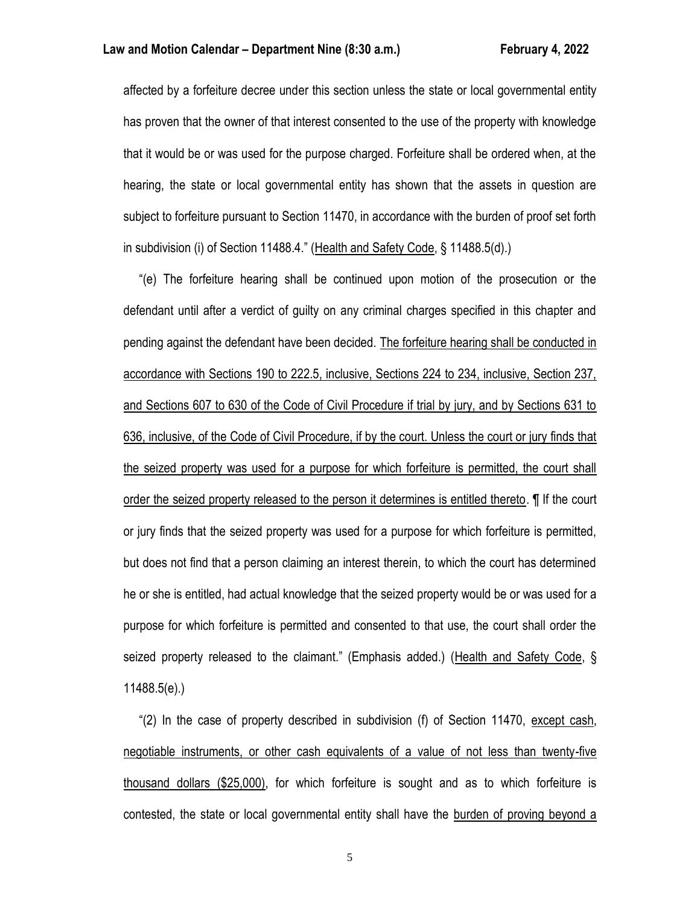affected by a forfeiture decree under this section unless the state or local governmental entity has proven that the owner of that interest consented to the use of the property with knowledge that it would be or was used for the purpose charged. Forfeiture shall be ordered when, at the hearing, the state or local governmental entity has shown that the assets in question are subject to forfeiture pursuant to Section 11470, in accordance with the burden of proof set forth in subdivision (i) of Section 11488.4." (Health and Safety Code, § 11488.5(d).)

"(e) The forfeiture hearing shall be continued upon motion of the prosecution or the defendant until after a verdict of guilty on any criminal charges specified in this chapter and pending against the defendant have been decided. The forfeiture hearing shall be conducted in accordance with Sections 190 to 222.5, inclusive, Sections 224 to 234, inclusive, Section 237, and Sections 607 to 630 of the Code of Civil Procedure if trial by jury, and by Sections 631 to 636, inclusive, of the Code of Civil Procedure, if by the court. Unless the court or jury finds that the seized property was used for a purpose for which forfeiture is permitted, the court shall order the seized property released to the person it determines is entitled thereto. ¶ If the court or jury finds that the seized property was used for a purpose for which forfeiture is permitted, but does not find that a person claiming an interest therein, to which the court has determined he or she is entitled, had actual knowledge that the seized property would be or was used for a purpose for which forfeiture is permitted and consented to that use, the court shall order the seized property released to the claimant." (Emphasis added.) (Health and Safety Code, § 11488.5(e).)

"(2) In the case of property described in subdivision (f) of Section 11470, except cash, negotiable instruments, or other cash equivalents of a value of not less than twenty-five thousand dollars ($25,000), for which forfeiture is sought and as to which forfeiture is contested, the state or local governmental entity shall have the burden of proving beyond a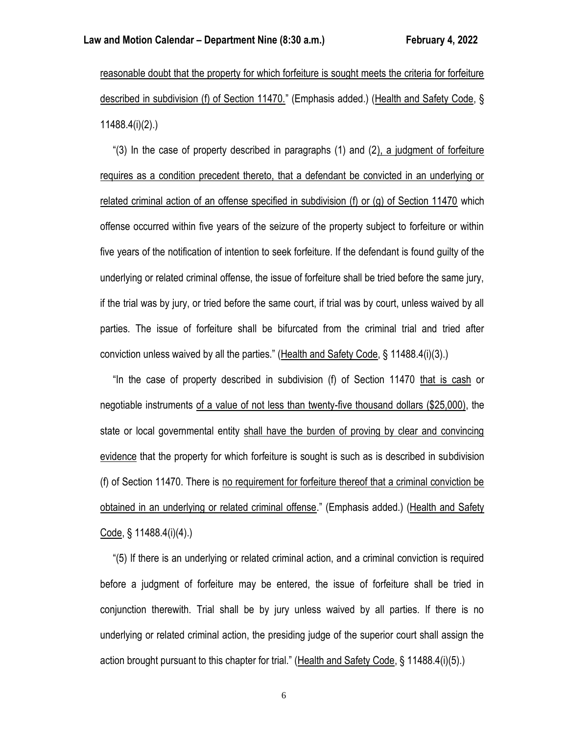reasonable doubt that the property for which forfeiture is sought meets the criteria for forfeiture described in subdivision (f) of Section 11470." (Emphasis added.) (Health and Safety Code, § 11488.4(i)(2).)

"(3) In the case of property described in paragraphs (1) and (2), a judgment of forfeiture requires as a condition precedent thereto, that a defendant be convicted in an underlying or related criminal action of an offense specified in subdivision (f) or (g) of Section 11470 which offense occurred within five years of the seizure of the property subject to forfeiture or within five years of the notification of intention to seek forfeiture. If the defendant is found guilty of the underlying or related criminal offense, the issue of forfeiture shall be tried before the same jury, if the trial was by jury, or tried before the same court, if trial was by court, unless waived by all parties. The issue of forfeiture shall be bifurcated from the criminal trial and tried after conviction unless waived by all the parties." (Health and Safety Code, § 11488.4(i)(3).)

"In the case of property described in subdivision (f) of Section 11470 that is cash or negotiable instruments of a value of not less than twenty-five thousand dollars ($25,000), the state or local governmental entity shall have the burden of proving by clear and convincing evidence that the property for which forfeiture is sought is such as is described in subdivision (f) of Section 11470. There is no requirement for forfeiture thereof that a criminal conviction be obtained in an underlying or related criminal offense." (Emphasis added.) (Health and Safety Code, § 11488.4(i)(4).)

"(5) If there is an underlying or related criminal action, and a criminal conviction is required before a judgment of forfeiture may be entered, the issue of forfeiture shall be tried in conjunction therewith. Trial shall be by jury unless waived by all parties. If there is no underlying or related criminal action, the presiding judge of the superior court shall assign the action brought pursuant to this chapter for trial." (Health and Safety Code, § 11488.4(i)(5).)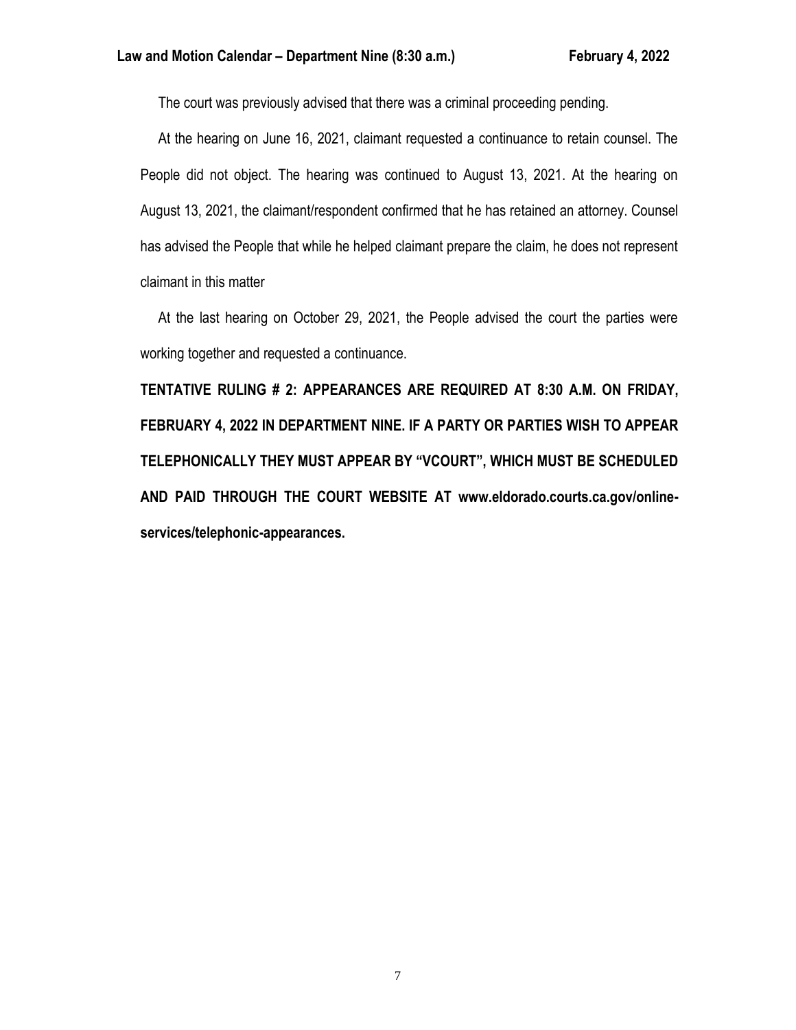The court was previously advised that there was a criminal proceeding pending.

At the hearing on June 16, 2021, claimant requested a continuance to retain counsel. The People did not object. The hearing was continued to August 13, 2021. At the hearing on August 13, 2021, the claimant/respondent confirmed that he has retained an attorney. Counsel has advised the People that while he helped claimant prepare the claim, he does not represent claimant in this matter

At the last hearing on October 29, 2021, the People advised the court the parties were working together and requested a continuance.

**TENTATIVE RULING # 2: APPEARANCES ARE REQUIRED AT 8:30 A.M. ON FRIDAY, FEBRUARY 4, 2022 IN DEPARTMENT NINE. IF A PARTY OR PARTIES WISH TO APPEAR TELEPHONICALLY THEY MUST APPEAR BY "VCOURT", WHICH MUST BE SCHEDULED AND PAID THROUGH THE COURT WEBSITE AT www.eldorado.courts.ca.gov/online-services/telephonic-appearances.**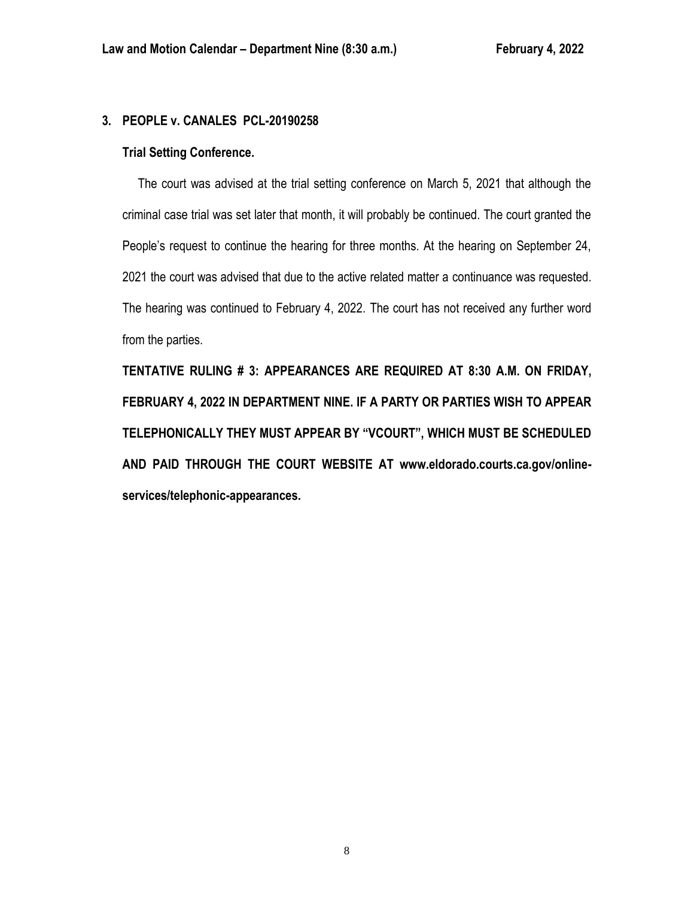## 3. PEOPLE v. CANALES PCL-20190258

**Trial Setting Conference.**

The court was advised at the trial setting conference on March 5, 2021 that although the criminal case trial was set later that month, it will probably be continued. The court granted the People's request to continue the hearing for three months. At the hearing on September 24, 2021 the court was advised that due to the active related matter a continuance was requested. The hearing was continued to February 4, 2022. The court has not received any further word from the parties.

**TENTATIVE RULING # 3: APPEARANCES ARE REQUIRED AT 8:30 A.M. ON FRIDAY, FEBRUARY 4, 2022 IN DEPARTMENT NINE. IF A PARTY OR PARTIES WISH TO APPEAR TELEPHONICALLY THEY MUST APPEAR BY "VCOURT", WHICH MUST BE SCHEDULED AND PAID THROUGH THE COURT WEBSITE AT www.eldorado.courts.ca.gov/online-services/telephonic-appearances.**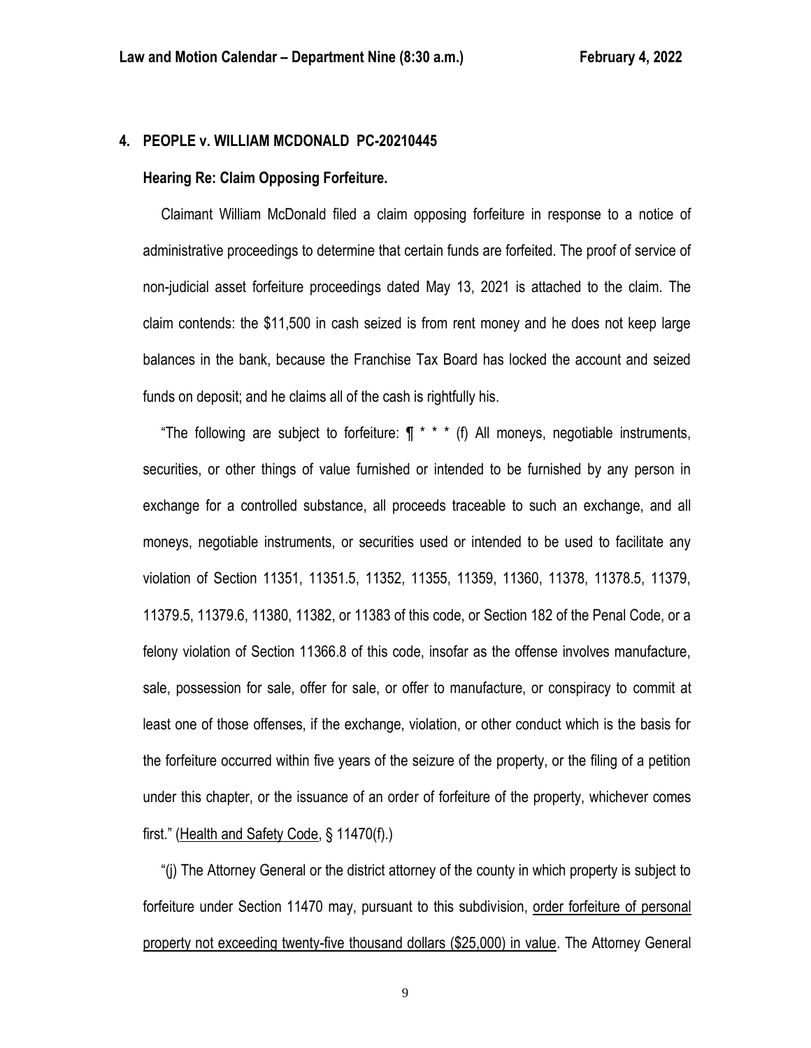## 4. PEOPLE v. WILLIAM MCDONALD PC-20210445

### Hearing Re: Claim Opposing Forfeiture.

Claimant William McDonald filed a claim opposing forfeiture in response to a notice of administrative proceedings to determine that certain funds are forfeited. The proof of service of non-judicial asset forfeiture proceedings dated May 13, 2021 is attached to the claim. The claim contends: the $11,500 in cash seized is from rent money and he does not keep large balances in the bank, because the Franchise Tax Board has locked the account and seized funds on deposit; and he claims all of the cash is rightfully his.

"The following are subject to forfeiture: ¶ * * * (f) All moneys, negotiable instruments, securities, or other things of value furnished or intended to be furnished by any person in exchange for a controlled substance, all proceeds traceable to such an exchange, and all moneys, negotiable instruments, or securities used or intended to be used to facilitate any violation of Section 11351, 11351.5, 11352, 11355, 11359, 11360, 11378, 11378.5, 11379, 11379.5, 11379.6, 11380, 11382, or 11383 of this code, or Section 182 of the Penal Code, or a felony violation of Section 11366.8 of this code, insofar as the offense involves manufacture, sale, possession for sale, offer for sale, or offer to manufacture, or conspiracy to commit at least one of those offenses, if the exchange, violation, or other conduct which is the basis for the forfeiture occurred within five years of the seizure of the property, or the filing of a petition under this chapter, or the issuance of an order of forfeiture of the property, whichever comes first." (Health and Safety Code, § 11470(f).)

"(j) The Attorney General or the district attorney of the county in which property is subject to forfeiture under Section 11470 may, pursuant to this subdivision, order forfeiture of personal property not exceeding twenty-five thousand dollars ($25,000) in value. The Attorney General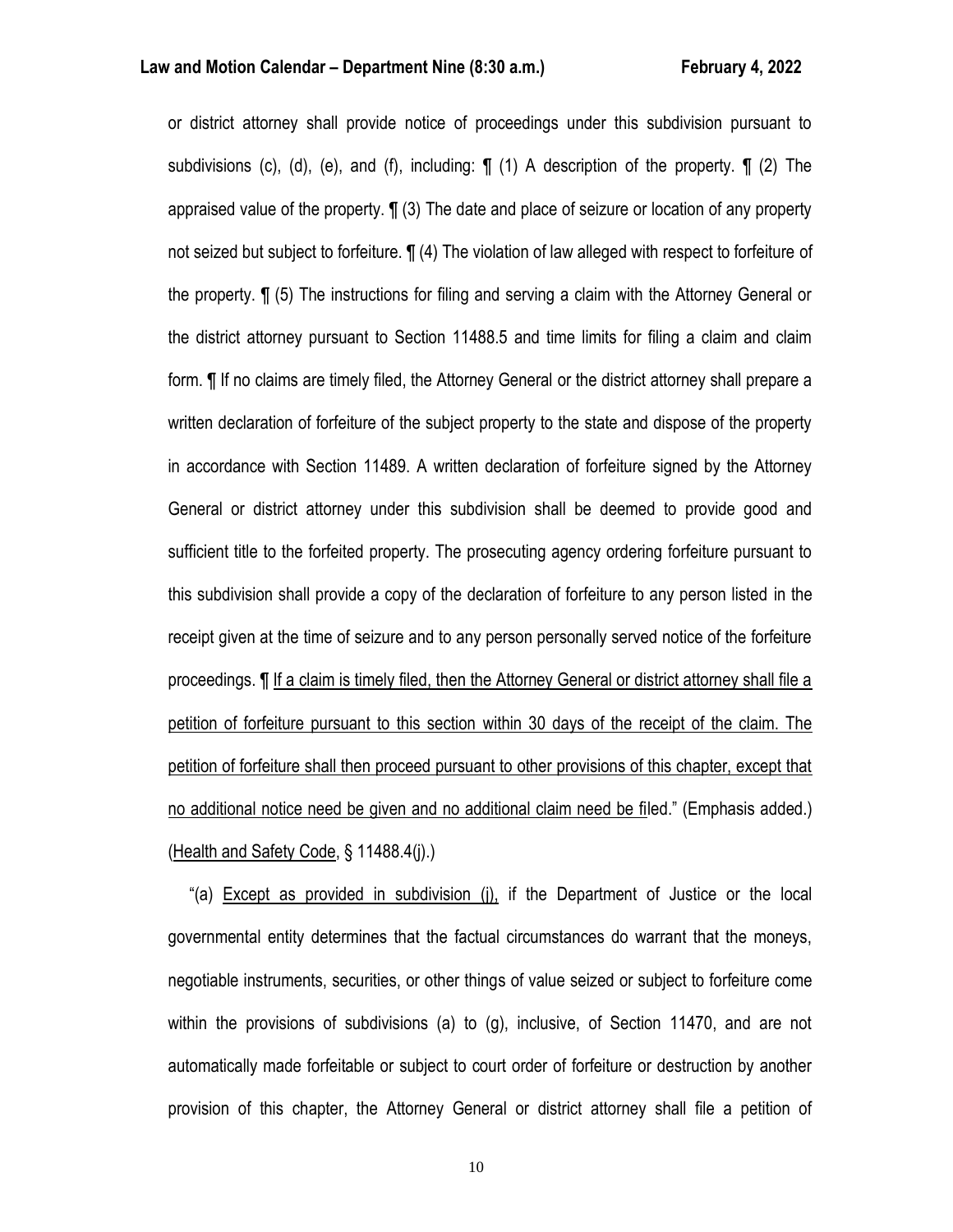or district attorney shall provide notice of proceedings under this subdivision pursuant to subdivisions (c), (d), (e), and (f), including: ¶ (1) A description of the property. ¶ (2) The appraised value of the property. ¶ (3) The date and place of seizure or location of any property not seized but subject to forfeiture. ¶ (4) The violation of law alleged with respect to forfeiture of the property. ¶ (5) The instructions for filing and serving a claim with the Attorney General or the district attorney pursuant to Section 11488.5 and time limits for filing a claim and claim form. ¶ If no claims are timely filed, the Attorney General or the district attorney shall prepare a written declaration of forfeiture of the subject property to the state and dispose of the property in accordance with Section 11489. A written declaration of forfeiture signed by the Attorney General or district attorney under this subdivision shall be deemed to provide good and sufficient title to the forfeited property. The prosecuting agency ordering forfeiture pursuant to this subdivision shall provide a copy of the declaration of forfeiture to any person listed in the receipt given at the time of seizure and to any person personally served notice of the forfeiture proceedings. ¶ <u>If a claim is timely filed, then the Attorney General or district attorney shall file a petition of forfeiture pursuant to this section within 30 days of the receipt of the claim. The petition of forfeiture shall then proceed pursuant to other provisions of this chapter, except that no additional notice need be given and no additional claim need be fi</u>led." (Emphasis added.) (<u>Health and Safety Code</u>, § 11488.4(j).)

"(a) <u>Except as provided in subdivision (j),</u> if the Department of Justice or the local governmental entity determines that the factual circumstances do warrant that the moneys, negotiable instruments, securities, or other things of value seized or subject to forfeiture come within the provisions of subdivisions (a) to (g), inclusive, of Section 11470, and are not automatically made forfeitable or subject to court order of forfeiture or destruction by another provision of this chapter, the Attorney General or district attorney shall file a petition of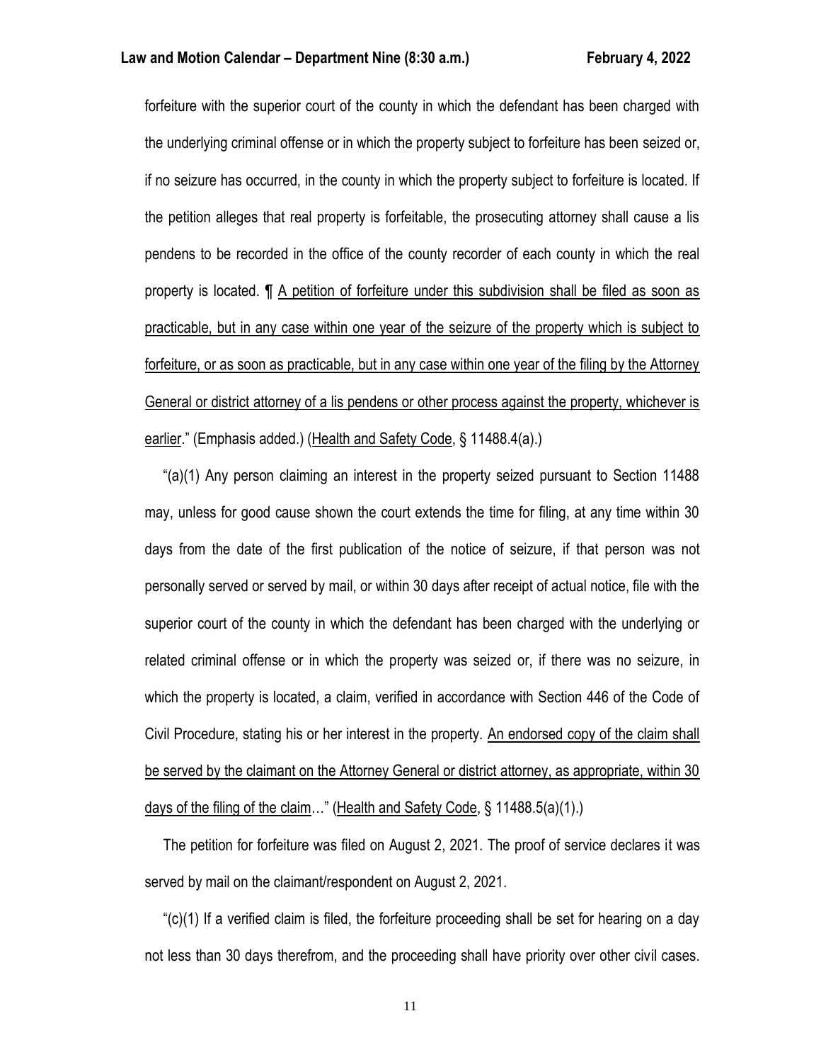forfeiture with the superior court of the county in which the defendant has been charged with the underlying criminal offense or in which the property subject to forfeiture has been seized or, if no seizure has occurred, in the county in which the property subject to forfeiture is located. If the petition alleges that real property is forfeitable, the prosecuting attorney shall cause a lis pendens to be recorded in the office of the county recorder of each county in which the real property is located. ¶ <u>A petition of forfeiture under this subdivision shall be filed as soon as practicable, but in any case within one year of the seizure of the property which is subject to forfeiture, or as soon as practicable, but in any case within one year of the filing by the Attorney General or district attorney of a lis pendens or other process against the property, whichever is earlier</u>." (Emphasis added.) (<u>Health and Safety Code</u>, § 11488.4(a).)

"(a)(1) Any person claiming an interest in the property seized pursuant to Section 11488 may, unless for good cause shown the court extends the time for filing, at any time within 30 days from the date of the first publication of the notice of seizure, if that person was not personally served or served by mail, or within 30 days after receipt of actual notice, file with the superior court of the county in which the defendant has been charged with the underlying or related criminal offense or in which the property was seized or, if there was no seizure, in which the property is located, a claim, verified in accordance with Section 446 of the Code of Civil Procedure, stating his or her interest in the property. <u>An endorsed copy of the claim shall be served by the claimant on the Attorney General or district attorney, as appropriate, within 30 days of the filing of the claim</u>…" (<u>Health and Safety Code</u>, § 11488.5(a)(1).)

The petition for forfeiture was filed on August 2, 2021. The proof of service declares it was served by mail on the claimant/respondent on August 2, 2021.

"(c)(1) If a verified claim is filed, the forfeiture proceeding shall be set for hearing on a day not less than 30 days therefrom, and the proceeding shall have priority over other civil cases.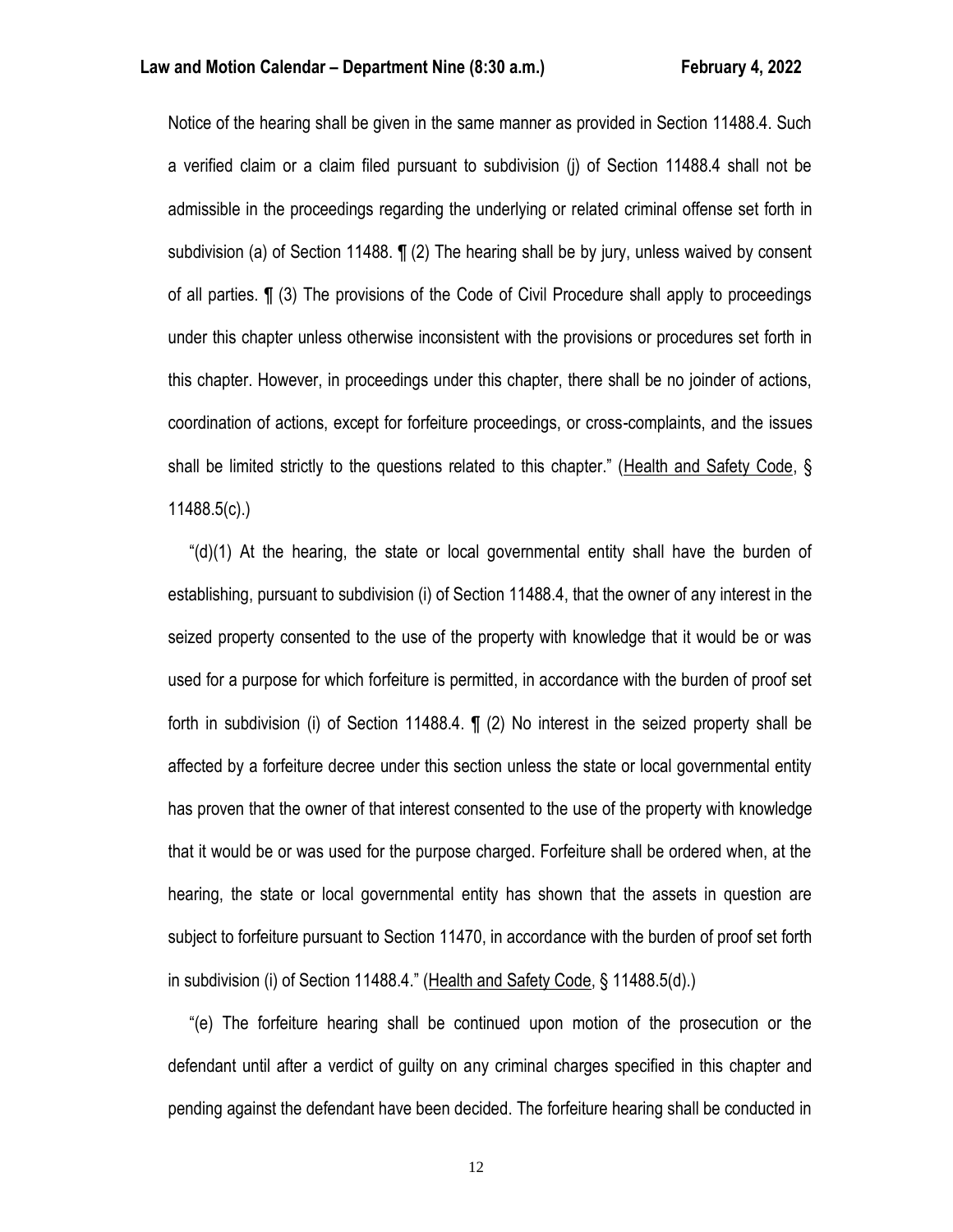Notice of the hearing shall be given in the same manner as provided in Section 11488.4. Such a verified claim or a claim filed pursuant to subdivision (j) of Section 11488.4 shall not be admissible in the proceedings regarding the underlying or related criminal offense set forth in subdivision (a) of Section 11488. ¶ (2) The hearing shall be by jury, unless waived by consent of all parties. ¶ (3) The provisions of the Code of Civil Procedure shall apply to proceedings under this chapter unless otherwise inconsistent with the provisions or procedures set forth in this chapter. However, in proceedings under this chapter, there shall be no joinder of actions, coordination of actions, except for forfeiture proceedings, or cross-complaints, and the issues shall be limited strictly to the questions related to this chapter." (Health and Safety Code, § 11488.5(c).)

"(d)(1) At the hearing, the state or local governmental entity shall have the burden of establishing, pursuant to subdivision (i) of Section 11488.4, that the owner of any interest in the seized property consented to the use of the property with knowledge that it would be or was used for a purpose for which forfeiture is permitted, in accordance with the burden of proof set forth in subdivision (i) of Section 11488.4. ¶ (2) No interest in the seized property shall be affected by a forfeiture decree under this section unless the state or local governmental entity has proven that the owner of that interest consented to the use of the property with knowledge that it would be or was used for the purpose charged. Forfeiture shall be ordered when, at the hearing, the state or local governmental entity has shown that the assets in question are subject to forfeiture pursuant to Section 11470, in accordance with the burden of proof set forth in subdivision (i) of Section 11488.4." (Health and Safety Code, § 11488.5(d).)

"(e) The forfeiture hearing shall be continued upon motion of the prosecution or the defendant until after a verdict of guilty on any criminal charges specified in this chapter and pending against the defendant have been decided. The forfeiture hearing shall be conducted in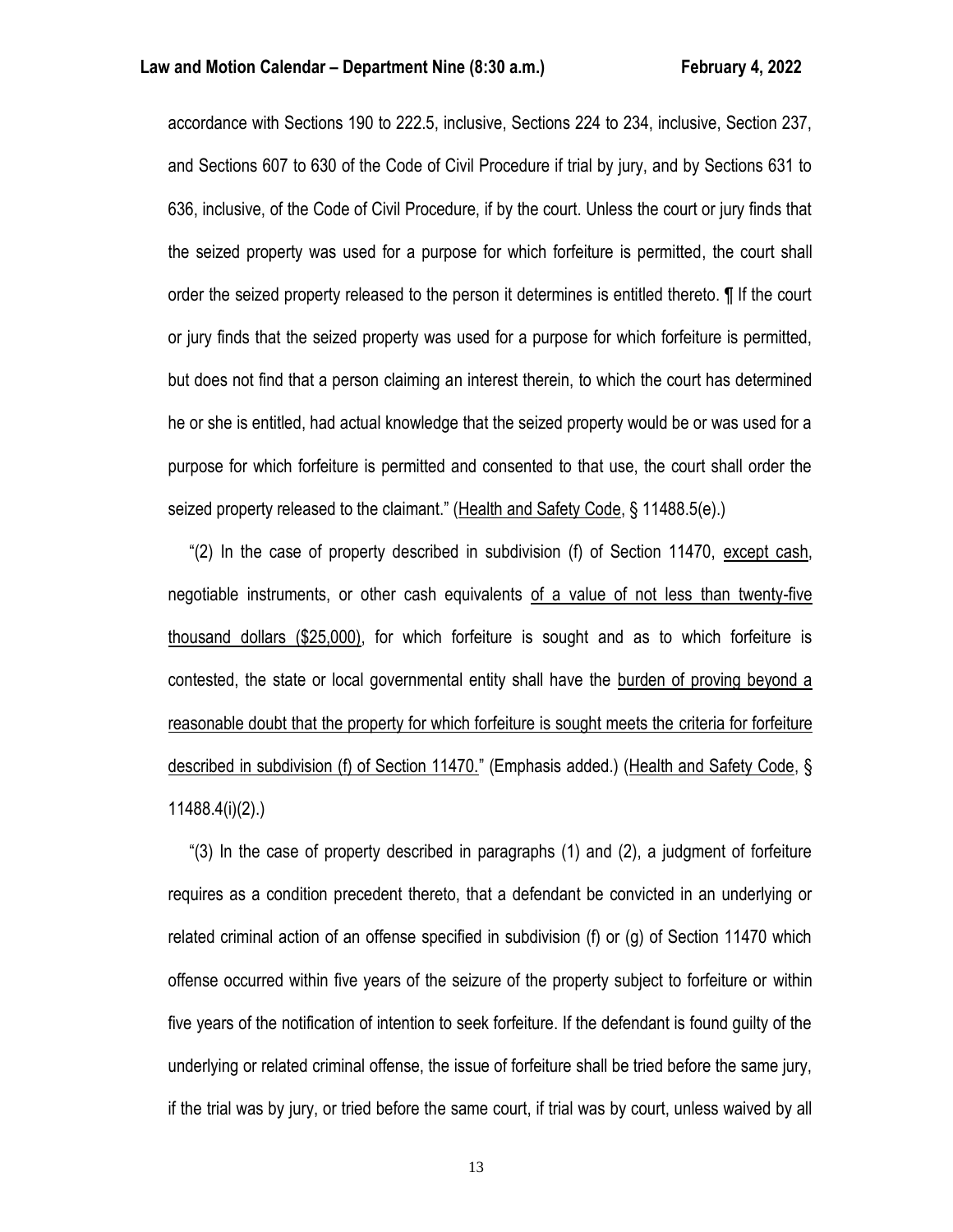accordance with Sections 190 to 222.5, inclusive, Sections 224 to 234, inclusive, Section 237, and Sections 607 to 630 of the Code of Civil Procedure if trial by jury, and by Sections 631 to 636, inclusive, of the Code of Civil Procedure, if by the court. Unless the court or jury finds that the seized property was used for a purpose for which forfeiture is permitted, the court shall order the seized property released to the person it determines is entitled thereto. ¶ If the court or jury finds that the seized property was used for a purpose for which forfeiture is permitted, but does not find that a person claiming an interest therein, to which the court has determined he or she is entitled, had actual knowledge that the seized property would be or was used for a purpose for which forfeiture is permitted and consented to that use, the court shall order the seized property released to the claimant." (<u>Health and Safety Code</u>, § 11488.5(e).)

"(2) In the case of property described in subdivision (f) of Section 11470, <u>except cash</u>, negotiable instruments, or other cash equivalents <u>of a value of not less than twenty-five thousand dollars ($25,000)</u>, for which forfeiture is sought and as to which forfeiture is contested, the state or local governmental entity shall have the <u>burden of proving beyond a reasonable doubt that the property for which forfeiture is sought meets the criteria for forfeiture described in subdivision (f) of Section 11470.</u>" (Emphasis added.) (<u>Health and Safety Code</u>, § 11488.4(i)(2).)

"(3) In the case of property described in paragraphs (1) and (2), a judgment of forfeiture requires as a condition precedent thereto, that a defendant be convicted in an underlying or related criminal action of an offense specified in subdivision (f) or (g) of Section 11470 which offense occurred within five years of the seizure of the property subject to forfeiture or within five years of the notification of intention to seek forfeiture. If the defendant is found guilty of the underlying or related criminal offense, the issue of forfeiture shall be tried before the same jury, if the trial was by jury, or tried before the same court, if trial was by court, unless waived by all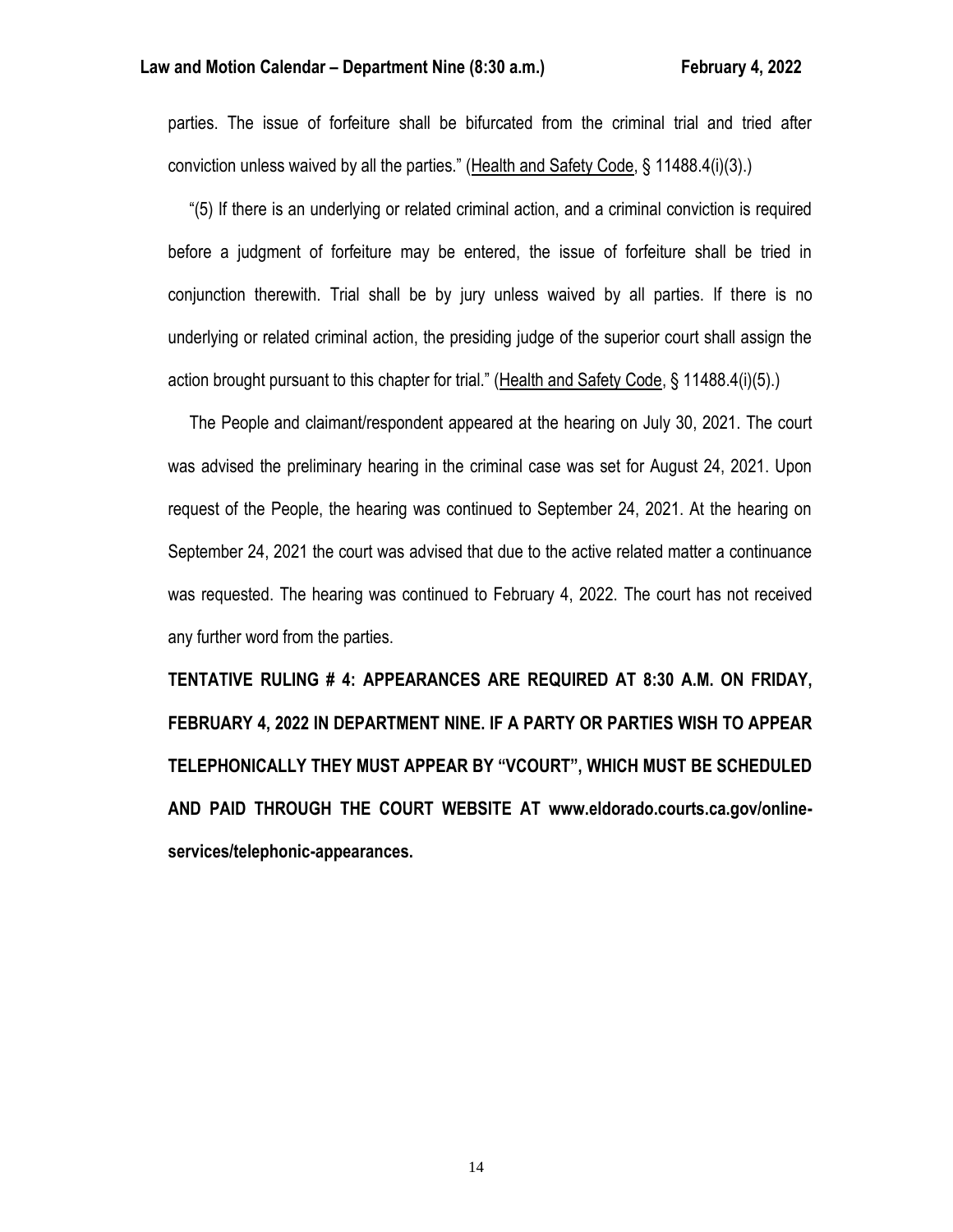parties. The issue of forfeiture shall be bifurcated from the criminal trial and tried after conviction unless waived by all the parties." (Health and Safety Code, § 11488.4(i)(3).)

"(5) If there is an underlying or related criminal action, and a criminal conviction is required before a judgment of forfeiture may be entered, the issue of forfeiture shall be tried in conjunction therewith. Trial shall be by jury unless waived by all parties. If there is no underlying or related criminal action, the presiding judge of the superior court shall assign the action brought pursuant to this chapter for trial." (Health and Safety Code, § 11488.4(i)(5).)

The People and claimant/respondent appeared at the hearing on July 30, 2021. The court was advised the preliminary hearing in the criminal case was set for August 24, 2021. Upon request of the People, the hearing was continued to September 24, 2021. At the hearing on September 24, 2021 the court was advised that due to the active related matter a continuance was requested. The hearing was continued to February 4, 2022. The court has not received any further word from the parties.

**TENTATIVE RULING # 4: APPEARANCES ARE REQUIRED AT 8:30 A.M. ON FRIDAY, FEBRUARY 4, 2022 IN DEPARTMENT NINE. IF A PARTY OR PARTIES WISH TO APPEAR TELEPHONICALLY THEY MUST APPEAR BY "VCOURT", WHICH MUST BE SCHEDULED AND PAID THROUGH THE COURT WEBSITE AT www.eldorado.courts.ca.gov/online-services/telephonic-appearances.**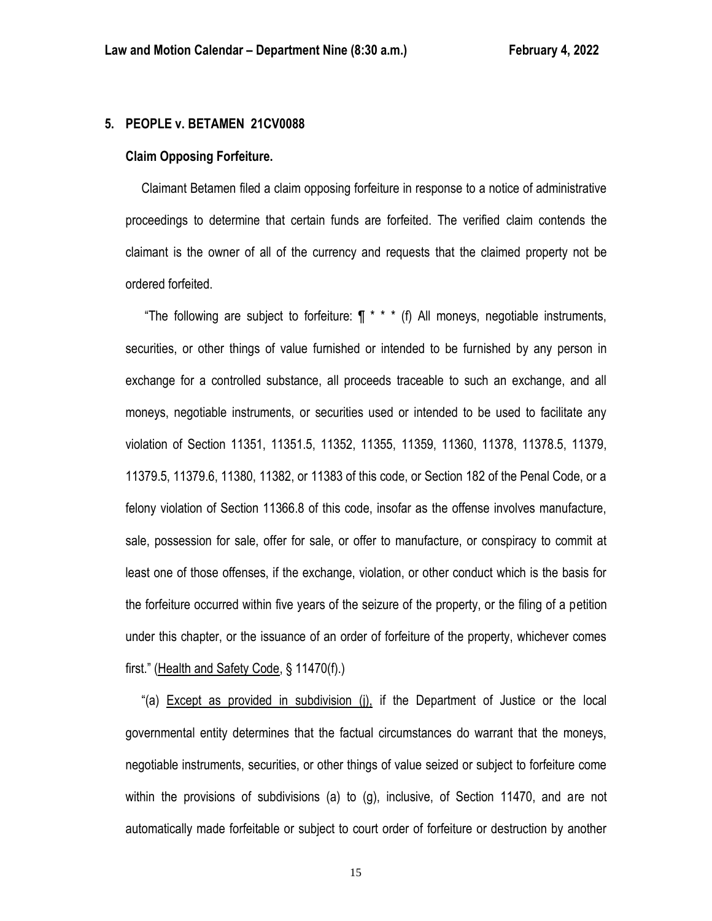## 5. PEOPLE v. BETAMEN 21CV0088

### Claim Opposing Forfeiture.

Claimant Betamen filed a claim opposing forfeiture in response to a notice of administrative proceedings to determine that certain funds are forfeited. The verified claim contends the claimant is the owner of all of the currency and requests that the claimed property not be ordered forfeited.

"The following are subject to forfeiture: ¶ * * * (f) All moneys, negotiable instruments, securities, or other things of value furnished or intended to be furnished by any person in exchange for a controlled substance, all proceeds traceable to such an exchange, and all moneys, negotiable instruments, or securities used or intended to be used to facilitate any violation of Section 11351, 11351.5, 11352, 11355, 11359, 11360, 11378, 11378.5, 11379, 11379.5, 11379.6, 11380, 11382, or 11383 of this code, or Section 182 of the Penal Code, or a felony violation of Section 11366.8 of this code, insofar as the offense involves manufacture, sale, possession for sale, offer for sale, or offer to manufacture, or conspiracy to commit at least one of those offenses, if the exchange, violation, or other conduct which is the basis for the forfeiture occurred within five years of the seizure of the property, or the filing of a petition under this chapter, or the issuance of an order of forfeiture of the property, whichever comes first." (Health and Safety Code, § 11470(f).)

"(a) Except as provided in subdivision (j), if the Department of Justice or the local governmental entity determines that the factual circumstances do warrant that the moneys, negotiable instruments, securities, or other things of value seized or subject to forfeiture come within the provisions of subdivisions (a) to (g), inclusive, of Section 11470, and are not automatically made forfeitable or subject to court order of forfeiture or destruction by another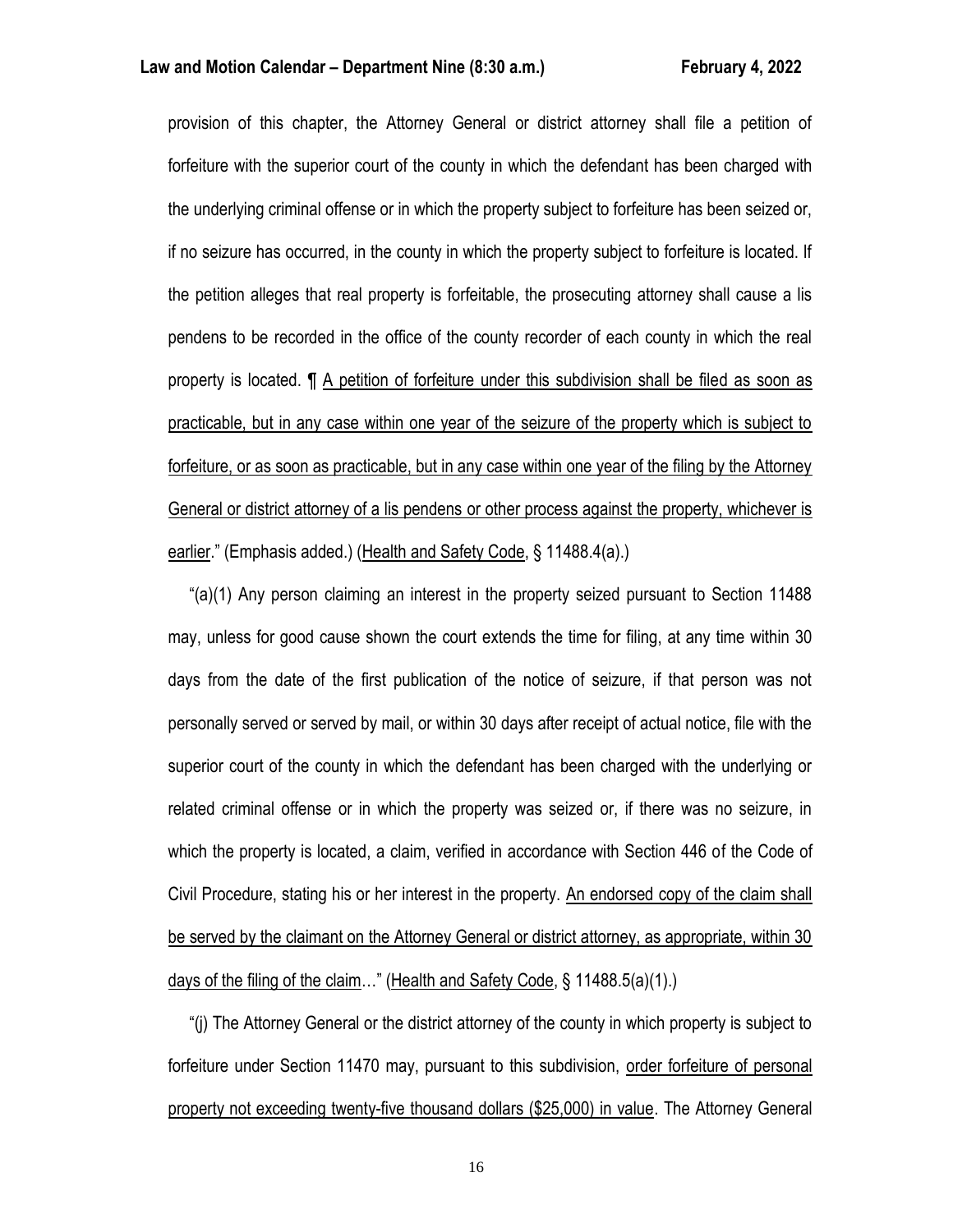provision of this chapter, the Attorney General or district attorney shall file a petition of forfeiture with the superior court of the county in which the defendant has been charged with the underlying criminal offense or in which the property subject to forfeiture has been seized or, if no seizure has occurred, in the county in which the property subject to forfeiture is located. If the petition alleges that real property is forfeitable, the prosecuting attorney shall cause a lis pendens to be recorded in the office of the county recorder of each county in which the real property is located. ¶ <u>A petition of forfeiture under this subdivision shall be filed as soon as practicable, but in any case within one year of the seizure of the property which is subject to forfeiture, or as soon as practicable, but in any case within one year of the filing by the Attorney General or district attorney of a lis pendens or other process against the property, whichever is earlier</u>." (Emphasis added.) (<u>Health and Safety Code</u>, § 11488.4(a).)

"(a)(1) Any person claiming an interest in the property seized pursuant to Section 11488 may, unless for good cause shown the court extends the time for filing, at any time within 30 days from the date of the first publication of the notice of seizure, if that person was not personally served or served by mail, or within 30 days after receipt of actual notice, file with the superior court of the county in which the defendant has been charged with the underlying or related criminal offense or in which the property was seized or, if there was no seizure, in which the property is located, a claim, verified in accordance with Section 446 of the Code of Civil Procedure, stating his or her interest in the property. <u>An endorsed copy of the claim shall be served by the claimant on the Attorney General or district attorney, as appropriate, within 30 days of the filing of the claim</u>…" (<u>Health and Safety Code</u>, § 11488.5(a)(1).)

"(j) The Attorney General or the district attorney of the county in which property is subject to forfeiture under Section 11470 may, pursuant to this subdivision, <u>order forfeiture of personal property not exceeding twenty-five thousand dollars ($25,000) in value</u>. The Attorney General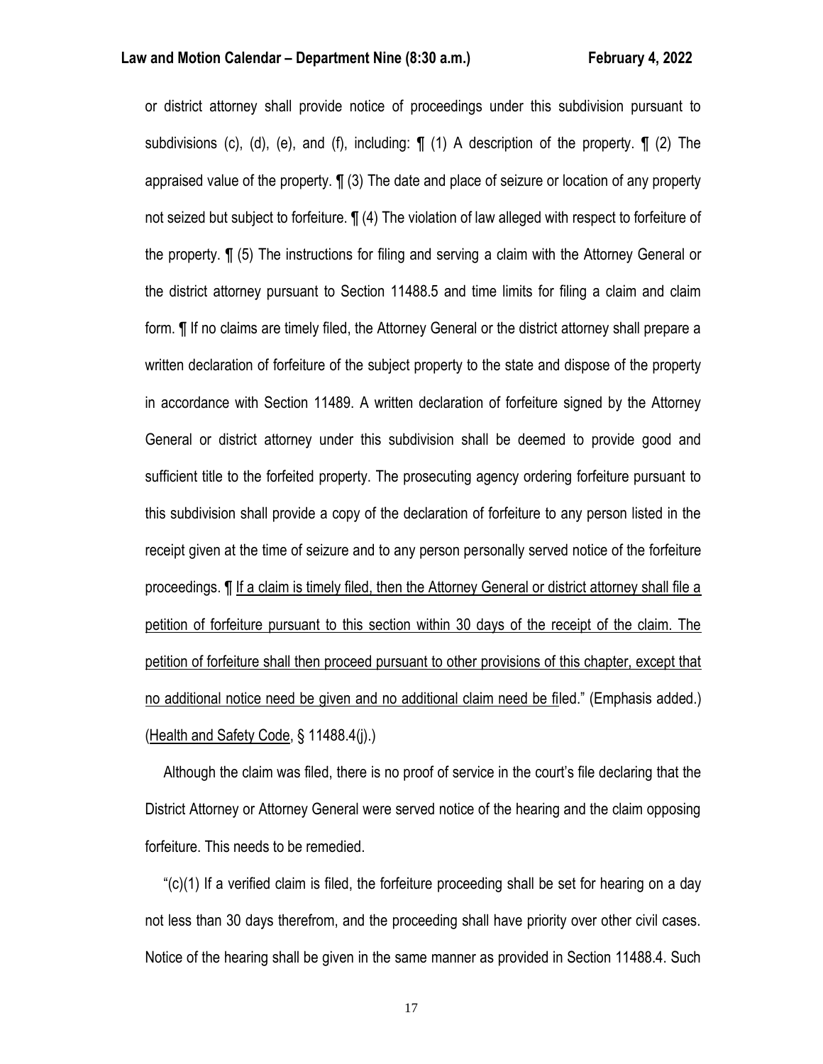or district attorney shall provide notice of proceedings under this subdivision pursuant to subdivisions (c), (d), (e), and (f), including: ¶ (1) A description of the property. ¶ (2) The appraised value of the property. ¶ (3) The date and place of seizure or location of any property not seized but subject to forfeiture. ¶ (4) The violation of law alleged with respect to forfeiture of the property. ¶ (5) The instructions for filing and serving a claim with the Attorney General or the district attorney pursuant to Section 11488.5 and time limits for filing a claim and claim form. ¶ If no claims are timely filed, the Attorney General or the district attorney shall prepare a written declaration of forfeiture of the subject property to the state and dispose of the property in accordance with Section 11489. A written declaration of forfeiture signed by the Attorney General or district attorney under this subdivision shall be deemed to provide good and sufficient title to the forfeited property. The prosecuting agency ordering forfeiture pursuant to this subdivision shall provide a copy of the declaration of forfeiture to any person listed in the receipt given at the time of seizure and to any person personally served notice of the forfeiture proceedings. ¶ <u>If a claim is timely filed, then the Attorney General or district attorney shall file a petition of forfeiture pursuant to this section within 30 days of the receipt of the claim. The petition of forfeiture shall then proceed pursuant to other provisions of this chapter, except that no additional notice need be given and no additional claim need be fi</u>led." (Emphasis added.) (<u>Health and Safety Code</u>, § 11488.4(j).)

Although the claim was filed, there is no proof of service in the court's file declaring that the District Attorney or Attorney General were served notice of the hearing and the claim opposing forfeiture. This needs to be remedied.

"(c)(1) If a verified claim is filed, the forfeiture proceeding shall be set for hearing on a day not less than 30 days therefrom, and the proceeding shall have priority over other civil cases. Notice of the hearing shall be given in the same manner as provided in Section 11488.4. Such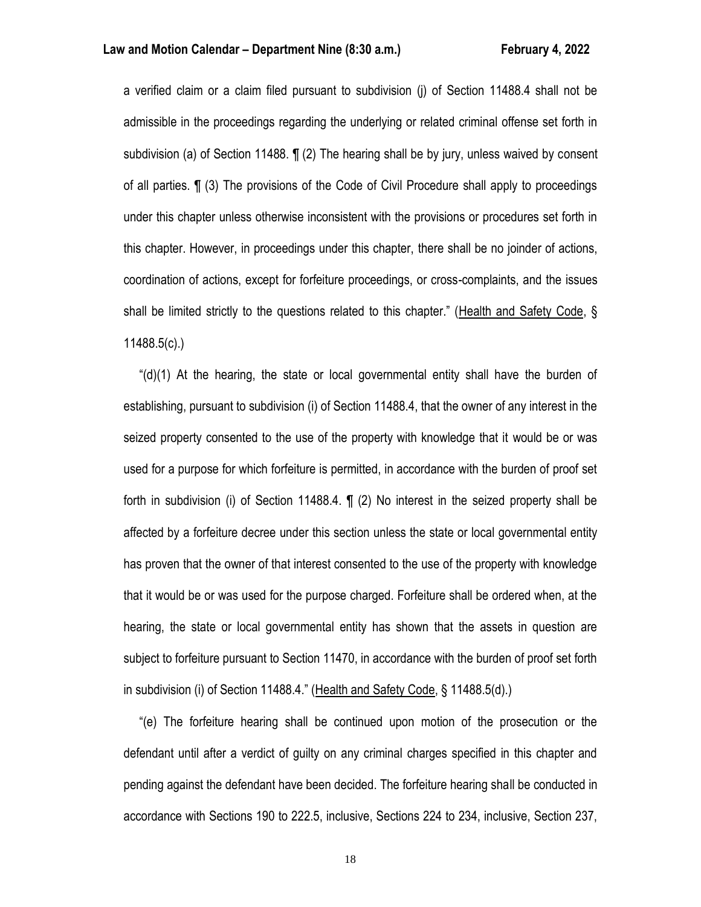a verified claim or a claim filed pursuant to subdivision (j) of Section 11488.4 shall not be admissible in the proceedings regarding the underlying or related criminal offense set forth in subdivision (a) of Section 11488. ¶ (2) The hearing shall be by jury, unless waived by consent of all parties. ¶ (3) The provisions of the Code of Civil Procedure shall apply to proceedings under this chapter unless otherwise inconsistent with the provisions or procedures set forth in this chapter. However, in proceedings under this chapter, there shall be no joinder of actions, coordination of actions, except for forfeiture proceedings, or cross-complaints, and the issues shall be limited strictly to the questions related to this chapter." (Health and Safety Code, § 11488.5(c).)

"(d)(1) At the hearing, the state or local governmental entity shall have the burden of establishing, pursuant to subdivision (i) of Section 11488.4, that the owner of any interest in the seized property consented to the use of the property with knowledge that it would be or was used for a purpose for which forfeiture is permitted, in accordance with the burden of proof set forth in subdivision (i) of Section 11488.4. ¶ (2) No interest in the seized property shall be affected by a forfeiture decree under this section unless the state or local governmental entity has proven that the owner of that interest consented to the use of the property with knowledge that it would be or was used for the purpose charged. Forfeiture shall be ordered when, at the hearing, the state or local governmental entity has shown that the assets in question are subject to forfeiture pursuant to Section 11470, in accordance with the burden of proof set forth in subdivision (i) of Section 11488.4." (Health and Safety Code, § 11488.5(d).)

"(e) The forfeiture hearing shall be continued upon motion of the prosecution or the defendant until after a verdict of guilty on any criminal charges specified in this chapter and pending against the defendant have been decided. The forfeiture hearing shall be conducted in accordance with Sections 190 to 222.5, inclusive, Sections 224 to 234, inclusive, Section 237,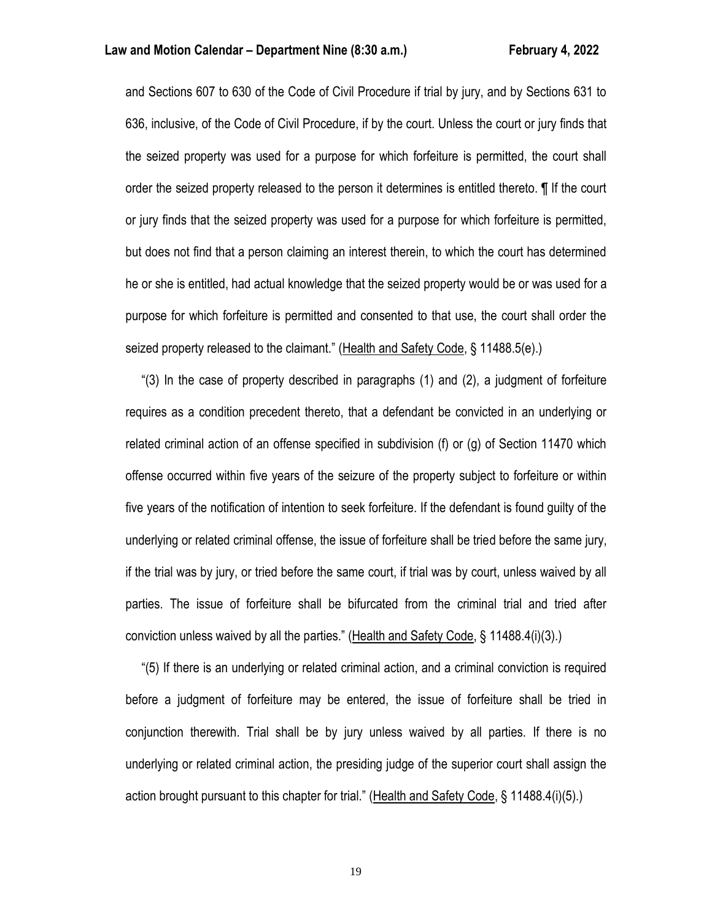and Sections 607 to 630 of the Code of Civil Procedure if trial by jury, and by Sections 631 to 636, inclusive, of the Code of Civil Procedure, if by the court. Unless the court or jury finds that the seized property was used for a purpose for which forfeiture is permitted, the court shall order the seized property released to the person it determines is entitled thereto. ¶ If the court or jury finds that the seized property was used for a purpose for which forfeiture is permitted, but does not find that a person claiming an interest therein, to which the court has determined he or she is entitled, had actual knowledge that the seized property would be or was used for a purpose for which forfeiture is permitted and consented to that use, the court shall order the seized property released to the claimant." (Health and Safety Code, § 11488.5(e).)

"(3) In the case of property described in paragraphs (1) and (2), a judgment of forfeiture requires as a condition precedent thereto, that a defendant be convicted in an underlying or related criminal action of an offense specified in subdivision (f) or (g) of Section 11470 which offense occurred within five years of the seizure of the property subject to forfeiture or within five years of the notification of intention to seek forfeiture. If the defendant is found guilty of the underlying or related criminal offense, the issue of forfeiture shall be tried before the same jury, if the trial was by jury, or tried before the same court, if trial was by court, unless waived by all parties. The issue of forfeiture shall be bifurcated from the criminal trial and tried after conviction unless waived by all the parties." (Health and Safety Code, § 11488.4(i)(3).)

"(5) If there is an underlying or related criminal action, and a criminal conviction is required before a judgment of forfeiture may be entered, the issue of forfeiture shall be tried in conjunction therewith. Trial shall be by jury unless waived by all parties. If there is no underlying or related criminal action, the presiding judge of the superior court shall assign the action brought pursuant to this chapter for trial." (Health and Safety Code, § 11488.4(i)(5).)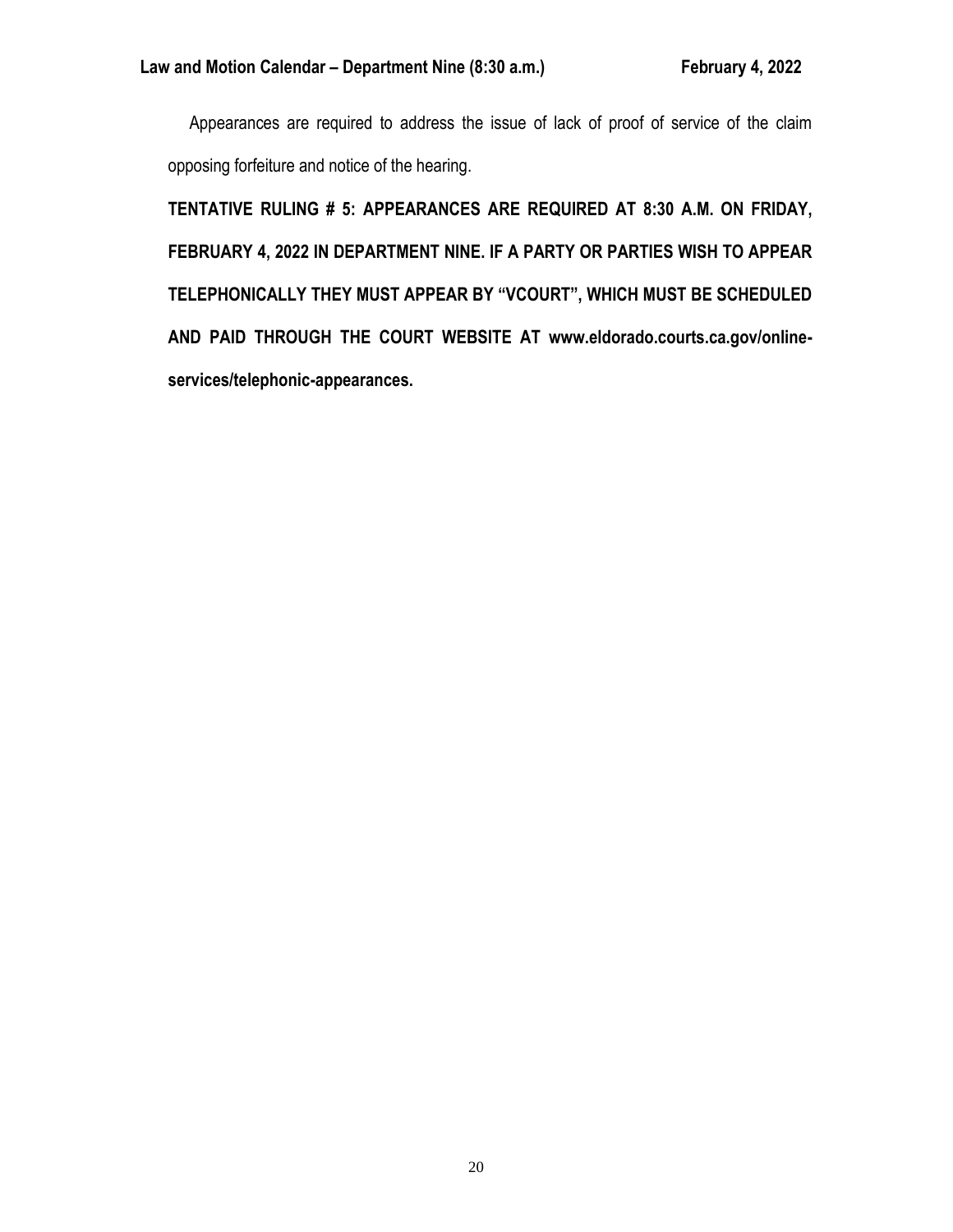Appearances are required to address the issue of lack of proof of service of the claim opposing forfeiture and notice of the hearing.

**TENTATIVE RULING # 5: APPEARANCES ARE REQUIRED AT 8:30 A.M. ON FRIDAY, FEBRUARY 4, 2022 IN DEPARTMENT NINE. IF A PARTY OR PARTIES WISH TO APPEAR TELEPHONICALLY THEY MUST APPEAR BY "VCOURT", WHICH MUST BE SCHEDULED AND PAID THROUGH THE COURT WEBSITE AT www.eldorado.courts.ca.gov/online-services/telephonic-appearances.**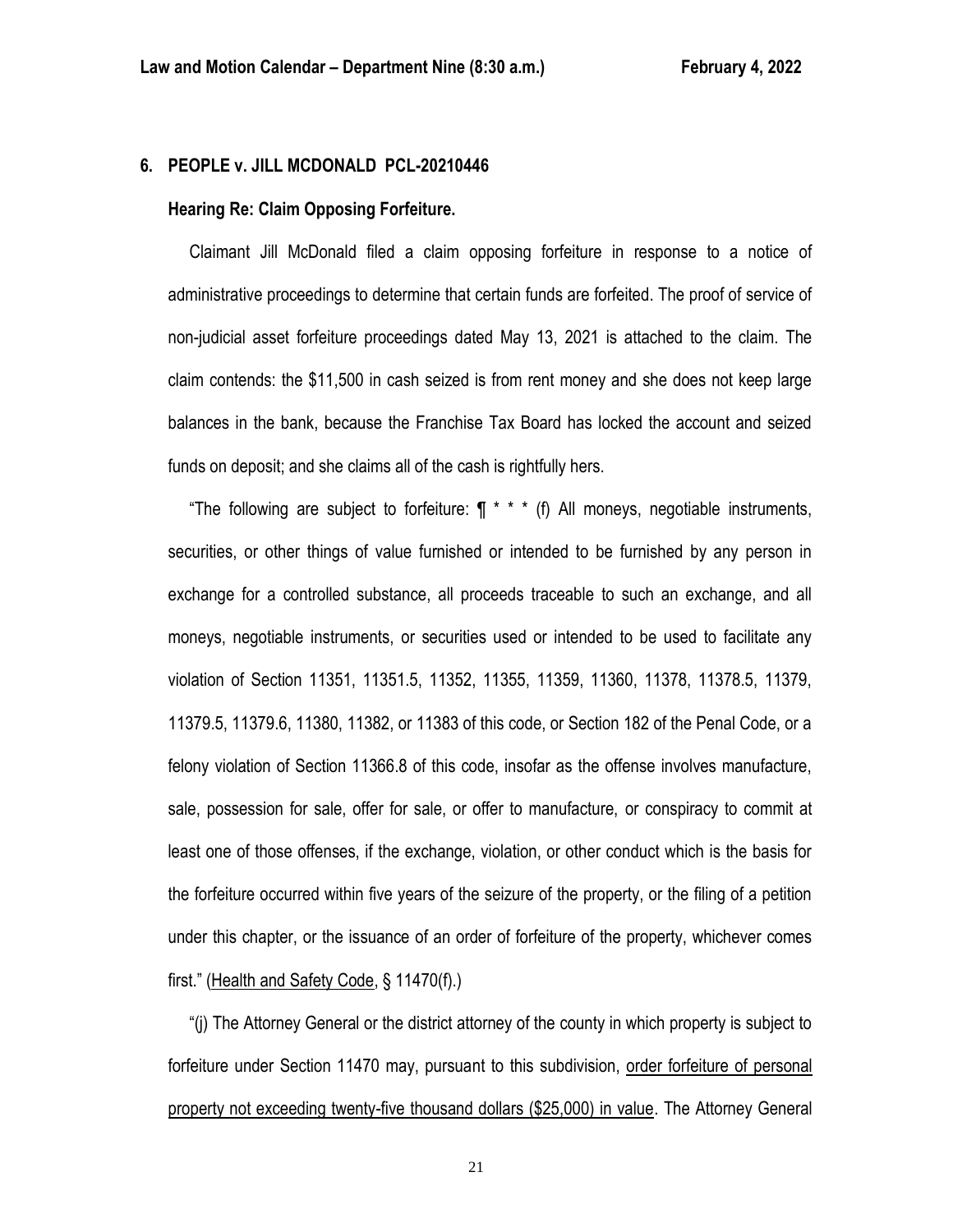**6. PEOPLE v. JILL MCDONALD PCL-20210446**

**Hearing Re: Claim Opposing Forfeiture.**

Claimant Jill McDonald filed a claim opposing forfeiture in response to a notice of administrative proceedings to determine that certain funds are forfeited. The proof of service of non-judicial asset forfeiture proceedings dated May 13, 2021 is attached to the claim. The claim contends: the $11,500 in cash seized is from rent money and she does not keep large balances in the bank, because the Franchise Tax Board has locked the account and seized funds on deposit; and she claims all of the cash is rightfully hers.

"The following are subject to forfeiture: ¶ * * * (f) All moneys, negotiable instruments, securities, or other things of value furnished or intended to be furnished by any person in exchange for a controlled substance, all proceeds traceable to such an exchange, and all moneys, negotiable instruments, or securities used or intended to be used to facilitate any violation of Section 11351, 11351.5, 11352, 11355, 11359, 11360, 11378, 11378.5, 11379, 11379.5, 11379.6, 11380, 11382, or 11383 of this code, or Section 182 of the Penal Code, or a felony violation of Section 11366.8 of this code, insofar as the offense involves manufacture, sale, possession for sale, offer for sale, or offer to manufacture, or conspiracy to commit at least one of those offenses, if the exchange, violation, or other conduct which is the basis for the forfeiture occurred within five years of the seizure of the property, or the filing of a petition under this chapter, or the issuance of an order of forfeiture of the property, whichever comes first." (<u>Health and Safety Code</u>, § 11470(f).)

"(j) The Attorney General or the district attorney of the county in which property is subject to forfeiture under Section 11470 may, pursuant to this subdivision, <u>order forfeiture of personal property not exceeding twenty-five thousand dollars ($25,000) in value</u>. The Attorney General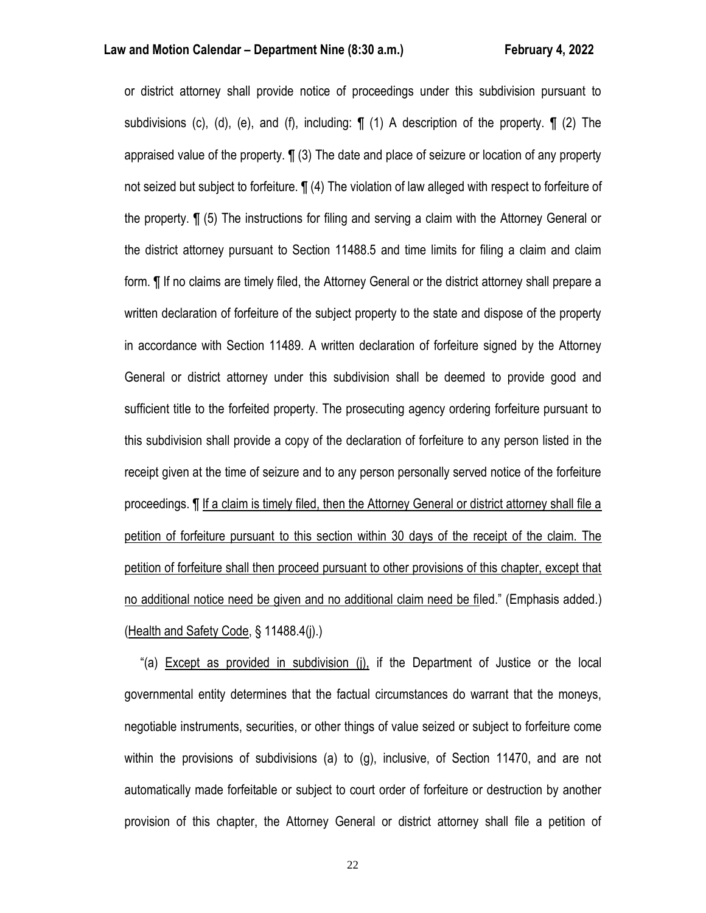or district attorney shall provide notice of proceedings under this subdivision pursuant to subdivisions (c), (d), (e), and (f), including: ¶ (1) A description of the property. ¶ (2) The appraised value of the property. ¶ (3) The date and place of seizure or location of any property not seized but subject to forfeiture. ¶ (4) The violation of law alleged with respect to forfeiture of the property. ¶ (5) The instructions for filing and serving a claim with the Attorney General or the district attorney pursuant to Section 11488.5 and time limits for filing a claim and claim form. ¶ If no claims are timely filed, the Attorney General or the district attorney shall prepare a written declaration of forfeiture of the subject property to the state and dispose of the property in accordance with Section 11489. A written declaration of forfeiture signed by the Attorney General or district attorney under this subdivision shall be deemed to provide good and sufficient title to the forfeited property. The prosecuting agency ordering forfeiture pursuant to this subdivision shall provide a copy of the declaration of forfeiture to any person listed in the receipt given at the time of seizure and to any person personally served notice of the forfeiture proceedings. ¶ <u>If a claim is timely filed, then the Attorney General or district attorney shall file a petition of forfeiture pursuant to this section within 30 days of the receipt of the claim. The petition of forfeiture shall then proceed pursuant to other provisions of this chapter, except that no additional notice need be given and no additional claim need be fi</u>led." (Emphasis added.) (<u>Health and Safety Code</u>, § 11488.4(j).)

"(a) <u>Except as provided in subdivision (j),</u> if the Department of Justice or the local governmental entity determines that the factual circumstances do warrant that the moneys, negotiable instruments, securities, or other things of value seized or subject to forfeiture come within the provisions of subdivisions (a) to (g), inclusive, of Section 11470, and are not automatically made forfeitable or subject to court order of forfeiture or destruction by another provision of this chapter, the Attorney General or district attorney shall file a petition of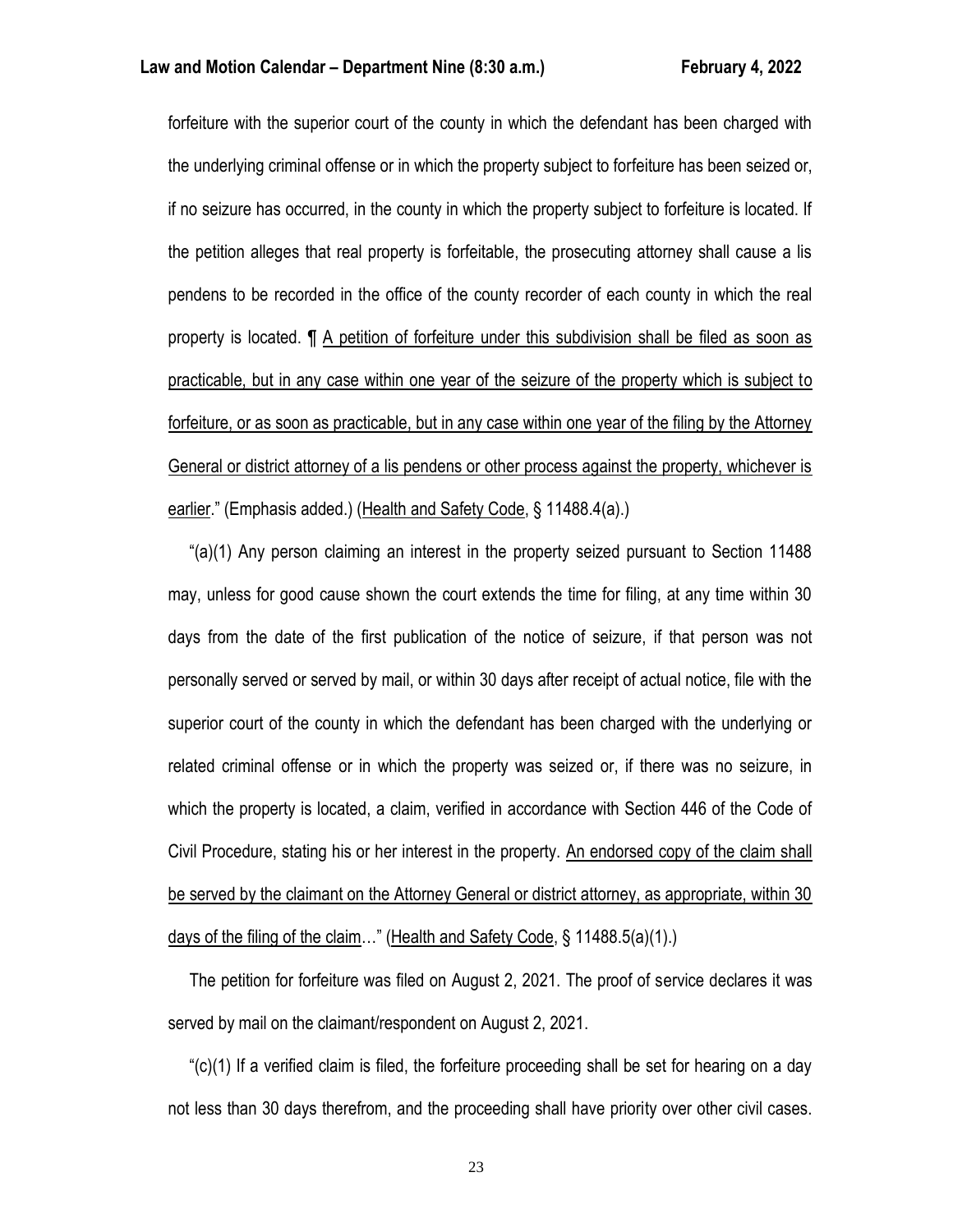forfeiture with the superior court of the county in which the defendant has been charged with the underlying criminal offense or in which the property subject to forfeiture has been seized or, if no seizure has occurred, in the county in which the property subject to forfeiture is located. If the petition alleges that real property is forfeitable, the prosecuting attorney shall cause a lis pendens to be recorded in the office of the county recorder of each county in which the real property is located. ¶ <u>A petition of forfeiture under this subdivision shall be filed as soon as practicable, but in any case within one year of the seizure of the property which is subject to forfeiture, or as soon as practicable, but in any case within one year of the filing by the Attorney General or district attorney of a lis pendens or other process against the property, whichever is earlier</u>." (Emphasis added.) (<u>Health and Safety Code</u>, § 11488.4(a).)

"(a)(1) Any person claiming an interest in the property seized pursuant to Section 11488 may, unless for good cause shown the court extends the time for filing, at any time within 30 days from the date of the first publication of the notice of seizure, if that person was not personally served or served by mail, or within 30 days after receipt of actual notice, file with the superior court of the county in which the defendant has been charged with the underlying or related criminal offense or in which the property was seized or, if there was no seizure, in which the property is located, a claim, verified in accordance with Section 446 of the Code of Civil Procedure, stating his or her interest in the property. <u>An endorsed copy of the claim shall be served by the claimant on the Attorney General or district attorney, as appropriate, within 30 days of the filing of the claim</u>…" (<u>Health and Safety Code</u>, § 11488.5(a)(1).)

The petition for forfeiture was filed on August 2, 2021. The proof of service declares it was served by mail on the claimant/respondent on August 2, 2021.

"(c)(1) If a verified claim is filed, the forfeiture proceeding shall be set for hearing on a day not less than 30 days therefrom, and the proceeding shall have priority over other civil cases.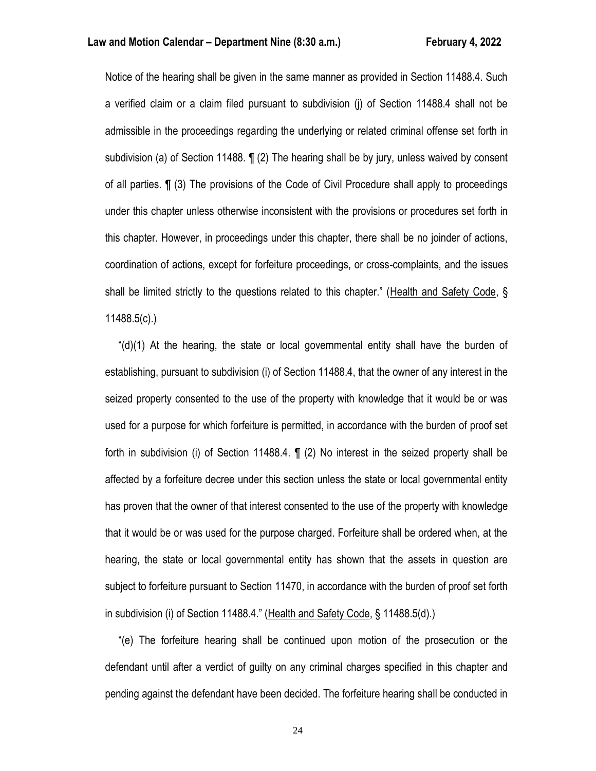Notice of the hearing shall be given in the same manner as provided in Section 11488.4. Such a verified claim or a claim filed pursuant to subdivision (j) of Section 11488.4 shall not be admissible in the proceedings regarding the underlying or related criminal offense set forth in subdivision (a) of Section 11488. ¶ (2) The hearing shall be by jury, unless waived by consent of all parties. ¶ (3) The provisions of the Code of Civil Procedure shall apply to proceedings under this chapter unless otherwise inconsistent with the provisions or procedures set forth in this chapter. However, in proceedings under this chapter, there shall be no joinder of actions, coordination of actions, except for forfeiture proceedings, or cross-complaints, and the issues shall be limited strictly to the questions related to this chapter." (Health and Safety Code, § 11488.5(c).)

"(d)(1) At the hearing, the state or local governmental entity shall have the burden of establishing, pursuant to subdivision (i) of Section 11488.4, that the owner of any interest in the seized property consented to the use of the property with knowledge that it would be or was used for a purpose for which forfeiture is permitted, in accordance with the burden of proof set forth in subdivision (i) of Section 11488.4. ¶ (2) No interest in the seized property shall be affected by a forfeiture decree under this section unless the state or local governmental entity has proven that the owner of that interest consented to the use of the property with knowledge that it would be or was used for the purpose charged. Forfeiture shall be ordered when, at the hearing, the state or local governmental entity has shown that the assets in question are subject to forfeiture pursuant to Section 11470, in accordance with the burden of proof set forth in subdivision (i) of Section 11488.4." (Health and Safety Code, § 11488.5(d).)

"(e) The forfeiture hearing shall be continued upon motion of the prosecution or the defendant until after a verdict of guilty on any criminal charges specified in this chapter and pending against the defendant have been decided. The forfeiture hearing shall be conducted in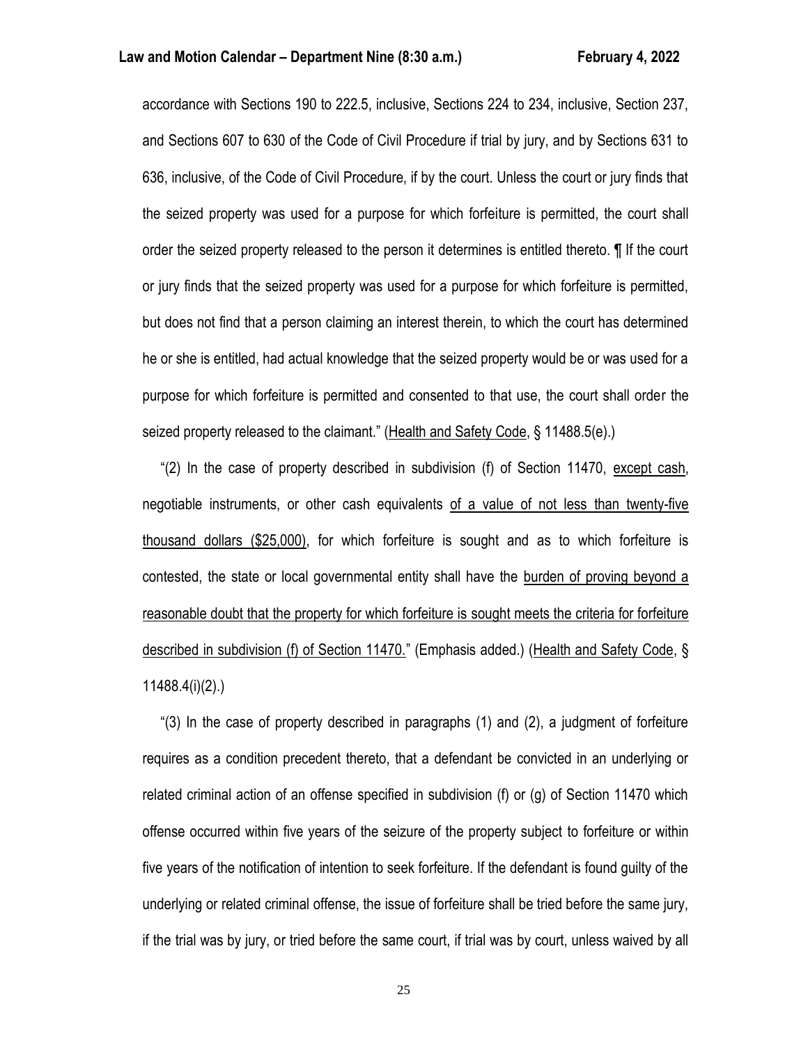accordance with Sections 190 to 222.5, inclusive, Sections 224 to 234, inclusive, Section 237, and Sections 607 to 630 of the Code of Civil Procedure if trial by jury, and by Sections 631 to 636, inclusive, of the Code of Civil Procedure, if by the court. Unless the court or jury finds that the seized property was used for a purpose for which forfeiture is permitted, the court shall order the seized property released to the person it determines is entitled thereto. ¶ If the court or jury finds that the seized property was used for a purpose for which forfeiture is permitted, but does not find that a person claiming an interest therein, to which the court has determined he or she is entitled, had actual knowledge that the seized property would be or was used for a purpose for which forfeiture is permitted and consented to that use, the court shall order the seized property released to the claimant." (Health and Safety Code, § 11488.5(e).)

"(2) In the case of property described in subdivision (f) of Section 11470, except cash, negotiable instruments, or other cash equivalents of a value of not less than twenty-five thousand dollars ($25,000), for which forfeiture is sought and as to which forfeiture is contested, the state or local governmental entity shall have the burden of proving beyond a reasonable doubt that the property for which forfeiture is sought meets the criteria for forfeiture described in subdivision (f) of Section 11470." (Emphasis added.) (Health and Safety Code, § 11488.4(i)(2).)

"(3) In the case of property described in paragraphs (1) and (2), a judgment of forfeiture requires as a condition precedent thereto, that a defendant be convicted in an underlying or related criminal action of an offense specified in subdivision (f) or (g) of Section 11470 which offense occurred within five years of the seizure of the property subject to forfeiture or within five years of the notification of intention to seek forfeiture. If the defendant is found guilty of the underlying or related criminal offense, the issue of forfeiture shall be tried before the same jury, if the trial was by jury, or tried before the same court, if trial was by court, unless waived by all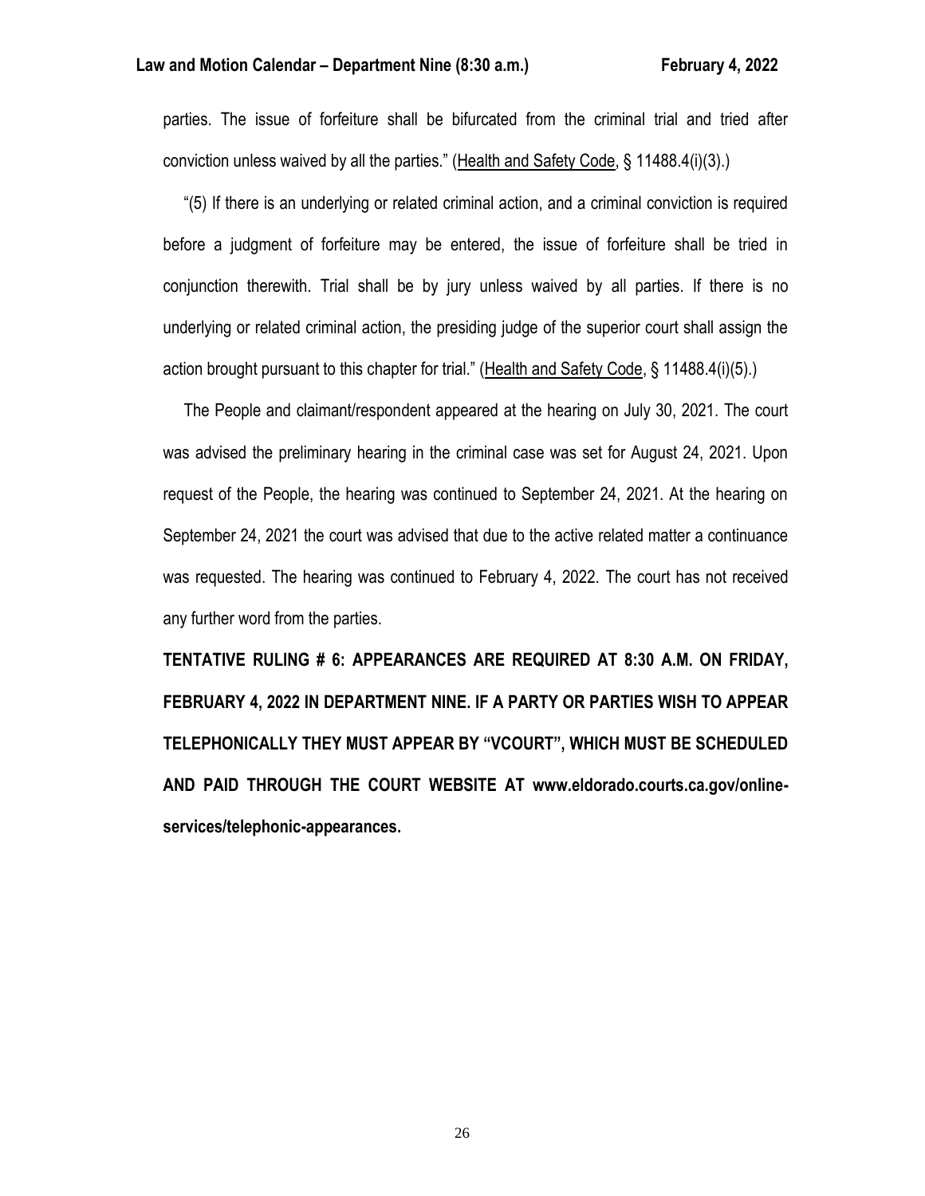parties. The issue of forfeiture shall be bifurcated from the criminal trial and tried after conviction unless waived by all the parties." (Health and Safety Code, § 11488.4(i)(3).)

"(5) If there is an underlying or related criminal action, and a criminal conviction is required before a judgment of forfeiture may be entered, the issue of forfeiture shall be tried in conjunction therewith. Trial shall be by jury unless waived by all parties. If there is no underlying or related criminal action, the presiding judge of the superior court shall assign the action brought pursuant to this chapter for trial." (Health and Safety Code, § 11488.4(i)(5).)

The People and claimant/respondent appeared at the hearing on July 30, 2021. The court was advised the preliminary hearing in the criminal case was set for August 24, 2021. Upon request of the People, the hearing was continued to September 24, 2021. At the hearing on September 24, 2021 the court was advised that due to the active related matter a continuance was requested. The hearing was continued to February 4, 2022. The court has not received any further word from the parties.

**TENTATIVE RULING # 6: APPEARANCES ARE REQUIRED AT 8:30 A.M. ON FRIDAY, FEBRUARY 4, 2022 IN DEPARTMENT NINE. IF A PARTY OR PARTIES WISH TO APPEAR TELEPHONICALLY THEY MUST APPEAR BY "VCOURT", WHICH MUST BE SCHEDULED AND PAID THROUGH THE COURT WEBSITE AT www.eldorado.courts.ca.gov/online-services/telephonic-appearances.**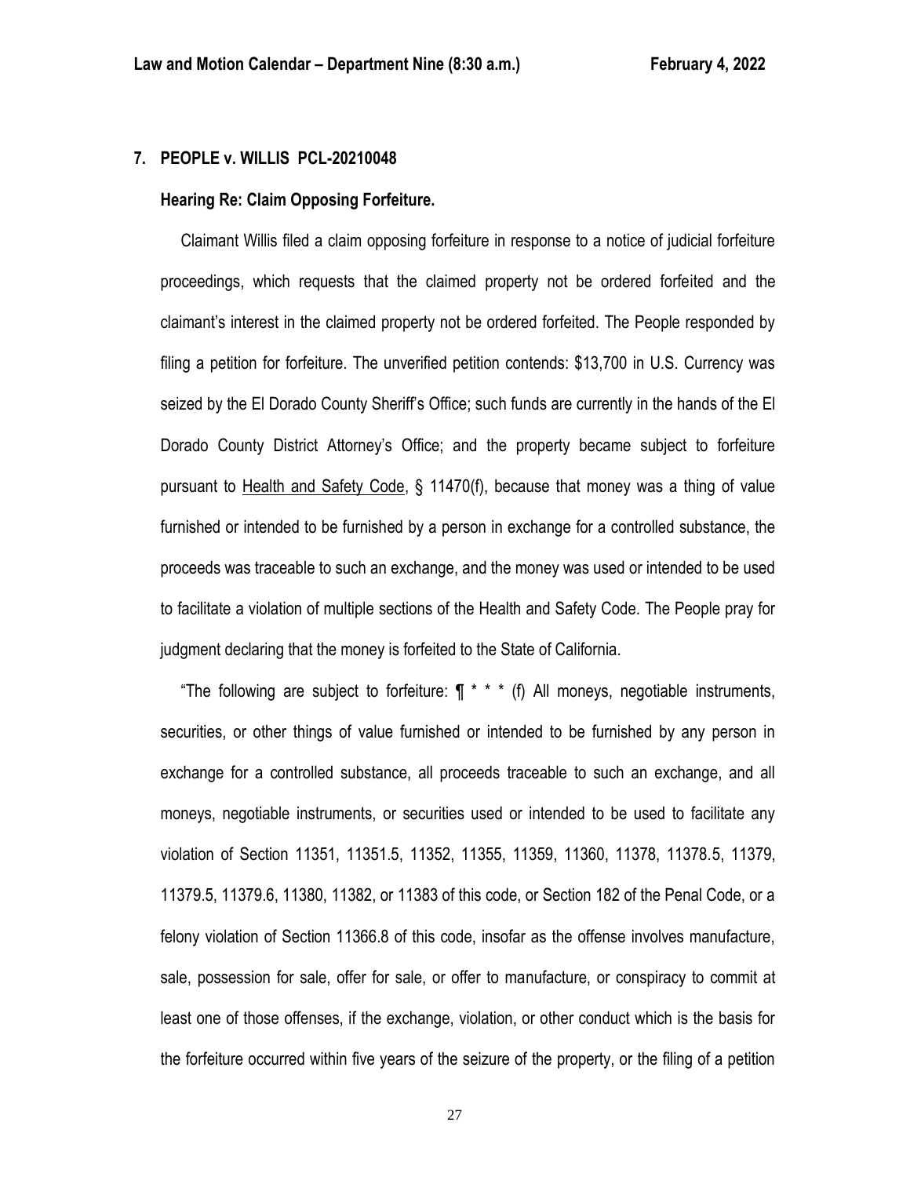## 7. PEOPLE v. WILLIS PCL-20210048

### Hearing Re: Claim Opposing Forfeiture.

Claimant Willis filed a claim opposing forfeiture in response to a notice of judicial forfeiture proceedings, which requests that the claimed property not be ordered forfeited and the claimant's interest in the claimed property not be ordered forfeited. The People responded by filing a petition for forfeiture. The unverified petition contends: $13,700 in U.S. Currency was seized by the El Dorado County Sheriff's Office; such funds are currently in the hands of the El Dorado County District Attorney's Office; and the property became subject to forfeiture pursuant to Health and Safety Code, § 11470(f), because that money was a thing of value furnished or intended to be furnished by a person in exchange for a controlled substance, the proceeds was traceable to such an exchange, and the money was used or intended to be used to facilitate a violation of multiple sections of the Health and Safety Code. The People pray for judgment declaring that the money is forfeited to the State of California.

"The following are subject to forfeiture: ¶ * * * (f) All moneys, negotiable instruments, securities, or other things of value furnished or intended to be furnished by any person in exchange for a controlled substance, all proceeds traceable to such an exchange, and all moneys, negotiable instruments, or securities used or intended to be used to facilitate any violation of Section 11351, 11351.5, 11352, 11355, 11359, 11360, 11378, 11378.5, 11379, 11379.5, 11379.6, 11380, 11382, or 11383 of this code, or Section 182 of the Penal Code, or a felony violation of Section 11366.8 of this code, insofar as the offense involves manufacture, sale, possession for sale, offer for sale, or offer to manufacture, or conspiracy to commit at least one of those offenses, if the exchange, violation, or other conduct which is the basis for the forfeiture occurred within five years of the seizure of the property, or the filing of a petition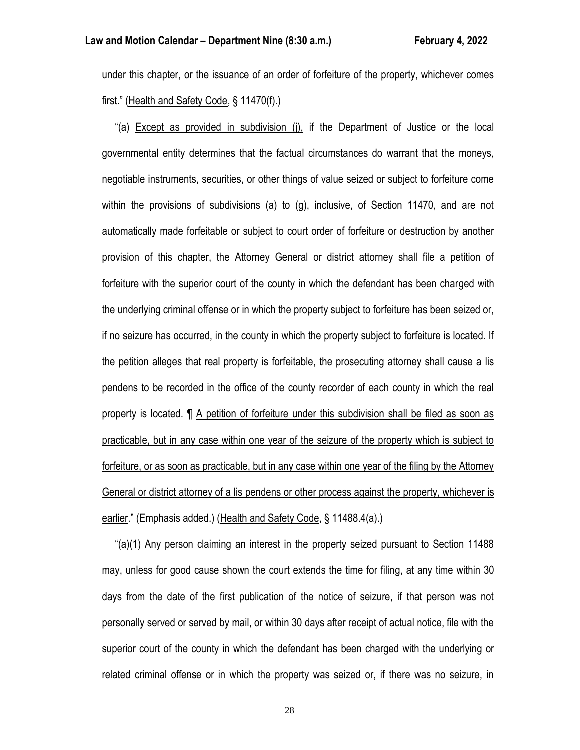under this chapter, or the issuance of an order of forfeiture of the property, whichever comes first." (Health and Safety Code, § 11470(f).)

"(a) Except as provided in subdivision (j), if the Department of Justice or the local governmental entity determines that the factual circumstances do warrant that the moneys, negotiable instruments, securities, or other things of value seized or subject to forfeiture come within the provisions of subdivisions (a) to (g), inclusive, of Section 11470, and are not automatically made forfeitable or subject to court order of forfeiture or destruction by another provision of this chapter, the Attorney General or district attorney shall file a petition of forfeiture with the superior court of the county in which the defendant has been charged with the underlying criminal offense or in which the property subject to forfeiture has been seized or, if no seizure has occurred, in the county in which the property subject to forfeiture is located. If the petition alleges that real property is forfeitable, the prosecuting attorney shall cause a lis pendens to be recorded in the office of the county recorder of each county in which the real property is located. ¶ A petition of forfeiture under this subdivision shall be filed as soon as practicable, but in any case within one year of the seizure of the property which is subject to forfeiture, or as soon as practicable, but in any case within one year of the filing by the Attorney General or district attorney of a lis pendens or other process against the property, whichever is earlier." (Emphasis added.) (Health and Safety Code, § 11488.4(a).)

"(a)(1) Any person claiming an interest in the property seized pursuant to Section 11488 may, unless for good cause shown the court extends the time for filing, at any time within 30 days from the date of the first publication of the notice of seizure, if that person was not personally served or served by mail, or within 30 days after receipt of actual notice, file with the superior court of the county in which the defendant has been charged with the underlying or related criminal offense or in which the property was seized or, if there was no seizure, in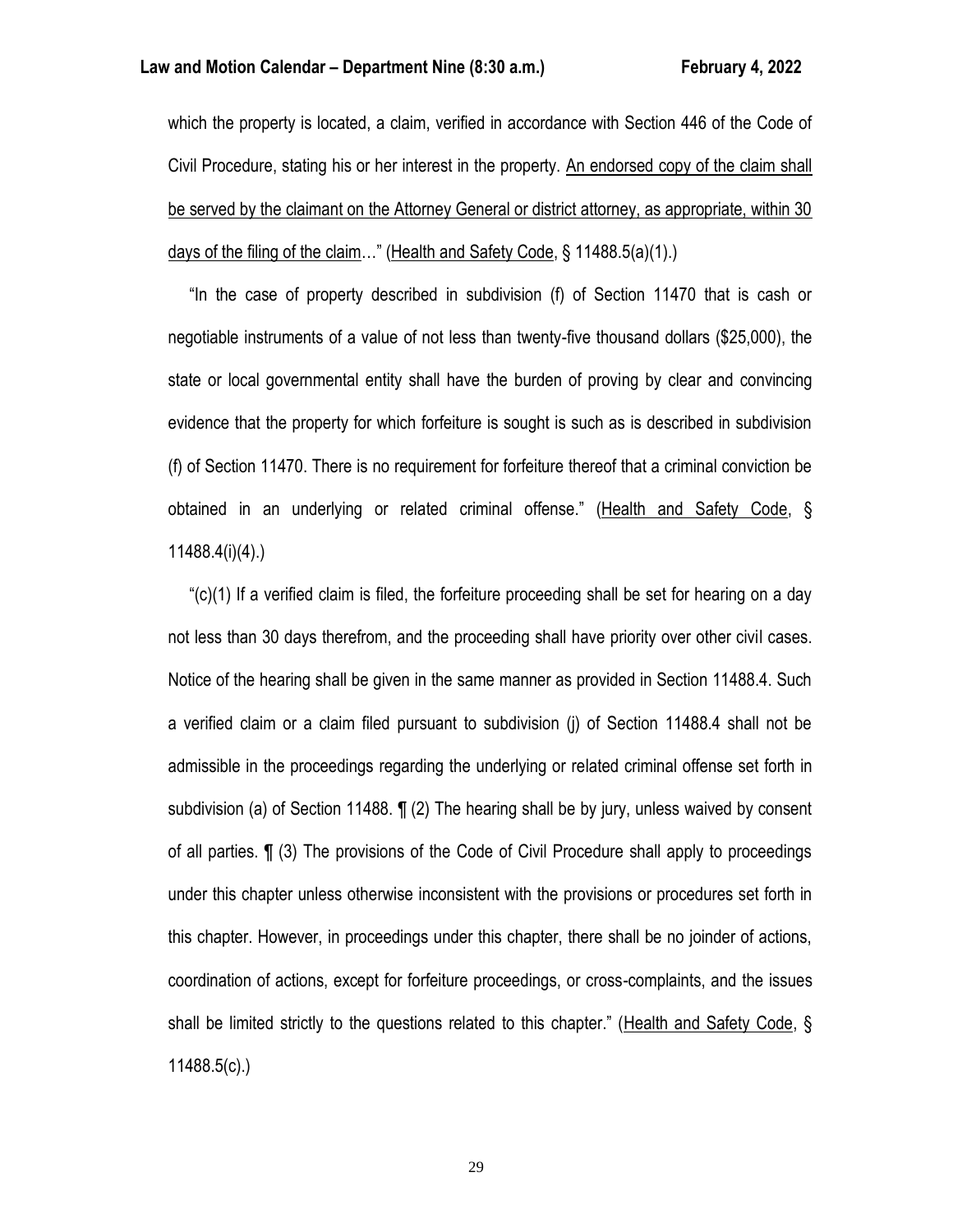which the property is located, a claim, verified in accordance with Section 446 of the Code of Civil Procedure, stating his or her interest in the property. An endorsed copy of the claim shall be served by the claimant on the Attorney General or district attorney, as appropriate, within 30 days of the filing of the claim…" (Health and Safety Code, § 11488.5(a)(1).)

"In the case of property described in subdivision (f) of Section 11470 that is cash or negotiable instruments of a value of not less than twenty-five thousand dollars ($25,000), the state or local governmental entity shall have the burden of proving by clear and convincing evidence that the property for which forfeiture is sought is such as is described in subdivision (f) of Section 11470. There is no requirement for forfeiture thereof that a criminal conviction be obtained in an underlying or related criminal offense." (Health and Safety Code, § 11488.4(i)(4).)

"(c)(1) If a verified claim is filed, the forfeiture proceeding shall be set for hearing on a day not less than 30 days therefrom, and the proceeding shall have priority over other civil cases. Notice of the hearing shall be given in the same manner as provided in Section 11488.4. Such a verified claim or a claim filed pursuant to subdivision (j) of Section 11488.4 shall not be admissible in the proceedings regarding the underlying or related criminal offense set forth in subdivision (a) of Section 11488. ¶ (2) The hearing shall be by jury, unless waived by consent of all parties. ¶ (3) The provisions of the Code of Civil Procedure shall apply to proceedings under this chapter unless otherwise inconsistent with the provisions or procedures set forth in this chapter. However, in proceedings under this chapter, there shall be no joinder of actions, coordination of actions, except for forfeiture proceedings, or cross-complaints, and the issues shall be limited strictly to the questions related to this chapter." (Health and Safety Code, § 11488.5(c).)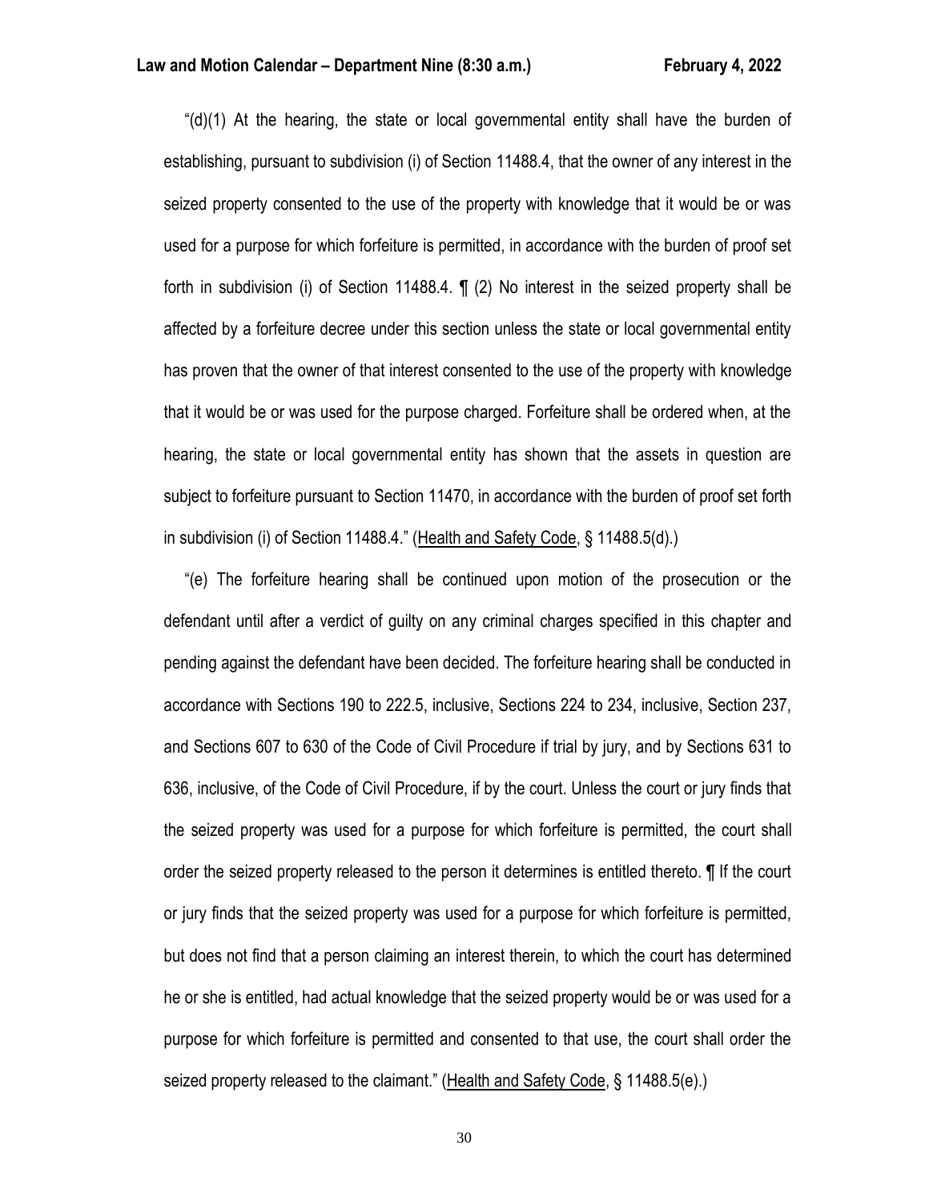"(d)(1) At the hearing, the state or local governmental entity shall have the burden of establishing, pursuant to subdivision (i) of Section 11488.4, that the owner of any interest in the seized property consented to the use of the property with knowledge that it would be or was used for a purpose for which forfeiture is permitted, in accordance with the burden of proof set forth in subdivision (i) of Section 11488.4. ¶ (2) No interest in the seized property shall be affected by a forfeiture decree under this section unless the state or local governmental entity has proven that the owner of that interest consented to the use of the property with knowledge that it would be or was used for the purpose charged. Forfeiture shall be ordered when, at the hearing, the state or local governmental entity has shown that the assets in question are subject to forfeiture pursuant to Section 11470, in accordance with the burden of proof set forth in subdivision (i) of Section 11488.4." (Health and Safety Code, § 11488.5(d).)

"(e) The forfeiture hearing shall be continued upon motion of the prosecution or the defendant until after a verdict of guilty on any criminal charges specified in this chapter and pending against the defendant have been decided. The forfeiture hearing shall be conducted in accordance with Sections 190 to 222.5, inclusive, Sections 224 to 234, inclusive, Section 237, and Sections 607 to 630 of the Code of Civil Procedure if trial by jury, and by Sections 631 to 636, inclusive, of the Code of Civil Procedure, if by the court. Unless the court or jury finds that the seized property was used for a purpose for which forfeiture is permitted, the court shall order the seized property released to the person it determines is entitled thereto. ¶ If the court or jury finds that the seized property was used for a purpose for which forfeiture is permitted, but does not find that a person claiming an interest therein, to which the court has determined he or she is entitled, had actual knowledge that the seized property would be or was used for a purpose for which forfeiture is permitted and consented to that use, the court shall order the seized property released to the claimant." (Health and Safety Code, § 11488.5(e).)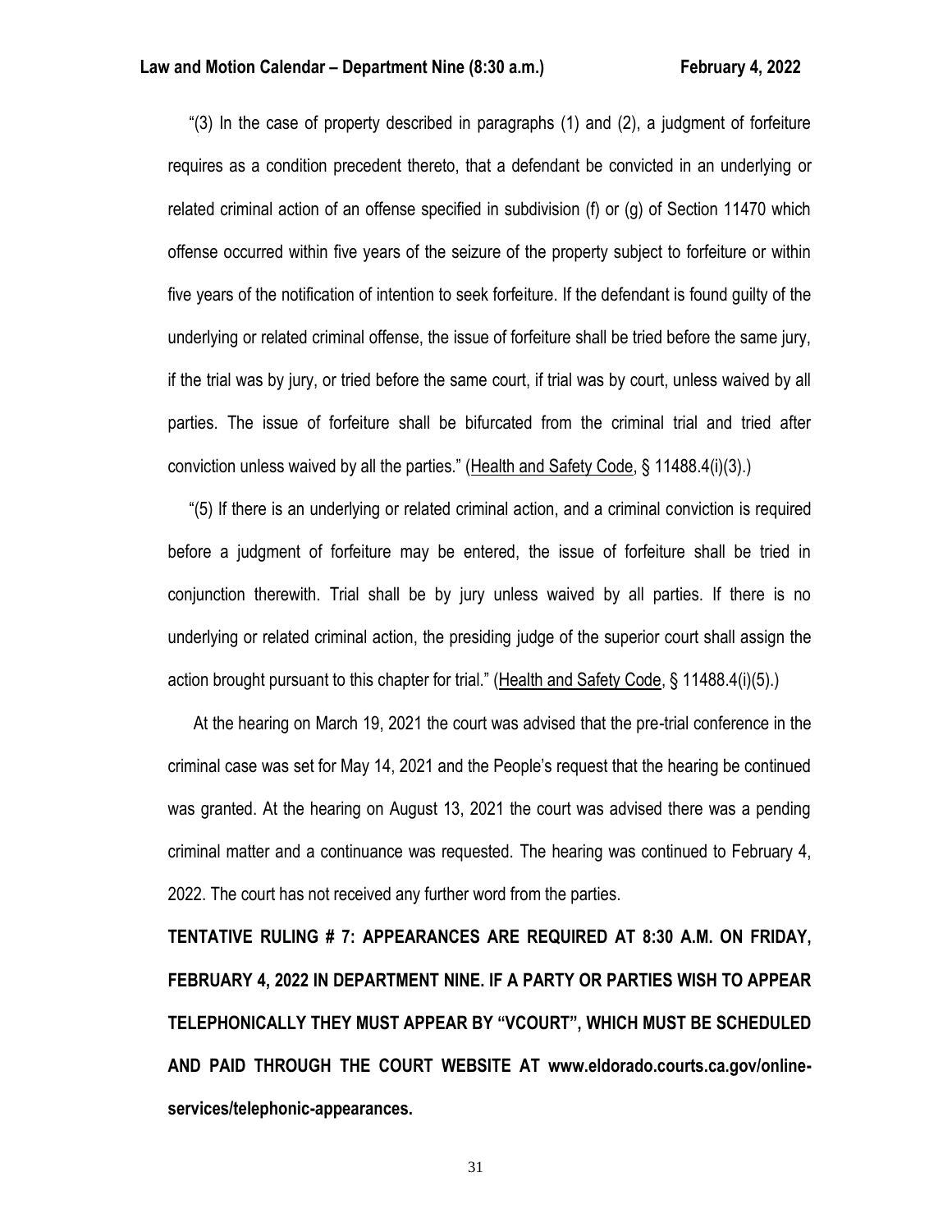"(3) In the case of property described in paragraphs (1) and (2), a judgment of forfeiture requires as a condition precedent thereto, that a defendant be convicted in an underlying or related criminal action of an offense specified in subdivision (f) or (g) of Section 11470 which offense occurred within five years of the seizure of the property subject to forfeiture or within five years of the notification of intention to seek forfeiture. If the defendant is found guilty of the underlying or related criminal offense, the issue of forfeiture shall be tried before the same jury, if the trial was by jury, or tried before the same court, if trial was by court, unless waived by all parties. The issue of forfeiture shall be bifurcated from the criminal trial and tried after conviction unless waived by all the parties." (Health and Safety Code, § 11488.4(i)(3).)

"(5) If there is an underlying or related criminal action, and a criminal conviction is required before a judgment of forfeiture may be entered, the issue of forfeiture shall be tried in conjunction therewith. Trial shall be by jury unless waived by all parties. If there is no underlying or related criminal action, the presiding judge of the superior court shall assign the action brought pursuant to this chapter for trial." (Health and Safety Code, § 11488.4(i)(5).)

At the hearing on March 19, 2021 the court was advised that the pre-trial conference in the criminal case was set for May 14, 2021 and the People's request that the hearing be continued was granted. At the hearing on August 13, 2021 the court was advised there was a pending criminal matter and a continuance was requested. The hearing was continued to February 4, 2022. The court has not received any further word from the parties.

**TENTATIVE RULING # 7: APPEARANCES ARE REQUIRED AT 8:30 A.M. ON FRIDAY, FEBRUARY 4, 2022 IN DEPARTMENT NINE. IF A PARTY OR PARTIES WISH TO APPEAR TELEPHONICALLY THEY MUST APPEAR BY "VCOURT", WHICH MUST BE SCHEDULED AND PAID THROUGH THE COURT WEBSITE AT www.eldorado.courts.ca.gov/online-services/telephonic-appearances.**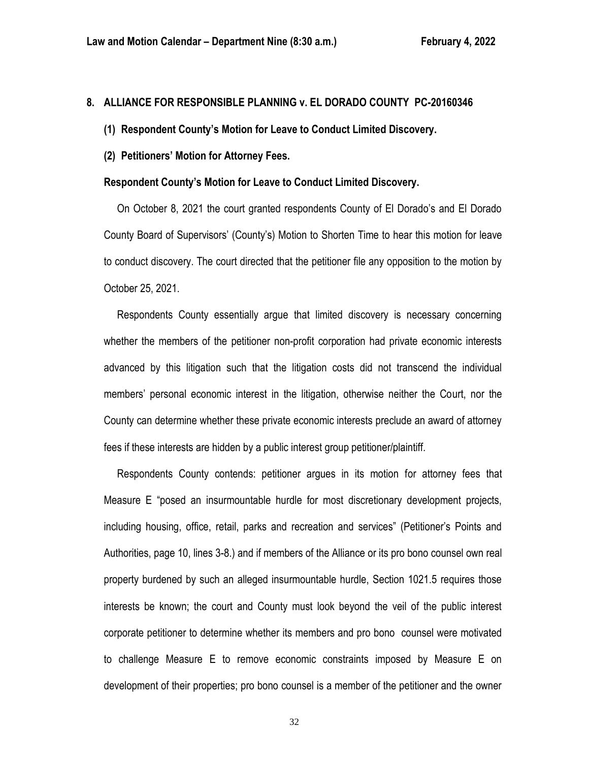**8. ALLIANCE FOR RESPONSIBLE PLANNING v. EL DORADO COUNTY PC-20160346**

**(1) Respondent County's Motion for Leave to Conduct Limited Discovery.**

**(2) Petitioners' Motion for Attorney Fees.**

**Respondent County's Motion for Leave to Conduct Limited Discovery.**

On October 8, 2021 the court granted respondents County of El Dorado's and El Dorado County Board of Supervisors' (County's) Motion to Shorten Time to hear this motion for leave to conduct discovery. The court directed that the petitioner file any opposition to the motion by October 25, 2021.

Respondents County essentially argue that limited discovery is necessary concerning whether the members of the petitioner non-profit corporation had private economic interests advanced by this litigation such that the litigation costs did not transcend the individual members' personal economic interest in the litigation, otherwise neither the Court, nor the County can determine whether these private economic interests preclude an award of attorney fees if these interests are hidden by a public interest group petitioner/plaintiff.

Respondents County contends: petitioner argues in its motion for attorney fees that Measure E "posed an insurmountable hurdle for most discretionary development projects, including housing, office, retail, parks and recreation and services" (Petitioner's Points and Authorities, page 10, lines 3-8.) and if members of the Alliance or its pro bono counsel own real property burdened by such an alleged insurmountable hurdle, Section 1021.5 requires those interests be known; the court and County must look beyond the veil of the public interest corporate petitioner to determine whether its members and pro bono counsel were motivated to challenge Measure E to remove economic constraints imposed by Measure E on development of their properties; pro bono counsel is a member of the petitioner and the owner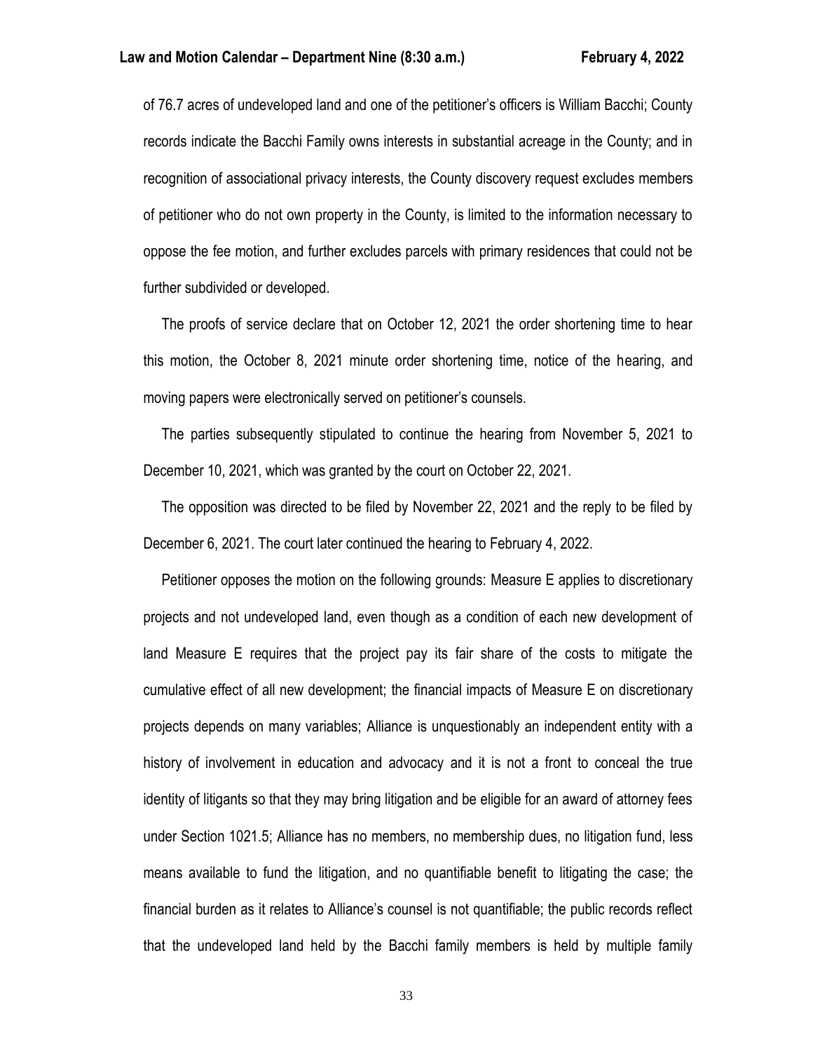of 76.7 acres of undeveloped land and one of the petitioner's officers is William Bacchi; County records indicate the Bacchi Family owns interests in substantial acreage in the County; and in recognition of associational privacy interests, the County discovery request excludes members of petitioner who do not own property in the County, is limited to the information necessary to oppose the fee motion, and further excludes parcels with primary residences that could not be further subdivided or developed.

The proofs of service declare that on October 12, 2021 the order shortening time to hear this motion, the October 8, 2021 minute order shortening time, notice of the hearing, and moving papers were electronically served on petitioner's counsels.

The parties subsequently stipulated to continue the hearing from November 5, 2021 to December 10, 2021, which was granted by the court on October 22, 2021.

The opposition was directed to be filed by November 22, 2021 and the reply to be filed by December 6, 2021. The court later continued the hearing to February 4, 2022.

Petitioner opposes the motion on the following grounds: Measure E applies to discretionary projects and not undeveloped land, even though as a condition of each new development of land Measure E requires that the project pay its fair share of the costs to mitigate the cumulative effect of all new development; the financial impacts of Measure E on discretionary projects depends on many variables; Alliance is unquestionably an independent entity with a history of involvement in education and advocacy and it is not a front to conceal the true identity of litigants so that they may bring litigation and be eligible for an award of attorney fees under Section 1021.5; Alliance has no members, no membership dues, no litigation fund, less means available to fund the litigation, and no quantifiable benefit to litigating the case; the financial burden as it relates to Alliance's counsel is not quantifiable; the public records reflect that the undeveloped land held by the Bacchi family members is held by multiple family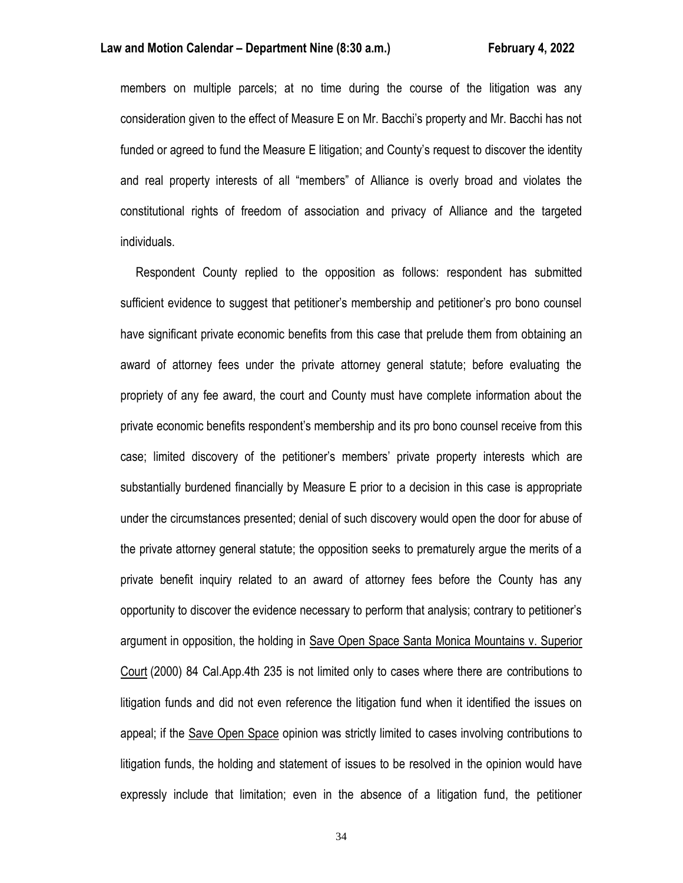members on multiple parcels; at no time during the course of the litigation was any consideration given to the effect of Measure E on Mr. Bacchi's property and Mr. Bacchi has not funded or agreed to fund the Measure E litigation; and County's request to discover the identity and real property interests of all "members" of Alliance is overly broad and violates the constitutional rights of freedom of association and privacy of Alliance and the targeted individuals.

Respondent County replied to the opposition as follows: respondent has submitted sufficient evidence to suggest that petitioner's membership and petitioner's pro bono counsel have significant private economic benefits from this case that prelude them from obtaining an award of attorney fees under the private attorney general statute; before evaluating the propriety of any fee award, the court and County must have complete information about the private economic benefits respondent's membership and its pro bono counsel receive from this case; limited discovery of the petitioner's members' private property interests which are substantially burdened financially by Measure E prior to a decision in this case is appropriate under the circumstances presented; denial of such discovery would open the door for abuse of the private attorney general statute; the opposition seeks to prematurely argue the merits of a private benefit inquiry related to an award of attorney fees before the County has any opportunity to discover the evidence necessary to perform that analysis; contrary to petitioner's argument in opposition, the holding in Save Open Space Santa Monica Mountains v. Superior Court (2000) 84 Cal.App.4th 235 is not limited only to cases where there are contributions to litigation funds and did not even reference the litigation fund when it identified the issues on appeal; if the Save Open Space opinion was strictly limited to cases involving contributions to litigation funds, the holding and statement of issues to be resolved in the opinion would have expressly include that limitation; even in the absence of a litigation fund, the petitioner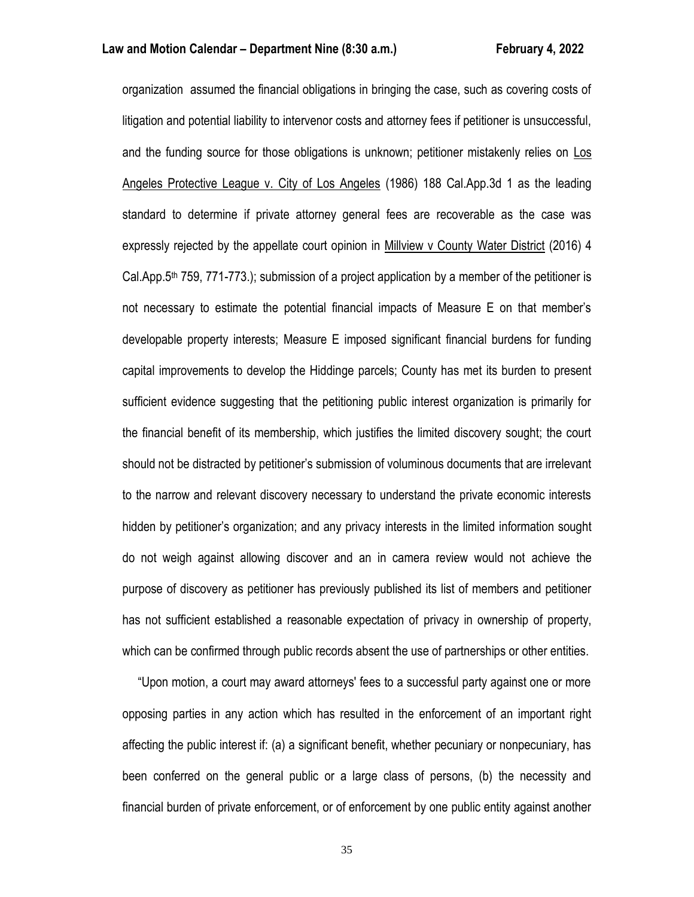organization assumed the financial obligations in bringing the case, such as covering costs of litigation and potential liability to intervenor costs and attorney fees if petitioner is unsuccessful, and the funding source for those obligations is unknown; petitioner mistakenly relies on Los Angeles Protective League v. City of Los Angeles (1986) 188 Cal.App.3d 1 as the leading standard to determine if private attorney general fees are recoverable as the case was expressly rejected by the appellate court opinion in Millview v County Water District (2016) 4 Cal.App.5th 759, 771-773.); submission of a project application by a member of the petitioner is not necessary to estimate the potential financial impacts of Measure E on that member's developable property interests; Measure E imposed significant financial burdens for funding capital improvements to develop the Hiddinge parcels; County has met its burden to present sufficient evidence suggesting that the petitioning public interest organization is primarily for the financial benefit of its membership, which justifies the limited discovery sought; the court should not be distracted by petitioner's submission of voluminous documents that are irrelevant to the narrow and relevant discovery necessary to understand the private economic interests hidden by petitioner's organization; and any privacy interests in the limited information sought do not weigh against allowing discover and an in camera review would not achieve the purpose of discovery as petitioner has previously published its list of members and petitioner has not sufficient established a reasonable expectation of privacy in ownership of property, which can be confirmed through public records absent the use of partnerships or other entities.

"Upon motion, a court may award attorneys' fees to a successful party against one or more opposing parties in any action which has resulted in the enforcement of an important right affecting the public interest if: (a) a significant benefit, whether pecuniary or nonpecuniary, has been conferred on the general public or a large class of persons, (b) the necessity and financial burden of private enforcement, or of enforcement by one public entity against another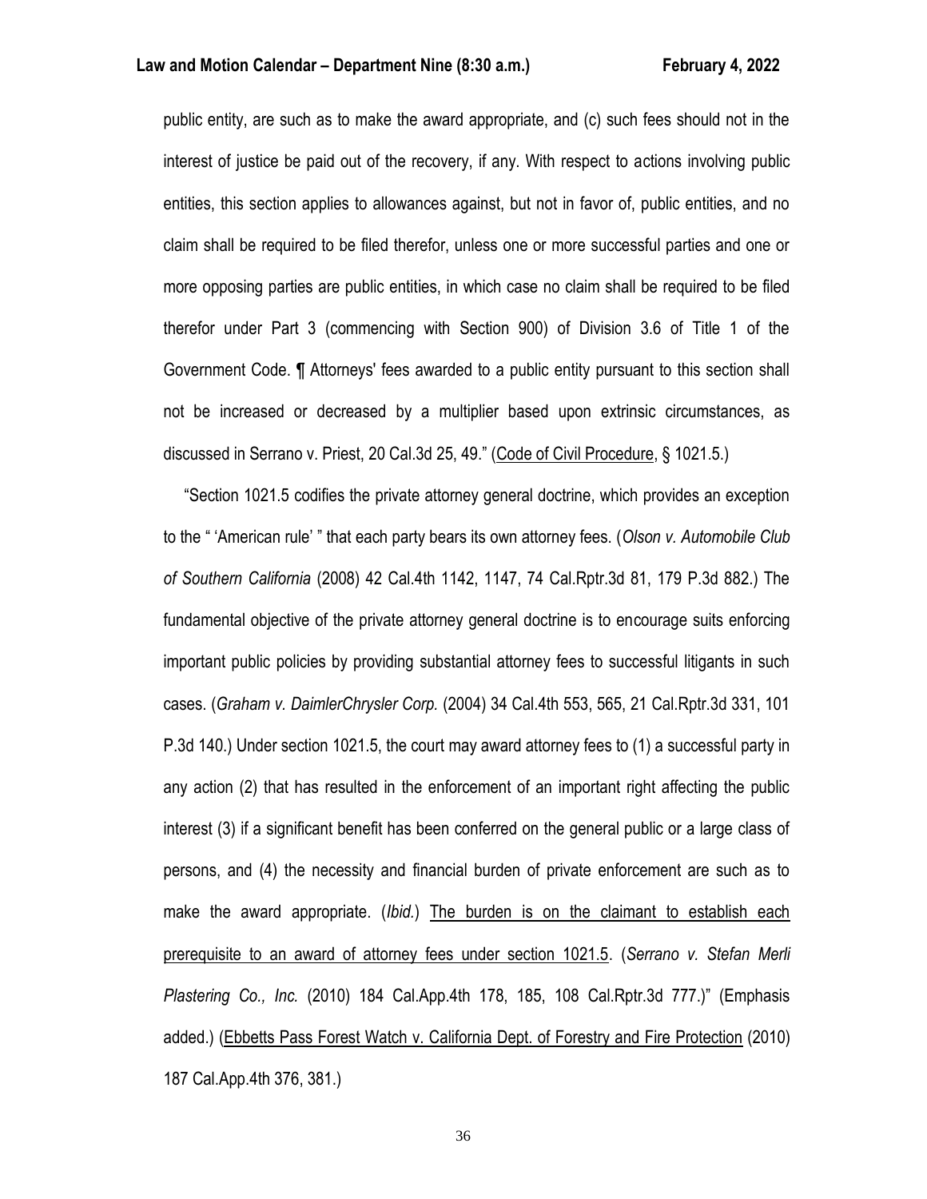public entity, are such as to make the award appropriate, and (c) such fees should not in the interest of justice be paid out of the recovery, if any. With respect to actions involving public entities, this section applies to allowances against, but not in favor of, public entities, and no claim shall be required to be filed therefor, unless one or more successful parties and one or more opposing parties are public entities, in which case no claim shall be required to be filed therefor under Part 3 (commencing with Section 900) of Division 3.6 of Title 1 of the Government Code. ¶ Attorneys' fees awarded to a public entity pursuant to this section shall not be increased or decreased by a multiplier based upon extrinsic circumstances, as discussed in Serrano v. Priest, 20 Cal.3d 25, 49." (Code of Civil Procedure, § 1021.5.)

"Section 1021.5 codifies the private attorney general doctrine, which provides an exception to the " 'American rule' " that each party bears its own attorney fees. (*Olson v. Automobile Club of Southern California* (2008) 42 Cal.4th 1142, 1147, 74 Cal.Rptr.3d 81, 179 P.3d 882.) The fundamental objective of the private attorney general doctrine is to encourage suits enforcing important public policies by providing substantial attorney fees to successful litigants in such cases. (*Graham v. DaimlerChrysler Corp.* (2004) 34 Cal.4th 553, 565, 21 Cal.Rptr.3d 331, 101 P.3d 140.) Under section 1021.5, the court may award attorney fees to (1) a successful party in any action (2) that has resulted in the enforcement of an important right affecting the public interest (3) if a significant benefit has been conferred on the general public or a large class of persons, and (4) the necessity and financial burden of private enforcement are such as to make the award appropriate. (*Ibid.*) The burden is on the claimant to establish each prerequisite to an award of attorney fees under section 1021.5. (*Serrano v. Stefan Merli Plastering Co., Inc.* (2010) 184 Cal.App.4th 178, 185, 108 Cal.Rptr.3d 777.)" (Emphasis added.) (Ebbetts Pass Forest Watch v. California Dept. of Forestry and Fire Protection (2010) 187 Cal.App.4th 376, 381.)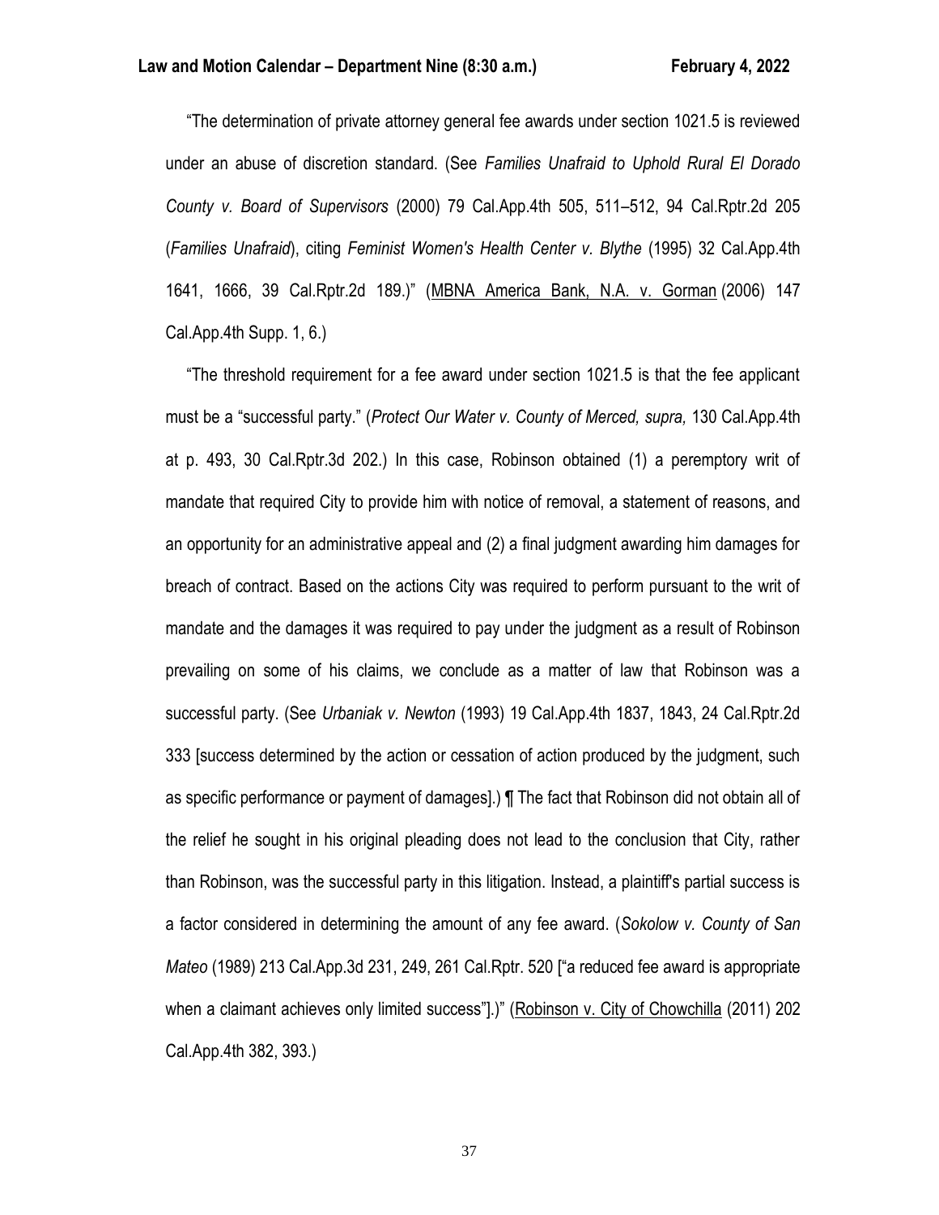"The determination of private attorney general fee awards under section 1021.5 is reviewed under an abuse of discretion standard. (See *Families Unafraid to Uphold Rural El Dorado County v. Board of Supervisors* (2000) 79 Cal.App.4th 505, 511–512, 94 Cal.Rptr.2d 205 (*Families Unafraid*), citing *Feminist Women's Health Center v. Blythe* (1995) 32 Cal.App.4th 1641, 1666, 39 Cal.Rptr.2d 189.)" (MBNA America Bank, N.A. v. Gorman (2006) 147 Cal.App.4th Supp. 1, 6.)

"The threshold requirement for a fee award under section 1021.5 is that the fee applicant must be a "successful party." (*Protect Our Water v. County of Merced, supra,* 130 Cal.App.4th at p. 493, 30 Cal.Rptr.3d 202.) In this case, Robinson obtained (1) a peremptory writ of mandate that required City to provide him with notice of removal, a statement of reasons, and an opportunity for an administrative appeal and (2) a final judgment awarding him damages for breach of contract. Based on the actions City was required to perform pursuant to the writ of mandate and the damages it was required to pay under the judgment as a result of Robinson prevailing on some of his claims, we conclude as a matter of law that Robinson was a successful party. (See *Urbaniak v. Newton* (1993) 19 Cal.App.4th 1837, 1843, 24 Cal.Rptr.2d 333 [success determined by the action or cessation of action produced by the judgment, such as specific performance or payment of damages].) ¶ The fact that Robinson did not obtain all of the relief he sought in his original pleading does not lead to the conclusion that City, rather than Robinson, was the successful party in this litigation. Instead, a plaintiff's partial success is a factor considered in determining the amount of any fee award. (*Sokolow v. County of San Mateo* (1989) 213 Cal.App.3d 231, 249, 261 Cal.Rptr. 520 ["a reduced fee award is appropriate when a claimant achieves only limited success"].)" (Robinson v. City of Chowchilla (2011) 202 Cal.App.4th 382, 393.)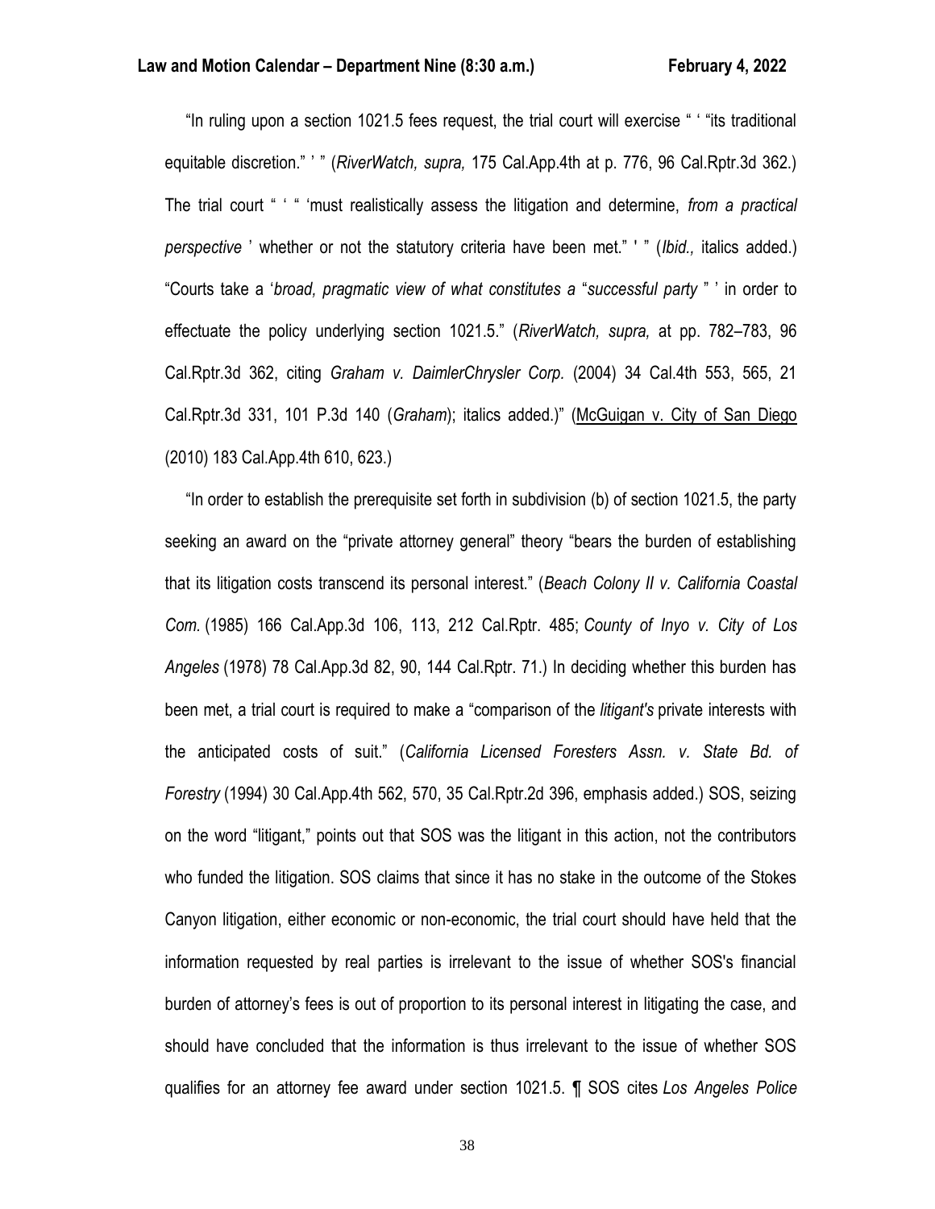"In ruling upon a section 1021.5 fees request, the trial court will exercise " ' "its traditional equitable discretion." ' " (*RiverWatch, supra,* 175 Cal.App.4th at p. 776, 96 Cal.Rptr.3d 362.) The trial court " ' " 'must realistically assess the litigation and determine, *from a practical perspective* ' whether or not the statutory criteria have been met." ' " (*Ibid.,* italics added.) "Courts take a '*broad, pragmatic view of what constitutes a* "*successful party* " ' in order to effectuate the policy underlying section 1021.5." (*RiverWatch, supra,* at pp. 782–783, 96 Cal.Rptr.3d 362, citing *Graham v. DaimlerChrysler Corp.* (2004) 34 Cal.4th 553, 565, 21 Cal.Rptr.3d 331, 101 P.3d 140 (*Graham*); italics added.)" (McGuigan v. City of San Diego (2010) 183 Cal.App.4th 610, 623.)

"In order to establish the prerequisite set forth in subdivision (b) of section 1021.5, the party seeking an award on the "private attorney general" theory "bears the burden of establishing that its litigation costs transcend its personal interest." (*Beach Colony II v. California Coastal Com.* (1985) 166 Cal.App.3d 106, 113, 212 Cal.Rptr. 485; *County of Inyo v. City of Los Angeles* (1978) 78 Cal.App.3d 82, 90, 144 Cal.Rptr. 71.) In deciding whether this burden has been met, a trial court is required to make a "comparison of the *litigant's* private interests with the anticipated costs of suit." (*California Licensed Foresters Assn. v. State Bd. of Forestry* (1994) 30 Cal.App.4th 562, 570, 35 Cal.Rptr.2d 396, emphasis added.) SOS, seizing on the word "litigant," points out that SOS was the litigant in this action, not the contributors who funded the litigation. SOS claims that since it has no stake in the outcome of the Stokes Canyon litigation, either economic or non-economic, the trial court should have held that the information requested by real parties is irrelevant to the issue of whether SOS's financial burden of attorney's fees is out of proportion to its personal interest in litigating the case, and should have concluded that the information is thus irrelevant to the issue of whether SOS qualifies for an attorney fee award under section 1021.5. ¶ SOS cites *Los Angeles Police*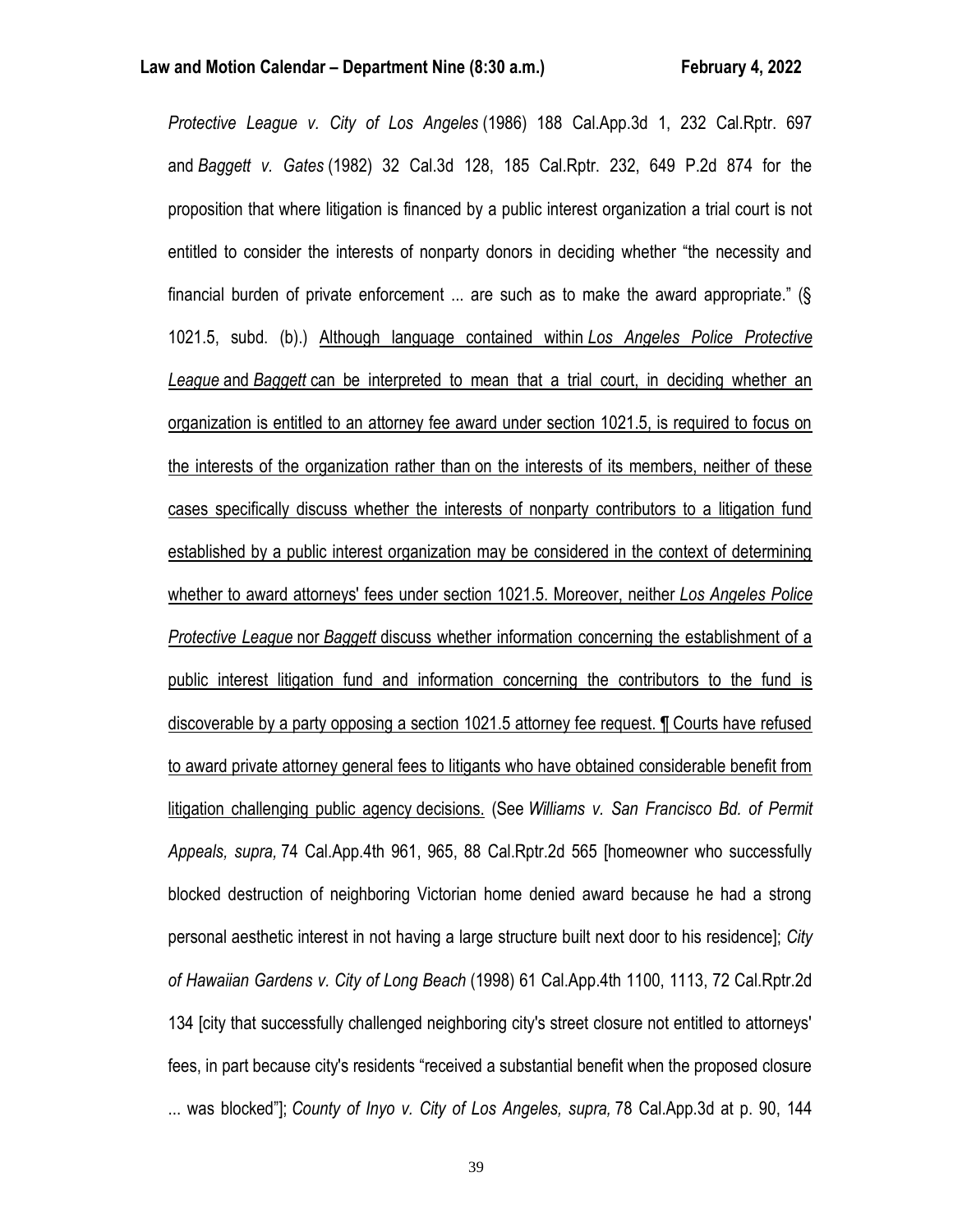*Protective League v. City of Los Angeles* (1986) 188 Cal.App.3d 1, 232 Cal.Rptr. 697 and *Baggett v. Gates* (1982) 32 Cal.3d 128, 185 Cal.Rptr. 232, 649 P.2d 874 for the proposition that where litigation is financed by a public interest organization a trial court is not entitled to consider the interests of nonparty donors in deciding whether "the necessity and financial burden of private enforcement ... are such as to make the award appropriate." (§ 1021.5, subd. (b).) <u>Although language contained within *Los Angeles Police Protective League* and *Baggett* can be interpreted to mean that a trial court, in deciding whether an organization is entitled to an attorney fee award under section 1021.5, is required to focus on the interests of the organization rather than on the interests of its members, neither of these cases specifically discuss whether the interests of nonparty contributors to a litigation fund established by a public interest organization may be considered in the context of determining whether to award attorneys' fees under section 1021.5. Moreover, neither *Los Angeles Police Protective League* nor *Baggett* discuss whether information concerning the establishment of a public interest litigation fund and information concerning the contributors to the fund is discoverable by a party opposing a section 1021.5 attorney fee request. ¶ Courts have refused to award private attorney general fees to litigants who have obtained considerable benefit from litigation challenging public agency decisions.</u> (See *Williams v. San Francisco Bd. of Permit Appeals, supra,* 74 Cal.App.4th 961, 965, 88 Cal.Rptr.2d 565 [homeowner who successfully blocked destruction of neighboring Victorian home denied award because he had a strong personal aesthetic interest in not having a large structure built next door to his residence]; *City of Hawaiian Gardens v. City of Long Beach* (1998) 61 Cal.App.4th 1100, 1113, 72 Cal.Rptr.2d 134 [city that successfully challenged neighboring city's street closure not entitled to attorneys' fees, in part because city's residents "received a substantial benefit when the proposed closure ... was blocked"]; *County of Inyo v. City of Los Angeles, supra,* 78 Cal.App.3d at p. 90, 144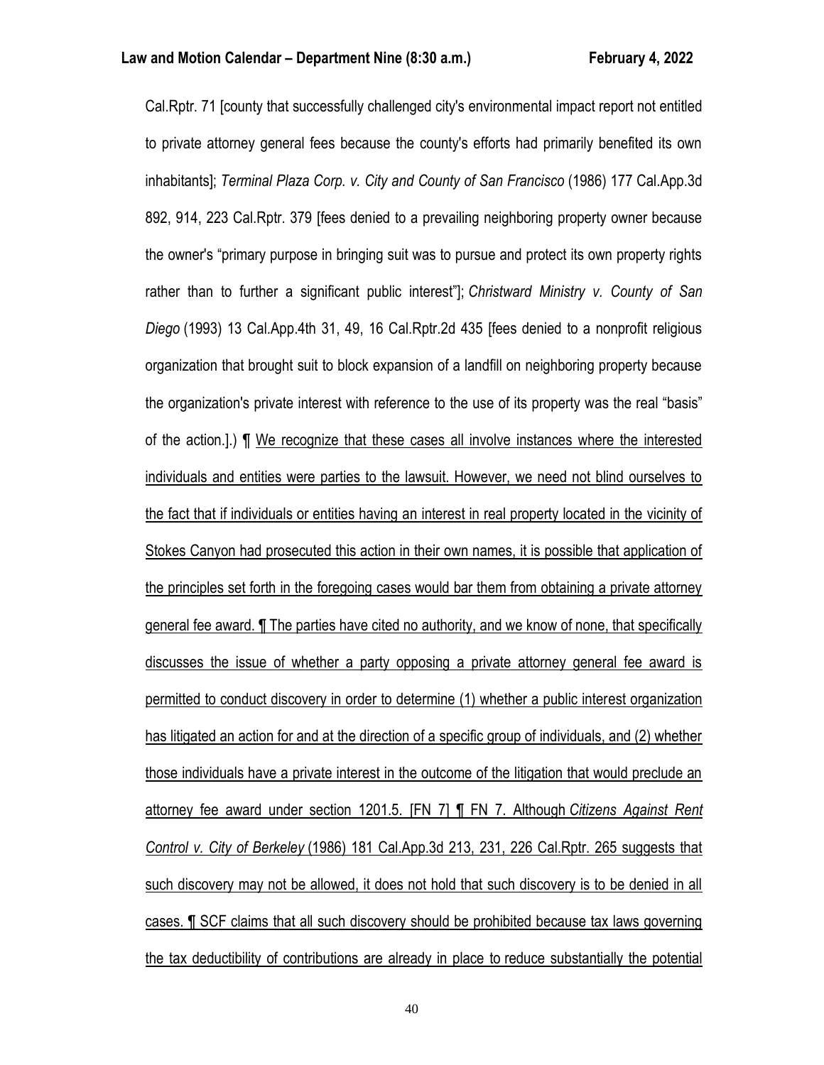Cal.Rptr. 71 [county that successfully challenged city's environmental impact report not entitled to private attorney general fees because the county's efforts had primarily benefited its own inhabitants]; *Terminal Plaza Corp. v. City and County of San Francisco* (1986) 177 Cal.App.3d 892, 914, 223 Cal.Rptr. 379 [fees denied to a prevailing neighboring property owner because the owner's "primary purpose in bringing suit was to pursue and protect its own property rights rather than to further a significant public interest"]; *Christward Ministry v. County of San Diego* (1993) 13 Cal.App.4th 31, 49, 16 Cal.Rptr.2d 435 [fees denied to a nonprofit religious organization that brought suit to block expansion of a landfill on neighboring property because the organization's private interest with reference to the use of its property was the real "basis" of the action.].) ¶ <u>We recognize that these cases all involve instances where the interested individuals and entities were parties to the lawsuit. However, we need not blind ourselves to the fact that if individuals or entities having an interest in real property located in the vicinity of Stokes Canyon had prosecuted this action in their own names, it is possible that application of the principles set forth in the foregoing cases would bar them from obtaining a private attorney general fee award. ¶ The parties have cited no authority, and we know of none, that specifically discusses the issue of whether a party opposing a private attorney general fee award is permitted to conduct discovery in order to determine (1) whether a public interest organization has litigated an action for and at the direction of a specific group of individuals, and (2) whether those individuals have a private interest in the outcome of the litigation that would preclude an attorney fee award under section 1201.5. [FN 7] ¶ FN 7. Although *Citizens Against Rent Control v. City of Berkeley* (1986) 181 Cal.App.3d 213, 231, 226 Cal.Rptr. 265 suggests that such discovery may not be allowed, it does not hold that such discovery is to be denied in all cases. ¶ SCF claims that all such discovery should be prohibited because tax laws governing the tax deductibility of contributions are already in place to reduce substantially the potential</u>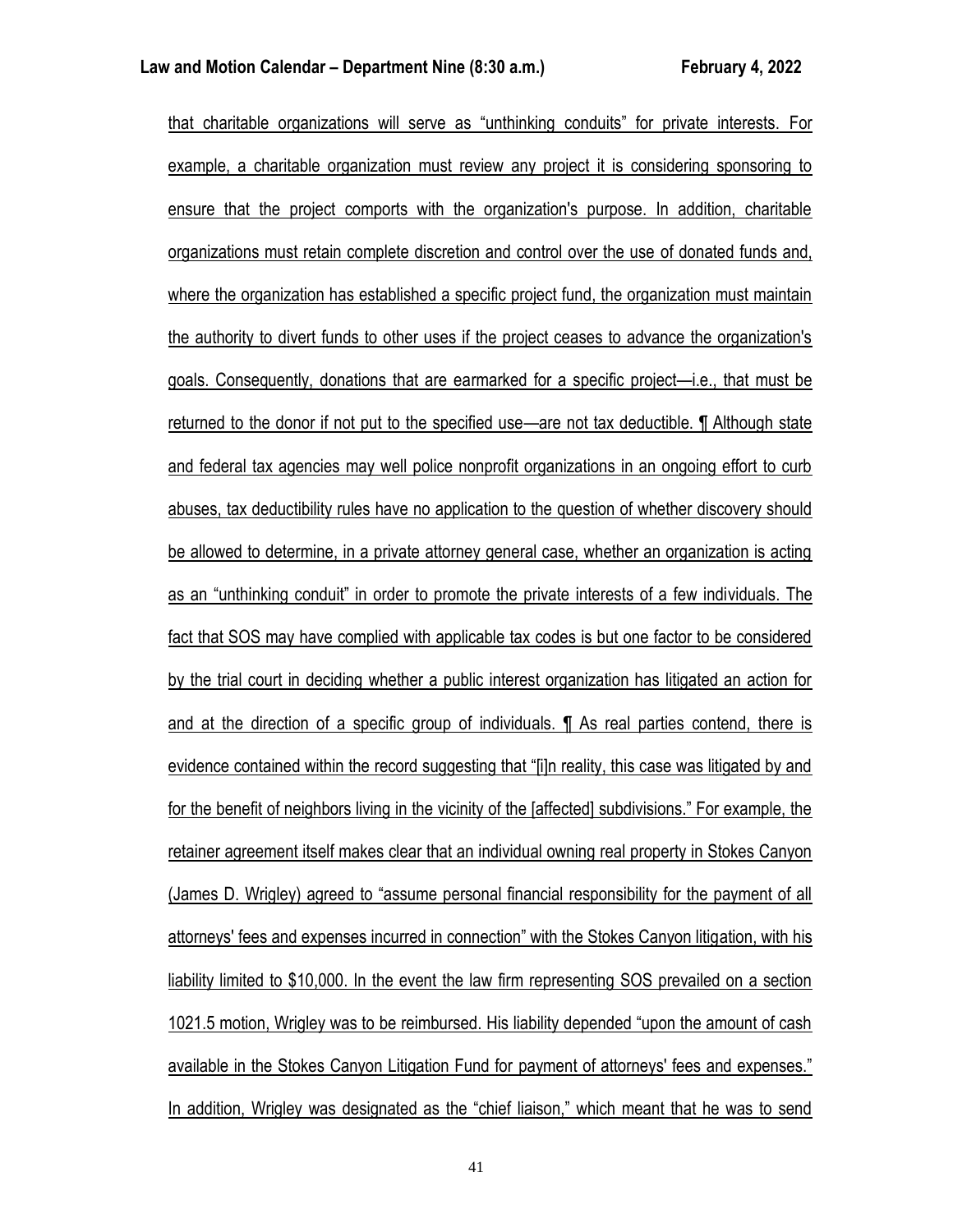that charitable organizations will serve as "unthinking conduits" for private interests. For example, a charitable organization must review any project it is considering sponsoring to ensure that the project comports with the organization's purpose. In addition, charitable organizations must retain complete discretion and control over the use of donated funds and, where the organization has established a specific project fund, the organization must maintain the authority to divert funds to other uses if the project ceases to advance the organization's goals. Consequently, donations that are earmarked for a specific project—i.e., that must be returned to the donor if not put to the specified use—are not tax deductible. ¶ Although state and federal tax agencies may well police nonprofit organizations in an ongoing effort to curb abuses, tax deductibility rules have no application to the question of whether discovery should be allowed to determine, in a private attorney general case, whether an organization is acting as an "unthinking conduit" in order to promote the private interests of a few individuals. The fact that SOS may have complied with applicable tax codes is but one factor to be considered by the trial court in deciding whether a public interest organization has litigated an action for and at the direction of a specific group of individuals. ¶ As real parties contend, there is evidence contained within the record suggesting that "[i]n reality, this case was litigated by and for the benefit of neighbors living in the vicinity of the [affected] subdivisions." For example, the retainer agreement itself makes clear that an individual owning real property in Stokes Canyon (James D. Wrigley) agreed to "assume personal financial responsibility for the payment of all attorneys' fees and expenses incurred in connection" with the Stokes Canyon litigation, with his liability limited to $10,000. In the event the law firm representing SOS prevailed on a section 1021.5 motion, Wrigley was to be reimbursed. His liability depended "upon the amount of cash available in the Stokes Canyon Litigation Fund for payment of attorneys' fees and expenses." In addition, Wrigley was designated as the "chief liaison," which meant that he was to send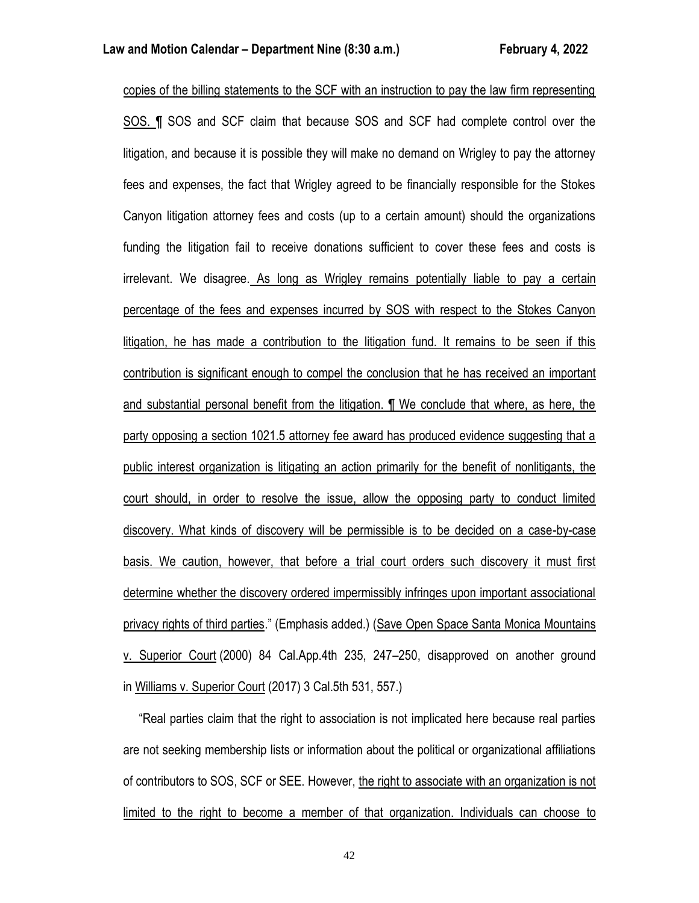copies of the billing statements to the SCF with an instruction to pay the law firm representing SOS. ¶ SOS and SCF claim that because SOS and SCF had complete control over the litigation, and because it is possible they will make no demand on Wrigley to pay the attorney fees and expenses, the fact that Wrigley agreed to be financially responsible for the Stokes Canyon litigation attorney fees and costs (up to a certain amount) should the organizations funding the litigation fail to receive donations sufficient to cover these fees and costs is irrelevant. We disagree. As long as Wrigley remains potentially liable to pay a certain percentage of the fees and expenses incurred by SOS with respect to the Stokes Canyon litigation, he has made a contribution to the litigation fund. It remains to be seen if this contribution is significant enough to compel the conclusion that he has received an important and substantial personal benefit from the litigation. ¶ We conclude that where, as here, the party opposing a section 1021.5 attorney fee award has produced evidence suggesting that a public interest organization is litigating an action primarily for the benefit of nonlitigants, the court should, in order to resolve the issue, allow the opposing party to conduct limited discovery. What kinds of discovery will be permissible is to be decided on a case-by-case basis. We caution, however, that before a trial court orders such discovery it must first determine whether the discovery ordered impermissibly infringes upon important associational privacy rights of third parties." (Emphasis added.) (Save Open Space Santa Monica Mountains v. Superior Court (2000) 84 Cal.App.4th 235, 247–250, disapproved on another ground in Williams v. Superior Court (2017) 3 Cal.5th 531, 557.)

"Real parties claim that the right to association is not implicated here because real parties are not seeking membership lists or information about the political or organizational affiliations of contributors to SOS, SCF or SEE. However, the right to associate with an organization is not limited to the right to become a member of that organization. Individuals can choose to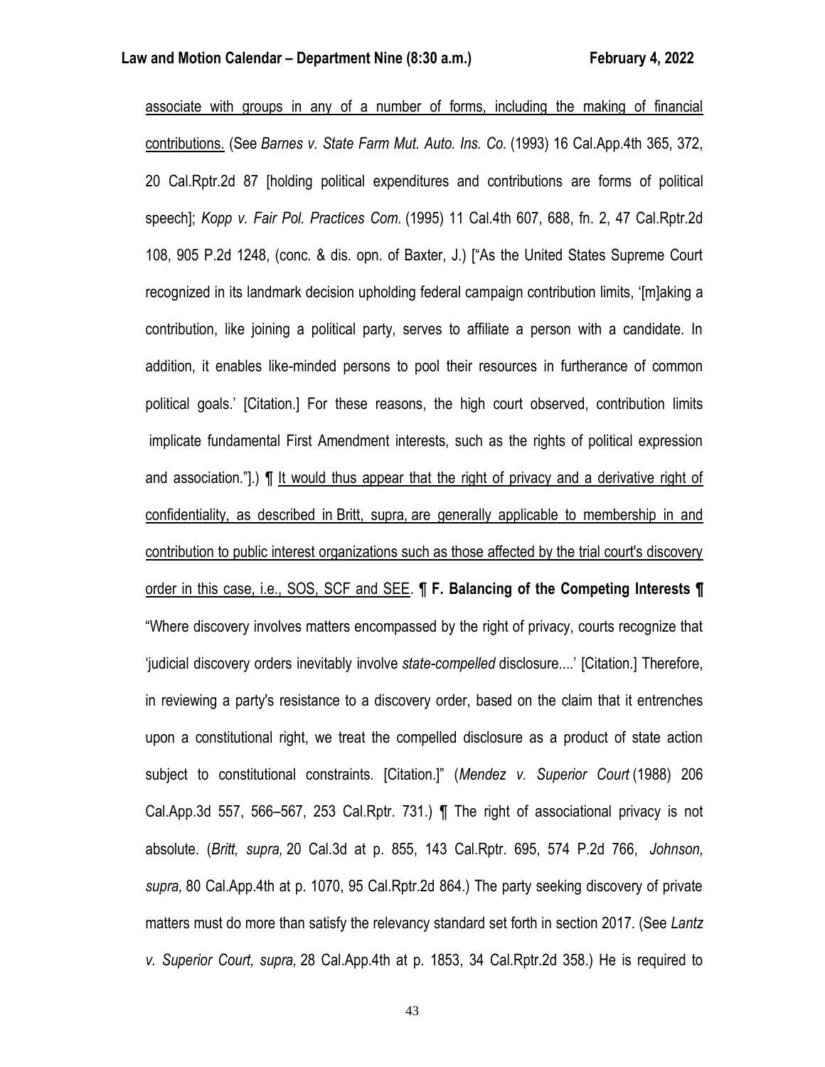associate with groups in any of a number of forms, including the making of financial contributions. (See *Barnes v. State Farm Mut. Auto. Ins. Co.* (1993) 16 Cal.App.4th 365, 372, 20 Cal.Rptr.2d 87 [holding political expenditures and contributions are forms of political speech]; *Kopp v. Fair Pol. Practices Com.* (1995) 11 Cal.4th 607, 688, fn. 2, 47 Cal.Rptr.2d 108, 905 P.2d 1248, (conc. & dis. opn. of Baxter, J.) ["As the United States Supreme Court recognized in its landmark decision upholding federal campaign contribution limits, '[m]aking a contribution, like joining a political party, serves to affiliate a person with a candidate. In addition, it enables like-minded persons to pool their resources in furtherance of common political goals.' [Citation.] For these reasons, the high court observed, contribution limits implicate fundamental First Amendment interests, such as the rights of political expression and association."].) ¶ It would thus appear that the right of privacy and a derivative right of confidentiality, as described in Britt, supra, are generally applicable to membership in and contribution to public interest organizations such as those affected by the trial court's discovery order in this case, i.e., SOS, SCF and SEE. ¶ **F. Balancing of the Competing Interests ¶** "Where discovery involves matters encompassed by the right of privacy, courts recognize that 'judicial discovery orders inevitably involve *state-compelled* disclosure....' [Citation.] Therefore, in reviewing a party's resistance to a discovery order, based on the claim that it entrenches upon a constitutional right, we treat the compelled disclosure as a product of state action subject to constitutional constraints. [Citation.]" (*Mendez v. Superior Court* (1988) 206 Cal.App.3d 557, 566–567, 253 Cal.Rptr. 731.) ¶ The right of associational privacy is not absolute. (*Britt, supra,* 20 Cal.3d at p. 855, 143 Cal.Rptr. 695, 574 P.2d 766, *Johnson, supra,* 80 Cal.App.4th at p. 1070, 95 Cal.Rptr.2d 864.) The party seeking discovery of private matters must do more than satisfy the relevancy standard set forth in section 2017. (See *Lantz v. Superior Court, supra,* 28 Cal.App.4th at p. 1853, 34 Cal.Rptr.2d 358.) He is required to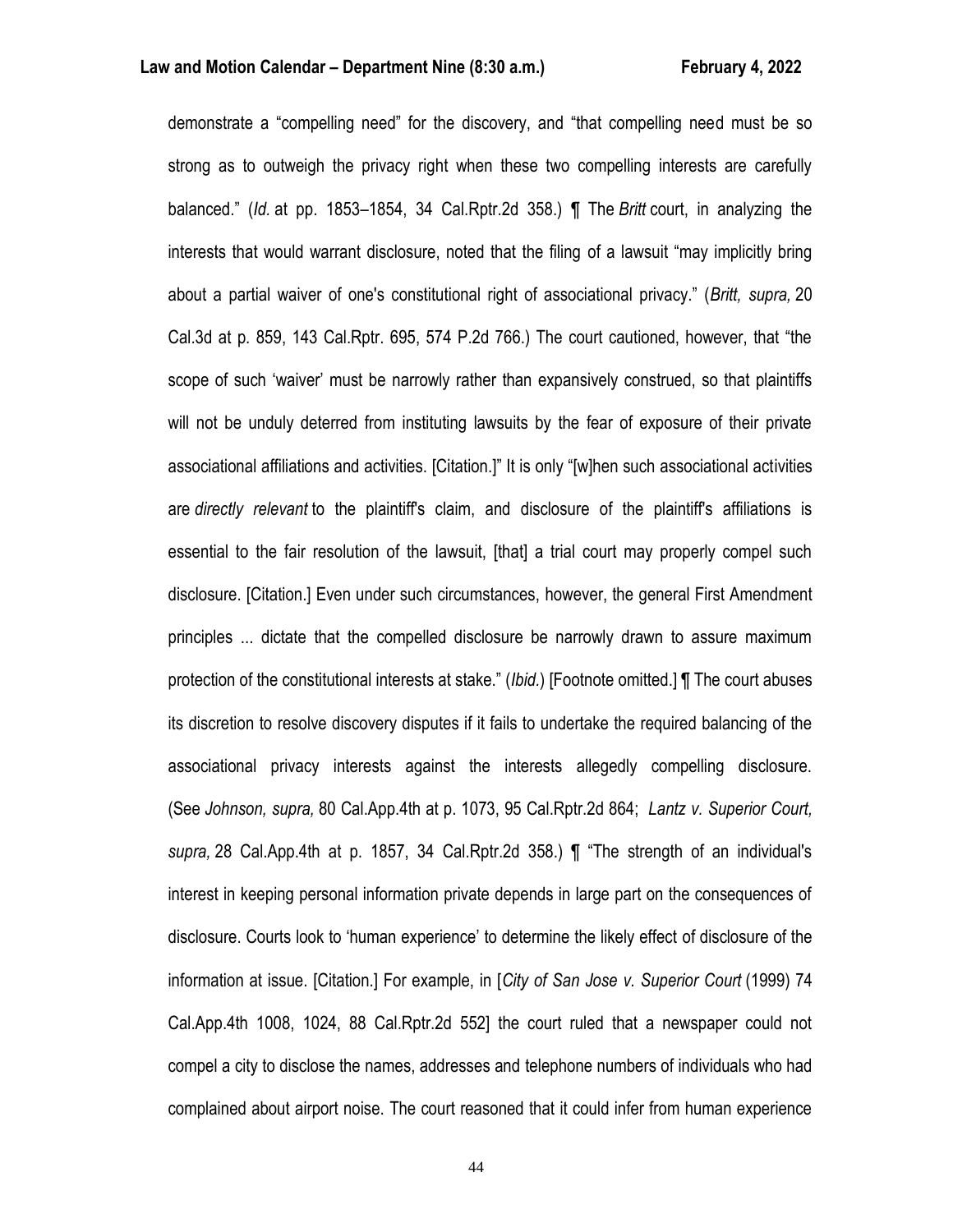demonstrate a "compelling need" for the discovery, and "that compelling need must be so strong as to outweigh the privacy right when these two compelling interests are carefully balanced." (*Id.* at pp. 1853–1854, 34 Cal.Rptr.2d 358.) ¶ The *Britt* court, in analyzing the interests that would warrant disclosure, noted that the filing of a lawsuit "may implicitly bring about a partial waiver of one's constitutional right of associational privacy." (*Britt, supra,* 20 Cal.3d at p. 859, 143 Cal.Rptr. 695, 574 P.2d 766.) The court cautioned, however, that "the scope of such 'waiver' must be narrowly rather than expansively construed, so that plaintiffs will not be unduly deterred from instituting lawsuits by the fear of exposure of their private associational affiliations and activities. [Citation.]" It is only "[w]hen such associational activities are *directly relevant* to the plaintiff's claim, and disclosure of the plaintiff's affiliations is essential to the fair resolution of the lawsuit, [that] a trial court may properly compel such disclosure. [Citation.] Even under such circumstances, however, the general First Amendment principles ... dictate that the compelled disclosure be narrowly drawn to assure maximum protection of the constitutional interests at stake." (*Ibid.*) [Footnote omitted.] ¶ The court abuses its discretion to resolve discovery disputes if it fails to undertake the required balancing of the associational privacy interests against the interests allegedly compelling disclosure. (See *Johnson, supra,* 80 Cal.App.4th at p. 1073, 95 Cal.Rptr.2d 864; *Lantz v. Superior Court, supra,* 28 Cal.App.4th at p. 1857, 34 Cal.Rptr.2d 358.) ¶ "The strength of an individual's interest in keeping personal information private depends in large part on the consequences of disclosure. Courts look to 'human experience' to determine the likely effect of disclosure of the information at issue. [Citation.] For example, in [*City of San Jose v. Superior Court* (1999) 74 Cal.App.4th 1008, 1024, 88 Cal.Rptr.2d 552] the court ruled that a newspaper could not compel a city to disclose the names, addresses and telephone numbers of individuals who had complained about airport noise. The court reasoned that it could infer from human experience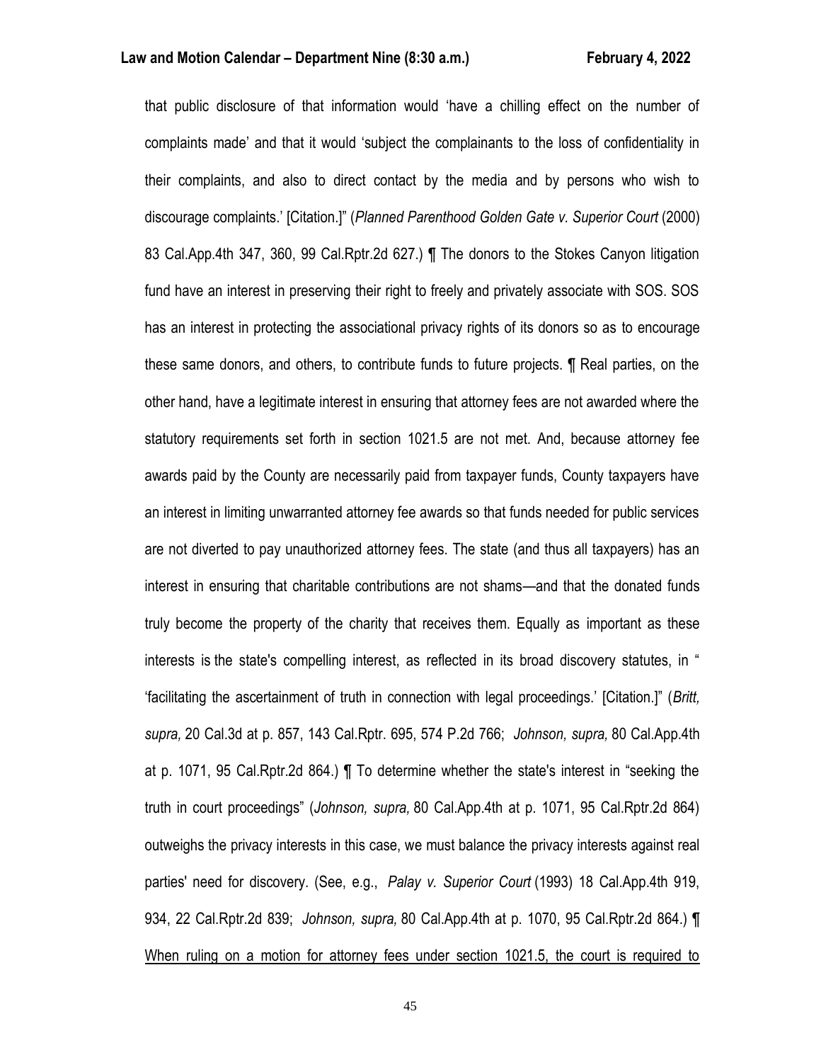that public disclosure of that information would 'have a chilling effect on the number of complaints made' and that it would 'subject the complainants to the loss of confidentiality in their complaints, and also to direct contact by the media and by persons who wish to discourage complaints.' [Citation.]" (*Planned Parenthood Golden Gate v. Superior Court* (2000) 83 Cal.App.4th 347, 360, 99 Cal.Rptr.2d 627.) ¶ The donors to the Stokes Canyon litigation fund have an interest in preserving their right to freely and privately associate with SOS. SOS has an interest in protecting the associational privacy rights of its donors so as to encourage these same donors, and others, to contribute funds to future projects. ¶ Real parties, on the other hand, have a legitimate interest in ensuring that attorney fees are not awarded where the statutory requirements set forth in section 1021.5 are not met. And, because attorney fee awards paid by the County are necessarily paid from taxpayer funds, County taxpayers have an interest in limiting unwarranted attorney fee awards so that funds needed for public services are not diverted to pay unauthorized attorney fees. The state (and thus all taxpayers) has an interest in ensuring that charitable contributions are not shams—and that the donated funds truly become the property of the charity that receives them. Equally as important as these interests is the state's compelling interest, as reflected in its broad discovery statutes, in " 'facilitating the ascertainment of truth in connection with legal proceedings.' [Citation.]" (*Britt, supra,* 20 Cal.3d at p. 857, 143 Cal.Rptr. 695, 574 P.2d 766; *Johnson, supra,* 80 Cal.App.4th at p. 1071, 95 Cal.Rptr.2d 864.) ¶ To determine whether the state's interest in "seeking the truth in court proceedings" (*Johnson, supra,* 80 Cal.App.4th at p. 1071, 95 Cal.Rptr.2d 864) outweighs the privacy interests in this case, we must balance the privacy interests against real parties' need for discovery. (See, e.g., *Palay v. Superior Court* (1993) 18 Cal.App.4th 919, 934, 22 Cal.Rptr.2d 839; *Johnson, supra,* 80 Cal.App.4th at p. 1070, 95 Cal.Rptr.2d 864.) ¶ <u>When ruling on a motion for attorney fees under section 1021.5, the court is required to</u>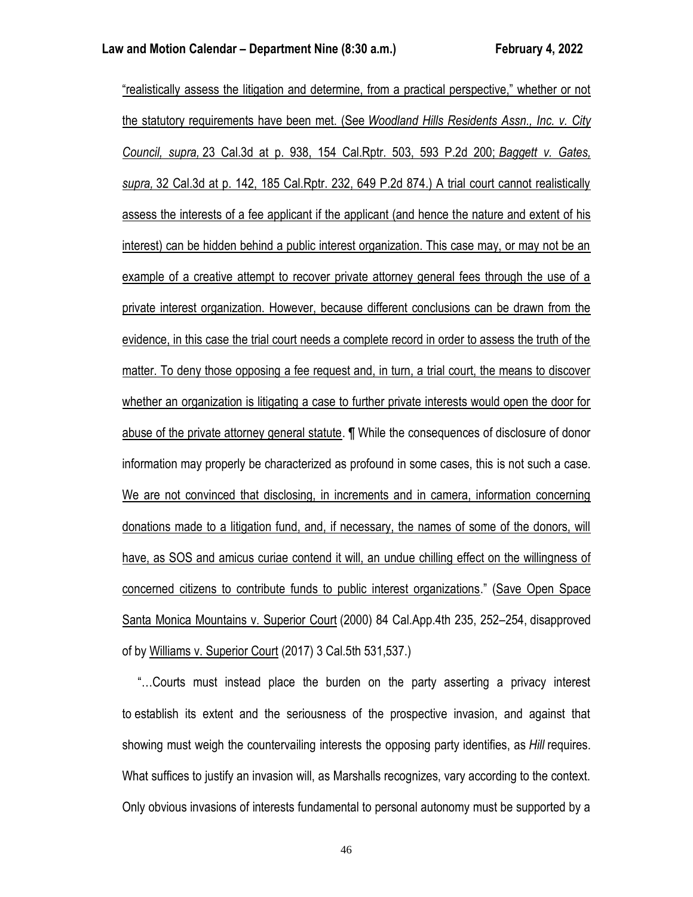"realistically assess the litigation and determine, from a practical perspective," whether or not the statutory requirements have been met. (See *Woodland Hills Residents Assn., Inc. v. City Council, supra,* 23 Cal.3d at p. 938, 154 Cal.Rptr. 503, 593 P.2d 200; *Baggett v. Gates, supra,* 32 Cal.3d at p. 142, 185 Cal.Rptr. 232, 649 P.2d 874.) A trial court cannot realistically assess the interests of a fee applicant if the applicant (and hence the nature and extent of his interest) can be hidden behind a public interest organization. This case may, or may not be an example of a creative attempt to recover private attorney general fees through the use of a private interest organization. However, because different conclusions can be drawn from the evidence, in this case the trial court needs a complete record in order to assess the truth of the matter. To deny those opposing a fee request and, in turn, a trial court, the means to discover whether an organization is litigating a case to further private interests would open the door for abuse of the private attorney general statute. ¶ While the consequences of disclosure of donor information may properly be characterized as profound in some cases, this is not such a case. We are not convinced that disclosing, in increments and in camera, information concerning donations made to a litigation fund, and, if necessary, the names of some of the donors, will have, as SOS and amicus curiae contend it will, an undue chilling effect on the willingness of concerned citizens to contribute funds to public interest organizations." (Save Open Space Santa Monica Mountains v. Superior Court (2000) 84 Cal.App.4th 235, 252–254, disapproved of by Williams v. Superior Court (2017) 3 Cal.5th 531,537.)

"…Courts must instead place the burden on the party asserting a privacy interest to establish its extent and the seriousness of the prospective invasion, and against that showing must weigh the countervailing interests the opposing party identifies, as *Hill* requires. What suffices to justify an invasion will, as Marshalls recognizes, vary according to the context. Only obvious invasions of interests fundamental to personal autonomy must be supported by a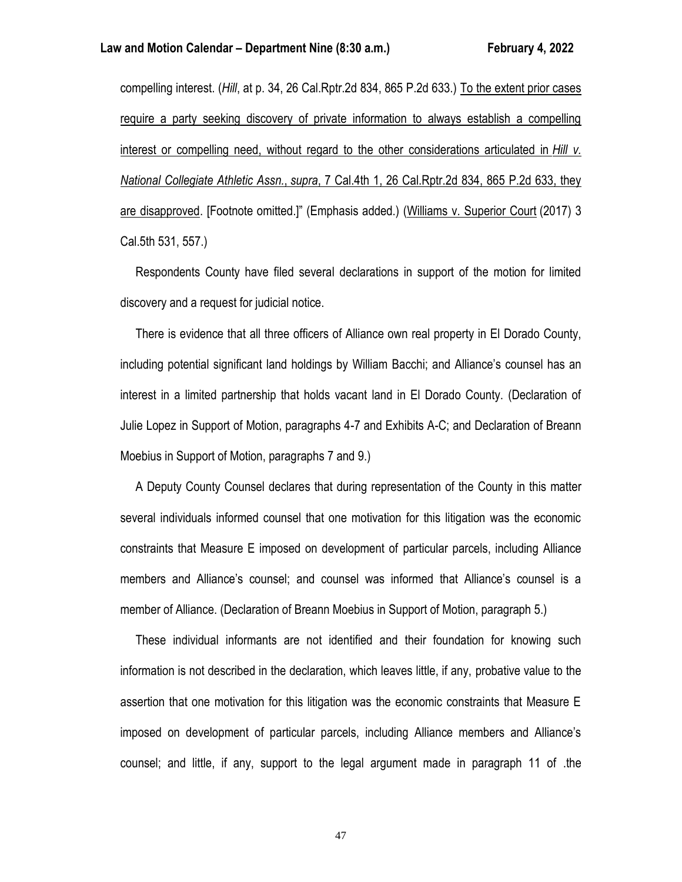compelling interest. (*Hill*, at p. 34, 26 Cal.Rptr.2d 834, 865 P.2d 633.) <u>To the extent prior cases require a party seeking discovery of private information to always establish a compelling interest or compelling need, without regard to the other considerations articulated in *Hill v. National Collegiate Athletic Assn.*, *supra*, 7 Cal.4th 1, 26 Cal.Rptr.2d 834, 865 P.2d 633, they are disapproved</u>. [Footnote omitted.]" (Emphasis added.) (<u>Williams v. Superior Court</u> (2017) 3 Cal.5th 531, 557.)

Respondents County have filed several declarations in support of the motion for limited discovery and a request for judicial notice.

There is evidence that all three officers of Alliance own real property in El Dorado County, including potential significant land holdings by William Bacchi; and Alliance's counsel has an interest in a limited partnership that holds vacant land in El Dorado County. (Declaration of Julie Lopez in Support of Motion, paragraphs 4-7 and Exhibits A-C; and Declaration of Breann Moebius in Support of Motion, paragraphs 7 and 9.)

A Deputy County Counsel declares that during representation of the County in this matter several individuals informed counsel that one motivation for this litigation was the economic constraints that Measure E imposed on development of particular parcels, including Alliance members and Alliance's counsel; and counsel was informed that Alliance's counsel is a member of Alliance. (Declaration of Breann Moebius in Support of Motion, paragraph 5.)

These individual informants are not identified and their foundation for knowing such information is not described in the declaration, which leaves little, if any, probative value to the assertion that one motivation for this litigation was the economic constraints that Measure E imposed on development of particular parcels, including Alliance members and Alliance's counsel; and little, if any, support to the legal argument made in paragraph 11 of .the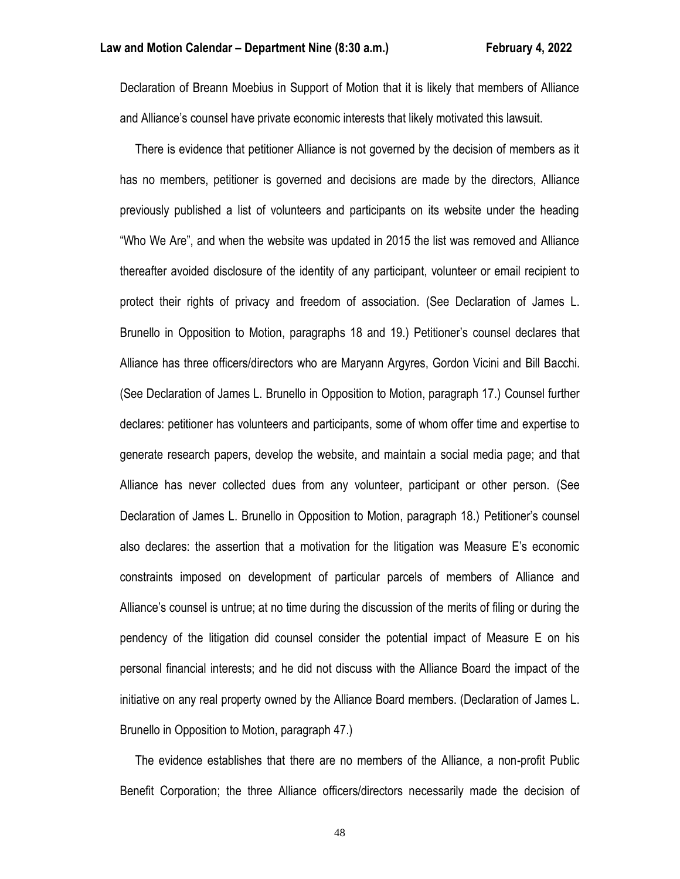Declaration of Breann Moebius in Support of Motion that it is likely that members of Alliance and Alliance's counsel have private economic interests that likely motivated this lawsuit.

There is evidence that petitioner Alliance is not governed by the decision of members as it has no members, petitioner is governed and decisions are made by the directors, Alliance previously published a list of volunteers and participants on its website under the heading "Who We Are", and when the website was updated in 2015 the list was removed and Alliance thereafter avoided disclosure of the identity of any participant, volunteer or email recipient to protect their rights of privacy and freedom of association. (See Declaration of James L. Brunello in Opposition to Motion, paragraphs 18 and 19.) Petitioner's counsel declares that Alliance has three officers/directors who are Maryann Argyres, Gordon Vicini and Bill Bacchi. (See Declaration of James L. Brunello in Opposition to Motion, paragraph 17.) Counsel further declares: petitioner has volunteers and participants, some of whom offer time and expertise to generate research papers, develop the website, and maintain a social media page; and that Alliance has never collected dues from any volunteer, participant or other person. (See Declaration of James L. Brunello in Opposition to Motion, paragraph 18.) Petitioner's counsel also declares: the assertion that a motivation for the litigation was Measure E's economic constraints imposed on development of particular parcels of members of Alliance and Alliance's counsel is untrue; at no time during the discussion of the merits of filing or during the pendency of the litigation did counsel consider the potential impact of Measure E on his personal financial interests; and he did not discuss with the Alliance Board the impact of the initiative on any real property owned by the Alliance Board members. (Declaration of James L. Brunello in Opposition to Motion, paragraph 47.)

The evidence establishes that there are no members of the Alliance, a non-profit Public Benefit Corporation; the three Alliance officers/directors necessarily made the decision of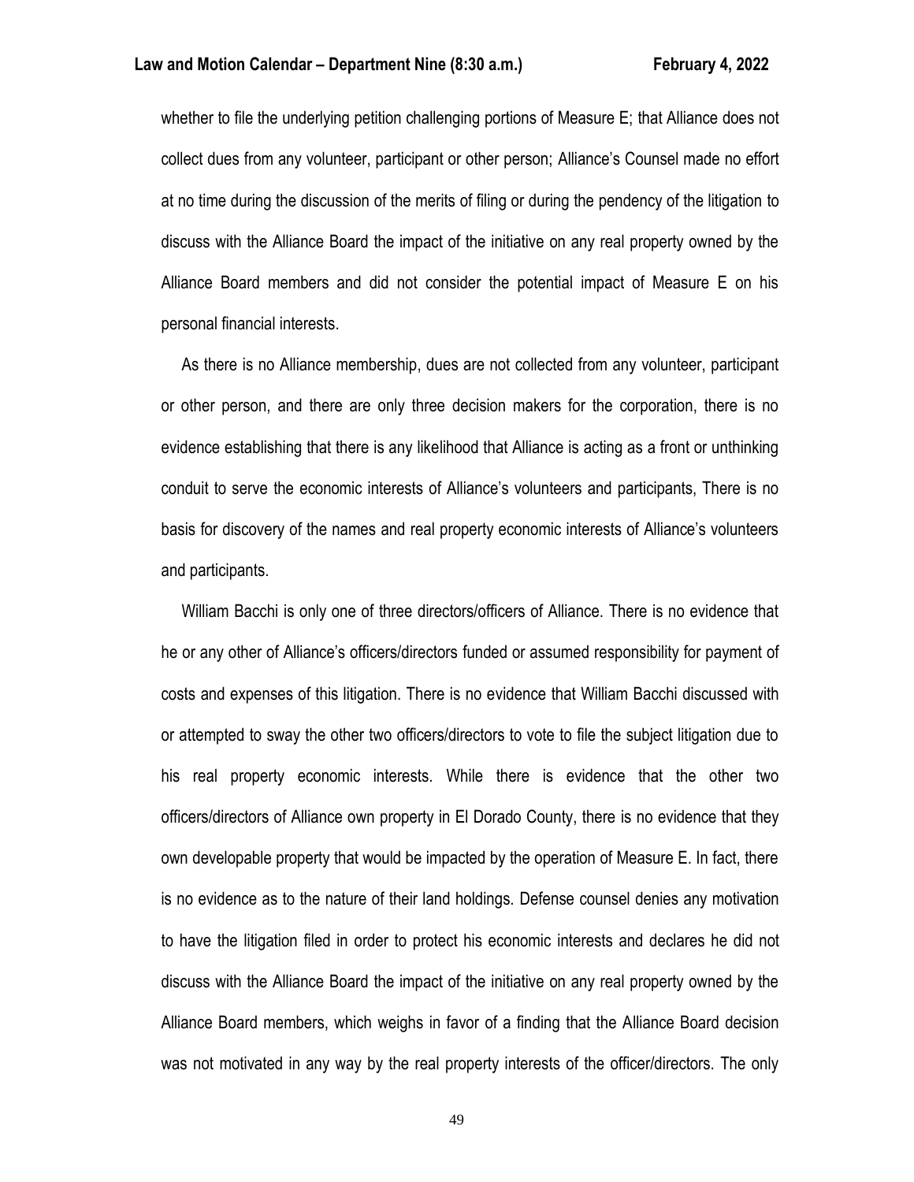whether to file the underlying petition challenging portions of Measure E; that Alliance does not collect dues from any volunteer, participant or other person; Alliance's Counsel made no effort at no time during the discussion of the merits of filing or during the pendency of the litigation to discuss with the Alliance Board the impact of the initiative on any real property owned by the Alliance Board members and did not consider the potential impact of Measure E on his personal financial interests.

As there is no Alliance membership, dues are not collected from any volunteer, participant or other person, and there are only three decision makers for the corporation, there is no evidence establishing that there is any likelihood that Alliance is acting as a front or unthinking conduit to serve the economic interests of Alliance's volunteers and participants, There is no basis for discovery of the names and real property economic interests of Alliance's volunteers and participants.

William Bacchi is only one of three directors/officers of Alliance. There is no evidence that he or any other of Alliance's officers/directors funded or assumed responsibility for payment of costs and expenses of this litigation. There is no evidence that William Bacchi discussed with or attempted to sway the other two officers/directors to vote to file the subject litigation due to his real property economic interests. While there is evidence that the other two officers/directors of Alliance own property in El Dorado County, there is no evidence that they own developable property that would be impacted by the operation of Measure E. In fact, there is no evidence as to the nature of their land holdings. Defense counsel denies any motivation to have the litigation filed in order to protect his economic interests and declares he did not discuss with the Alliance Board the impact of the initiative on any real property owned by the Alliance Board members, which weighs in favor of a finding that the Alliance Board decision was not motivated in any way by the real property interests of the officer/directors. The only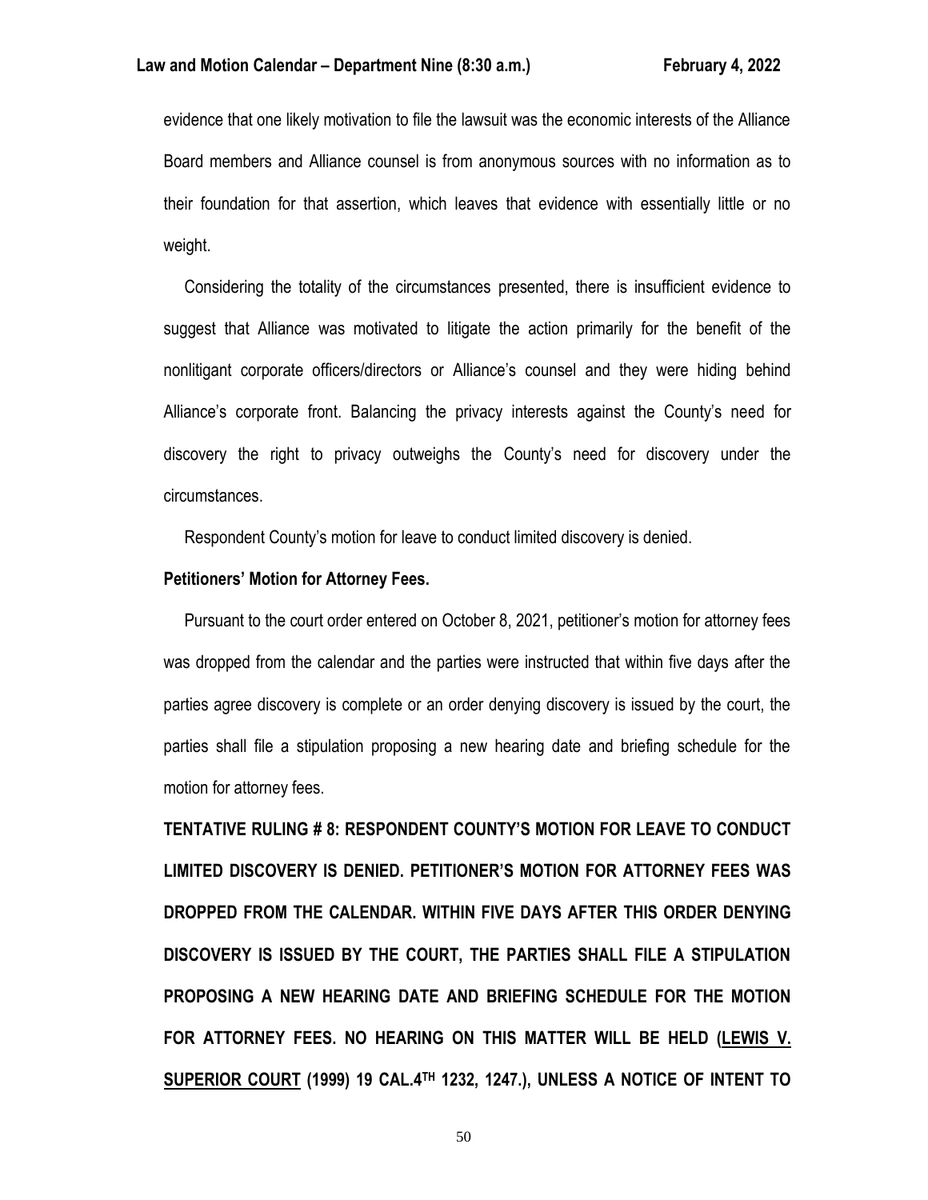evidence that one likely motivation to file the lawsuit was the economic interests of the Alliance Board members and Alliance counsel is from anonymous sources with no information as to their foundation for that assertion, which leaves that evidence with essentially little or no weight.

Considering the totality of the circumstances presented, there is insufficient evidence to suggest that Alliance was motivated to litigate the action primarily for the benefit of the nonlitigant corporate officers/directors or Alliance's counsel and they were hiding behind Alliance's corporate front. Balancing the privacy interests against the County's need for discovery the right to privacy outweighs the County's need for discovery under the circumstances.

Respondent County's motion for leave to conduct limited discovery is denied.

**Petitioners' Motion for Attorney Fees.**

Pursuant to the court order entered on October 8, 2021, petitioner's motion for attorney fees was dropped from the calendar and the parties were instructed that within five days after the parties agree discovery is complete or an order denying discovery is issued by the court, the parties shall file a stipulation proposing a new hearing date and briefing schedule for the motion for attorney fees.

**TENTATIVE RULING # 8: RESPONDENT COUNTY'S MOTION FOR LEAVE TO CONDUCT LIMITED DISCOVERY IS DENIED. PETITIONER'S MOTION FOR ATTORNEY FEES WAS DROPPED FROM THE CALENDAR. WITHIN FIVE DAYS AFTER THIS ORDER DENYING DISCOVERY IS ISSUED BY THE COURT, THE PARTIES SHALL FILE A STIPULATION PROPOSING A NEW HEARING DATE AND BRIEFING SCHEDULE FOR THE MOTION FOR ATTORNEY FEES. NO HEARING ON THIS MATTER WILL BE HELD (<u>LEWIS V. SUPERIOR COURT</u> (1999) 19 CAL.4TH 1232, 1247.), UNLESS A NOTICE OF INTENT TO**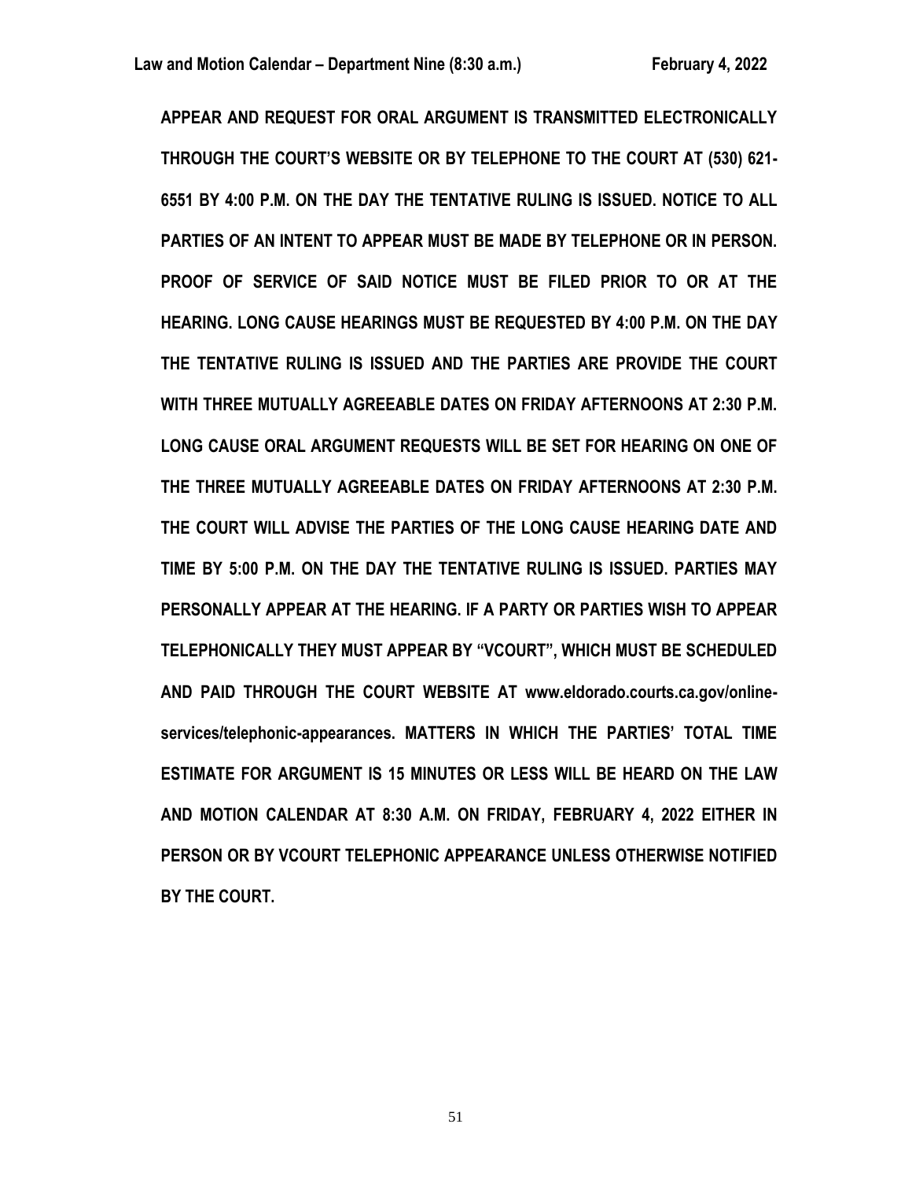**APPEAR AND REQUEST FOR ORAL ARGUMENT IS TRANSMITTED ELECTRONICALLY THROUGH THE COURT'S WEBSITE OR BY TELEPHONE TO THE COURT AT (530) 621-6551 BY 4:00 P.M. ON THE DAY THE TENTATIVE RULING IS ISSUED. NOTICE TO ALL PARTIES OF AN INTENT TO APPEAR MUST BE MADE BY TELEPHONE OR IN PERSON. PROOF OF SERVICE OF SAID NOTICE MUST BE FILED PRIOR TO OR AT THE HEARING. LONG CAUSE HEARINGS MUST BE REQUESTED BY 4:00 P.M. ON THE DAY THE TENTATIVE RULING IS ISSUED AND THE PARTIES ARE PROVIDE THE COURT WITH THREE MUTUALLY AGREEABLE DATES ON FRIDAY AFTERNOONS AT 2:30 P.M. LONG CAUSE ORAL ARGUMENT REQUESTS WILL BE SET FOR HEARING ON ONE OF THE THREE MUTUALLY AGREEABLE DATES ON FRIDAY AFTERNOONS AT 2:30 P.M. THE COURT WILL ADVISE THE PARTIES OF THE LONG CAUSE HEARING DATE AND TIME BY 5:00 P.M. ON THE DAY THE TENTATIVE RULING IS ISSUED. PARTIES MAY PERSONALLY APPEAR AT THE HEARING. IF A PARTY OR PARTIES WISH TO APPEAR TELEPHONICALLY THEY MUST APPEAR BY "VCOURT", WHICH MUST BE SCHEDULED AND PAID THROUGH THE COURT WEBSITE AT www.eldorado.courts.ca.gov/online-services/telephonic-appearances. MATTERS IN WHICH THE PARTIES' TOTAL TIME ESTIMATE FOR ARGUMENT IS 15 MINUTES OR LESS WILL BE HEARD ON THE LAW AND MOTION CALENDAR AT 8:30 A.M. ON FRIDAY, FEBRUARY 4, 2022 EITHER IN PERSON OR BY VCOURT TELEPHONIC APPEARANCE UNLESS OTHERWISE NOTIFIED BY THE COURT.**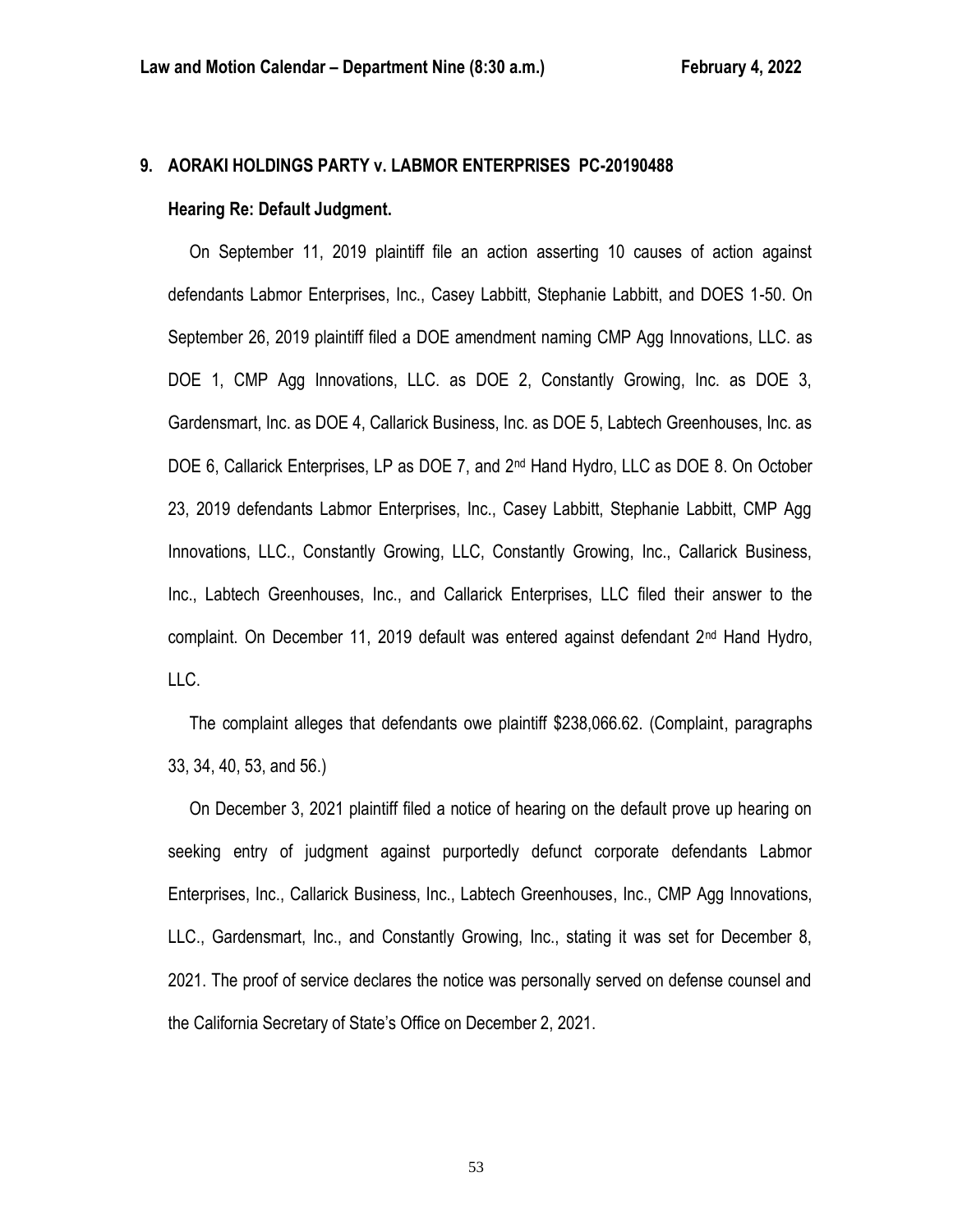### 9. AORAKI HOLDINGS PARTY v. LABMOR ENTERPRISES PC-20190488

**Hearing Re: Default Judgment.**

On September 11, 2019 plaintiff file an action asserting 10 causes of action against defendants Labmor Enterprises, Inc., Casey Labbitt, Stephanie Labbitt, and DOES 1-50. On September 26, 2019 plaintiff filed a DOE amendment naming CMP Agg Innovations, LLC. as DOE 1, CMP Agg Innovations, LLC. as DOE 2, Constantly Growing, Inc. as DOE 3, Gardensmart, Inc. as DOE 4, Callarick Business, Inc. as DOE 5, Labtech Greenhouses, Inc. as DOE 6, Callarick Enterprises, LP as DOE 7, and 2nd Hand Hydro, LLC as DOE 8. On October 23, 2019 defendants Labmor Enterprises, Inc., Casey Labbitt, Stephanie Labbitt, CMP Agg Innovations, LLC., Constantly Growing, LLC, Constantly Growing, Inc., Callarick Business, Inc., Labtech Greenhouses, Inc., and Callarick Enterprises, LLC filed their answer to the complaint. On December 11, 2019 default was entered against defendant 2nd Hand Hydro, LLC.

The complaint alleges that defendants owe plaintiff $238,066.62. (Complaint, paragraphs 33, 34, 40, 53, and 56.)

On December 3, 2021 plaintiff filed a notice of hearing on the default prove up hearing on seeking entry of judgment against purportedly defunct corporate defendants Labmor Enterprises, Inc., Callarick Business, Inc., Labtech Greenhouses, Inc., CMP Agg Innovations, LLC., Gardensmart, Inc., and Constantly Growing, Inc., stating it was set for December 8, 2021. The proof of service declares the notice was personally served on defense counsel and the California Secretary of State's Office on December 2, 2021.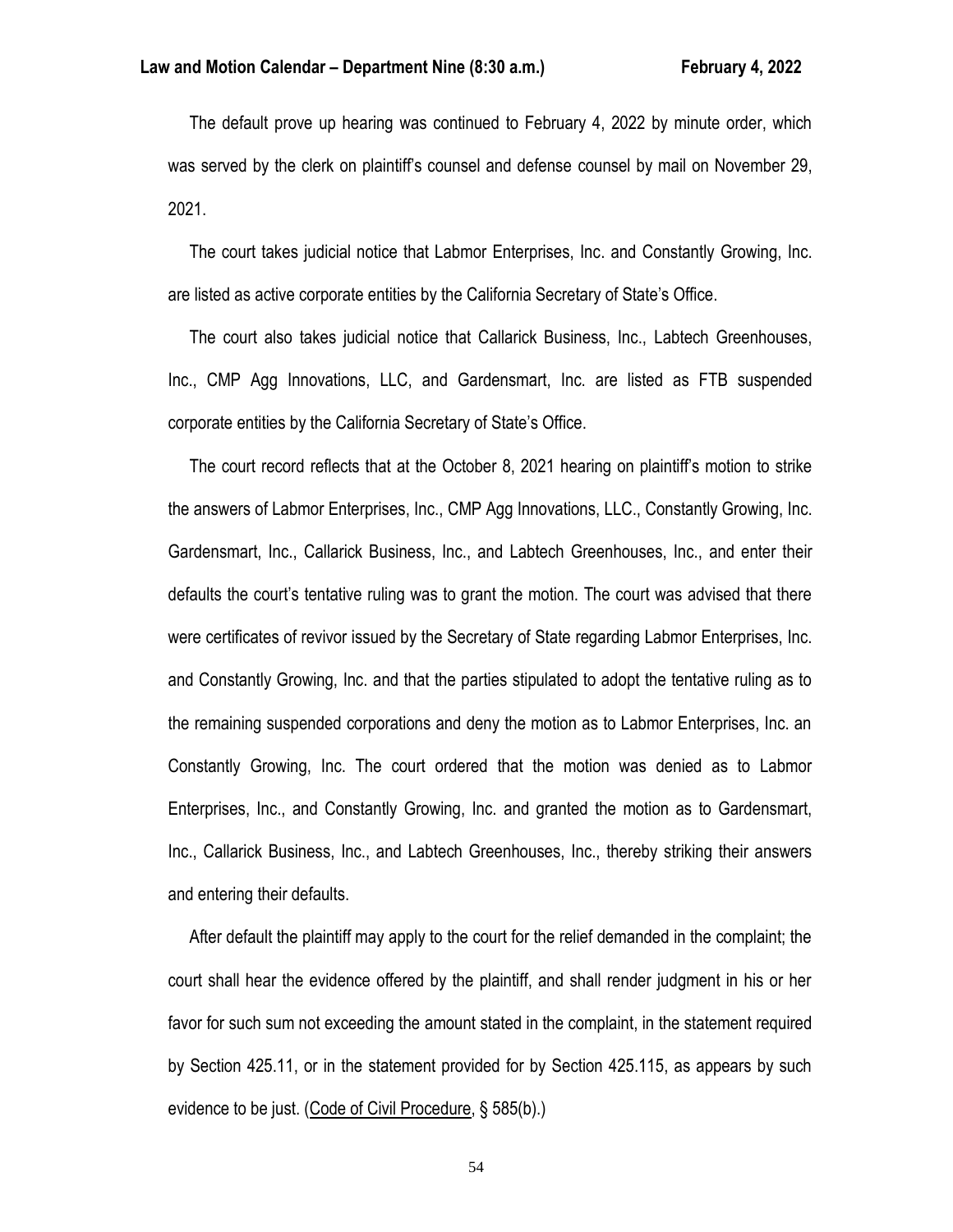The default prove up hearing was continued to February 4, 2022 by minute order, which was served by the clerk on plaintiff's counsel and defense counsel by mail on November 29, 2021.

The court takes judicial notice that Labmor Enterprises, Inc. and Constantly Growing, Inc. are listed as active corporate entities by the California Secretary of State's Office.

The court also takes judicial notice that Callarick Business, Inc., Labtech Greenhouses, Inc., CMP Agg Innovations, LLC, and Gardensmart, Inc. are listed as FTB suspended corporate entities by the California Secretary of State's Office.

The court record reflects that at the October 8, 2021 hearing on plaintiff's motion to strike the answers of Labmor Enterprises, Inc., CMP Agg Innovations, LLC., Constantly Growing, Inc. Gardensmart, Inc., Callarick Business, Inc., and Labtech Greenhouses, Inc., and enter their defaults the court's tentative ruling was to grant the motion. The court was advised that there were certificates of revivor issued by the Secretary of State regarding Labmor Enterprises, Inc. and Constantly Growing, Inc. and that the parties stipulated to adopt the tentative ruling as to the remaining suspended corporations and deny the motion as to Labmor Enterprises, Inc. an Constantly Growing, Inc. The court ordered that the motion was denied as to Labmor Enterprises, Inc., and Constantly Growing, Inc. and granted the motion as to Gardensmart, Inc., Callarick Business, Inc., and Labtech Greenhouses, Inc., thereby striking their answers and entering their defaults.

After default the plaintiff may apply to the court for the relief demanded in the complaint; the court shall hear the evidence offered by the plaintiff, and shall render judgment in his or her favor for such sum not exceeding the amount stated in the complaint, in the statement required by Section 425.11, or in the statement provided for by Section 425.115, as appears by such evidence to be just. (Code of Civil Procedure, § 585(b).)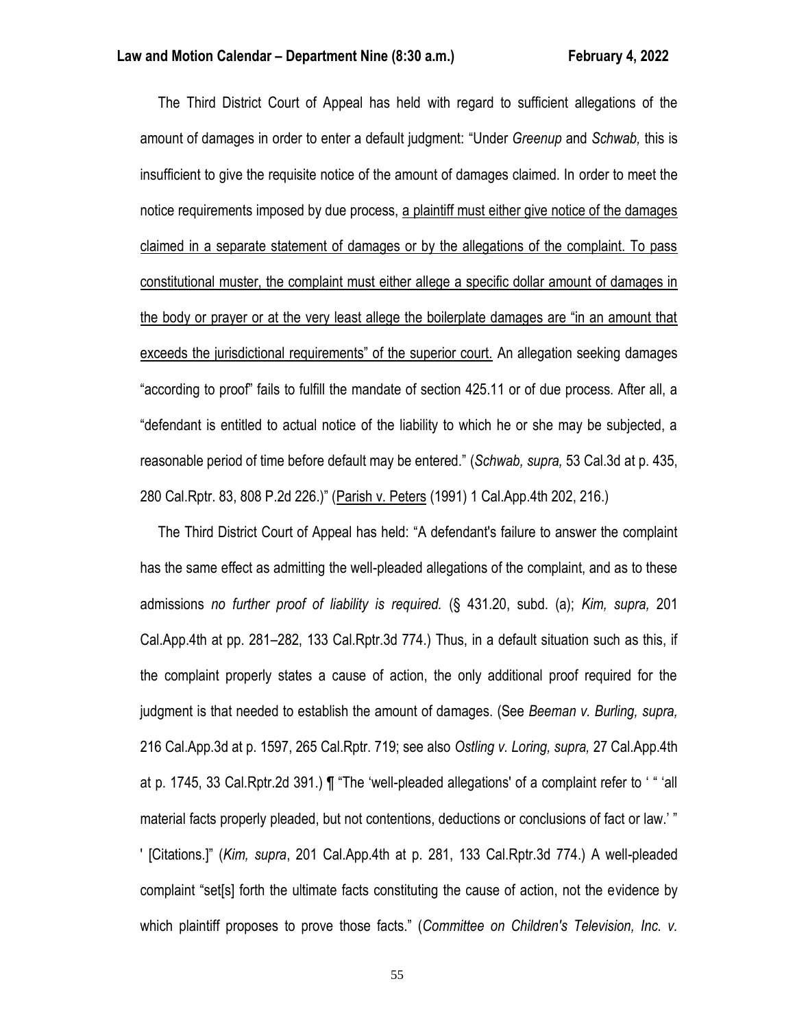The Third District Court of Appeal has held with regard to sufficient allegations of the amount of damages in order to enter a default judgment: "Under *Greenup* and *Schwab,* this is insufficient to give the requisite notice of the amount of damages claimed. In order to meet the notice requirements imposed by due process, <u>a plaintiff must either give notice of the damages claimed in a separate statement of damages or by the allegations of the complaint. To pass constitutional muster, the complaint must either allege a specific dollar amount of damages in the body or prayer or at the very least allege the boilerplate damages are "in an amount that exceeds the jurisdictional requirements" of the superior court.</u> An allegation seeking damages "according to proof" fails to fulfill the mandate of section 425.11 or of due process. After all, a "defendant is entitled to actual notice of the liability to which he or she may be subjected, a reasonable period of time before default may be entered." (*Schwab, supra,* 53 Cal.3d at p. 435, 280 Cal.Rptr. 83, 808 P.2d 226.)" (<u>Parish v. Peters</u> (1991) 1 Cal.App.4th 202, 216.)

The Third District Court of Appeal has held: "A defendant's failure to answer the complaint has the same effect as admitting the well-pleaded allegations of the complaint, and as to these admissions *no further proof of liability is required.* (§ 431.20, subd. (a); *Kim, supra,* 201 Cal.App.4th at pp. 281–282, 133 Cal.Rptr.3d 774.) Thus, in a default situation such as this, if the complaint properly states a cause of action, the only additional proof required for the judgment is that needed to establish the amount of damages. (See *Beeman v. Burling, supra,* 216 Cal.App.3d at p. 1597, 265 Cal.Rptr. 719; see also *Ostling v. Loring, supra,* 27 Cal.App.4th at p. 1745, 33 Cal.Rptr.2d 391.) ¶ "The 'well-pleaded allegations' of a complaint refer to ' " 'all material facts properly pleaded, but not contentions, deductions or conclusions of fact or law.' " ' [Citations.]" (*Kim, supra*, 201 Cal.App.4th at p. 281, 133 Cal.Rptr.3d 774.) A well-pleaded complaint "set[s] forth the ultimate facts constituting the cause of action, not the evidence by which plaintiff proposes to prove those facts." (*Committee on Children's Television, Inc. v.*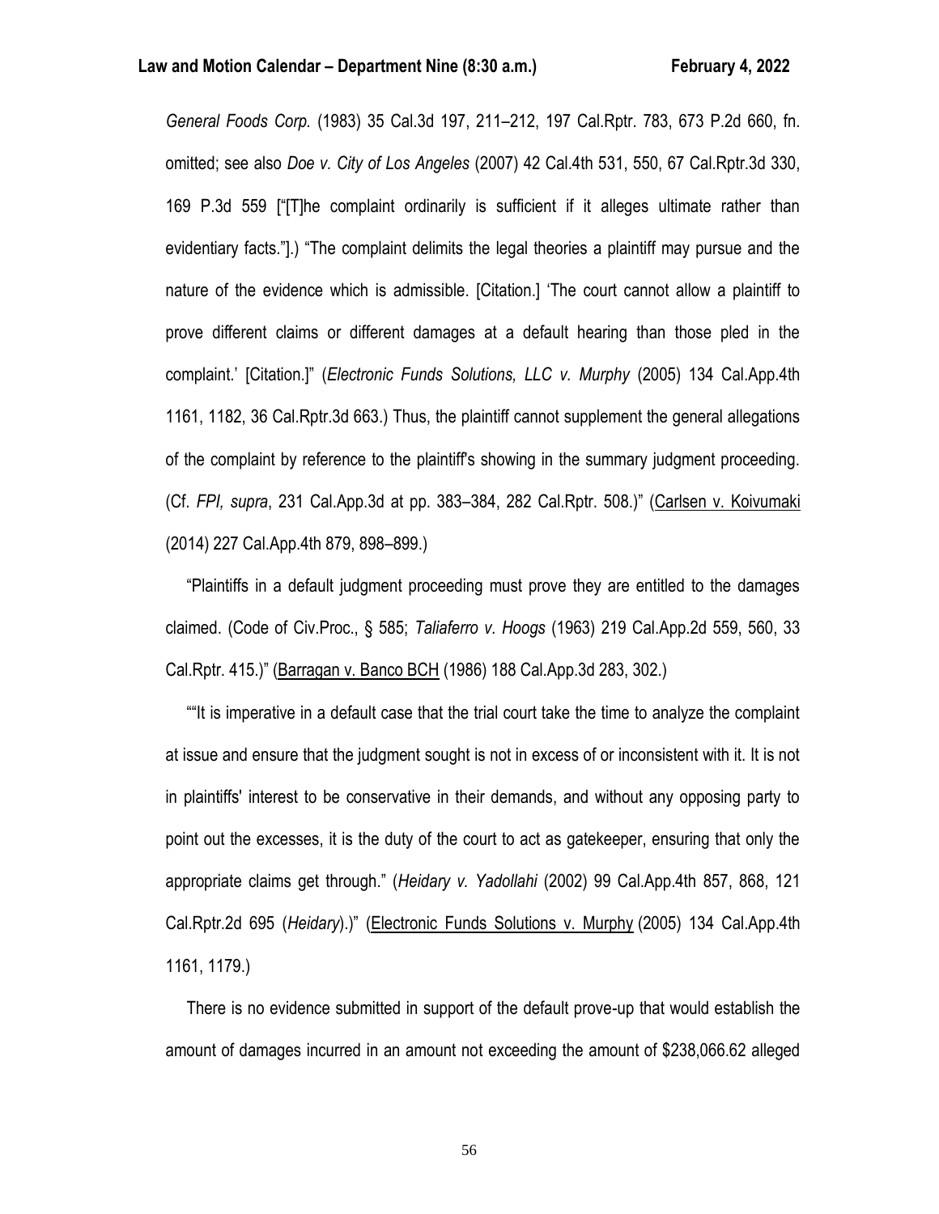*General Foods Corp.* (1983) 35 Cal.3d 197, 211–212, 197 Cal.Rptr. 783, 673 P.2d 660, fn. omitted; see also *Doe v. City of Los Angeles* (2007) 42 Cal.4th 531, 550, 67 Cal.Rptr.3d 330, 169 P.3d 559 ["[T]he complaint ordinarily is sufficient if it alleges ultimate rather than evidentiary facts."].) "The complaint delimits the legal theories a plaintiff may pursue and the nature of the evidence which is admissible. [Citation.] 'The court cannot allow a plaintiff to prove different claims or different damages at a default hearing than those pled in the complaint.' [Citation.]" (*Electronic Funds Solutions, LLC v. Murphy* (2005) 134 Cal.App.4th 1161, 1182, 36 Cal.Rptr.3d 663.) Thus, the plaintiff cannot supplement the general allegations of the complaint by reference to the plaintiff's showing in the summary judgment proceeding. (Cf. *FPI, supra*, 231 Cal.App.3d at pp. 383–384, 282 Cal.Rptr. 508.)" (Carlsen v. Koivumaki (2014) 227 Cal.App.4th 879, 898–899.)

"Plaintiffs in a default judgment proceeding must prove they are entitled to the damages claimed. (Code of Civ.Proc., § 585; *Taliaferro v. Hoogs* (1963) 219 Cal.App.2d 559, 560, 33 Cal.Rptr. 415.)" (Barragan v. Banco BCH (1986) 188 Cal.App.3d 283, 302.)

""It is imperative in a default case that the trial court take the time to analyze the complaint at issue and ensure that the judgment sought is not in excess of or inconsistent with it. It is not in plaintiffs' interest to be conservative in their demands, and without any opposing party to point out the excesses, it is the duty of the court to act as gatekeeper, ensuring that only the appropriate claims get through." (*Heidary v. Yadollahi* (2002) 99 Cal.App.4th 857, 868, 121 Cal.Rptr.2d 695 (*Heidary*).)" (Electronic Funds Solutions v. Murphy (2005) 134 Cal.App.4th 1161, 1179.)

There is no evidence submitted in support of the default prove-up that would establish the amount of damages incurred in an amount not exceeding the amount of $238,066.62 alleged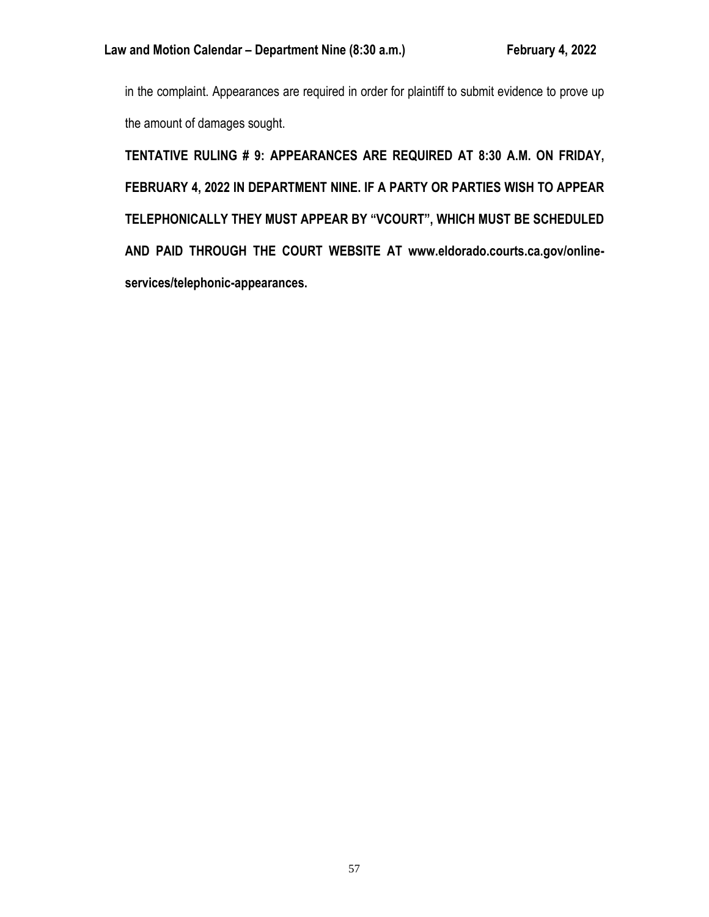in the complaint. Appearances are required in order for plaintiff to submit evidence to prove up the amount of damages sought.

**TENTATIVE RULING # 9: APPEARANCES ARE REQUIRED AT 8:30 A.M. ON FRIDAY, FEBRUARY 4, 2022 IN DEPARTMENT NINE. IF A PARTY OR PARTIES WISH TO APPEAR TELEPHONICALLY THEY MUST APPEAR BY "VCOURT", WHICH MUST BE SCHEDULED AND PAID THROUGH THE COURT WEBSITE AT www.eldorado.courts.ca.gov/online-services/telephonic-appearances.**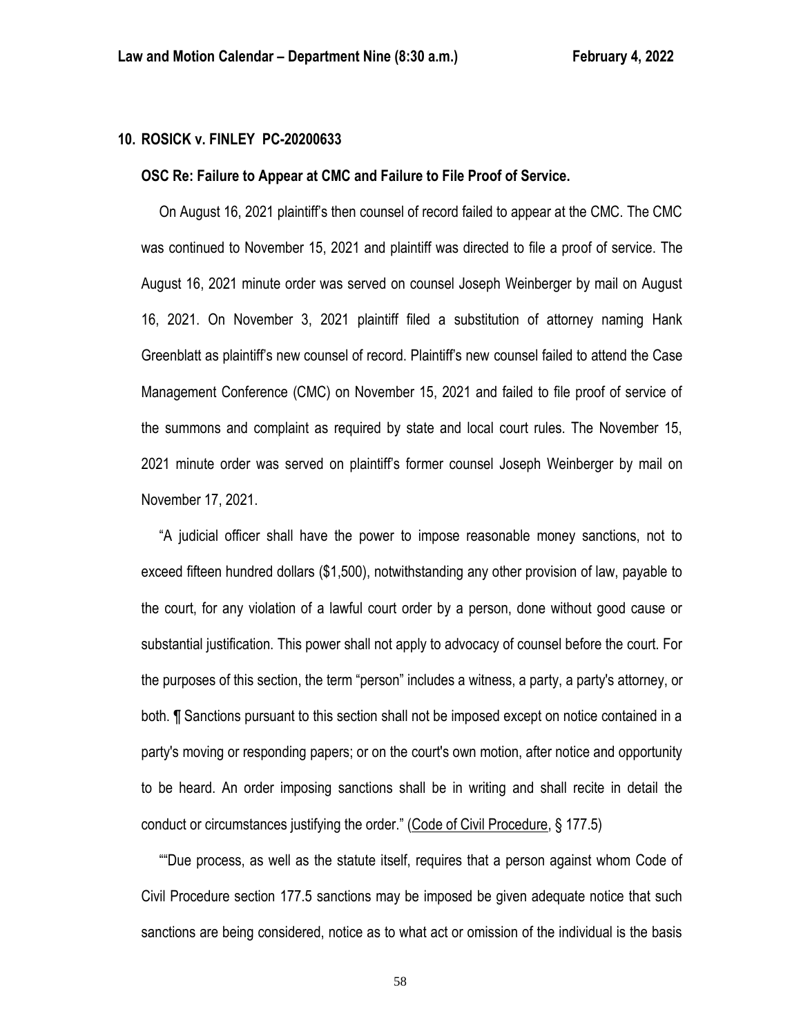## 10. ROSICK v. FINLEY PC-20200633

**OSC Re: Failure to Appear at CMC and Failure to File Proof of Service.**

On August 16, 2021 plaintiff's then counsel of record failed to appear at the CMC. The CMC was continued to November 15, 2021 and plaintiff was directed to file a proof of service. The August 16, 2021 minute order was served on counsel Joseph Weinberger by mail on August 16, 2021. On November 3, 2021 plaintiff filed a substitution of attorney naming Hank Greenblatt as plaintiff's new counsel of record. Plaintiff's new counsel failed to attend the Case Management Conference (CMC) on November 15, 2021 and failed to file proof of service of the summons and complaint as required by state and local court rules. The November 15, 2021 minute order was served on plaintiff's former counsel Joseph Weinberger by mail on November 17, 2021.

"A judicial officer shall have the power to impose reasonable money sanctions, not to exceed fifteen hundred dollars ($1,500), notwithstanding any other provision of law, payable to the court, for any violation of a lawful court order by a person, done without good cause or substantial justification. This power shall not apply to advocacy of counsel before the court. For the purposes of this section, the term "person" includes a witness, a party, a party's attorney, or both. ¶ Sanctions pursuant to this section shall not be imposed except on notice contained in a party's moving or responding papers; or on the court's own motion, after notice and opportunity to be heard. An order imposing sanctions shall be in writing and shall recite in detail the conduct or circumstances justifying the order." (Code of Civil Procedure, § 177.5)

""Due process, as well as the statute itself, requires that a person against whom Code of Civil Procedure section 177.5 sanctions may be imposed be given adequate notice that such sanctions are being considered, notice as to what act or omission of the individual is the basis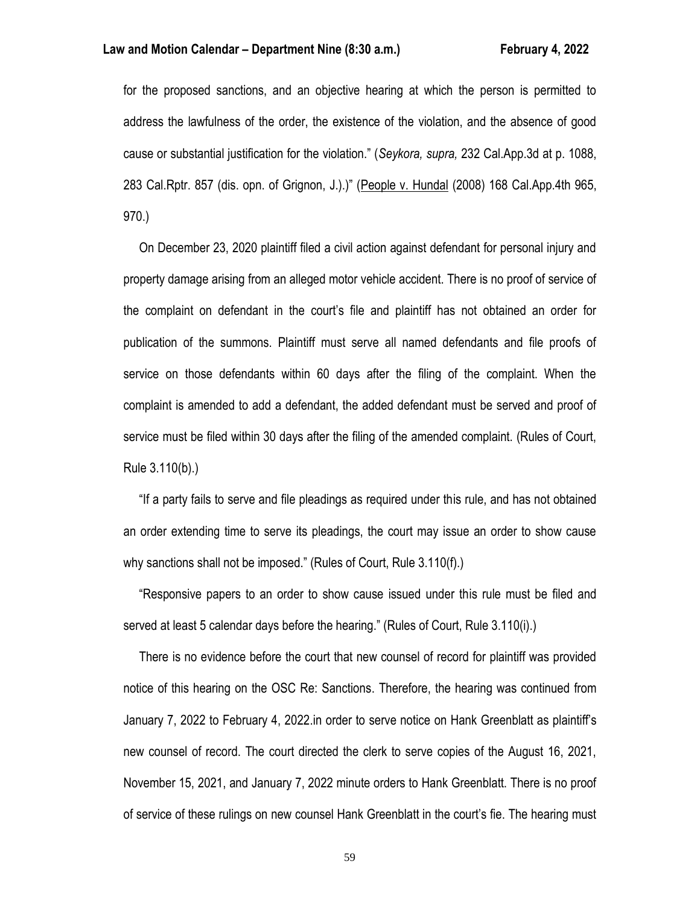for the proposed sanctions, and an objective hearing at which the person is permitted to address the lawfulness of the order, the existence of the violation, and the absence of good cause or substantial justification for the violation." (*Seykora, supra,* 232 Cal.App.3d at p. 1088, 283 Cal.Rptr. 857 (dis. opn. of Grignon, J.).)" (People v. Hundal (2008) 168 Cal.App.4th 965, 970.)

On December 23, 2020 plaintiff filed a civil action against defendant for personal injury and property damage arising from an alleged motor vehicle accident. There is no proof of service of the complaint on defendant in the court's file and plaintiff has not obtained an order for publication of the summons. Plaintiff must serve all named defendants and file proofs of service on those defendants within 60 days after the filing of the complaint. When the complaint is amended to add a defendant, the added defendant must be served and proof of service must be filed within 30 days after the filing of the amended complaint. (Rules of Court, Rule 3.110(b).)

"If a party fails to serve and file pleadings as required under this rule, and has not obtained an order extending time to serve its pleadings, the court may issue an order to show cause why sanctions shall not be imposed." (Rules of Court, Rule 3.110(f).)

"Responsive papers to an order to show cause issued under this rule must be filed and served at least 5 calendar days before the hearing." (Rules of Court, Rule 3.110(i).)

There is no evidence before the court that new counsel of record for plaintiff was provided notice of this hearing on the OSC Re: Sanctions. Therefore, the hearing was continued from January 7, 2022 to February 4, 2022.in order to serve notice on Hank Greenblatt as plaintiff's new counsel of record. The court directed the clerk to serve copies of the August 16, 2021, November 15, 2021, and January 7, 2022 minute orders to Hank Greenblatt. There is no proof of service of these rulings on new counsel Hank Greenblatt in the court's fie. The hearing must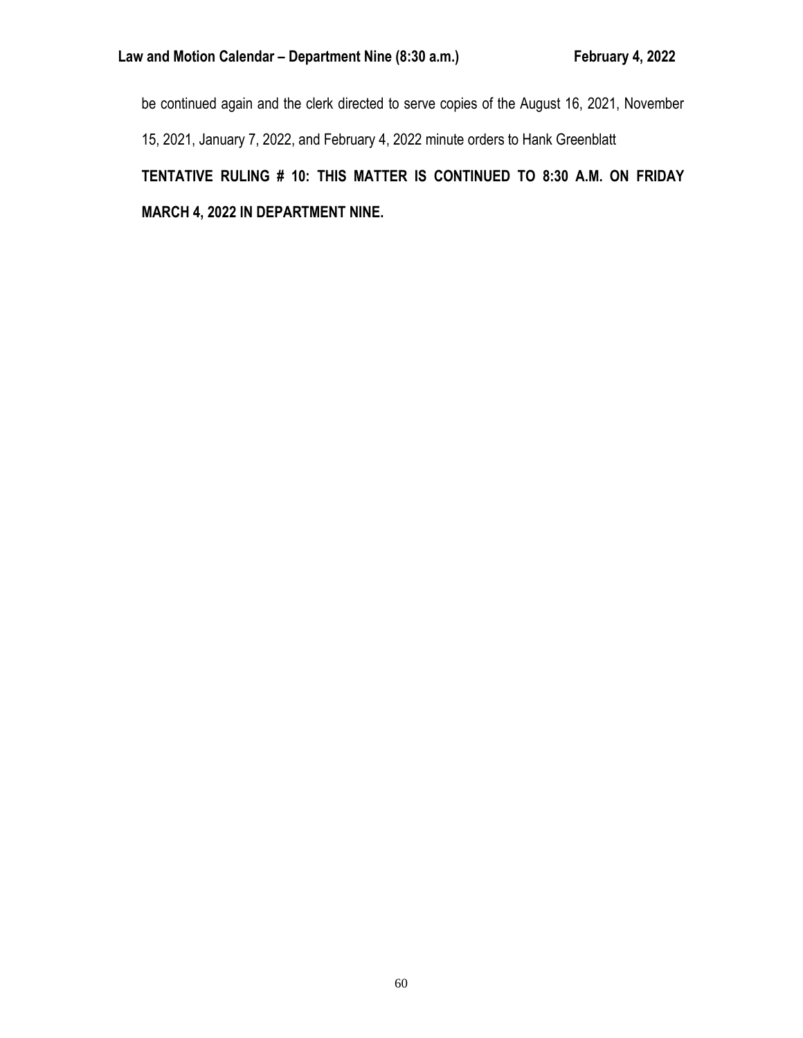be continued again and the clerk directed to serve copies of the August 16, 2021, November 15, 2021, January 7, 2022, and February 4, 2022 minute orders to Hank Greenblatt

**TENTATIVE RULING # 10: THIS MATTER IS CONTINUED TO 8:30 A.M. ON FRIDAY MARCH 4, 2022 IN DEPARTMENT NINE.**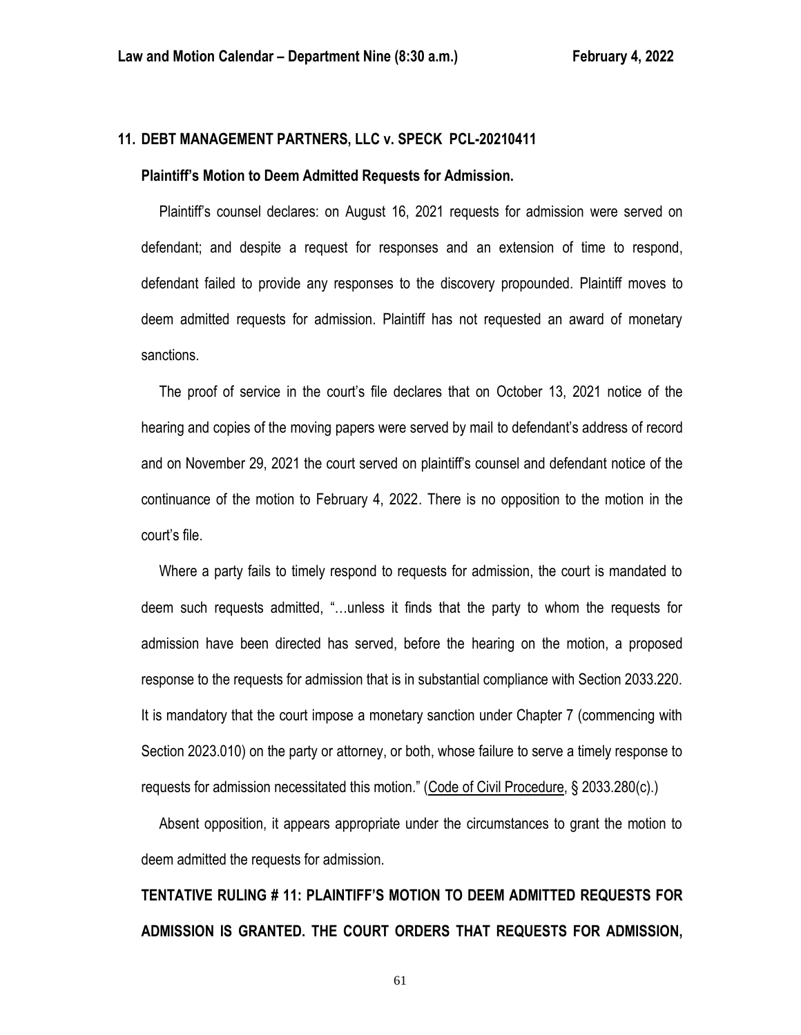## 11. DEBT MANAGEMENT PARTNERS, LLC v. SPECK PCL-20210411

**Plaintiff's Motion to Deem Admitted Requests for Admission.**

Plaintiff's counsel declares: on August 16, 2021 requests for admission were served on defendant; and despite a request for responses and an extension of time to respond, defendant failed to provide any responses to the discovery propounded. Plaintiff moves to deem admitted requests for admission. Plaintiff has not requested an award of monetary sanctions.

The proof of service in the court's file declares that on October 13, 2021 notice of the hearing and copies of the moving papers were served by mail to defendant's address of record and on November 29, 2021 the court served on plaintiff's counsel and defendant notice of the continuance of the motion to February 4, 2022. There is no opposition to the motion in the court's file.

Where a party fails to timely respond to requests for admission, the court is mandated to deem such requests admitted, "…unless it finds that the party to whom the requests for admission have been directed has served, before the hearing on the motion, a proposed response to the requests for admission that is in substantial compliance with Section 2033.220. It is mandatory that the court impose a monetary sanction under Chapter 7 (commencing with Section 2023.010) on the party or attorney, or both, whose failure to serve a timely response to requests for admission necessitated this motion." (Code of Civil Procedure, § 2033.280(c).)

Absent opposition, it appears appropriate under the circumstances to grant the motion to deem admitted the requests for admission.

**TENTATIVE RULING # 11: PLAINTIFF'S MOTION TO DEEM ADMITTED REQUESTS FOR ADMISSION IS GRANTED. THE COURT ORDERS THAT REQUESTS FOR ADMISSION,**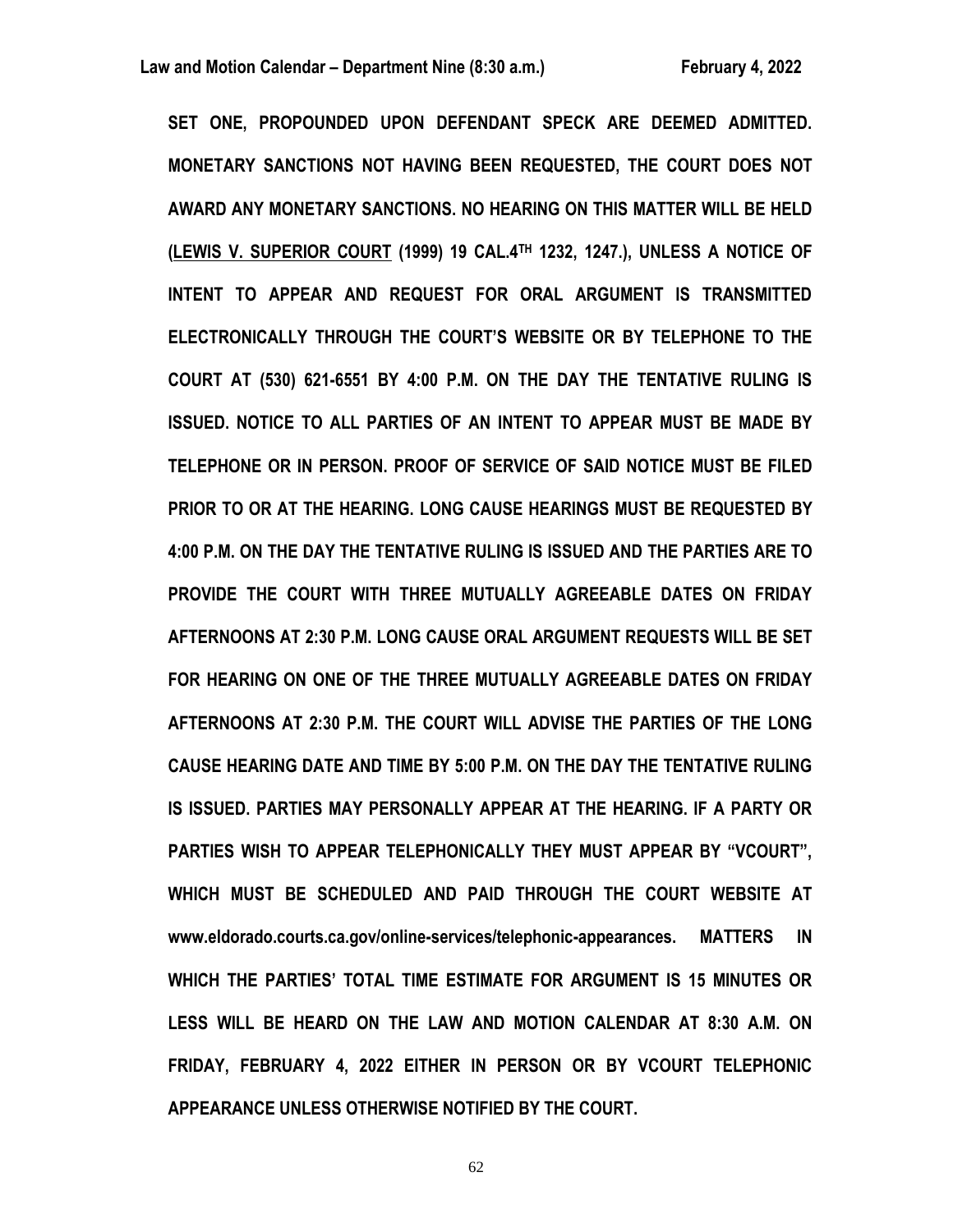**SET ONE, PROPOUNDED UPON DEFENDANT SPECK ARE DEEMED ADMITTED. MONETARY SANCTIONS NOT HAVING BEEN REQUESTED, THE COURT DOES NOT AWARD ANY MONETARY SANCTIONS. NO HEARING ON THIS MATTER WILL BE HELD (<u>LEWIS V. SUPERIOR COURT</u> (1999) 19 CAL.4TH 1232, 1247.), UNLESS A NOTICE OF INTENT TO APPEAR AND REQUEST FOR ORAL ARGUMENT IS TRANSMITTED ELECTRONICALLY THROUGH THE COURT'S WEBSITE OR BY TELEPHONE TO THE COURT AT (530) 621-6551 BY 4:00 P.M. ON THE DAY THE TENTATIVE RULING IS ISSUED. NOTICE TO ALL PARTIES OF AN INTENT TO APPEAR MUST BE MADE BY TELEPHONE OR IN PERSON. PROOF OF SERVICE OF SAID NOTICE MUST BE FILED PRIOR TO OR AT THE HEARING. LONG CAUSE HEARINGS MUST BE REQUESTED BY 4:00 P.M. ON THE DAY THE TENTATIVE RULING IS ISSUED AND THE PARTIES ARE TO PROVIDE THE COURT WITH THREE MUTUALLY AGREEABLE DATES ON FRIDAY AFTERNOONS AT 2:30 P.M. LONG CAUSE ORAL ARGUMENT REQUESTS WILL BE SET FOR HEARING ON ONE OF THE THREE MUTUALLY AGREEABLE DATES ON FRIDAY AFTERNOONS AT 2:30 P.M. THE COURT WILL ADVISE THE PARTIES OF THE LONG CAUSE HEARING DATE AND TIME BY 5:00 P.M. ON THE DAY THE TENTATIVE RULING IS ISSUED. PARTIES MAY PERSONALLY APPEAR AT THE HEARING. IF A PARTY OR PARTIES WISH TO APPEAR TELEPHONICALLY THEY MUST APPEAR BY "VCOURT", WHICH MUST BE SCHEDULED AND PAID THROUGH THE COURT WEBSITE AT www.eldorado.courts.ca.gov/online-services/telephonic-appearances. MATTERS IN WHICH THE PARTIES' TOTAL TIME ESTIMATE FOR ARGUMENT IS 15 MINUTES OR LESS WILL BE HEARD ON THE LAW AND MOTION CALENDAR AT 8:30 A.M. ON FRIDAY, FEBRUARY 4, 2022 EITHER IN PERSON OR BY VCOURT TELEPHONIC APPEARANCE UNLESS OTHERWISE NOTIFIED BY THE COURT.**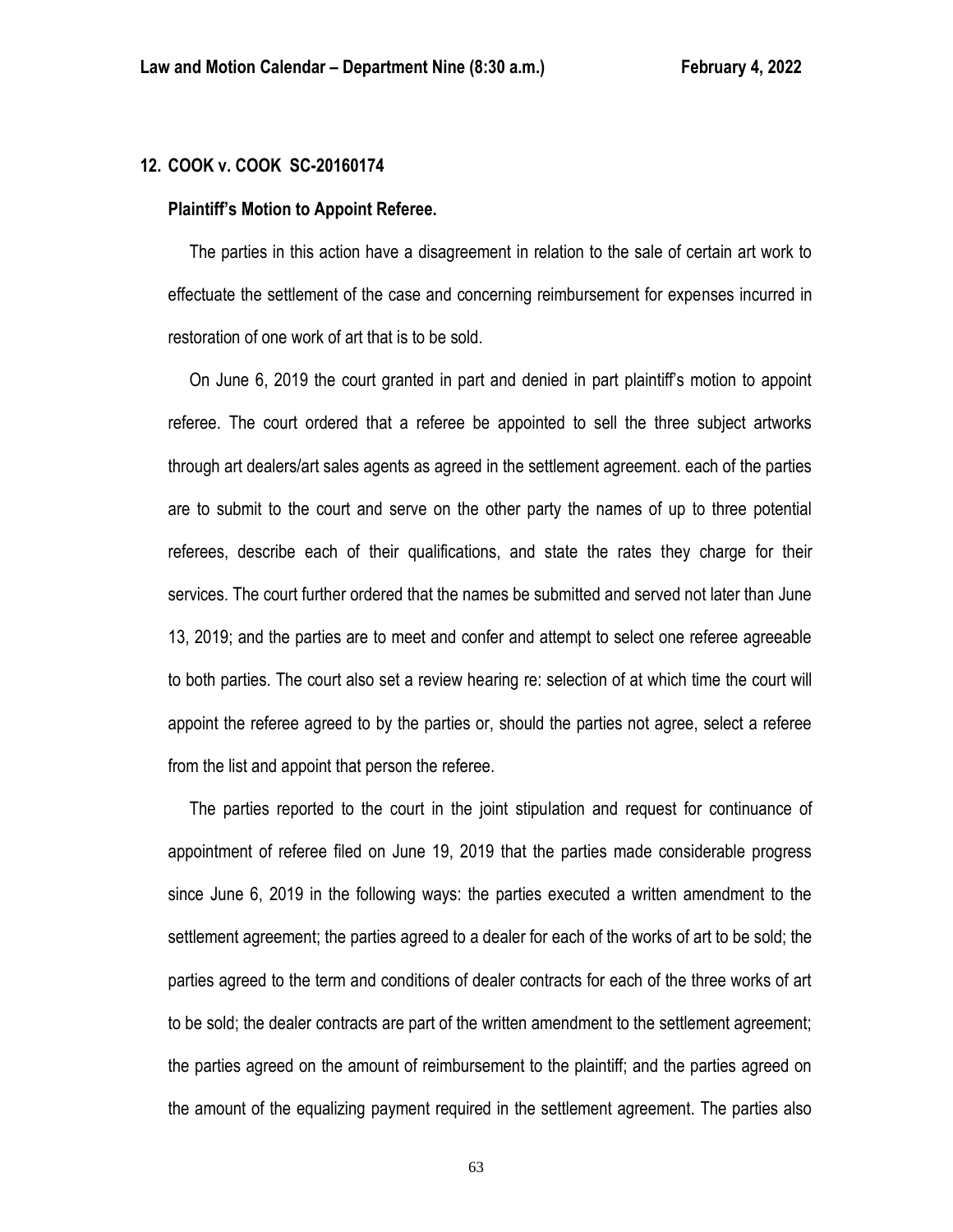## 12. COOK v. COOK SC-20160174

**Plaintiff's Motion to Appoint Referee.**

The parties in this action have a disagreement in relation to the sale of certain art work to effectuate the settlement of the case and concerning reimbursement for expenses incurred in restoration of one work of art that is to be sold.

On June 6, 2019 the court granted in part and denied in part plaintiff's motion to appoint referee. The court ordered that a referee be appointed to sell the three subject artworks through art dealers/art sales agents as agreed in the settlement agreement. each of the parties are to submit to the court and serve on the other party the names of up to three potential referees, describe each of their qualifications, and state the rates they charge for their services. The court further ordered that the names be submitted and served not later than June 13, 2019; and the parties are to meet and confer and attempt to select one referee agreeable to both parties. The court also set a review hearing re: selection of at which time the court will appoint the referee agreed to by the parties or, should the parties not agree, select a referee from the list and appoint that person the referee.

The parties reported to the court in the joint stipulation and request for continuance of appointment of referee filed on June 19, 2019 that the parties made considerable progress since June 6, 2019 in the following ways: the parties executed a written amendment to the settlement agreement; the parties agreed to a dealer for each of the works of art to be sold; the parties agreed to the term and conditions of dealer contracts for each of the three works of art to be sold; the dealer contracts are part of the written amendment to the settlement agreement; the parties agreed on the amount of reimbursement to the plaintiff; and the parties agreed on the amount of the equalizing payment required in the settlement agreement. The parties also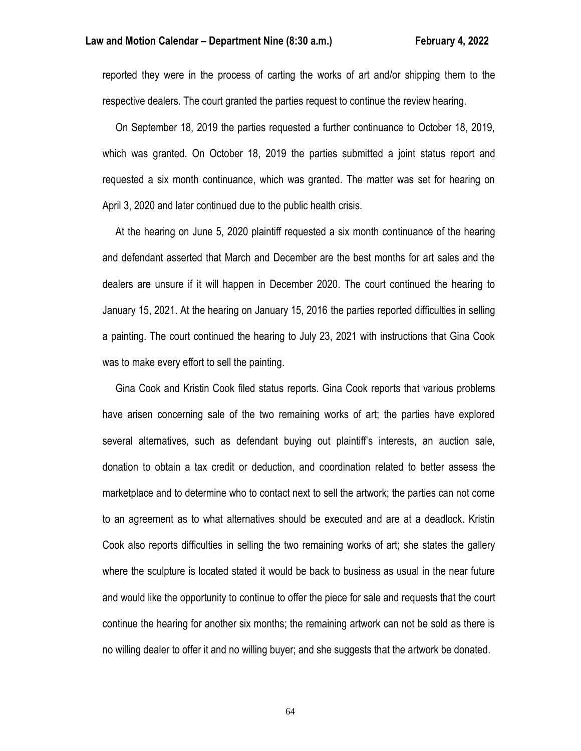reported they were in the process of carting the works of art and/or shipping them to the respective dealers. The court granted the parties request to continue the review hearing.

On September 18, 2019 the parties requested a further continuance to October 18, 2019, which was granted. On October 18, 2019 the parties submitted a joint status report and requested a six month continuance, which was granted. The matter was set for hearing on April 3, 2020 and later continued due to the public health crisis.

At the hearing on June 5, 2020 plaintiff requested a six month continuance of the hearing and defendant asserted that March and December are the best months for art sales and the dealers are unsure if it will happen in December 2020. The court continued the hearing to January 15, 2021. At the hearing on January 15, 2016 the parties reported difficulties in selling a painting. The court continued the hearing to July 23, 2021 with instructions that Gina Cook was to make every effort to sell the painting.

Gina Cook and Kristin Cook filed status reports. Gina Cook reports that various problems have arisen concerning sale of the two remaining works of art; the parties have explored several alternatives, such as defendant buying out plaintiff's interests, an auction sale, donation to obtain a tax credit or deduction, and coordination related to better assess the marketplace and to determine who to contact next to sell the artwork; the parties can not come to an agreement as to what alternatives should be executed and are at a deadlock. Kristin Cook also reports difficulties in selling the two remaining works of art; she states the gallery where the sculpture is located stated it would be back to business as usual in the near future and would like the opportunity to continue to offer the piece for sale and requests that the court continue the hearing for another six months; the remaining artwork can not be sold as there is no willing dealer to offer it and no willing buyer; and she suggests that the artwork be donated.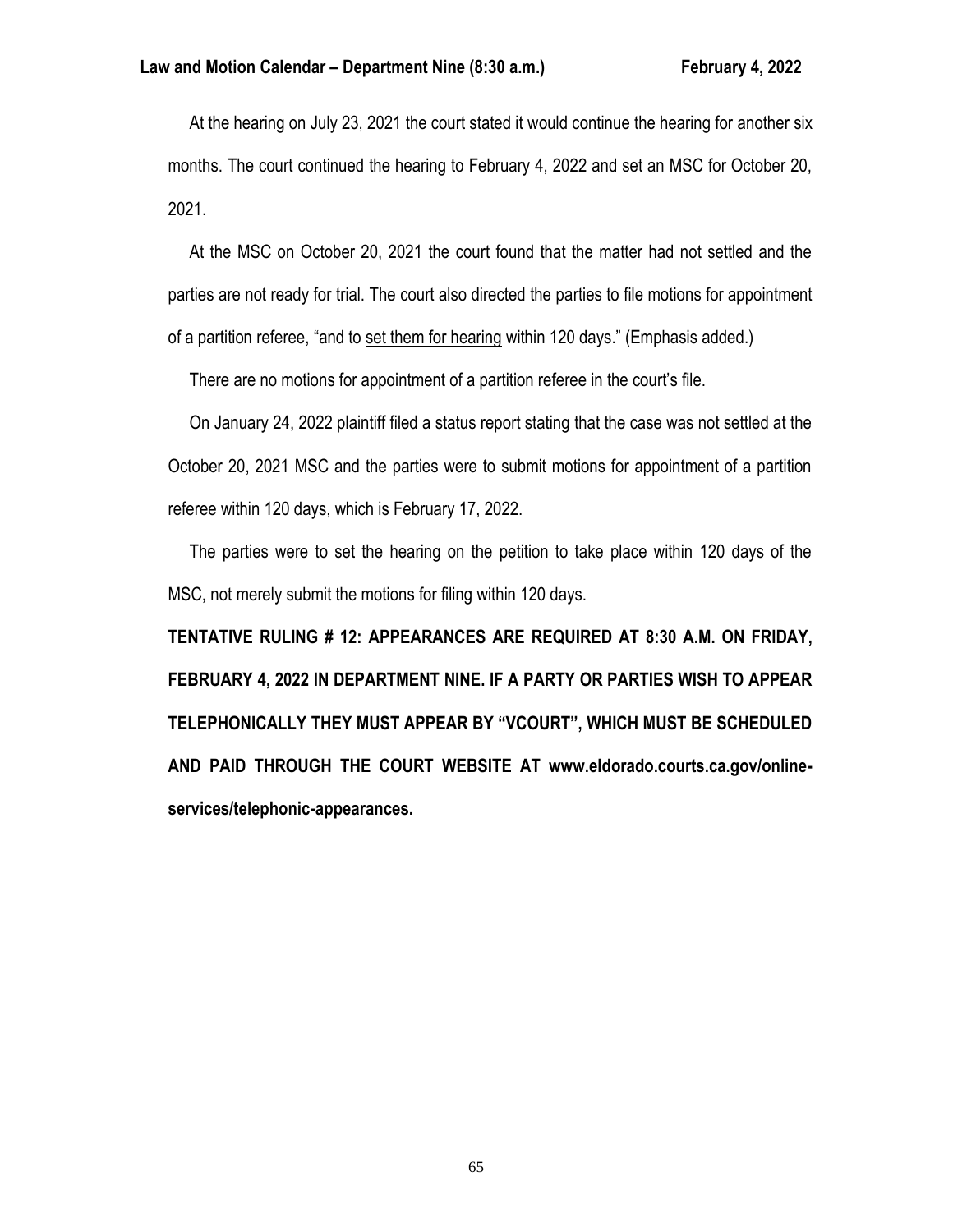At the hearing on July 23, 2021 the court stated it would continue the hearing for another six months. The court continued the hearing to February 4, 2022 and set an MSC for October 20, 2021.

At the MSC on October 20, 2021 the court found that the matter had not settled and the parties are not ready for trial. The court also directed the parties to file motions for appointment of a partition referee, "and to <u>set them for hearing</u> within 120 days." (Emphasis added.)

There are no motions for appointment of a partition referee in the court's file.

On January 24, 2022 plaintiff filed a status report stating that the case was not settled at the October 20, 2021 MSC and the parties were to submit motions for appointment of a partition referee within 120 days, which is February 17, 2022.

The parties were to set the hearing on the petition to take place within 120 days of the MSC, not merely submit the motions for filing within 120 days.

**TENTATIVE RULING # 12: APPEARANCES ARE REQUIRED AT 8:30 A.M. ON FRIDAY, FEBRUARY 4, 2022 IN DEPARTMENT NINE. IF A PARTY OR PARTIES WISH TO APPEAR TELEPHONICALLY THEY MUST APPEAR BY "VCOURT", WHICH MUST BE SCHEDULED AND PAID THROUGH THE COURT WEBSITE AT www.eldorado.courts.ca.gov/online-services/telephonic-appearances.**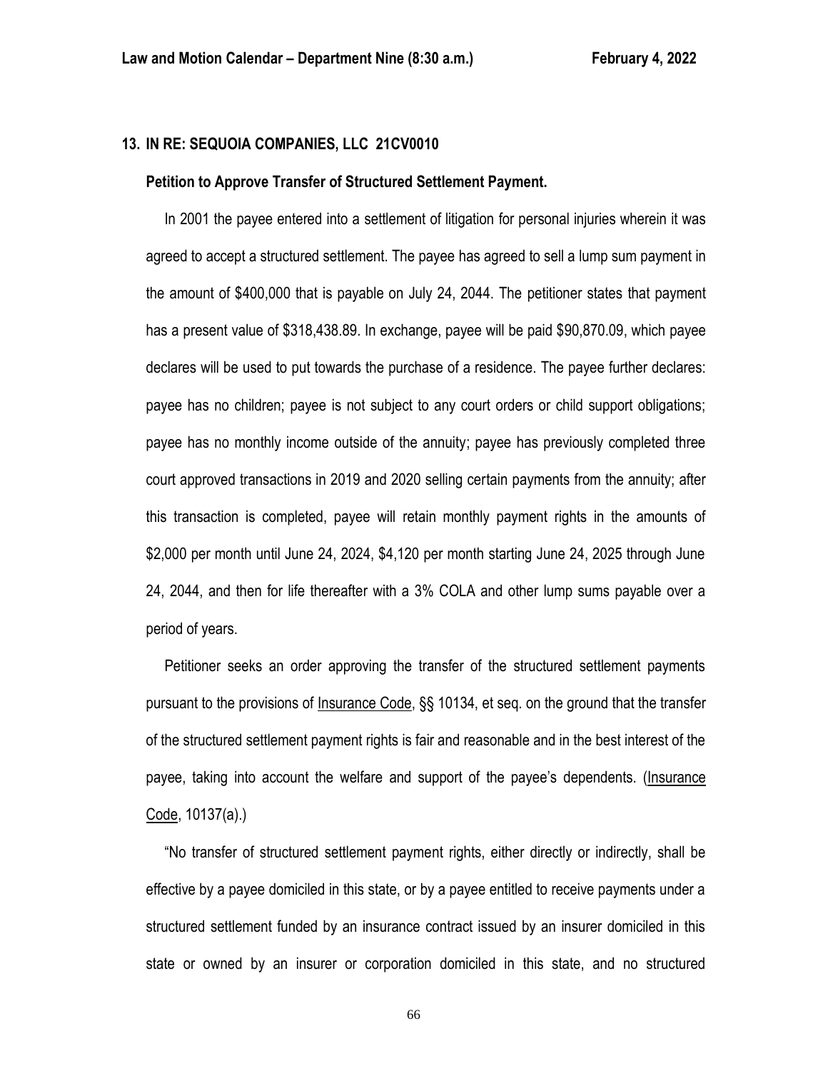**13. IN RE: SEQUOIA COMPANIES, LLC 21CV0010**

**Petition to Approve Transfer of Structured Settlement Payment.**

In 2001 the payee entered into a settlement of litigation for personal injuries wherein it was agreed to accept a structured settlement. The payee has agreed to sell a lump sum payment in the amount of $400,000 that is payable on July 24, 2044. The petitioner states that payment has a present value of $318,438.89. In exchange, payee will be paid $90,870.09, which payee declares will be used to put towards the purchase of a residence. The payee further declares: payee has no children; payee is not subject to any court orders or child support obligations; payee has no monthly income outside of the annuity; payee has previously completed three court approved transactions in 2019 and 2020 selling certain payments from the annuity; after this transaction is completed, payee will retain monthly payment rights in the amounts of $2,000 per month until June 24, 2024, $4,120 per month starting June 24, 2025 through June 24, 2044, and then for life thereafter with a 3% COLA and other lump sums payable over a period of years.

Petitioner seeks an order approving the transfer of the structured settlement payments pursuant to the provisions of Insurance Code, §§ 10134, et seq. on the ground that the transfer of the structured settlement payment rights is fair and reasonable and in the best interest of the payee, taking into account the welfare and support of the payee's dependents. (Insurance Code, 10137(a).)

"No transfer of structured settlement payment rights, either directly or indirectly, shall be effective by a payee domiciled in this state, or by a payee entitled to receive payments under a structured settlement funded by an insurance contract issued by an insurer domiciled in this state or owned by an insurer or corporation domiciled in this state, and no structured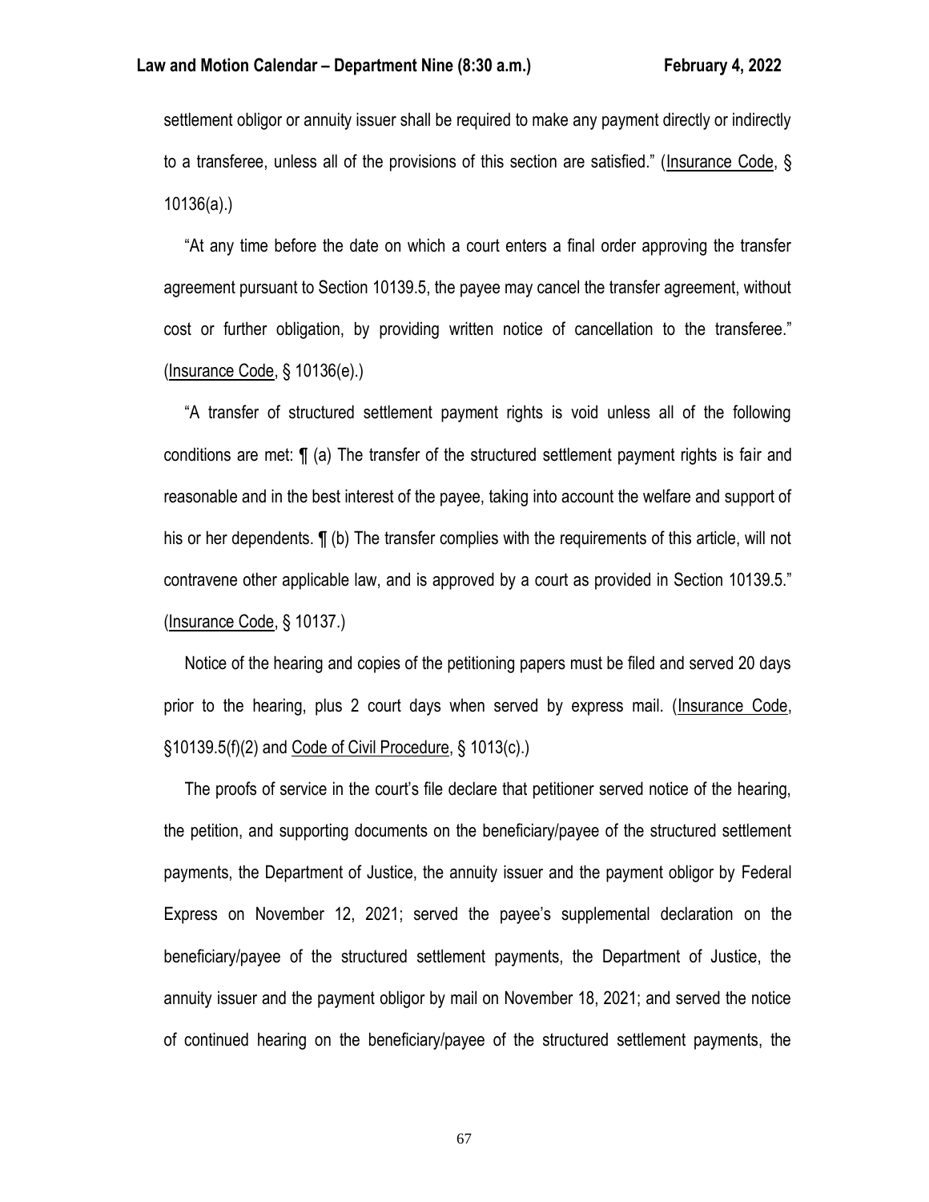settlement obligor or annuity issuer shall be required to make any payment directly or indirectly to a transferee, unless all of the provisions of this section are satisfied." (Insurance Code, § 10136(a).)

"At any time before the date on which a court enters a final order approving the transfer agreement pursuant to Section 10139.5, the payee may cancel the transfer agreement, without cost or further obligation, by providing written notice of cancellation to the transferee." (Insurance Code, § 10136(e).)

"A transfer of structured settlement payment rights is void unless all of the following conditions are met: ¶ (a) The transfer of the structured settlement payment rights is fair and reasonable and in the best interest of the payee, taking into account the welfare and support of his or her dependents. ¶ (b) The transfer complies with the requirements of this article, will not contravene other applicable law, and is approved by a court as provided in Section 10139.5." (Insurance Code, § 10137.)

Notice of the hearing and copies of the petitioning papers must be filed and served 20 days prior to the hearing, plus 2 court days when served by express mail. (Insurance Code, §10139.5(f)(2) and Code of Civil Procedure, § 1013(c).)

The proofs of service in the court's file declare that petitioner served notice of the hearing, the petition, and supporting documents on the beneficiary/payee of the structured settlement payments, the Department of Justice, the annuity issuer and the payment obligor by Federal Express on November 12, 2021; served the payee's supplemental declaration on the beneficiary/payee of the structured settlement payments, the Department of Justice, the annuity issuer and the payment obligor by mail on November 18, 2021; and served the notice of continued hearing on the beneficiary/payee of the structured settlement payments, the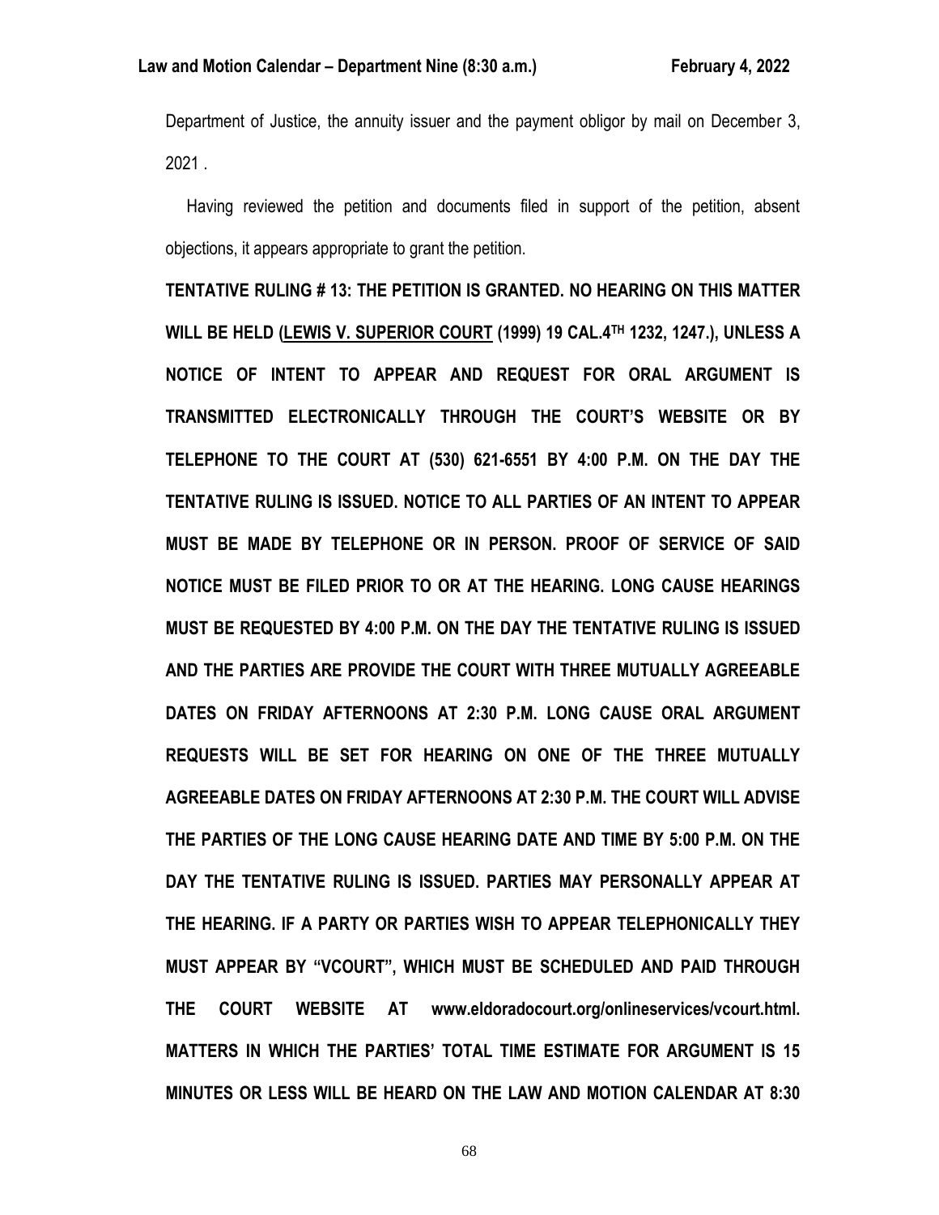Department of Justice, the annuity issuer and the payment obligor by mail on December 3, 2021 .

Having reviewed the petition and documents filed in support of the petition, absent objections, it appears appropriate to grant the petition.

**TENTATIVE RULING # 13: THE PETITION IS GRANTED. NO HEARING ON THIS MATTER WILL BE HELD (<u>LEWIS V. SUPERIOR COURT</u> (1999) 19 CAL.4TH 1232, 1247.), UNLESS A NOTICE OF INTENT TO APPEAR AND REQUEST FOR ORAL ARGUMENT IS TRANSMITTED ELECTRONICALLY THROUGH THE COURT'S WEBSITE OR BY TELEPHONE TO THE COURT AT (530) 621-6551 BY 4:00 P.M. ON THE DAY THE TENTATIVE RULING IS ISSUED. NOTICE TO ALL PARTIES OF AN INTENT TO APPEAR MUST BE MADE BY TELEPHONE OR IN PERSON. PROOF OF SERVICE OF SAID NOTICE MUST BE FILED PRIOR TO OR AT THE HEARING. LONG CAUSE HEARINGS MUST BE REQUESTED BY 4:00 P.M. ON THE DAY THE TENTATIVE RULING IS ISSUED AND THE PARTIES ARE PROVIDE THE COURT WITH THREE MUTUALLY AGREEABLE DATES ON FRIDAY AFTERNOONS AT 2:30 P.M. LONG CAUSE ORAL ARGUMENT REQUESTS WILL BE SET FOR HEARING ON ONE OF THE THREE MUTUALLY AGREEABLE DATES ON FRIDAY AFTERNOONS AT 2:30 P.M. THE COURT WILL ADVISE THE PARTIES OF THE LONG CAUSE HEARING DATE AND TIME BY 5:00 P.M. ON THE DAY THE TENTATIVE RULING IS ISSUED. PARTIES MAY PERSONALLY APPEAR AT THE HEARING. IF A PARTY OR PARTIES WISH TO APPEAR TELEPHONICALLY THEY MUST APPEAR BY "VCOURT", WHICH MUST BE SCHEDULED AND PAID THROUGH THE COURT WEBSITE AT www.eldoradocourt.org/onlineservices/vcourt.html. MATTERS IN WHICH THE PARTIES' TOTAL TIME ESTIMATE FOR ARGUMENT IS 15 MINUTES OR LESS WILL BE HEARD ON THE LAW AND MOTION CALENDAR AT 8:30**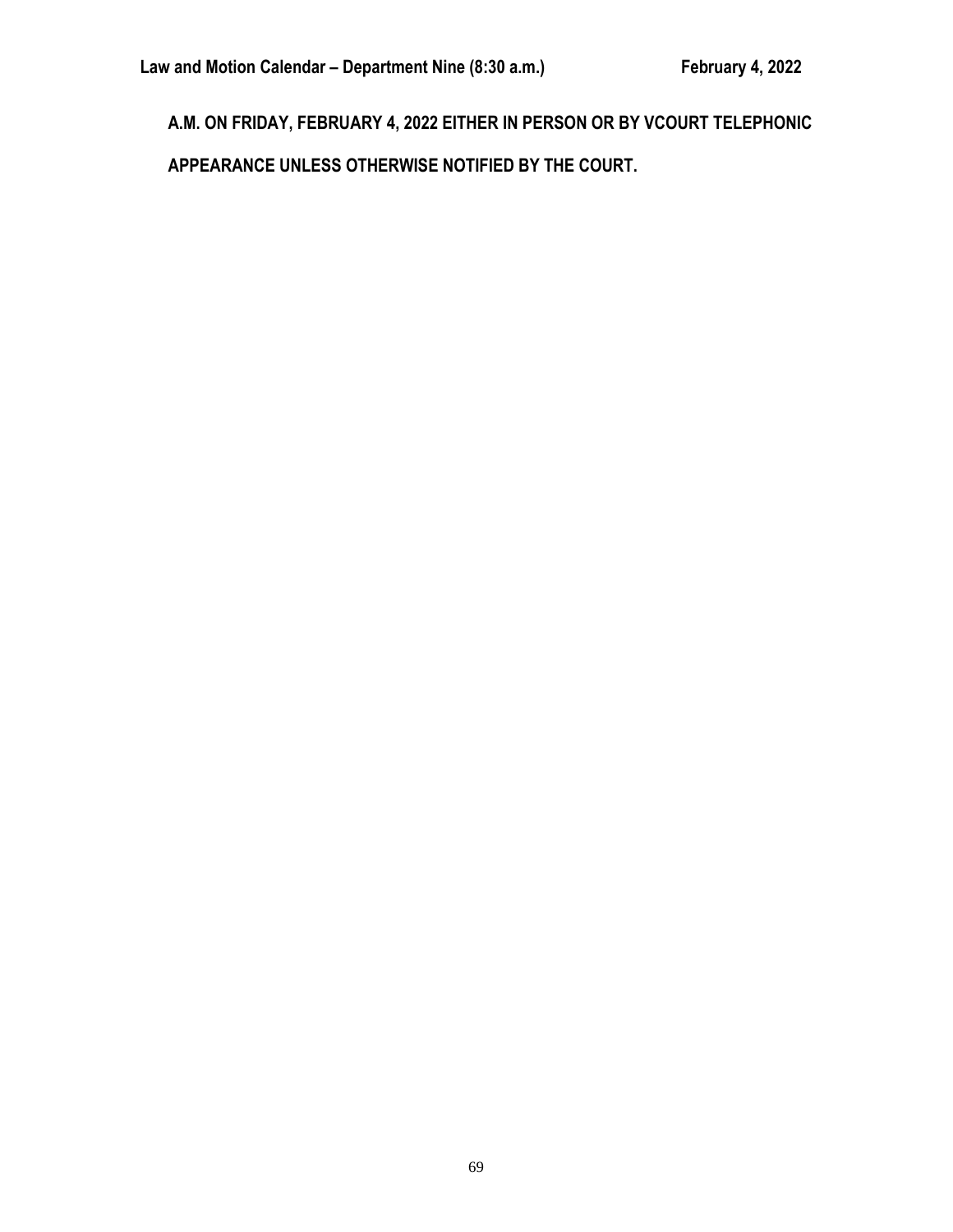**A.M. ON FRIDAY, FEBRUARY 4, 2022 EITHER IN PERSON OR BY VCOURT TELEPHONIC APPEARANCE UNLESS OTHERWISE NOTIFIED BY THE COURT.**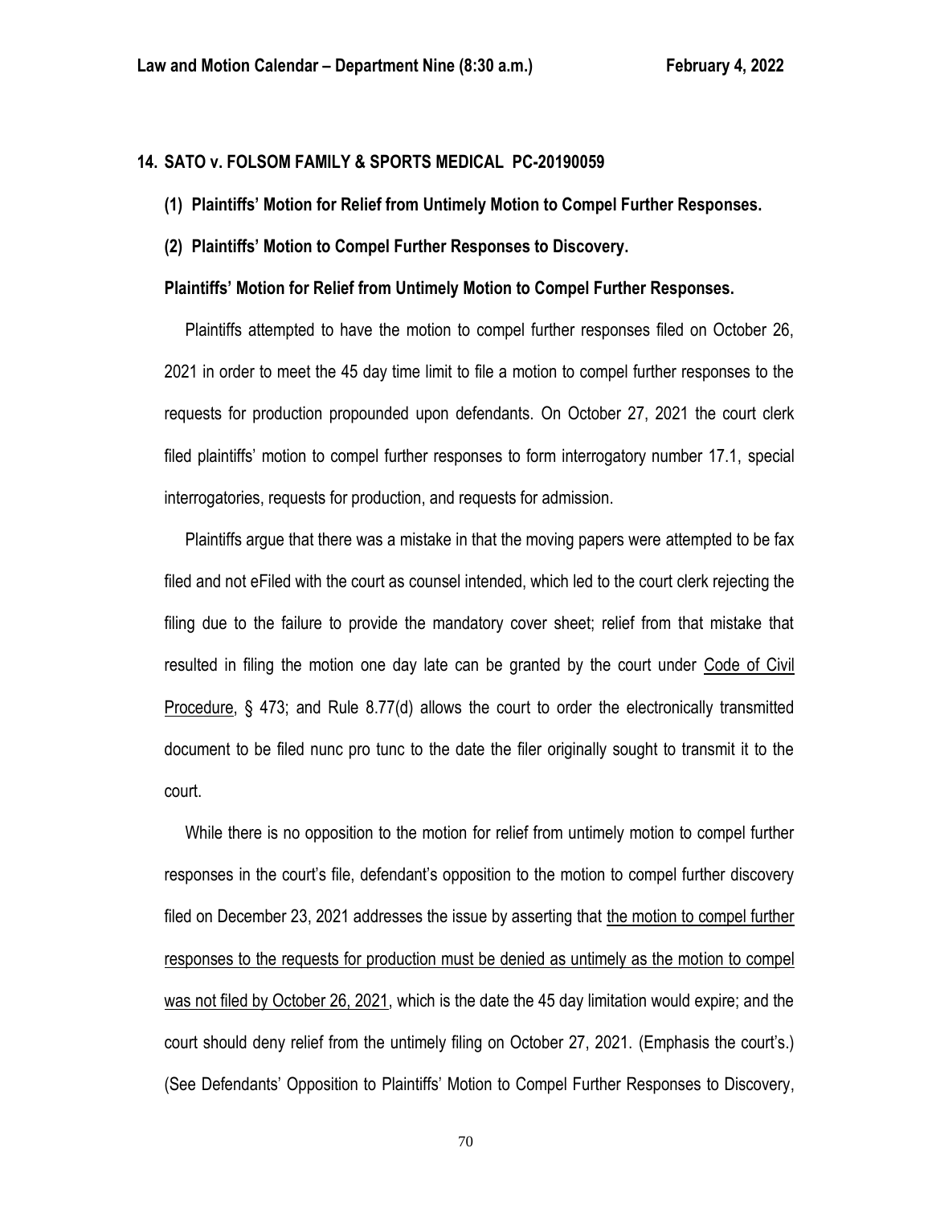## 14. SATO v. FOLSOM FAMILY & SPORTS MEDICAL PC-20190059

**(1) Plaintiffs' Motion for Relief from Untimely Motion to Compel Further Responses.**

**(2) Plaintiffs' Motion to Compel Further Responses to Discovery.**

**Plaintiffs' Motion for Relief from Untimely Motion to Compel Further Responses.**

Plaintiffs attempted to have the motion to compel further responses filed on October 26, 2021 in order to meet the 45 day time limit to file a motion to compel further responses to the requests for production propounded upon defendants. On October 27, 2021 the court clerk filed plaintiffs' motion to compel further responses to form interrogatory number 17.1, special interrogatories, requests for production, and requests for admission.

Plaintiffs argue that there was a mistake in that the moving papers were attempted to be fax filed and not eFiled with the court as counsel intended, which led to the court clerk rejecting the filing due to the failure to provide the mandatory cover sheet; relief from that mistake that resulted in filing the motion one day late can be granted by the court under Code of Civil Procedure, § 473; and Rule 8.77(d) allows the court to order the electronically transmitted document to be filed nunc pro tunc to the date the filer originally sought to transmit it to the court.

While there is no opposition to the motion for relief from untimely motion to compel further responses in the court's file, defendant's opposition to the motion to compel further discovery filed on December 23, 2021 addresses the issue by asserting that the motion to compel further responses to the requests for production must be denied as untimely as the motion to compel was not filed by October 26, 2021, which is the date the 45 day limitation would expire; and the court should deny relief from the untimely filing on October 27, 2021. (Emphasis the court's.) (See Defendants' Opposition to Plaintiffs' Motion to Compel Further Responses to Discovery,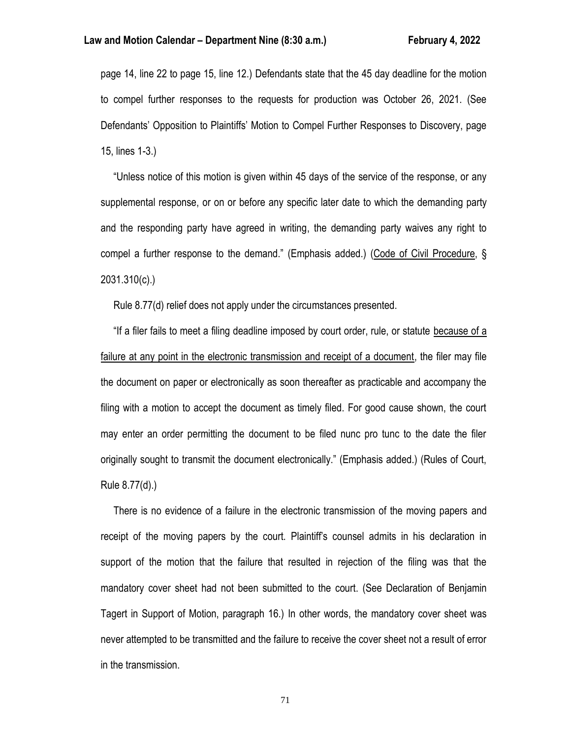page 14, line 22 to page 15, line 12.) Defendants state that the 45 day deadline for the motion to compel further responses to the requests for production was October 26, 2021. (See Defendants' Opposition to Plaintiffs' Motion to Compel Further Responses to Discovery, page 15, lines 1-3.)

"Unless notice of this motion is given within 45 days of the service of the response, or any supplemental response, or on or before any specific later date to which the demanding party and the responding party have agreed in writing, the demanding party waives any right to compel a further response to the demand." (Emphasis added.) (Code of Civil Procedure, § 2031.310(c).)

Rule 8.77(d) relief does not apply under the circumstances presented.

"If a filer fails to meet a filing deadline imposed by court order, rule, or statute because of a failure at any point in the electronic transmission and receipt of a document, the filer may file the document on paper or electronically as soon thereafter as practicable and accompany the filing with a motion to accept the document as timely filed. For good cause shown, the court may enter an order permitting the document to be filed nunc pro tunc to the date the filer originally sought to transmit the document electronically." (Emphasis added.) (Rules of Court, Rule 8.77(d).)

There is no evidence of a failure in the electronic transmission of the moving papers and receipt of the moving papers by the court. Plaintiff's counsel admits in his declaration in support of the motion that the failure that resulted in rejection of the filing was that the mandatory cover sheet had not been submitted to the court. (See Declaration of Benjamin Tagert in Support of Motion, paragraph 16.) In other words, the mandatory cover sheet was never attempted to be transmitted and the failure to receive the cover sheet not a result of error in the transmission.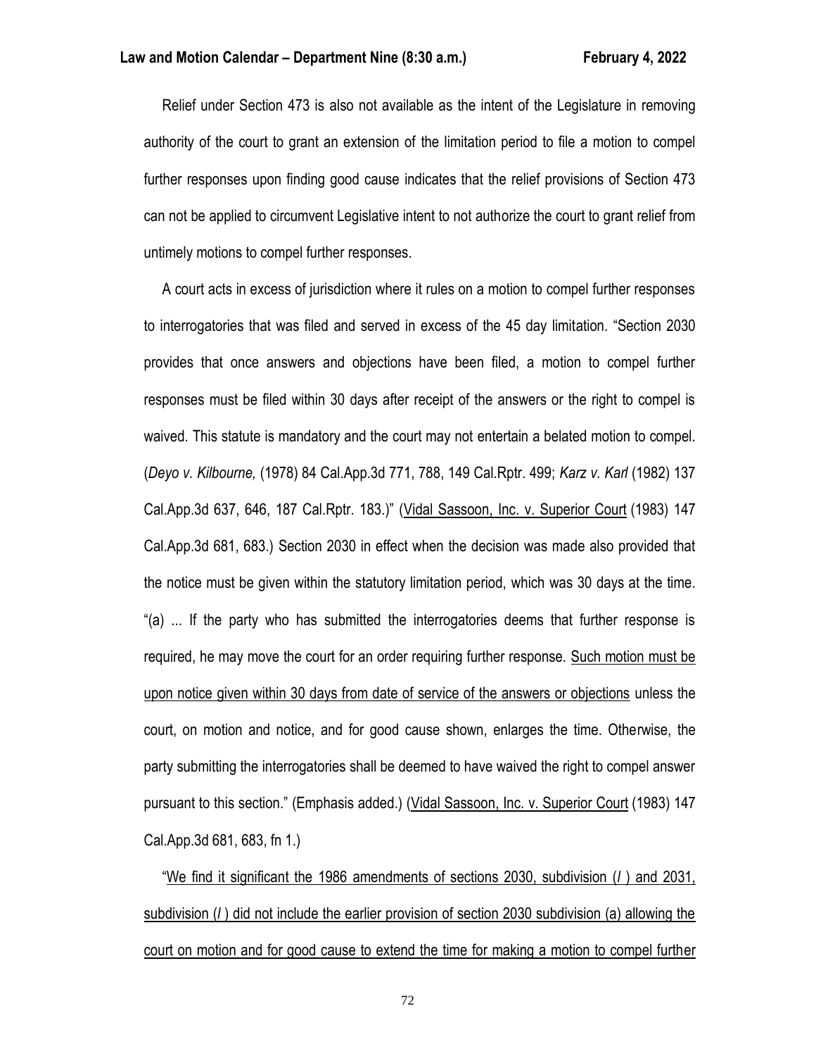Relief under Section 473 is also not available as the intent of the Legislature in removing authority of the court to grant an extension of the limitation period to file a motion to compel further responses upon finding good cause indicates that the relief provisions of Section 473 can not be applied to circumvent Legislative intent to not authorize the court to grant relief from untimely motions to compel further responses.

A court acts in excess of jurisdiction where it rules on a motion to compel further responses to interrogatories that was filed and served in excess of the 45 day limitation. "Section 2030 provides that once answers and objections have been filed, a motion to compel further responses must be filed within 30 days after receipt of the answers or the right to compel is waived. This statute is mandatory and the court may not entertain a belated motion to compel. (*Deyo v. Kilbourne,* (1978) 84 Cal.App.3d 771, 788, 149 Cal.Rptr. 499; *Karz v. Karl* (1982) 137 Cal.App.3d 637, 646, 187 Cal.Rptr. 183.)" (Vidal Sassoon, Inc. v. Superior Court (1983) 147 Cal.App.3d 681, 683.) Section 2030 in effect when the decision was made also provided that the notice must be given within the statutory limitation period, which was 30 days at the time. "(a) ... If the party who has submitted the interrogatories deems that further response is required, he may move the court for an order requiring further response. Such motion must be upon notice given within 30 days from date of service of the answers or objections unless the court, on motion and notice, and for good cause shown, enlarges the time. Otherwise, the party submitting the interrogatories shall be deemed to have waived the right to compel answer pursuant to this section." (Emphasis added.) (Vidal Sassoon, Inc. v. Superior Court (1983) 147 Cal.App.3d 681, 683, fn 1.)

"We find it significant the 1986 amendments of sections 2030, subdivision (*l* ) and 2031, subdivision (*l* ) did not include the earlier provision of section 2030 subdivision (a) allowing the court on motion and for good cause to extend the time for making a motion to compel further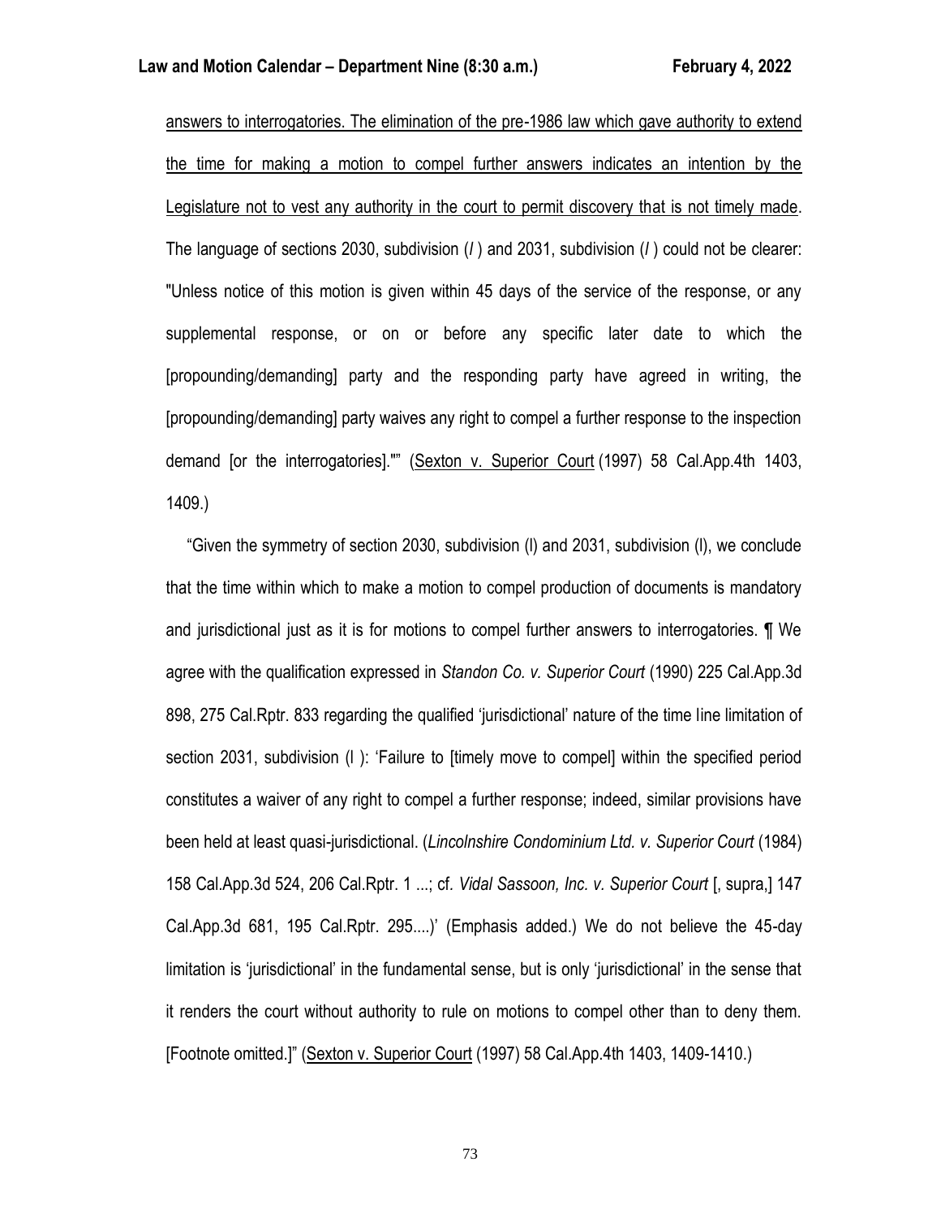answers to interrogatories. The elimination of the pre-1986 law which gave authority to extend the time for making a motion to compel further answers indicates an intention by the Legislature not to vest any authority in the court to permit discovery that is not timely made. The language of sections 2030, subdivision (*l* ) and 2031, subdivision (*l* ) could not be clearer: "Unless notice of this motion is given within 45 days of the service of the response, or any supplemental response, or on or before any specific later date to which the [propounding/demanding] party and the responding party have agreed in writing, the [propounding/demanding] party waives any right to compel a further response to the inspection demand [or the interrogatories]."" (Sexton v. Superior Court (1997) 58 Cal.App.4th 1403, 1409.)

"Given the symmetry of section 2030, subdivision (l) and 2031, subdivision (l), we conclude that the time within which to make a motion to compel production of documents is mandatory and jurisdictional just as it is for motions to compel further answers to interrogatories. ¶ We agree with the qualification expressed in *Standon Co. v. Superior Court* (1990) 225 Cal.App.3d 898, 275 Cal.Rptr. 833 regarding the qualified 'jurisdictional' nature of the time line limitation of section 2031, subdivision (l ): 'Failure to [timely move to compel] within the specified period constitutes a waiver of any right to compel a further response; indeed, similar provisions have been held at least quasi-jurisdictional. (*Lincolnshire Condominium Ltd. v. Superior Court* (1984) 158 Cal.App.3d 524, 206 Cal.Rptr. 1 ...; cf. *Vidal Sassoon, Inc. v. Superior Court* [, supra,] 147 Cal.App.3d 681, 195 Cal.Rptr. 295....)' (Emphasis added.) We do not believe the 45-day limitation is 'jurisdictional' in the fundamental sense, but is only 'jurisdictional' in the sense that it renders the court without authority to rule on motions to compel other than to deny them. [Footnote omitted.]" (Sexton v. Superior Court (1997) 58 Cal.App.4th 1403, 1409-1410.)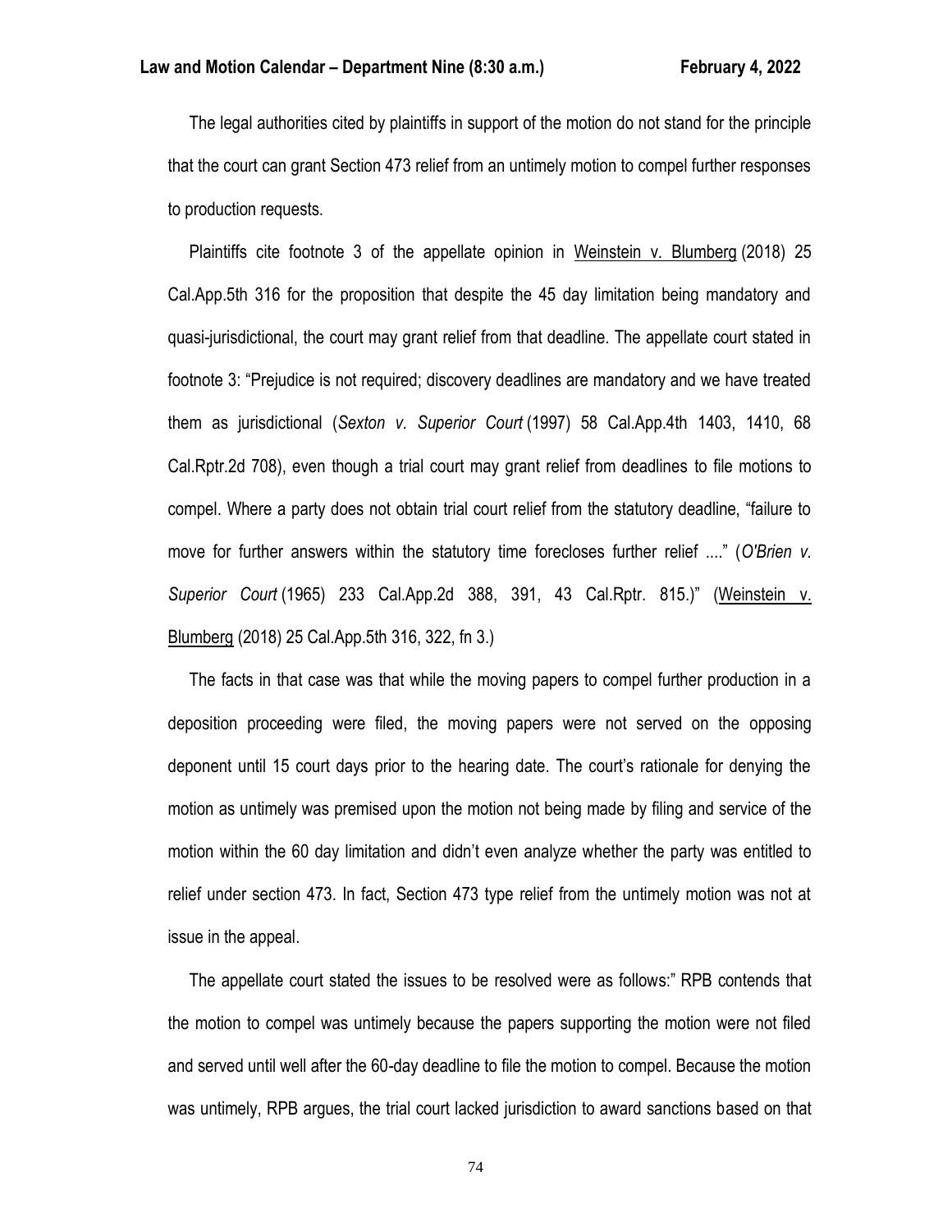The legal authorities cited by plaintiffs in support of the motion do not stand for the principle that the court can grant Section 473 relief from an untimely motion to compel further responses to production requests.

Plaintiffs cite footnote 3 of the appellate opinion in Weinstein v. Blumberg (2018) 25 Cal.App.5th 316 for the proposition that despite the 45 day limitation being mandatory and quasi-jurisdictional, the court may grant relief from that deadline. The appellate court stated in footnote 3: "Prejudice is not required; discovery deadlines are mandatory and we have treated them as jurisdictional (*Sexton v. Superior Court* (1997) 58 Cal.App.4th 1403, 1410, 68 Cal.Rptr.2d 708), even though a trial court may grant relief from deadlines to file motions to compel. Where a party does not obtain trial court relief from the statutory deadline, "failure to move for further answers within the statutory time forecloses further relief ...." (*O'Brien v. Superior Court* (1965) 233 Cal.App.2d 388, 391, 43 Cal.Rptr. 815.)" (Weinstein v. Blumberg (2018) 25 Cal.App.5th 316, 322, fn 3.)

The facts in that case was that while the moving papers to compel further production in a deposition proceeding were filed, the moving papers were not served on the opposing deponent until 15 court days prior to the hearing date. The court's rationale for denying the motion as untimely was premised upon the motion not being made by filing and service of the motion within the 60 day limitation and didn't even analyze whether the party was entitled to relief under section 473. In fact, Section 473 type relief from the untimely motion was not at issue in the appeal.

The appellate court stated the issues to be resolved were as follows:" RPB contends that the motion to compel was untimely because the papers supporting the motion were not filed and served until well after the 60-day deadline to file the motion to compel. Because the motion was untimely, RPB argues, the trial court lacked jurisdiction to award sanctions based on that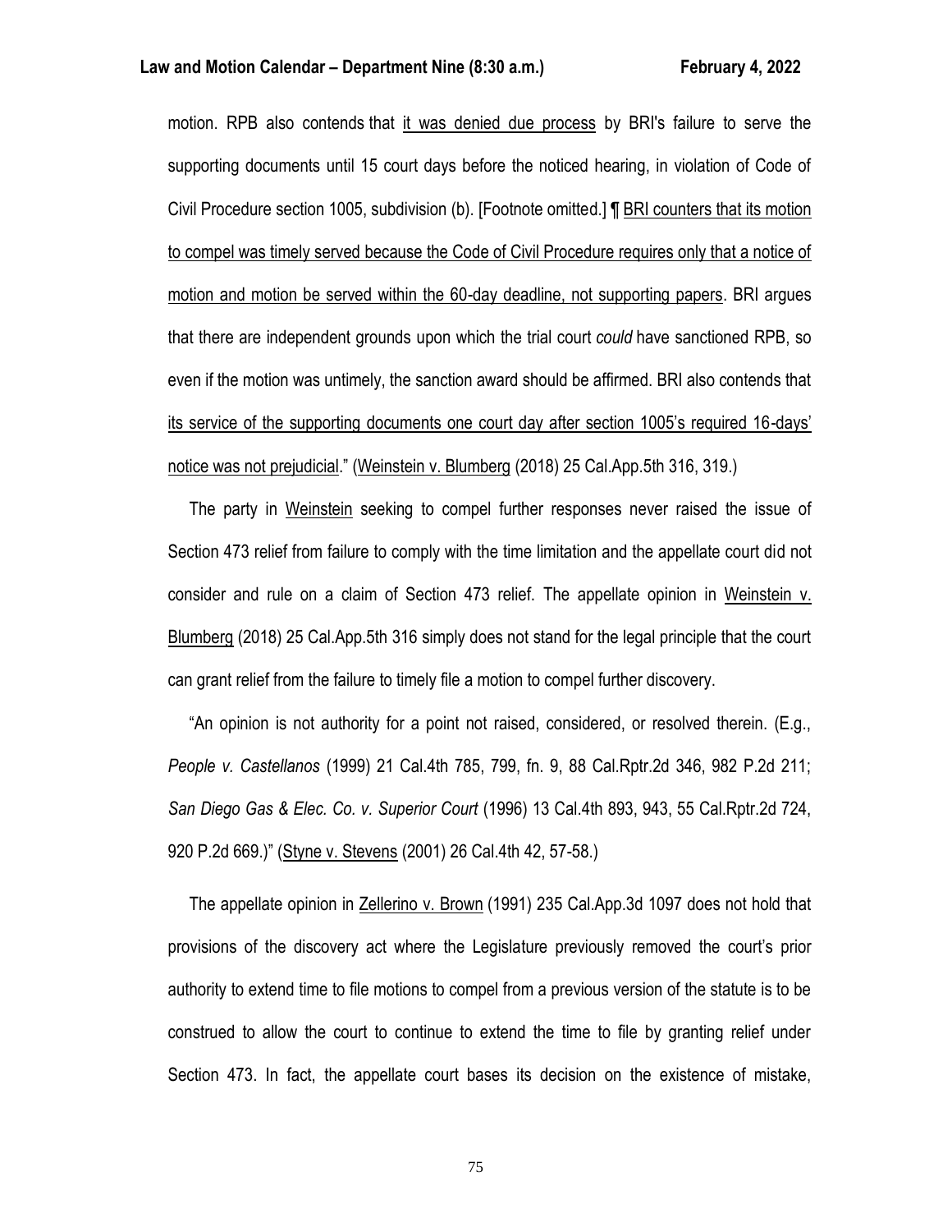motion. RPB also contends that it was denied due process by BRI's failure to serve the supporting documents until 15 court days before the noticed hearing, in violation of Code of Civil Procedure section 1005, subdivision (b). [Footnote omitted.] ¶ BRI counters that its motion to compel was timely served because the Code of Civil Procedure requires only that a notice of motion and motion be served within the 60-day deadline, not supporting papers. BRI argues that there are independent grounds upon which the trial court *could* have sanctioned RPB, so even if the motion was untimely, the sanction award should be affirmed. BRI also contends that its service of the supporting documents one court day after section 1005's required 16-days' notice was not prejudicial." (Weinstein v. Blumberg (2018) 25 Cal.App.5th 316, 319.)

The party in Weinstein seeking to compel further responses never raised the issue of Section 473 relief from failure to comply with the time limitation and the appellate court did not consider and rule on a claim of Section 473 relief. The appellate opinion in Weinstein v. Blumberg (2018) 25 Cal.App.5th 316 simply does not stand for the legal principle that the court can grant relief from the failure to timely file a motion to compel further discovery.

"An opinion is not authority for a point not raised, considered, or resolved therein. (E.g., *People v. Castellanos* (1999) 21 Cal.4th 785, 799, fn. 9, 88 Cal.Rptr.2d 346, 982 P.2d 211; *San Diego Gas & Elec. Co. v. Superior Court* (1996) 13 Cal.4th 893, 943, 55 Cal.Rptr.2d 724, 920 P.2d 669.)" (Styne v. Stevens (2001) 26 Cal.4th 42, 57-58.)

The appellate opinion in Zellerino v. Brown (1991) 235 Cal.App.3d 1097 does not hold that provisions of the discovery act where the Legislature previously removed the court's prior authority to extend time to file motions to compel from a previous version of the statute is to be construed to allow the court to continue to extend the time to file by granting relief under Section 473. In fact, the appellate court bases its decision on the existence of mistake,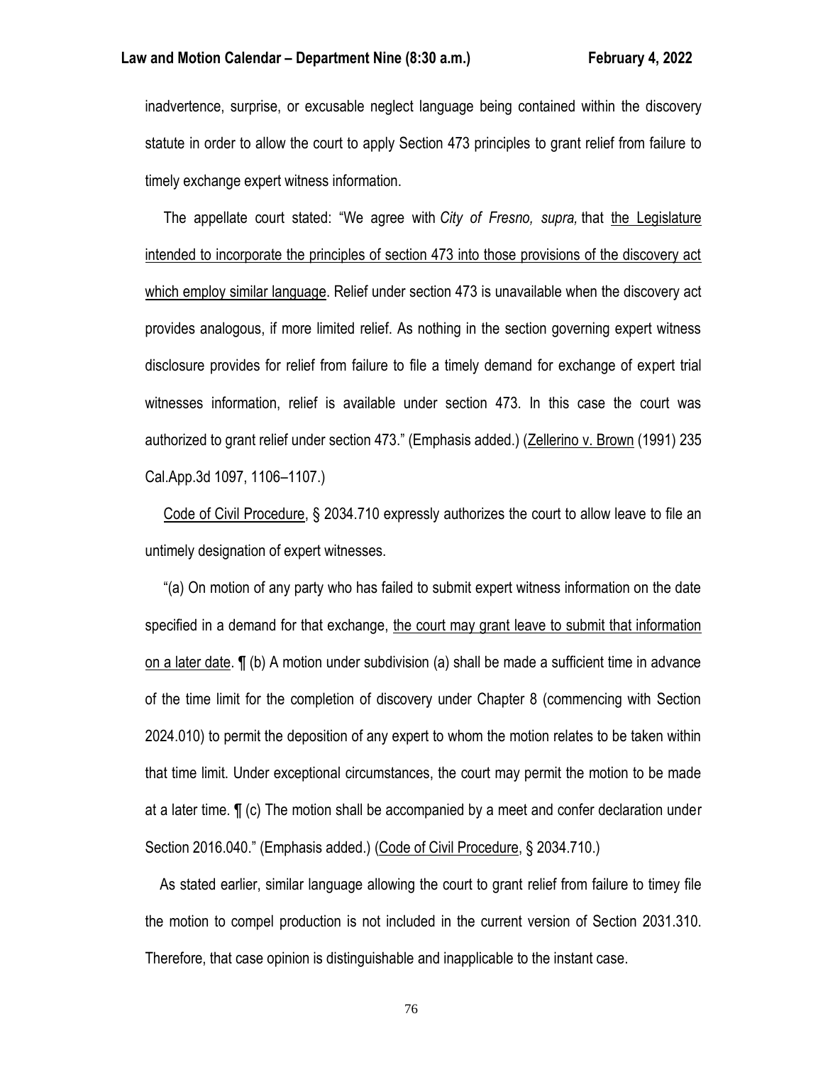inadvertence, surprise, or excusable neglect language being contained within the discovery statute in order to allow the court to apply Section 473 principles to grant relief from failure to timely exchange expert witness information.

The appellate court stated: "We agree with *City of Fresno, supra,* that the Legislature intended to incorporate the principles of section 473 into those provisions of the discovery act which employ similar language. Relief under section 473 is unavailable when the discovery act provides analogous, if more limited relief. As nothing in the section governing expert witness disclosure provides for relief from failure to file a timely demand for exchange of expert trial witnesses information, relief is available under section 473. In this case the court was authorized to grant relief under section 473." (Emphasis added.) (Zellerino v. Brown (1991) 235 Cal.App.3d 1097, 1106–1107.)

Code of Civil Procedure, § 2034.710 expressly authorizes the court to allow leave to file an untimely designation of expert witnesses.

"(a) On motion of any party who has failed to submit expert witness information on the date specified in a demand for that exchange, the court may grant leave to submit that information on a later date. ¶ (b) A motion under subdivision (a) shall be made a sufficient time in advance of the time limit for the completion of discovery under Chapter 8 (commencing with Section 2024.010) to permit the deposition of any expert to whom the motion relates to be taken within that time limit. Under exceptional circumstances, the court may permit the motion to be made at a later time. ¶ (c) The motion shall be accompanied by a meet and confer declaration under Section 2016.040." (Emphasis added.) (Code of Civil Procedure, § 2034.710.)

As stated earlier, similar language allowing the court to grant relief from failure to timey file the motion to compel production is not included in the current version of Section 2031.310. Therefore, that case opinion is distinguishable and inapplicable to the instant case.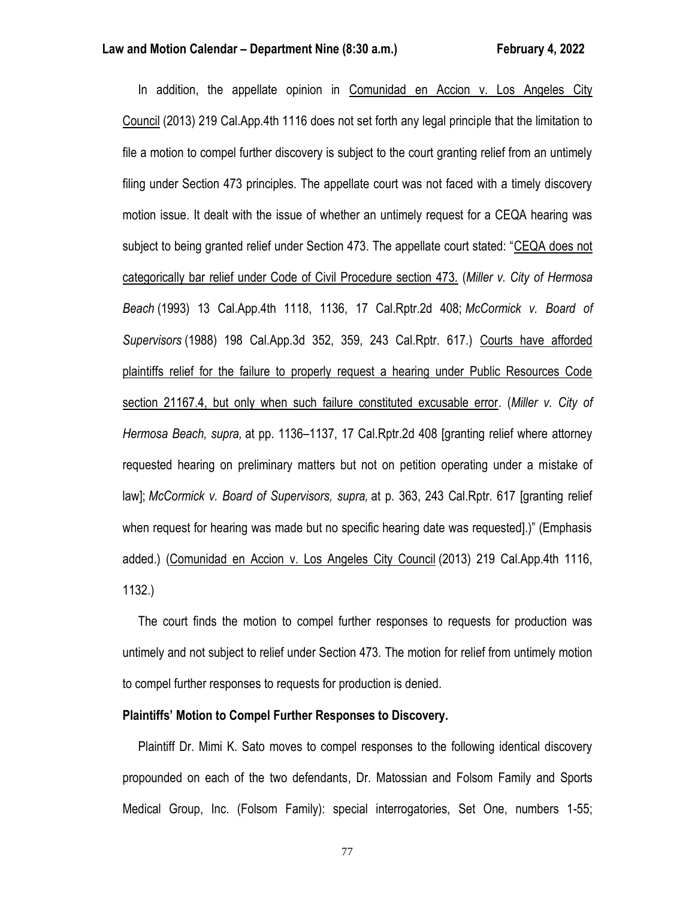In addition, the appellate opinion in Comunidad en Accion v. Los Angeles City Council (2013) 219 Cal.App.4th 1116 does not set forth any legal principle that the limitation to file a motion to compel further discovery is subject to the court granting relief from an untimely filing under Section 473 principles. The appellate court was not faced with a timely discovery motion issue. It dealt with the issue of whether an untimely request for a CEQA hearing was subject to being granted relief under Section 473. The appellate court stated: "CEQA does not categorically bar relief under Code of Civil Procedure section 473. (*Miller v. City of Hermosa Beach* (1993) 13 Cal.App.4th 1118, 1136, 17 Cal.Rptr.2d 408; *McCormick v. Board of Supervisors* (1988) 198 Cal.App.3d 352, 359, 243 Cal.Rptr. 617.) Courts have afforded plaintiffs relief for the failure to properly request a hearing under Public Resources Code section 21167.4, but only when such failure constituted excusable error. (*Miller v. City of Hermosa Beach, supra,* at pp. 1136–1137, 17 Cal.Rptr.2d 408 [granting relief where attorney requested hearing on preliminary matters but not on petition operating under a mistake of law]; *McCormick v. Board of Supervisors, supra,* at p. 363, 243 Cal.Rptr. 617 [granting relief when request for hearing was made but no specific hearing date was requested].)" (Emphasis added.) (Comunidad en Accion v. Los Angeles City Council (2013) 219 Cal.App.4th 1116, 1132.)

The court finds the motion to compel further responses to requests for production was untimely and not subject to relief under Section 473. The motion for relief from untimely motion to compel further responses to requests for production is denied.

**Plaintiffs' Motion to Compel Further Responses to Discovery.**

Plaintiff Dr. Mimi K. Sato moves to compel responses to the following identical discovery propounded on each of the two defendants, Dr. Matossian and Folsom Family and Sports Medical Group, Inc. (Folsom Family): special interrogatories, Set One, numbers 1-55;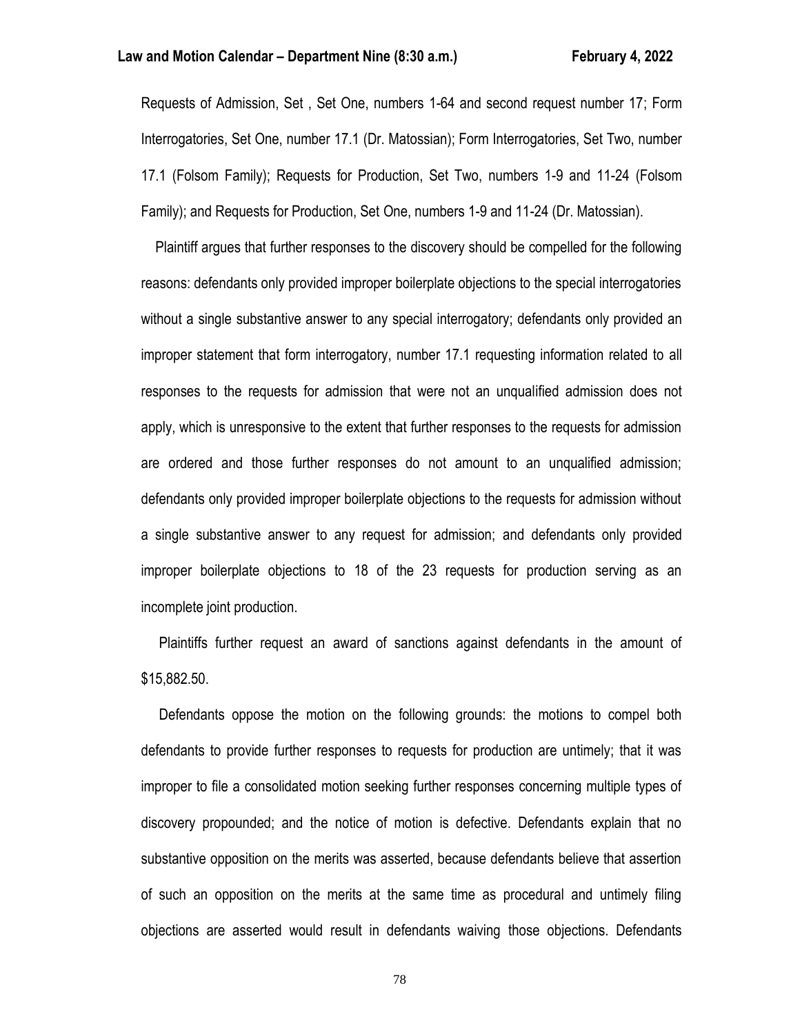Requests of Admission, Set , Set One, numbers 1-64 and second request number 17; Form Interrogatories, Set One, number 17.1 (Dr. Matossian); Form Interrogatories, Set Two, number 17.1 (Folsom Family); Requests for Production, Set Two, numbers 1-9 and 11-24 (Folsom Family); and Requests for Production, Set One, numbers 1-9 and 11-24 (Dr. Matossian).

Plaintiff argues that further responses to the discovery should be compelled for the following reasons: defendants only provided improper boilerplate objections to the special interrogatories without a single substantive answer to any special interrogatory; defendants only provided an improper statement that form interrogatory, number 17.1 requesting information related to all responses to the requests for admission that were not an unqualified admission does not apply, which is unresponsive to the extent that further responses to the requests for admission are ordered and those further responses do not amount to an unqualified admission; defendants only provided improper boilerplate objections to the requests for admission without a single substantive answer to any request for admission; and defendants only provided improper boilerplate objections to 18 of the 23 requests for production serving as an incomplete joint production.

Plaintiffs further request an award of sanctions against defendants in the amount of $15,882.50.

Defendants oppose the motion on the following grounds: the motions to compel both defendants to provide further responses to requests for production are untimely; that it was improper to file a consolidated motion seeking further responses concerning multiple types of discovery propounded; and the notice of motion is defective. Defendants explain that no substantive opposition on the merits was asserted, because defendants believe that assertion of such an opposition on the merits at the same time as procedural and untimely filing objections are asserted would result in defendants waiving those objections. Defendants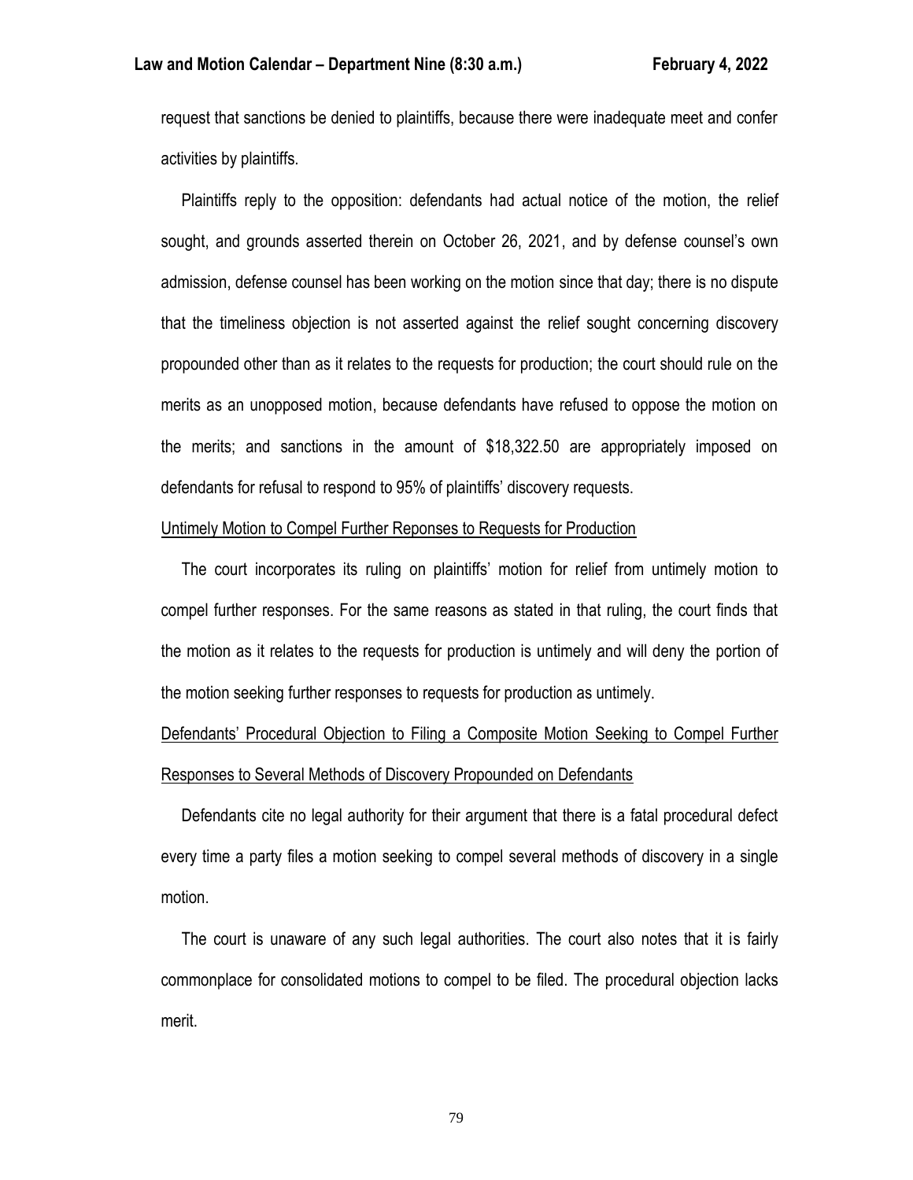request that sanctions be denied to plaintiffs, because there were inadequate meet and confer activities by plaintiffs.

Plaintiffs reply to the opposition: defendants had actual notice of the motion, the relief sought, and grounds asserted therein on October 26, 2021, and by defense counsel's own admission, defense counsel has been working on the motion since that day; there is no dispute that the timeliness objection is not asserted against the relief sought concerning discovery propounded other than as it relates to the requests for production; the court should rule on the merits as an unopposed motion, because defendants have refused to oppose the motion on the merits; and sanctions in the amount of $18,322.50 are appropriately imposed on defendants for refusal to respond to 95% of plaintiffs' discovery requests.

<u>Untimely Motion to Compel Further Reponses to Requests for Production</u>

The court incorporates its ruling on plaintiffs' motion for relief from untimely motion to compel further responses. For the same reasons as stated in that ruling, the court finds that the motion as it relates to the requests for production is untimely and will deny the portion of the motion seeking further responses to requests for production as untimely.

<u>Defendants' Procedural Objection to Filing a Composite Motion Seeking to Compel Further Responses to Several Methods of Discovery Propounded on Defendants</u>

Defendants cite no legal authority for their argument that there is a fatal procedural defect every time a party files a motion seeking to compel several methods of discovery in a single motion.

The court is unaware of any such legal authorities. The court also notes that it is fairly commonplace for consolidated motions to compel to be filed. The procedural objection lacks merit.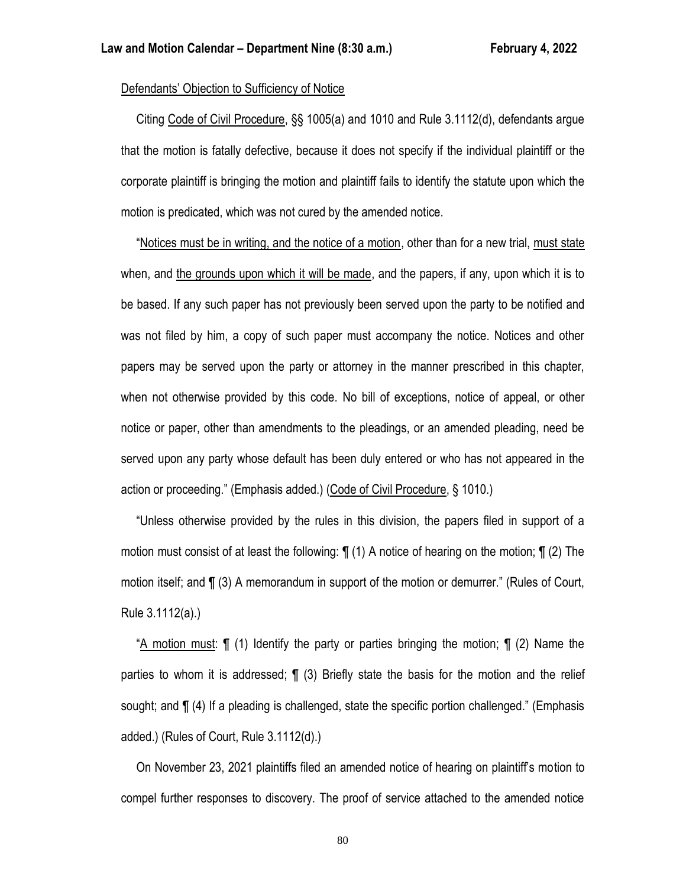<u>Defendants' Objection to Sufficiency of Notice</u>

Citing <u>Code of Civil Procedure</u>, §§ 1005(a) and 1010 and Rule 3.1112(d), defendants argue that the motion is fatally defective, because it does not specify if the individual plaintiff or the corporate plaintiff is bringing the motion and plaintiff fails to identify the statute upon which the motion is predicated, which was not cured by the amended notice.

"<u>Notices must be in writing, and the notice of a motion</u>, other than for a new trial, <u>must state</u> when, and <u>the grounds upon which it will be made</u>, and the papers, if any, upon which it is to be based. If any such paper has not previously been served upon the party to be notified and was not filed by him, a copy of such paper must accompany the notice. Notices and other papers may be served upon the party or attorney in the manner prescribed in this chapter, when not otherwise provided by this code. No bill of exceptions, notice of appeal, or other notice or paper, other than amendments to the pleadings, or an amended pleading, need be served upon any party whose default has been duly entered or who has not appeared in the action or proceeding." (Emphasis added.) (<u>Code of Civil Procedure</u>, § 1010.)

"Unless otherwise provided by the rules in this division, the papers filed in support of a motion must consist of at least the following: ¶ (1) A notice of hearing on the motion; ¶ (2) The motion itself; and ¶ (3) A memorandum in support of the motion or demurrer." (Rules of Court, Rule 3.1112(a).)

"<u>A motion must</u>: ¶ (1) Identify the party or parties bringing the motion; ¶ (2) Name the parties to whom it is addressed; ¶ (3) Briefly state the basis for the motion and the relief sought; and ¶ (4) If a pleading is challenged, state the specific portion challenged." (Emphasis added.) (Rules of Court, Rule 3.1112(d).)

On November 23, 2021 plaintiffs filed an amended notice of hearing on plaintiff's motion to compel further responses to discovery. The proof of service attached to the amended notice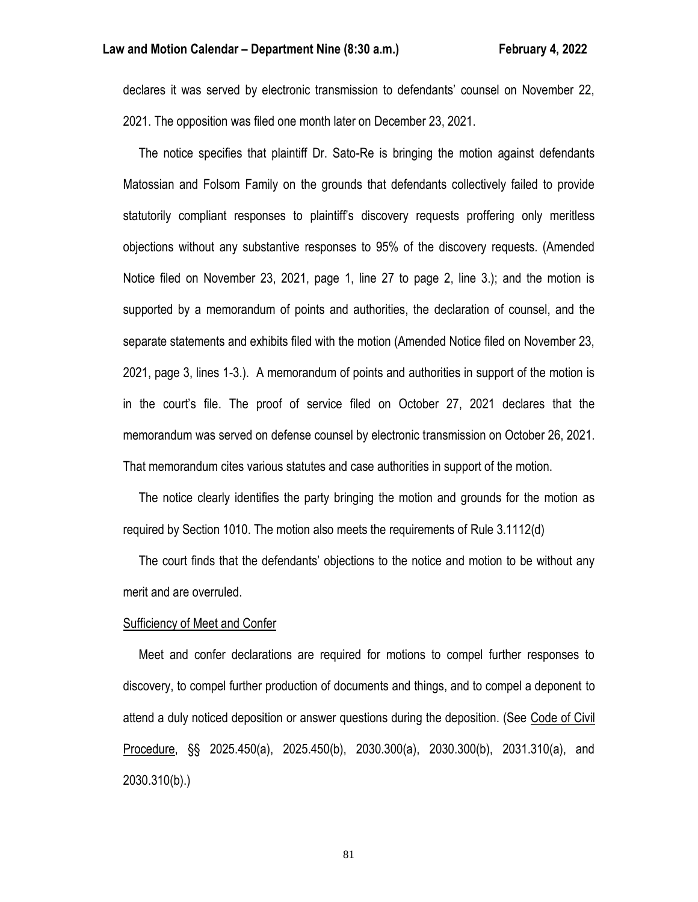declares it was served by electronic transmission to defendants' counsel on November 22, 2021. The opposition was filed one month later on December 23, 2021.

The notice specifies that plaintiff Dr. Sato-Re is bringing the motion against defendants Matossian and Folsom Family on the grounds that defendants collectively failed to provide statutorily compliant responses to plaintiff's discovery requests proffering only meritless objections without any substantive responses to 95% of the discovery requests. (Amended Notice filed on November 23, 2021, page 1, line 27 to page 2, line 3.); and the motion is supported by a memorandum of points and authorities, the declaration of counsel, and the separate statements and exhibits filed with the motion (Amended Notice filed on November 23, 2021, page 3, lines 1-3.). A memorandum of points and authorities in support of the motion is in the court's file. The proof of service filed on October 27, 2021 declares that the memorandum was served on defense counsel by electronic transmission on October 26, 2021. That memorandum cites various statutes and case authorities in support of the motion.

The notice clearly identifies the party bringing the motion and grounds for the motion as required by Section 1010. The motion also meets the requirements of Rule 3.1112(d)

The court finds that the defendants' objections to the notice and motion to be without any merit and are overruled.

Sufficiency of Meet and Confer

Meet and confer declarations are required for motions to compel further responses to discovery, to compel further production of documents and things, and to compel a deponent to attend a duly noticed deposition or answer questions during the deposition. (See Code of Civil Procedure, §§ 2025.450(a), 2025.450(b), 2030.300(a), 2030.300(b), 2031.310(a), and 2030.310(b).)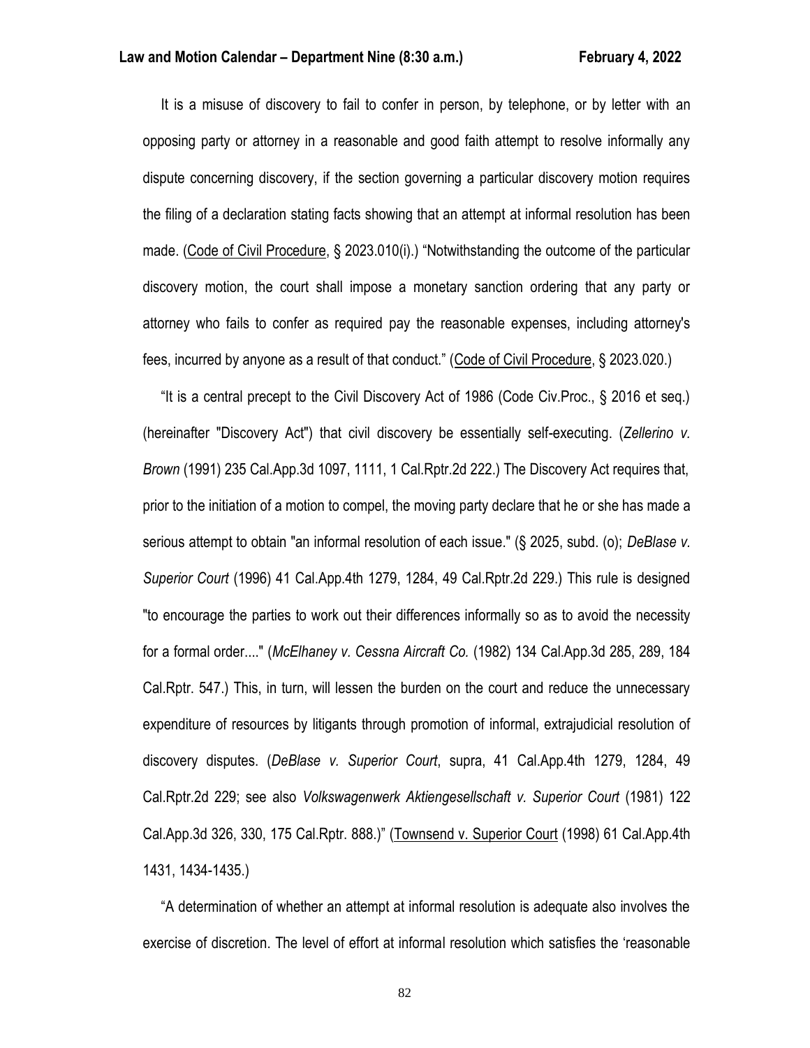It is a misuse of discovery to fail to confer in person, by telephone, or by letter with an opposing party or attorney in a reasonable and good faith attempt to resolve informally any dispute concerning discovery, if the section governing a particular discovery motion requires the filing of a declaration stating facts showing that an attempt at informal resolution has been made. (Code of Civil Procedure, § 2023.010(i).) "Notwithstanding the outcome of the particular discovery motion, the court shall impose a monetary sanction ordering that any party or attorney who fails to confer as required pay the reasonable expenses, including attorney's fees, incurred by anyone as a result of that conduct." (Code of Civil Procedure, § 2023.020.)

"It is a central precept to the Civil Discovery Act of 1986 (Code Civ.Proc., § 2016 et seq.) (hereinafter "Discovery Act") that civil discovery be essentially self-executing. (*Zellerino v. Brown* (1991) 235 Cal.App.3d 1097, 1111, 1 Cal.Rptr.2d 222.) The Discovery Act requires that, prior to the initiation of a motion to compel, the moving party declare that he or she has made a serious attempt to obtain "an informal resolution of each issue." (§ 2025, subd. (o); *DeBlase v. Superior Court* (1996) 41 Cal.App.4th 1279, 1284, 49 Cal.Rptr.2d 229.) This rule is designed "to encourage the parties to work out their differences informally so as to avoid the necessity for a formal order...." (*McElhaney v. Cessna Aircraft Co.* (1982) 134 Cal.App.3d 285, 289, 184 Cal.Rptr. 547.) This, in turn, will lessen the burden on the court and reduce the unnecessary expenditure of resources by litigants through promotion of informal, extrajudicial resolution of discovery disputes. (*DeBlase v. Superior Court*, supra, 41 Cal.App.4th 1279, 1284, 49 Cal.Rptr.2d 229; see also *Volkswagenwerk Aktiengesellschaft v. Superior Court* (1981) 122 Cal.App.3d 326, 330, 175 Cal.Rptr. 888.)" (Townsend v. Superior Court (1998) 61 Cal.App.4th 1431, 1434-1435.)

"A determination of whether an attempt at informal resolution is adequate also involves the exercise of discretion. The level of effort at informal resolution which satisfies the 'reasonable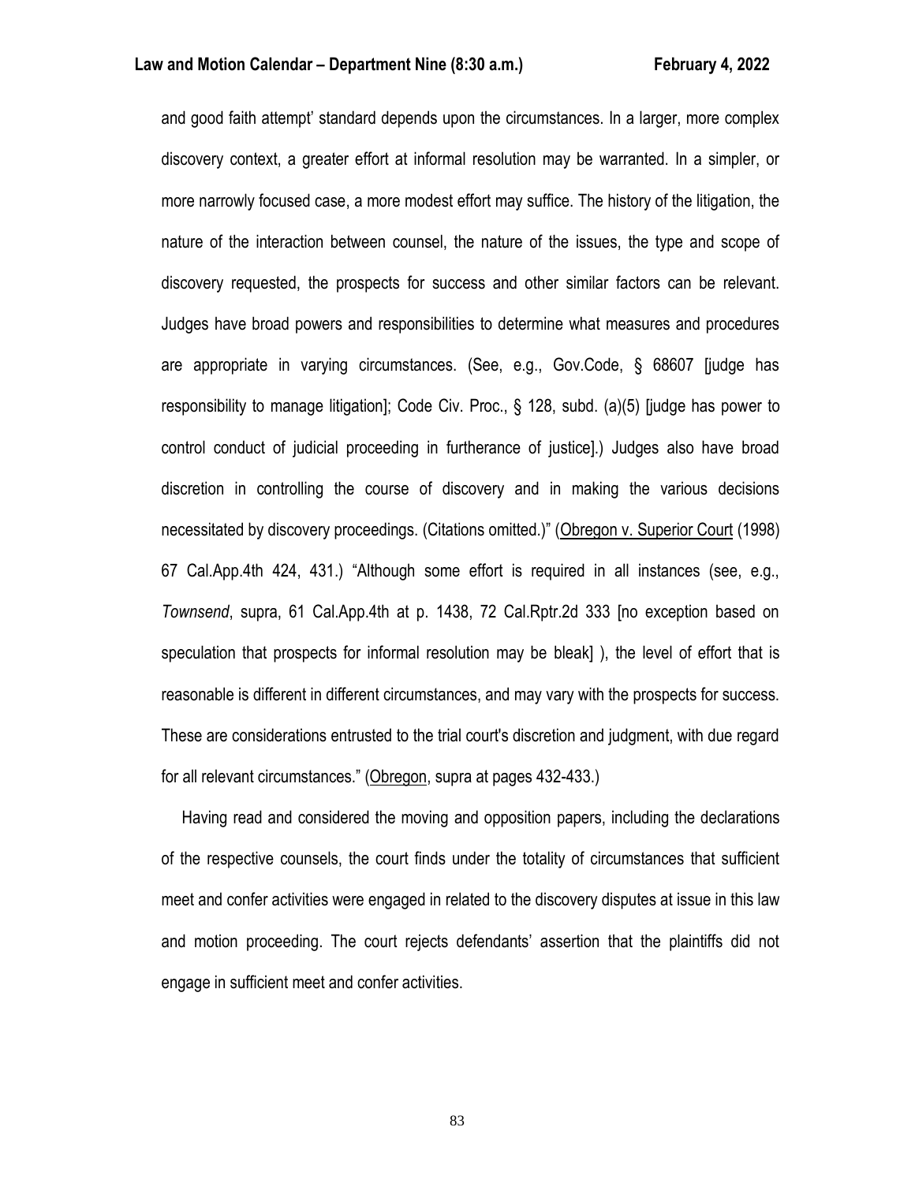and good faith attempt' standard depends upon the circumstances. In a larger, more complex discovery context, a greater effort at informal resolution may be warranted. In a simpler, or more narrowly focused case, a more modest effort may suffice. The history of the litigation, the nature of the interaction between counsel, the nature of the issues, the type and scope of discovery requested, the prospects for success and other similar factors can be relevant. Judges have broad powers and responsibilities to determine what measures and procedures are appropriate in varying circumstances. (See, e.g., Gov.Code, § 68607 [judge has responsibility to manage litigation]; Code Civ. Proc., § 128, subd. (a)(5) [judge has power to control conduct of judicial proceeding in furtherance of justice].) Judges also have broad discretion in controlling the course of discovery and in making the various decisions necessitated by discovery proceedings. (Citations omitted.)" (Obregon v. Superior Court (1998) 67 Cal.App.4th 424, 431.) "Although some effort is required in all instances (see, e.g., *Townsend*, supra, 61 Cal.App.4th at p. 1438, 72 Cal.Rptr.2d 333 [no exception based on speculation that prospects for informal resolution may be bleak] ), the level of effort that is reasonable is different in different circumstances, and may vary with the prospects for success. These are considerations entrusted to the trial court's discretion and judgment, with due regard for all relevant circumstances." (Obregon, supra at pages 432-433.)

Having read and considered the moving and opposition papers, including the declarations of the respective counsels, the court finds under the totality of circumstances that sufficient meet and confer activities were engaged in related to the discovery disputes at issue in this law and motion proceeding. The court rejects defendants' assertion that the plaintiffs did not engage in sufficient meet and confer activities.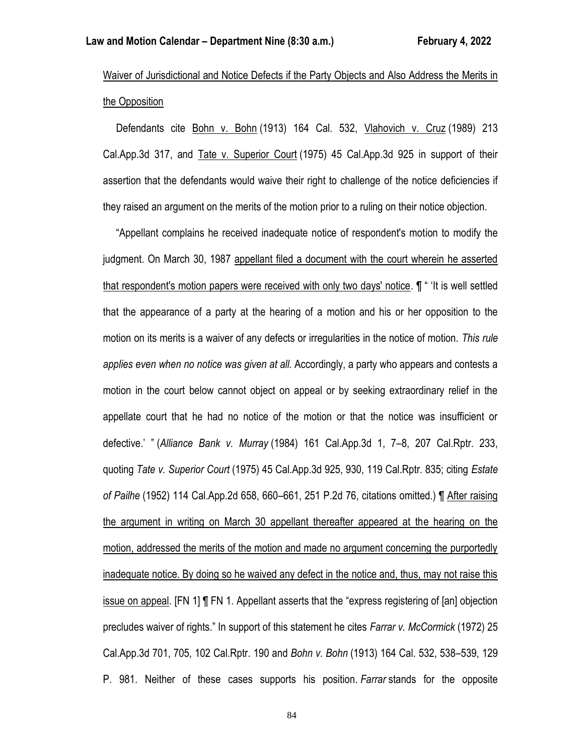<u>Waiver of Jurisdictional and Notice Defects if the Party Objects and Also Address the Merits in the Opposition</u>

Defendants cite <u>Bohn v. Bohn</u> (1913) 164 Cal. 532, <u>Vlahovich v. Cruz</u> (1989) 213 Cal.App.3d 317, and <u>Tate v. Superior Court</u> (1975) 45 Cal.App.3d 925 in support of their assertion that the defendants would waive their right to challenge of the notice deficiencies if they raised an argument on the merits of the motion prior to a ruling on their notice objection.

"Appellant complains he received inadequate notice of respondent's motion to modify the judgment. On March 30, 1987 <u>appellant filed a document with the court wherein he asserted that respondent's motion papers were received with only two days' notice</u>. ¶ " 'It is well settled that the appearance of a party at the hearing of a motion and his or her opposition to the motion on its merits is a waiver of any defects or irregularities in the notice of motion. *This rule applies even when no notice was given at all.* Accordingly, a party who appears and contests a motion in the court below cannot object on appeal or by seeking extraordinary relief in the appellate court that he had no notice of the motion or that the notice was insufficient or defective.' " (*Alliance Bank v. Murray* (1984) 161 Cal.App.3d 1, 7–8, 207 Cal.Rptr. 233, quoting *Tate v. Superior Court* (1975) 45 Cal.App.3d 925, 930, 119 Cal.Rptr. 835; citing *Estate of Pailhe* (1952) 114 Cal.App.2d 658, 660–661, 251 P.2d 76, citations omitted.) ¶ <u>After raising the argument in writing on March 30 appellant thereafter appeared at the hearing on the motion, addressed the merits of the motion and made no argument concerning the purportedly inadequate notice. By doing so he waived any defect in the notice and, thus, may not raise this issue on appeal</u>. [FN 1] ¶ FN 1. Appellant asserts that the "express registering of [an] objection precludes waiver of rights." In support of this statement he cites *Farrar v. McCormick* (1972) 25 Cal.App.3d 701, 705, 102 Cal.Rptr. 190 and *Bohn v. Bohn* (1913) 164 Cal. 532, 538–539, 129 P. 981. Neither of these cases supports his position. *Farrar* stands for the opposite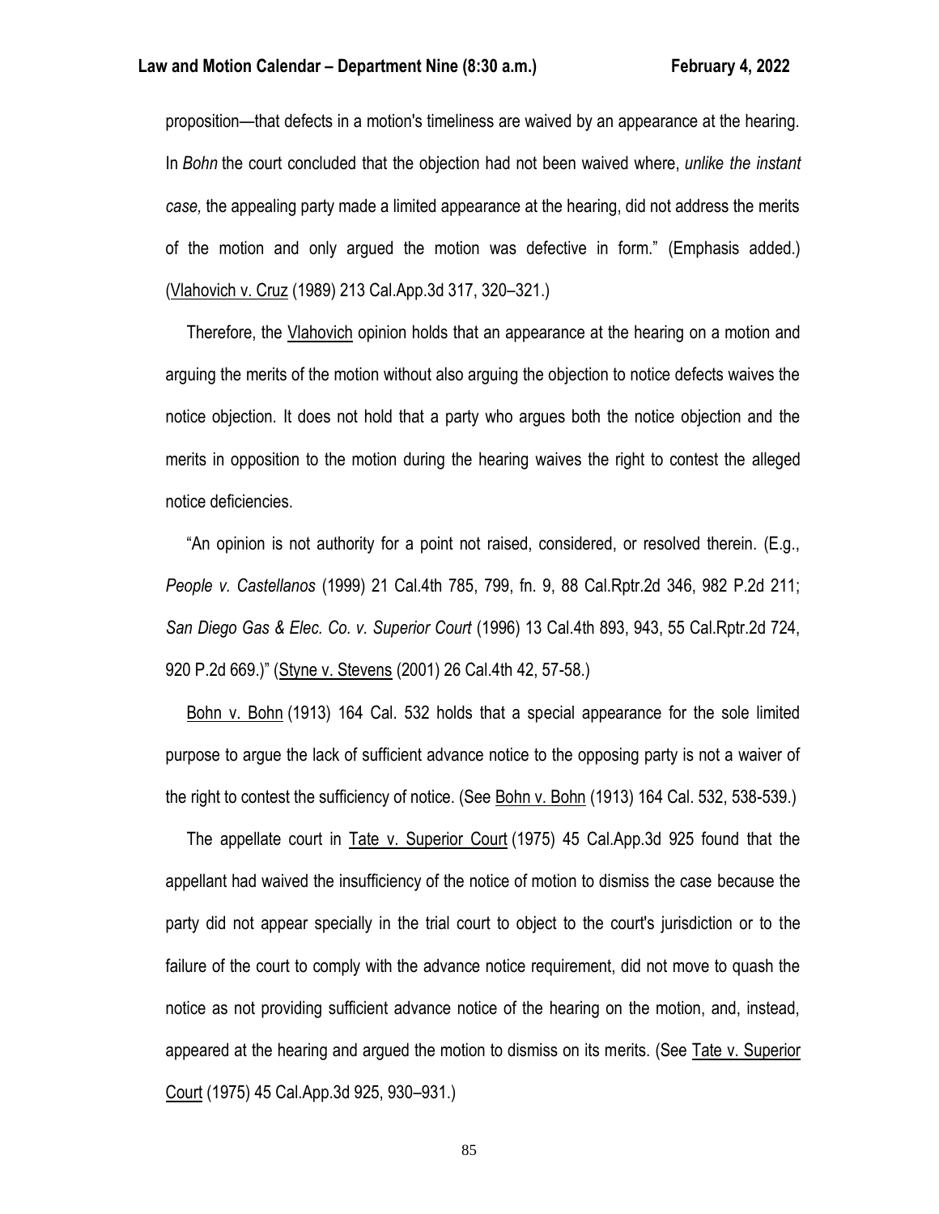proposition—that defects in a motion's timeliness are waived by an appearance at the hearing. In *Bohn* the court concluded that the objection had not been waived where, *unlike the instant case,* the appealing party made a limited appearance at the hearing, did not address the merits of the motion and only argued the motion was defective in form." (Emphasis added.) (Vlahovich v. Cruz (1989) 213 Cal.App.3d 317, 320–321.)

Therefore, the Vlahovich opinion holds that an appearance at the hearing on a motion and arguing the merits of the motion without also arguing the objection to notice defects waives the notice objection. It does not hold that a party who argues both the notice objection and the merits in opposition to the motion during the hearing waives the right to contest the alleged notice deficiencies.

"An opinion is not authority for a point not raised, considered, or resolved therein. (E.g., *People v. Castellanos* (1999) 21 Cal.4th 785, 799, fn. 9, 88 Cal.Rptr.2d 346, 982 P.2d 211; *San Diego Gas & Elec. Co. v. Superior Court* (1996) 13 Cal.4th 893, 943, 55 Cal.Rptr.2d 724, 920 P.2d 669.)" (Styne v. Stevens (2001) 26 Cal.4th 42, 57-58.)

Bohn v. Bohn (1913) 164 Cal. 532 holds that a special appearance for the sole limited purpose to argue the lack of sufficient advance notice to the opposing party is not a waiver of the right to contest the sufficiency of notice. (See Bohn v. Bohn (1913) 164 Cal. 532, 538-539.)

The appellate court in Tate v. Superior Court (1975) 45 Cal.App.3d 925 found that the appellant had waived the insufficiency of the notice of motion to dismiss the case because the party did not appear specially in the trial court to object to the court's jurisdiction or to the failure of the court to comply with the advance notice requirement, did not move to quash the notice as not providing sufficient advance notice of the hearing on the motion, and, instead, appeared at the hearing and argued the motion to dismiss on its merits. (See Tate v. Superior Court (1975) 45 Cal.App.3d 925, 930–931.)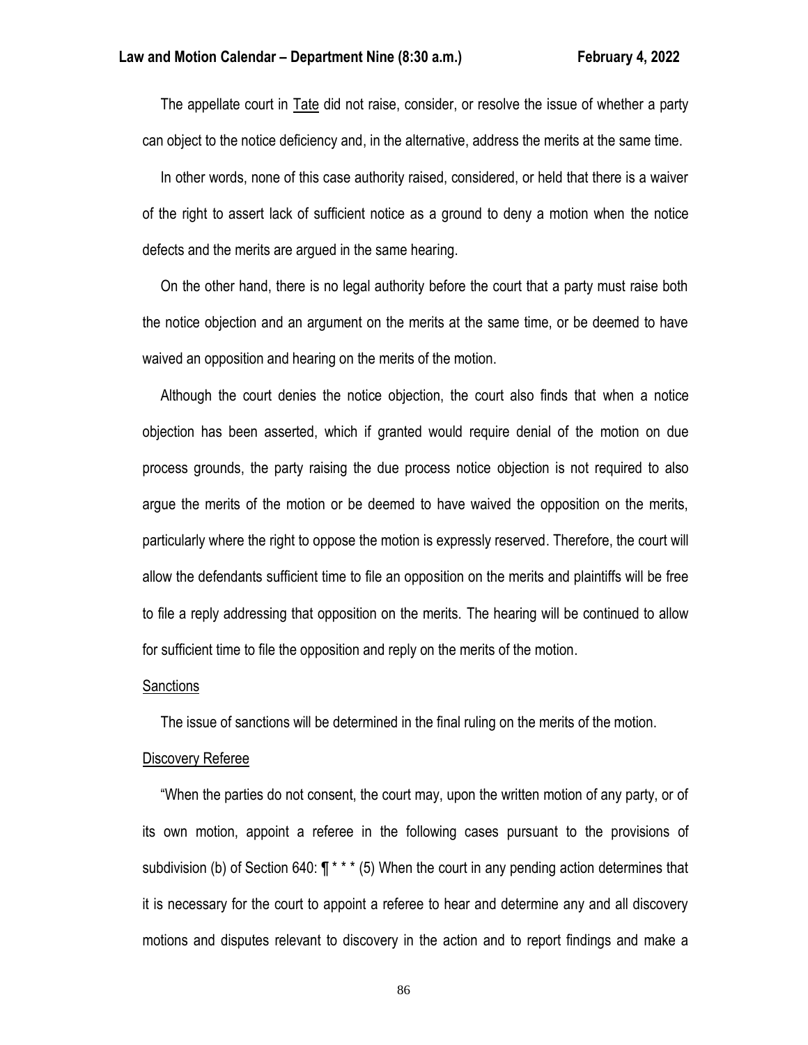The appellate court in Tate did not raise, consider, or resolve the issue of whether a party can object to the notice deficiency and, in the alternative, address the merits at the same time.

In other words, none of this case authority raised, considered, or held that there is a waiver of the right to assert lack of sufficient notice as a ground to deny a motion when the notice defects and the merits are argued in the same hearing.

On the other hand, there is no legal authority before the court that a party must raise both the notice objection and an argument on the merits at the same time, or be deemed to have waived an opposition and hearing on the merits of the motion.

Although the court denies the notice objection, the court also finds that when a notice objection has been asserted, which if granted would require denial of the motion on due process grounds, the party raising the due process notice objection is not required to also argue the merits of the motion or be deemed to have waived the opposition on the merits, particularly where the right to oppose the motion is expressly reserved. Therefore, the court will allow the defendants sufficient time to file an opposition on the merits and plaintiffs will be free to file a reply addressing that opposition on the merits. The hearing will be continued to allow for sufficient time to file the opposition and reply on the merits of the motion.

Sanctions

The issue of sanctions will be determined in the final ruling on the merits of the motion.

Discovery Referee

"When the parties do not consent, the court may, upon the written motion of any party, or of its own motion, appoint a referee in the following cases pursuant to the provisions of subdivision (b) of Section 640: ¶ * * * (5) When the court in any pending action determines that it is necessary for the court to appoint a referee to hear and determine any and all discovery motions and disputes relevant to discovery in the action and to report findings and make a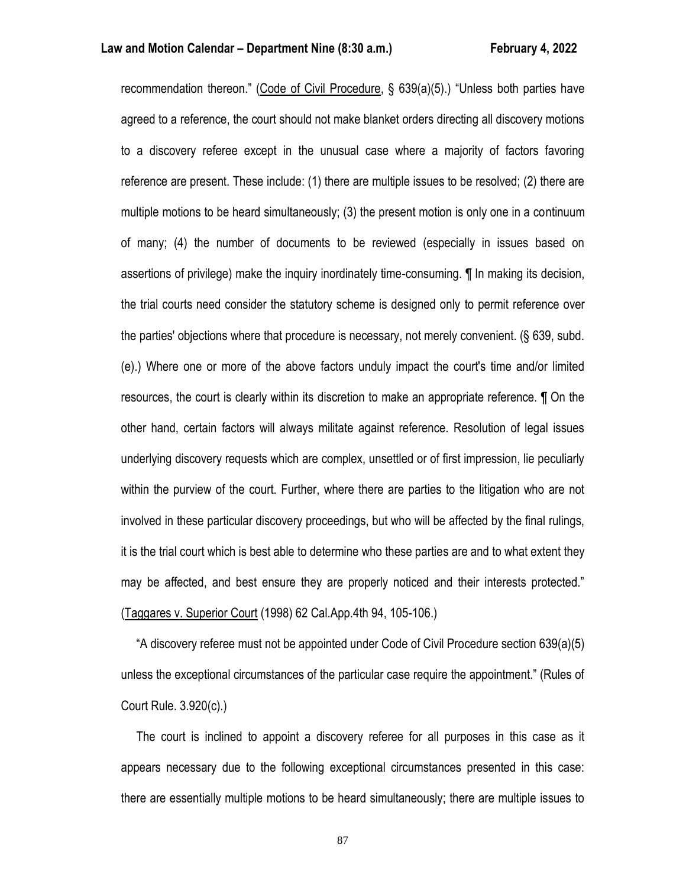recommendation thereon." (Code of Civil Procedure, § 639(a)(5).) "Unless both parties have agreed to a reference, the court should not make blanket orders directing all discovery motions to a discovery referee except in the unusual case where a majority of factors favoring reference are present. These include: (1) there are multiple issues to be resolved; (2) there are multiple motions to be heard simultaneously; (3) the present motion is only one in a continuum of many; (4) the number of documents to be reviewed (especially in issues based on assertions of privilege) make the inquiry inordinately time-consuming. ¶ In making its decision, the trial courts need consider the statutory scheme is designed only to permit reference over the parties' objections where that procedure is necessary, not merely convenient. (§ 639, subd. (e).) Where one or more of the above factors unduly impact the court's time and/or limited resources, the court is clearly within its discretion to make an appropriate reference. ¶ On the other hand, certain factors will always militate against reference. Resolution of legal issues underlying discovery requests which are complex, unsettled or of first impression, lie peculiarly within the purview of the court. Further, where there are parties to the litigation who are not involved in these particular discovery proceedings, but who will be affected by the final rulings, it is the trial court which is best able to determine who these parties are and to what extent they may be affected, and best ensure they are properly noticed and their interests protected." (Taggares v. Superior Court (1998) 62 Cal.App.4th 94, 105-106.)

"A discovery referee must not be appointed under Code of Civil Procedure section 639(a)(5) unless the exceptional circumstances of the particular case require the appointment." (Rules of Court Rule. 3.920(c).)

The court is inclined to appoint a discovery referee for all purposes in this case as it appears necessary due to the following exceptional circumstances presented in this case: there are essentially multiple motions to be heard simultaneously; there are multiple issues to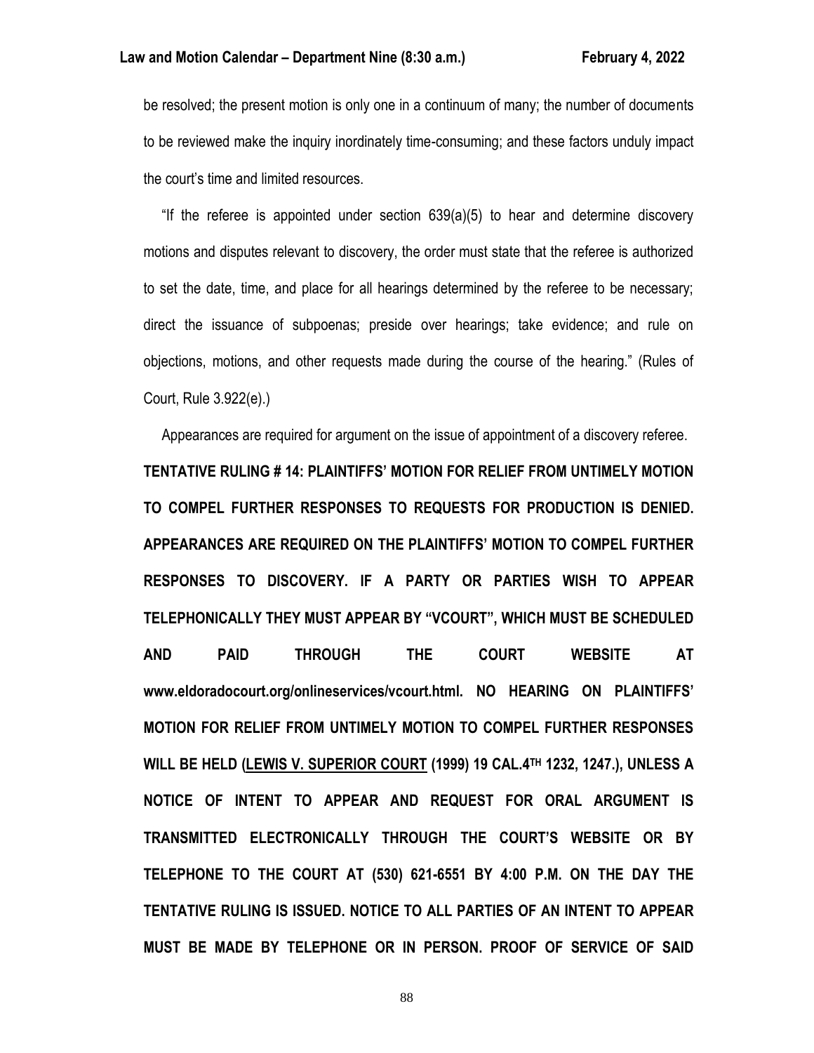be resolved; the present motion is only one in a continuum of many; the number of documents to be reviewed make the inquiry inordinately time-consuming; and these factors unduly impact the court's time and limited resources.

"If the referee is appointed under section 639(a)(5) to hear and determine discovery motions and disputes relevant to discovery, the order must state that the referee is authorized to set the date, time, and place for all hearings determined by the referee to be necessary; direct the issuance of subpoenas; preside over hearings; take evidence; and rule on objections, motions, and other requests made during the course of the hearing." (Rules of Court, Rule 3.922(e).)

Appearances are required for argument on the issue of appointment of a discovery referee.

**TENTATIVE RULING # 14: PLAINTIFFS' MOTION FOR RELIEF FROM UNTIMELY MOTION TO COMPEL FURTHER RESPONSES TO REQUESTS FOR PRODUCTION IS DENIED. APPEARANCES ARE REQUIRED ON THE PLAINTIFFS' MOTION TO COMPEL FURTHER RESPONSES TO DISCOVERY. IF A PARTY OR PARTIES WISH TO APPEAR TELEPHONICALLY THEY MUST APPEAR BY "VCOURT", WHICH MUST BE SCHEDULED AND PAID THROUGH THE COURT WEBSITE AT www.eldoradocourt.org/onlineservices/vcourt.html. NO HEARING ON PLAINTIFFS' MOTION FOR RELIEF FROM UNTIMELY MOTION TO COMPEL FURTHER RESPONSES WILL BE HELD (<u>LEWIS V. SUPERIOR COURT</u> (1999) 19 CAL.4TH 1232, 1247.), UNLESS A NOTICE OF INTENT TO APPEAR AND REQUEST FOR ORAL ARGUMENT IS TRANSMITTED ELECTRONICALLY THROUGH THE COURT'S WEBSITE OR BY TELEPHONE TO THE COURT AT (530) 621-6551 BY 4:00 P.M. ON THE DAY THE TENTATIVE RULING IS ISSUED. NOTICE TO ALL PARTIES OF AN INTENT TO APPEAR MUST BE MADE BY TELEPHONE OR IN PERSON. PROOF OF SERVICE OF SAID**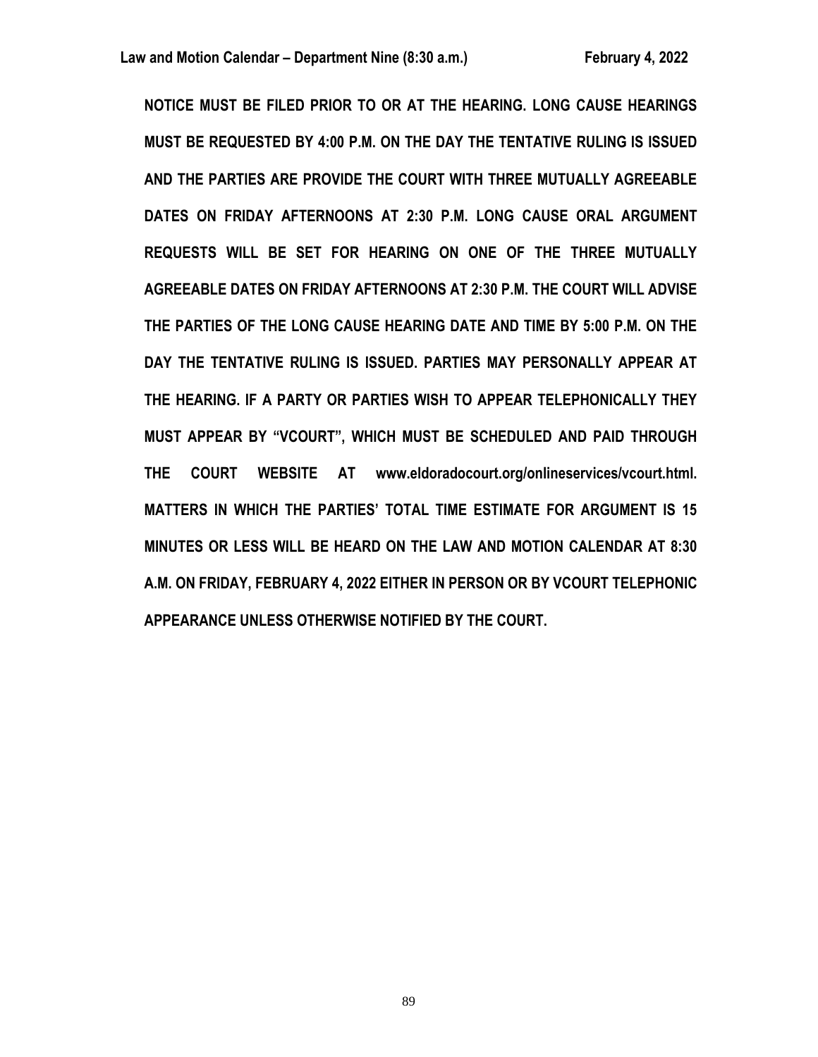**NOTICE MUST BE FILED PRIOR TO OR AT THE HEARING. LONG CAUSE HEARINGS MUST BE REQUESTED BY 4:00 P.M. ON THE DAY THE TENTATIVE RULING IS ISSUED AND THE PARTIES ARE PROVIDE THE COURT WITH THREE MUTUALLY AGREEABLE DATES ON FRIDAY AFTERNOONS AT 2:30 P.M. LONG CAUSE ORAL ARGUMENT REQUESTS WILL BE SET FOR HEARING ON ONE OF THE THREE MUTUALLY AGREEABLE DATES ON FRIDAY AFTERNOONS AT 2:30 P.M. THE COURT WILL ADVISE THE PARTIES OF THE LONG CAUSE HEARING DATE AND TIME BY 5:00 P.M. ON THE DAY THE TENTATIVE RULING IS ISSUED. PARTIES MAY PERSONALLY APPEAR AT THE HEARING. IF A PARTY OR PARTIES WISH TO APPEAR TELEPHONICALLY THEY MUST APPEAR BY "VCOURT", WHICH MUST BE SCHEDULED AND PAID THROUGH THE COURT WEBSITE AT www.eldoradocourt.org/onlineservices/vcourt.html. MATTERS IN WHICH THE PARTIES' TOTAL TIME ESTIMATE FOR ARGUMENT IS 15 MINUTES OR LESS WILL BE HEARD ON THE LAW AND MOTION CALENDAR AT 8:30 A.M. ON FRIDAY, FEBRUARY 4, 2022 EITHER IN PERSON OR BY VCOURT TELEPHONIC APPEARANCE UNLESS OTHERWISE NOTIFIED BY THE COURT.**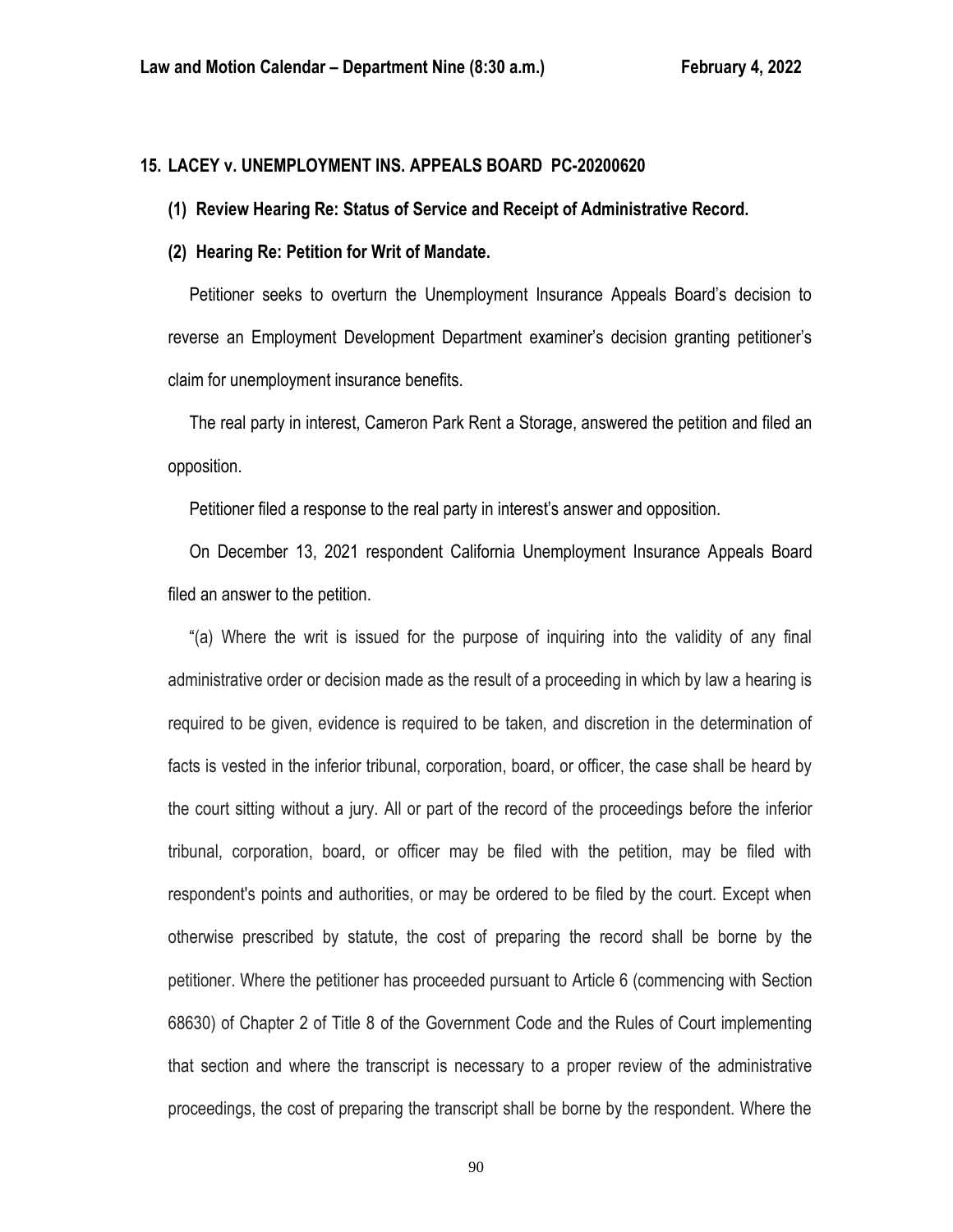**15. LACEY v. UNEMPLOYMENT INS. APPEALS BOARD PC-20200620**

**(1) Review Hearing Re: Status of Service and Receipt of Administrative Record.**

**(2) Hearing Re: Petition for Writ of Mandate.**

Petitioner seeks to overturn the Unemployment Insurance Appeals Board's decision to reverse an Employment Development Department examiner's decision granting petitioner's claim for unemployment insurance benefits.

The real party in interest, Cameron Park Rent a Storage, answered the petition and filed an opposition.

Petitioner filed a response to the real party in interest's answer and opposition.

On December 13, 2021 respondent California Unemployment Insurance Appeals Board filed an answer to the petition.

"(a) Where the writ is issued for the purpose of inquiring into the validity of any final administrative order or decision made as the result of a proceeding in which by law a hearing is required to be given, evidence is required to be taken, and discretion in the determination of facts is vested in the inferior tribunal, corporation, board, or officer, the case shall be heard by the court sitting without a jury. All or part of the record of the proceedings before the inferior tribunal, corporation, board, or officer may be filed with the petition, may be filed with respondent's points and authorities, or may be ordered to be filed by the court. Except when otherwise prescribed by statute, the cost of preparing the record shall be borne by the petitioner. Where the petitioner has proceeded pursuant to Article 6 (commencing with Section 68630) of Chapter 2 of Title 8 of the Government Code and the Rules of Court implementing that section and where the transcript is necessary to a proper review of the administrative proceedings, the cost of preparing the transcript shall be borne by the respondent. Where the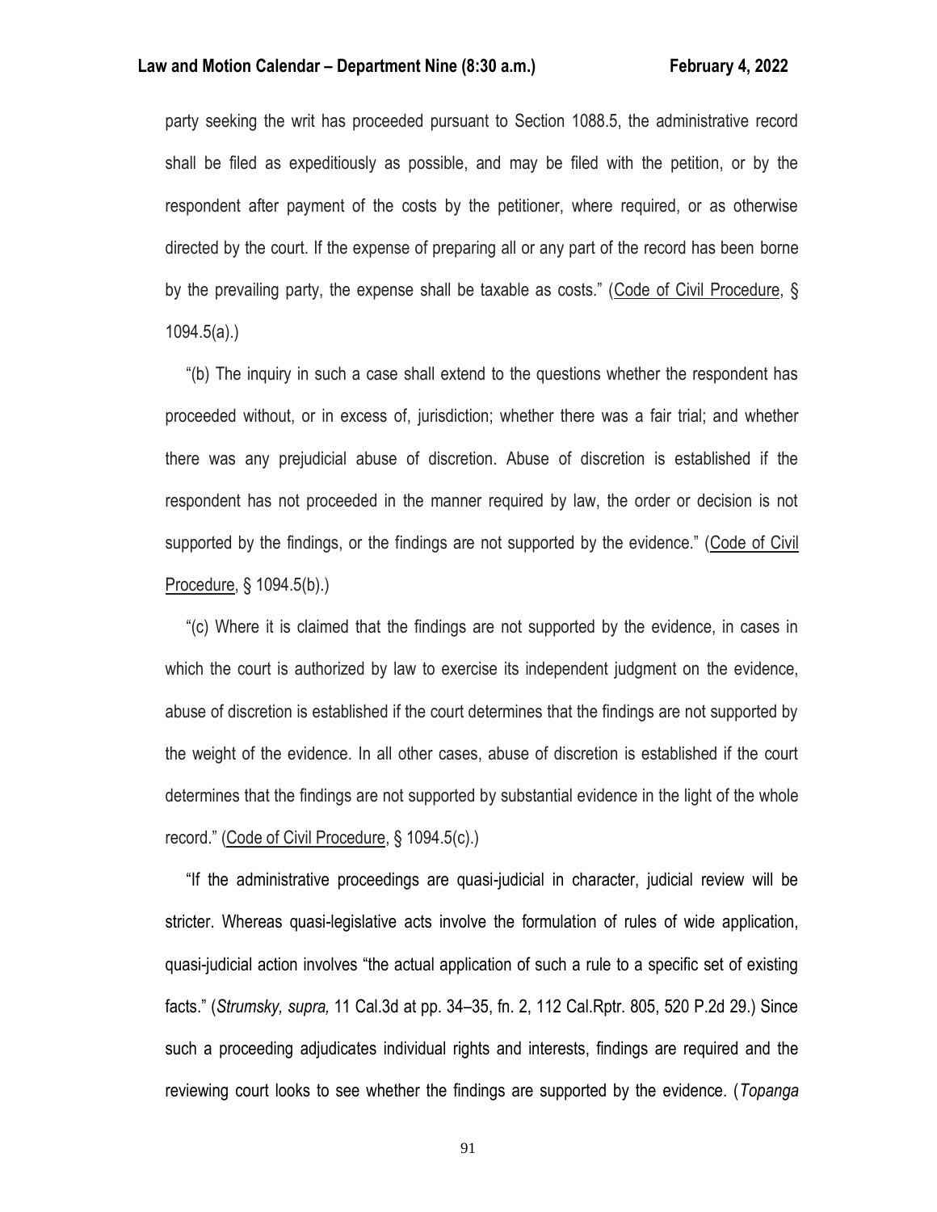party seeking the writ has proceeded pursuant to Section 1088.5, the administrative record shall be filed as expeditiously as possible, and may be filed with the petition, or by the respondent after payment of the costs by the petitioner, where required, or as otherwise directed by the court. If the expense of preparing all or any part of the record has been borne by the prevailing party, the expense shall be taxable as costs." (Code of Civil Procedure, § 1094.5(a).)

"(b) The inquiry in such a case shall extend to the questions whether the respondent has proceeded without, or in excess of, jurisdiction; whether there was a fair trial; and whether there was any prejudicial abuse of discretion. Abuse of discretion is established if the respondent has not proceeded in the manner required by law, the order or decision is not supported by the findings, or the findings are not supported by the evidence." (Code of Civil Procedure, § 1094.5(b).)

"(c) Where it is claimed that the findings are not supported by the evidence, in cases in which the court is authorized by law to exercise its independent judgment on the evidence, abuse of discretion is established if the court determines that the findings are not supported by the weight of the evidence. In all other cases, abuse of discretion is established if the court determines that the findings are not supported by substantial evidence in the light of the whole record." (Code of Civil Procedure, § 1094.5(c).)

"If the administrative proceedings are quasi-judicial in character, judicial review will be stricter. Whereas quasi-legislative acts involve the formulation of rules of wide application, quasi-judicial action involves "the actual application of such a rule to a specific set of existing facts." (*Strumsky, supra,* 11 Cal.3d at pp. 34–35, fn. 2, 112 Cal.Rptr. 805, 520 P.2d 29.) Since such a proceeding adjudicates individual rights and interests, findings are required and the reviewing court looks to see whether the findings are supported by the evidence. (*Topanga*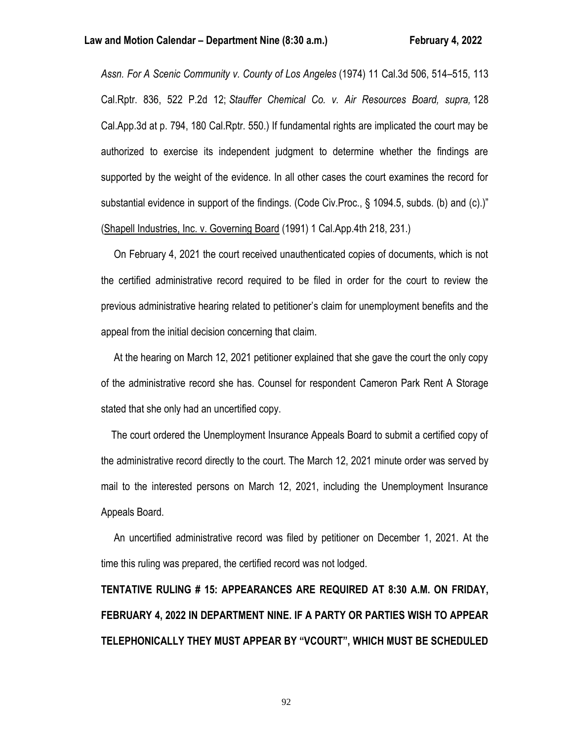*Assn. For A Scenic Community v. County of Los Angeles* (1974) 11 Cal.3d 506, 514–515, 113 Cal.Rptr. 836, 522 P.2d 12; *Stauffer Chemical Co. v. Air Resources Board, supra,* 128 Cal.App.3d at p. 794, 180 Cal.Rptr. 550.) If fundamental rights are implicated the court may be authorized to exercise its independent judgment to determine whether the findings are supported by the weight of the evidence. In all other cases the court examines the record for substantial evidence in support of the findings. (Code Civ.Proc., § 1094.5, subds. (b) and (c).)" (Shapell Industries, Inc. v. Governing Board (1991) 1 Cal.App.4th 218, 231.)

On February 4, 2021 the court received unauthenticated copies of documents, which is not the certified administrative record required to be filed in order for the court to review the previous administrative hearing related to petitioner's claim for unemployment benefits and the appeal from the initial decision concerning that claim.

At the hearing on March 12, 2021 petitioner explained that she gave the court the only copy of the administrative record she has. Counsel for respondent Cameron Park Rent A Storage stated that she only had an uncertified copy.

The court ordered the Unemployment Insurance Appeals Board to submit a certified copy of the administrative record directly to the court. The March 12, 2021 minute order was served by mail to the interested persons on March 12, 2021, including the Unemployment Insurance Appeals Board.

An uncertified administrative record was filed by petitioner on December 1, 2021. At the time this ruling was prepared, the certified record was not lodged.

**TENTATIVE RULING # 15: APPEARANCES ARE REQUIRED AT 8:30 A.M. ON FRIDAY, FEBRUARY 4, 2022 IN DEPARTMENT NINE. IF A PARTY OR PARTIES WISH TO APPEAR TELEPHONICALLY THEY MUST APPEAR BY "VCOURT", WHICH MUST BE SCHEDULED**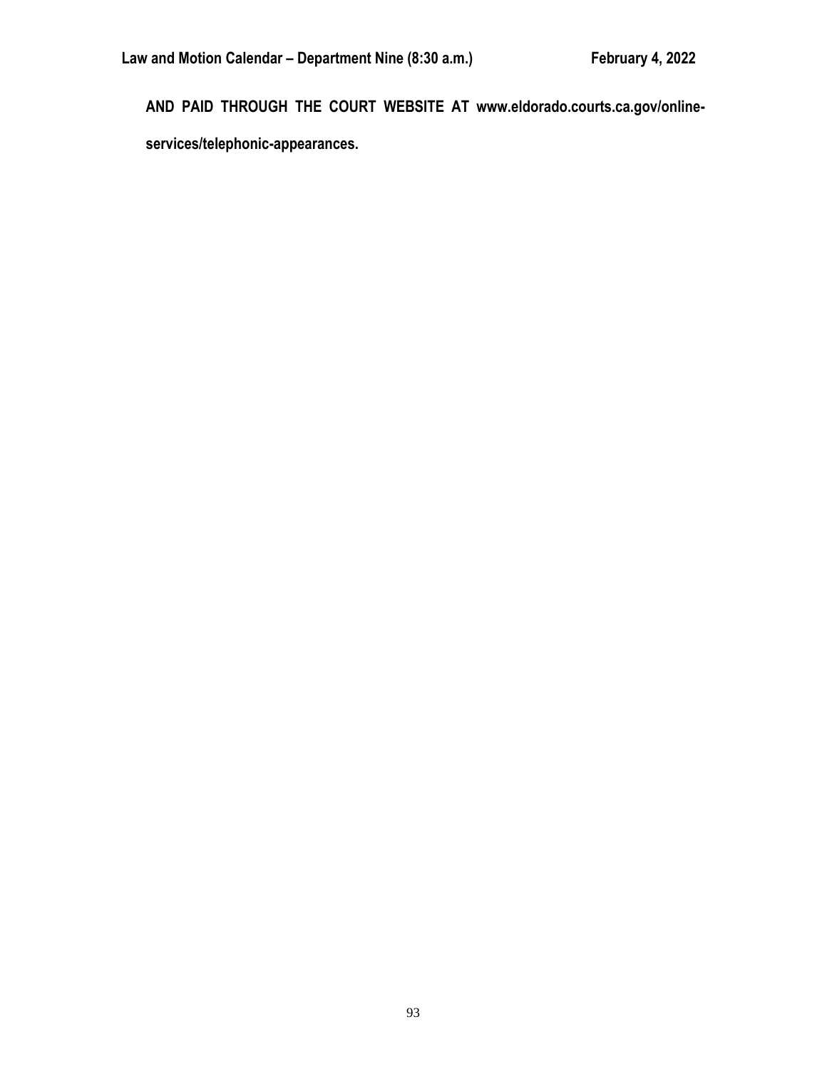**AND PAID THROUGH THE COURT WEBSITE AT www.eldorado.courts.ca.gov/online-services/telephonic-appearances.**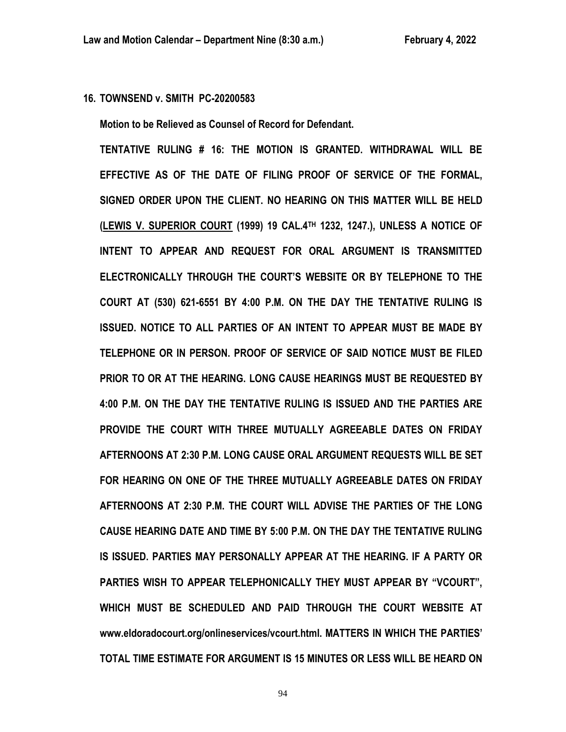**16. TOWNSEND v. SMITH PC-20200583**

**Motion to be Relieved as Counsel of Record for Defendant.**

**TENTATIVE RULING # 16: THE MOTION IS GRANTED. WITHDRAWAL WILL BE EFFECTIVE AS OF THE DATE OF FILING PROOF OF SERVICE OF THE FORMAL, SIGNED ORDER UPON THE CLIENT. NO HEARING ON THIS MATTER WILL BE HELD (LEWIS V. SUPERIOR COURT (1999) 19 CAL.4TH 1232, 1247.), UNLESS A NOTICE OF INTENT TO APPEAR AND REQUEST FOR ORAL ARGUMENT IS TRANSMITTED ELECTRONICALLY THROUGH THE COURT'S WEBSITE OR BY TELEPHONE TO THE COURT AT (530) 621-6551 BY 4:00 P.M. ON THE DAY THE TENTATIVE RULING IS ISSUED. NOTICE TO ALL PARTIES OF AN INTENT TO APPEAR MUST BE MADE BY TELEPHONE OR IN PERSON. PROOF OF SERVICE OF SAID NOTICE MUST BE FILED PRIOR TO OR AT THE HEARING. LONG CAUSE HEARINGS MUST BE REQUESTED BY 4:00 P.M. ON THE DAY THE TENTATIVE RULING IS ISSUED AND THE PARTIES ARE PROVIDE THE COURT WITH THREE MUTUALLY AGREEABLE DATES ON FRIDAY AFTERNOONS AT 2:30 P.M. LONG CAUSE ORAL ARGUMENT REQUESTS WILL BE SET FOR HEARING ON ONE OF THE THREE MUTUALLY AGREEABLE DATES ON FRIDAY AFTERNOONS AT 2:30 P.M. THE COURT WILL ADVISE THE PARTIES OF THE LONG CAUSE HEARING DATE AND TIME BY 5:00 P.M. ON THE DAY THE TENTATIVE RULING IS ISSUED. PARTIES MAY PERSONALLY APPEAR AT THE HEARING. IF A PARTY OR PARTIES WISH TO APPEAR TELEPHONICALLY THEY MUST APPEAR BY "VCOURT", WHICH MUST BE SCHEDULED AND PAID THROUGH THE COURT WEBSITE AT www.eldoradocourt.org/onlineservices/vcourt.html. MATTERS IN WHICH THE PARTIES' TOTAL TIME ESTIMATE FOR ARGUMENT IS 15 MINUTES OR LESS WILL BE HEARD ON**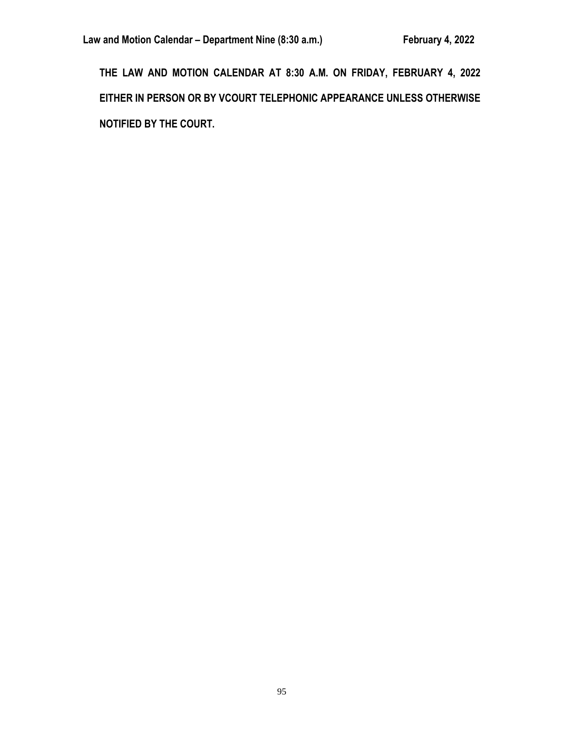**THE LAW AND MOTION CALENDAR AT 8:30 A.M. ON FRIDAY, FEBRUARY 4, 2022 EITHER IN PERSON OR BY VCOURT TELEPHONIC APPEARANCE UNLESS OTHERWISE NOTIFIED BY THE COURT.**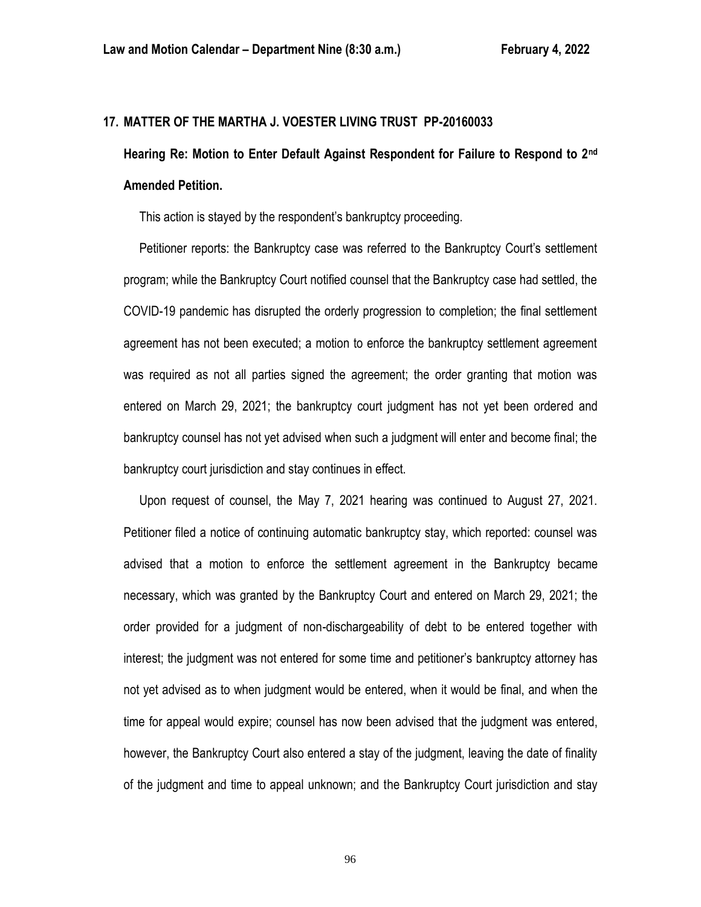## 17. MATTER OF THE MARTHA J. VOESTER LIVING TRUST PP-20160033

**Hearing Re: Motion to Enter Default Against Respondent for Failure to Respond to 2nd Amended Petition.**

This action is stayed by the respondent's bankruptcy proceeding.

Petitioner reports: the Bankruptcy case was referred to the Bankruptcy Court's settlement program; while the Bankruptcy Court notified counsel that the Bankruptcy case had settled, the COVID-19 pandemic has disrupted the orderly progression to completion; the final settlement agreement has not been executed; a motion to enforce the bankruptcy settlement agreement was required as not all parties signed the agreement; the order granting that motion was entered on March 29, 2021; the bankruptcy court judgment has not yet been ordered and bankruptcy counsel has not yet advised when such a judgment will enter and become final; the bankruptcy court jurisdiction and stay continues in effect.

Upon request of counsel, the May 7, 2021 hearing was continued to August 27, 2021. Petitioner filed a notice of continuing automatic bankruptcy stay, which reported: counsel was advised that a motion to enforce the settlement agreement in the Bankruptcy became necessary, which was granted by the Bankruptcy Court and entered on March 29, 2021; the order provided for a judgment of non-dischargeability of debt to be entered together with interest; the judgment was not entered for some time and petitioner's bankruptcy attorney has not yet advised as to when judgment would be entered, when it would be final, and when the time for appeal would expire; counsel has now been advised that the judgment was entered, however, the Bankruptcy Court also entered a stay of the judgment, leaving the date of finality of the judgment and time to appeal unknown; and the Bankruptcy Court jurisdiction and stay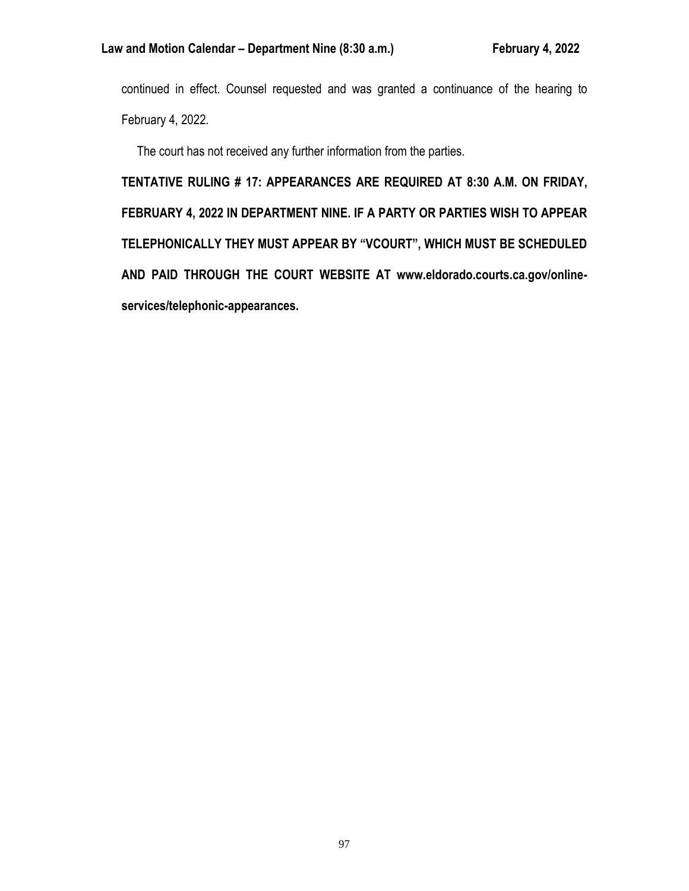continued in effect. Counsel requested and was granted a continuance of the hearing to February 4, 2022.

The court has not received any further information from the parties.

**TENTATIVE RULING # 17: APPEARANCES ARE REQUIRED AT 8:30 A.M. ON FRIDAY, FEBRUARY 4, 2022 IN DEPARTMENT NINE. IF A PARTY OR PARTIES WISH TO APPEAR TELEPHONICALLY THEY MUST APPEAR BY "VCOURT", WHICH MUST BE SCHEDULED AND PAID THROUGH THE COURT WEBSITE AT www.eldorado.courts.ca.gov/online-services/telephonic-appearances.**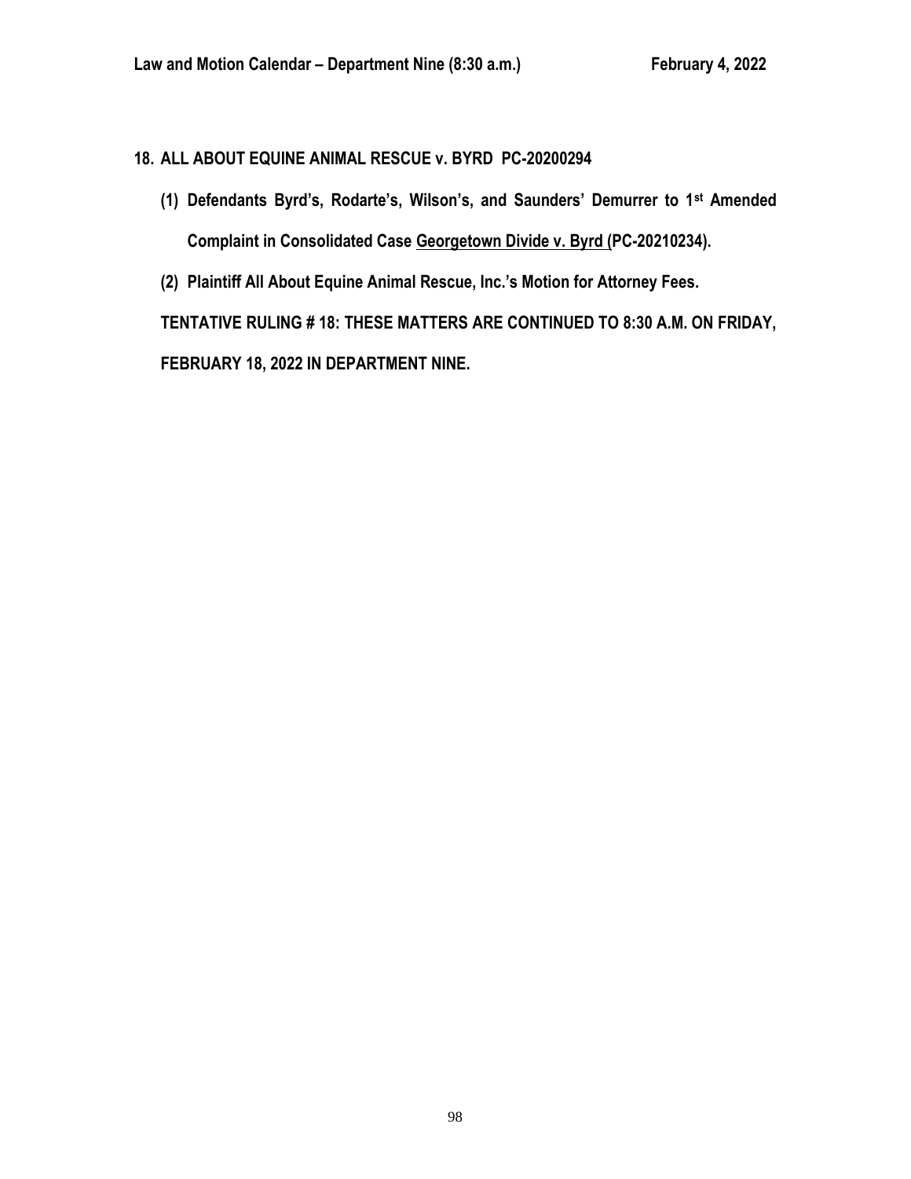**18. ALL ABOUT EQUINE ANIMAL RESCUE v. BYRD PC-20200294**

**(1) Defendants Byrd's, Rodarte's, Wilson's, and Saunders' Demurrer to 1st Amended Complaint in Consolidated Case <u>Georgetown Divide v. Byrd</u> (PC-20210234).**

**(2) Plaintiff All About Equine Animal Rescue, Inc.'s Motion for Attorney Fees.**

**TENTATIVE RULING # 18: THESE MATTERS ARE CONTINUED TO 8:30 A.M. ON FRIDAY, FEBRUARY 18, 2022 IN DEPARTMENT NINE.**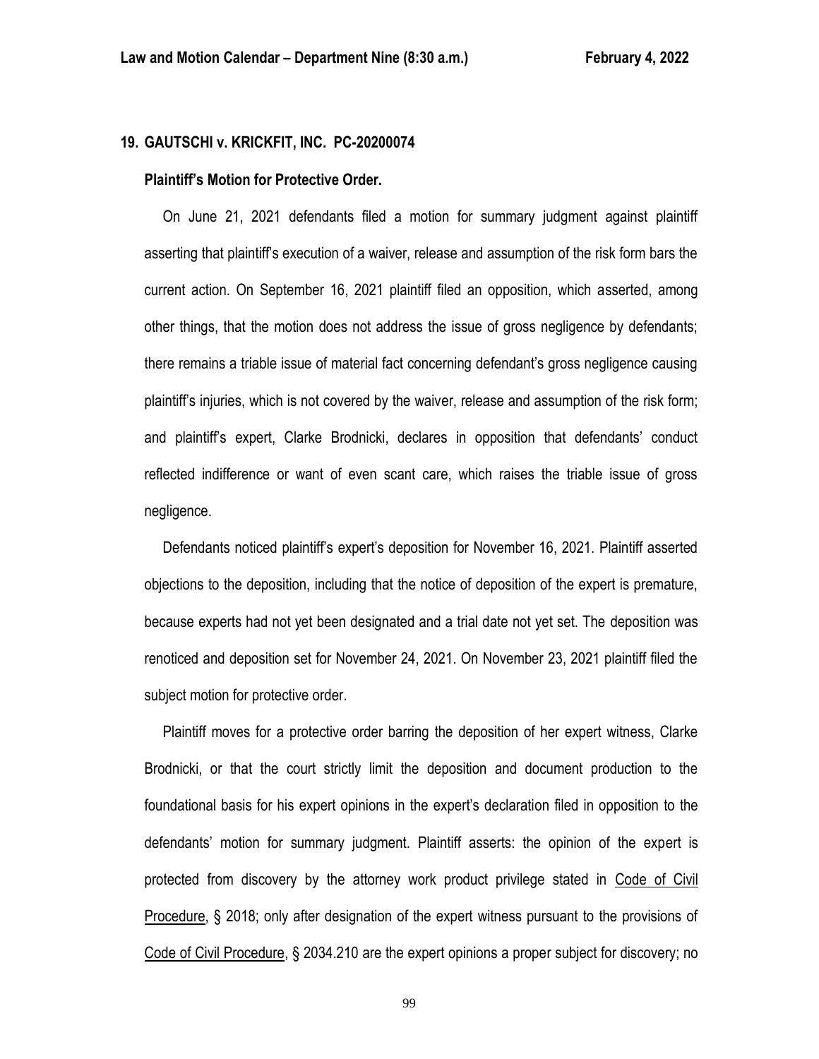## 19. GAUTSCHI v. KRICKFIT, INC. PC-20200074

### Plaintiff's Motion for Protective Order.

On June 21, 2021 defendants filed a motion for summary judgment against plaintiff asserting that plaintiff's execution of a waiver, release and assumption of the risk form bars the current action. On September 16, 2021 plaintiff filed an opposition, which asserted, among other things, that the motion does not address the issue of gross negligence by defendants; there remains a triable issue of material fact concerning defendant's gross negligence causing plaintiff's injuries, which is not covered by the waiver, release and assumption of the risk form; and plaintiff's expert, Clarke Brodnicki, declares in opposition that defendants' conduct reflected indifference or want of even scant care, which raises the triable issue of gross negligence.

Defendants noticed plaintiff's expert's deposition for November 16, 2021. Plaintiff asserted objections to the deposition, including that the notice of deposition of the expert is premature, because experts had not yet been designated and a trial date not yet set. The deposition was renoticed and deposition set for November 24, 2021. On November 23, 2021 plaintiff filed the subject motion for protective order.

Plaintiff moves for a protective order barring the deposition of her expert witness, Clarke Brodnicki, or that the court strictly limit the deposition and document production to the foundational basis for his expert opinions in the expert's declaration filed in opposition to the defendants' motion for summary judgment. Plaintiff asserts: the opinion of the expert is protected from discovery by the attorney work product privilege stated in Code of Civil Procedure, § 2018; only after designation of the expert witness pursuant to the provisions of Code of Civil Procedure, § 2034.210 are the expert opinions a proper subject for discovery; no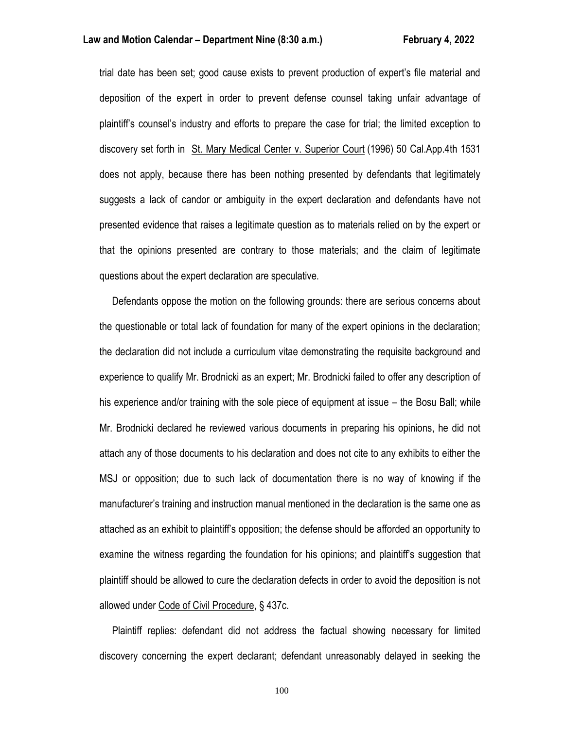trial date has been set; good cause exists to prevent production of expert's file material and deposition of the expert in order to prevent defense counsel taking unfair advantage of plaintiff's counsel's industry and efforts to prepare the case for trial; the limited exception to discovery set forth in St. Mary Medical Center v. Superior Court (1996) 50 Cal.App.4th 1531 does not apply, because there has been nothing presented by defendants that legitimately suggests a lack of candor or ambiguity in the expert declaration and defendants have not presented evidence that raises a legitimate question as to materials relied on by the expert or that the opinions presented are contrary to those materials; and the claim of legitimate questions about the expert declaration are speculative.

Defendants oppose the motion on the following grounds: there are serious concerns about the questionable or total lack of foundation for many of the expert opinions in the declaration; the declaration did not include a curriculum vitae demonstrating the requisite background and experience to qualify Mr. Brodnicki as an expert; Mr. Brodnicki failed to offer any description of his experience and/or training with the sole piece of equipment at issue – the Bosu Ball; while Mr. Brodnicki declared he reviewed various documents in preparing his opinions, he did not attach any of those documents to his declaration and does not cite to any exhibits to either the MSJ or opposition; due to such lack of documentation there is no way of knowing if the manufacturer's training and instruction manual mentioned in the declaration is the same one as attached as an exhibit to plaintiff's opposition; the defense should be afforded an opportunity to examine the witness regarding the foundation for his opinions; and plaintiff's suggestion that plaintiff should be allowed to cure the declaration defects in order to avoid the deposition is not allowed under Code of Civil Procedure, § 437c.

Plaintiff replies: defendant did not address the factual showing necessary for limited discovery concerning the expert declarant; defendant unreasonably delayed in seeking the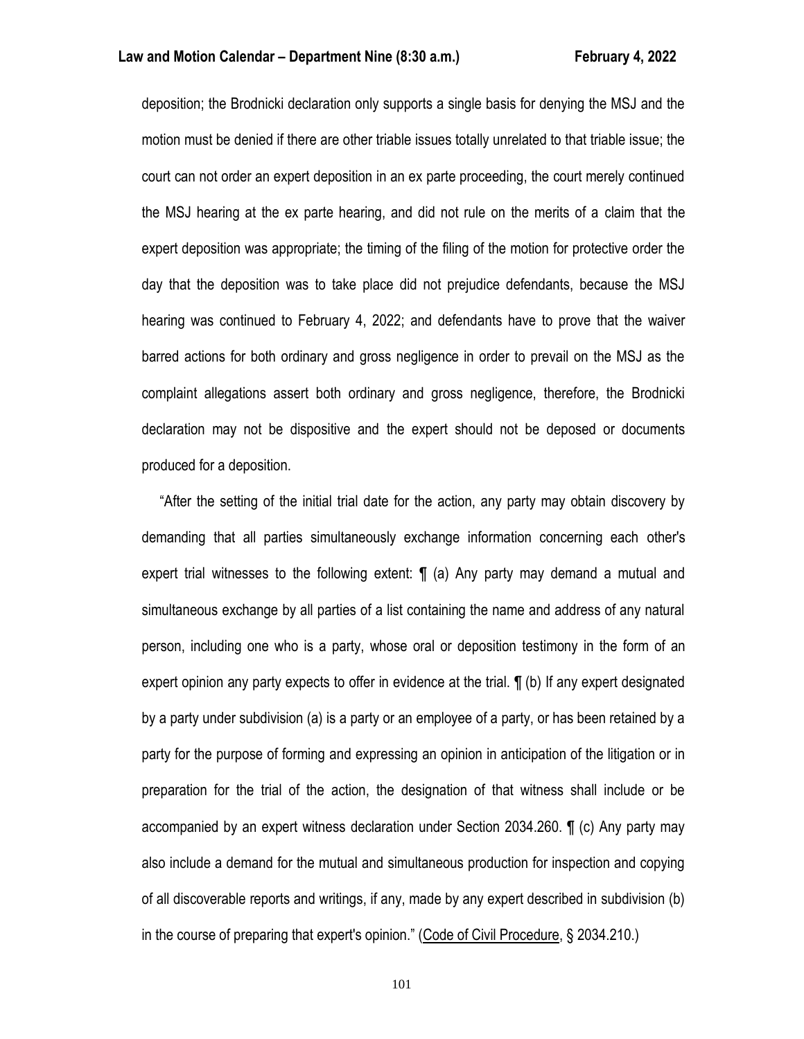deposition; the Brodnicki declaration only supports a single basis for denying the MSJ and the motion must be denied if there are other triable issues totally unrelated to that triable issue; the court can not order an expert deposition in an ex parte proceeding, the court merely continued the MSJ hearing at the ex parte hearing, and did not rule on the merits of a claim that the expert deposition was appropriate; the timing of the filing of the motion for protective order the day that the deposition was to take place did not prejudice defendants, because the MSJ hearing was continued to February 4, 2022; and defendants have to prove that the waiver barred actions for both ordinary and gross negligence in order to prevail on the MSJ as the complaint allegations assert both ordinary and gross negligence, therefore, the Brodnicki declaration may not be dispositive and the expert should not be deposed or documents produced for a deposition.

"After the setting of the initial trial date for the action, any party may obtain discovery by demanding that all parties simultaneously exchange information concerning each other's expert trial witnesses to the following extent: ¶ (a) Any party may demand a mutual and simultaneous exchange by all parties of a list containing the name and address of any natural person, including one who is a party, whose oral or deposition testimony in the form of an expert opinion any party expects to offer in evidence at the trial. ¶ (b) If any expert designated by a party under subdivision (a) is a party or an employee of a party, or has been retained by a party for the purpose of forming and expressing an opinion in anticipation of the litigation or in preparation for the trial of the action, the designation of that witness shall include or be accompanied by an expert witness declaration under Section 2034.260. ¶ (c) Any party may also include a demand for the mutual and simultaneous production for inspection and copying of all discoverable reports and writings, if any, made by any expert described in subdivision (b) in the course of preparing that expert's opinion." (Code of Civil Procedure, § 2034.210.)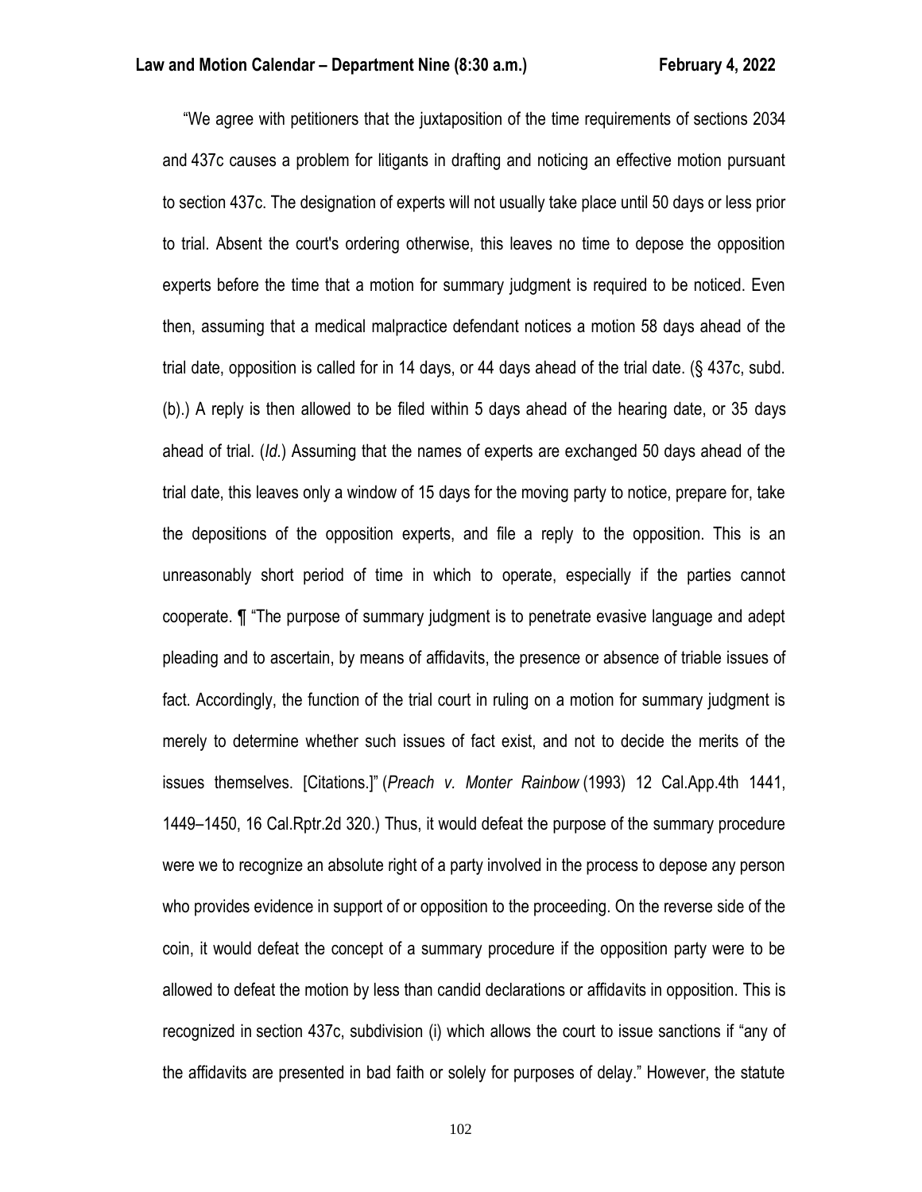"We agree with petitioners that the juxtaposition of the time requirements of sections 2034 and 437c causes a problem for litigants in drafting and noticing an effective motion pursuant to section 437c. The designation of experts will not usually take place until 50 days or less prior to trial. Absent the court's ordering otherwise, this leaves no time to depose the opposition experts before the time that a motion for summary judgment is required to be noticed. Even then, assuming that a medical malpractice defendant notices a motion 58 days ahead of the trial date, opposition is called for in 14 days, or 44 days ahead of the trial date. (§ 437c, subd. (b).) A reply is then allowed to be filed within 5 days ahead of the hearing date, or 35 days ahead of trial. (*Id.*) Assuming that the names of experts are exchanged 50 days ahead of the trial date, this leaves only a window of 15 days for the moving party to notice, prepare for, take the depositions of the opposition experts, and file a reply to the opposition. This is an unreasonably short period of time in which to operate, especially if the parties cannot cooperate. ¶ "The purpose of summary judgment is to penetrate evasive language and adept pleading and to ascertain, by means of affidavits, the presence or absence of triable issues of fact. Accordingly, the function of the trial court in ruling on a motion for summary judgment is merely to determine whether such issues of fact exist, and not to decide the merits of the issues themselves. [Citations.]" (*Preach v. Monter Rainbow* (1993) 12 Cal.App.4th 1441, 1449–1450, 16 Cal.Rptr.2d 320.) Thus, it would defeat the purpose of the summary procedure were we to recognize an absolute right of a party involved in the process to depose any person who provides evidence in support of or opposition to the proceeding. On the reverse side of the coin, it would defeat the concept of a summary procedure if the opposition party were to be allowed to defeat the motion by less than candid declarations or affidavits in opposition. This is recognized in section 437c, subdivision (i) which allows the court to issue sanctions if "any of the affidavits are presented in bad faith or solely for purposes of delay." However, the statute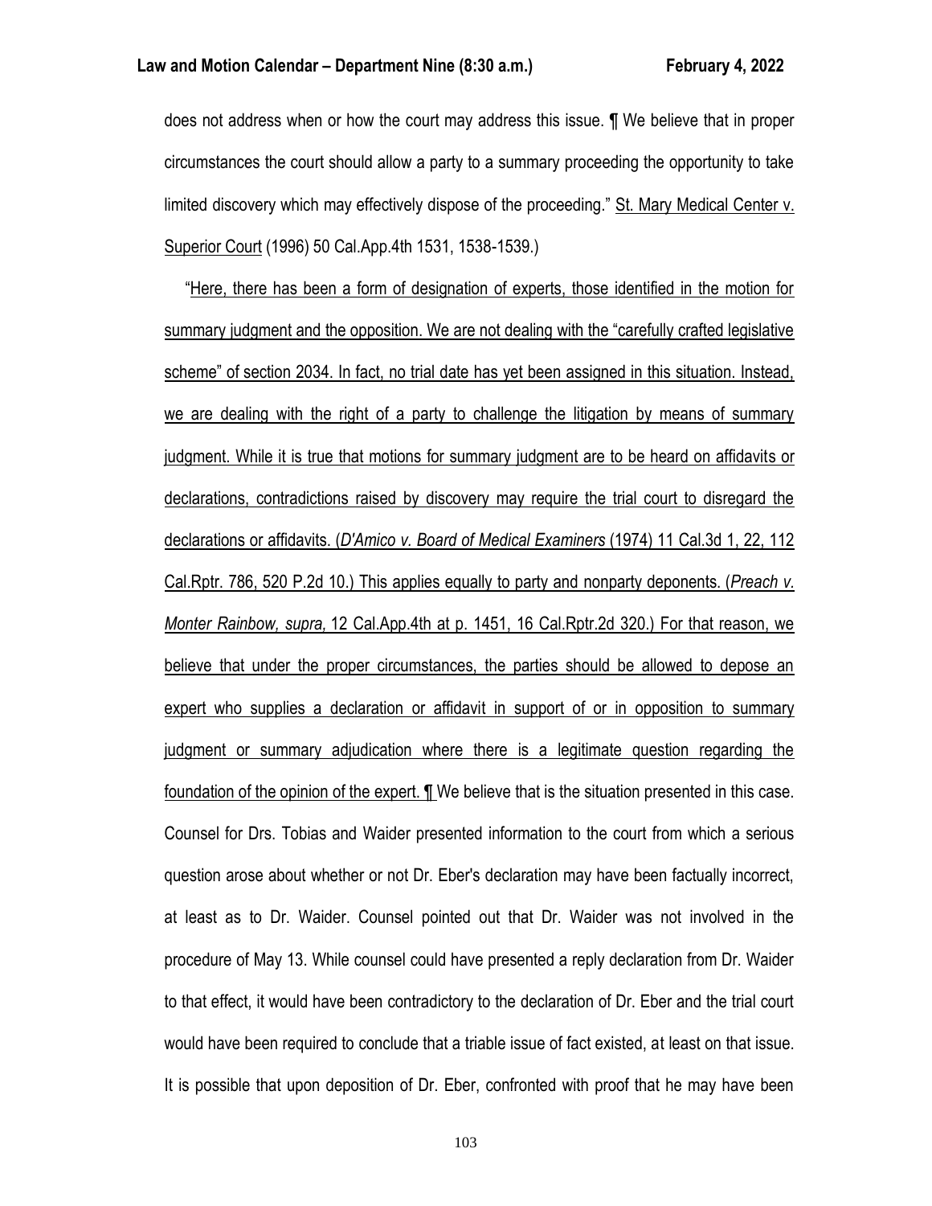does not address when or how the court may address this issue. ¶ We believe that in proper circumstances the court should allow a party to a summary proceeding the opportunity to take limited discovery which may effectively dispose of the proceeding." St. Mary Medical Center v. Superior Court (1996) 50 Cal.App.4th 1531, 1538-1539.)

"Here, there has been a form of designation of experts, those identified in the motion for summary judgment and the opposition. We are not dealing with the "carefully crafted legislative scheme" of section 2034. In fact, no trial date has yet been assigned in this situation. Instead, we are dealing with the right of a party to challenge the litigation by means of summary judgment. While it is true that motions for summary judgment are to be heard on affidavits or declarations, contradictions raised by discovery may require the trial court to disregard the declarations or affidavits. (*D'Amico v. Board of Medical Examiners* (1974) 11 Cal.3d 1, 22, 112 Cal.Rptr. 786, 520 P.2d 10.) This applies equally to party and nonparty deponents. (*Preach v. Monter Rainbow, supra,* 12 Cal.App.4th at p. 1451, 16 Cal.Rptr.2d 320.) For that reason, we believe that under the proper circumstances, the parties should be allowed to depose an expert who supplies a declaration or affidavit in support of or in opposition to summary judgment or summary adjudication where there is a legitimate question regarding the foundation of the opinion of the expert. ¶ We believe that is the situation presented in this case. Counsel for Drs. Tobias and Waider presented information to the court from which a serious question arose about whether or not Dr. Eber's declaration may have been factually incorrect, at least as to Dr. Waider. Counsel pointed out that Dr. Waider was not involved in the procedure of May 13. While counsel could have presented a reply declaration from Dr. Waider to that effect, it would have been contradictory to the declaration of Dr. Eber and the trial court would have been required to conclude that a triable issue of fact existed, at least on that issue. It is possible that upon deposition of Dr. Eber, confronted with proof that he may have been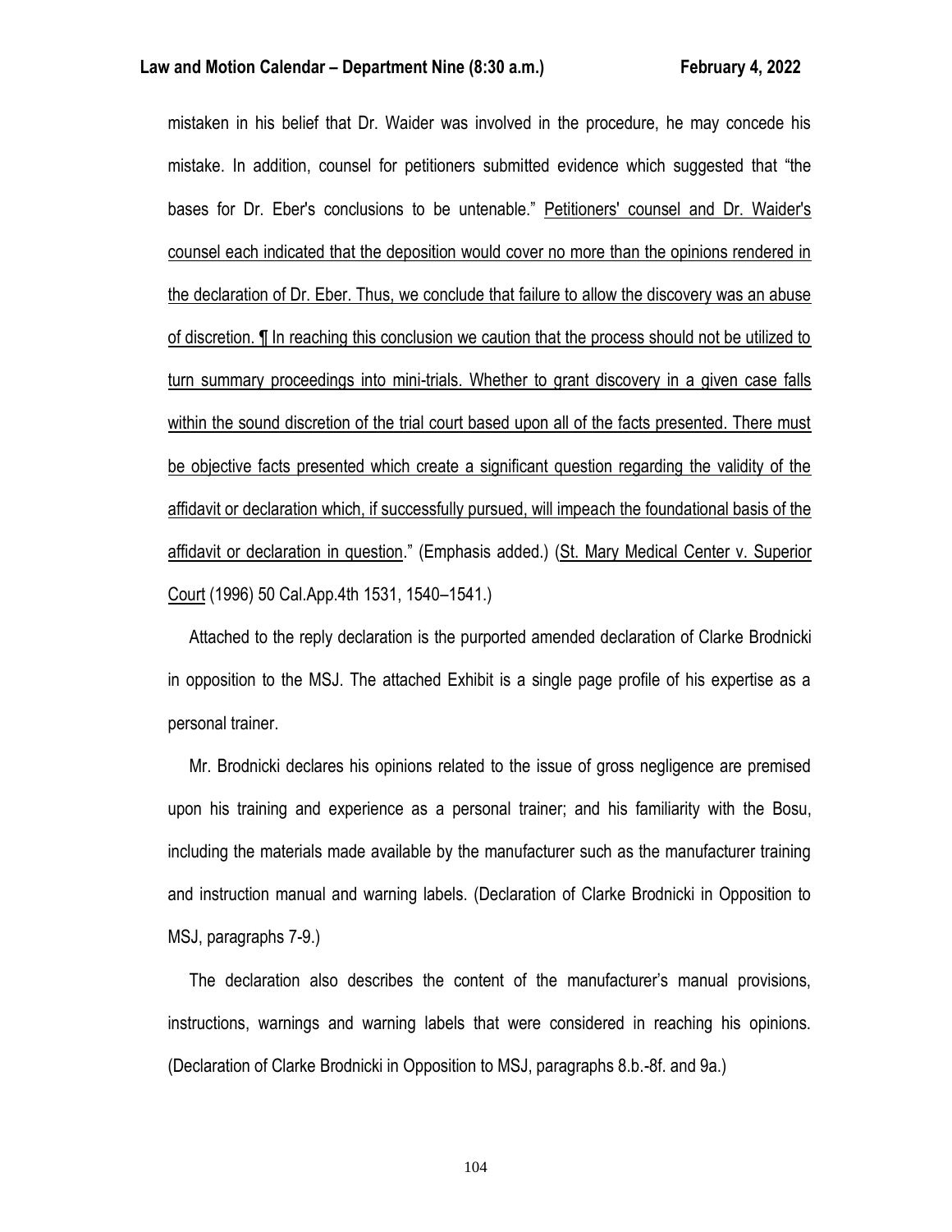mistaken in his belief that Dr. Waider was involved in the procedure, he may concede his mistake. In addition, counsel for petitioners submitted evidence which suggested that "the bases for Dr. Eber's conclusions to be untenable." <u>Petitioners' counsel and Dr. Waider's counsel each indicated that the deposition would cover no more than the opinions rendered in the declaration of Dr. Eber. Thus, we conclude that failure to allow the discovery was an abuse of discretion. ¶ In reaching this conclusion we caution that the process should not be utilized to turn summary proceedings into mini-trials. Whether to grant discovery in a given case falls within the sound discretion of the trial court based upon all of the facts presented. There must be objective facts presented which create a significant question regarding the validity of the affidavit or declaration which, if successfully pursued, will impeach the foundational basis of the affidavit or declaration in question</u>." (Emphasis added.) (<u>St. Mary Medical Center v. Superior Court</u> (1996) 50 Cal.App.4th 1531, 1540–1541.)

Attached to the reply declaration is the purported amended declaration of Clarke Brodnicki in opposition to the MSJ. The attached Exhibit is a single page profile of his expertise as a personal trainer.

Mr. Brodnicki declares his opinions related to the issue of gross negligence are premised upon his training and experience as a personal trainer; and his familiarity with the Bosu, including the materials made available by the manufacturer such as the manufacturer training and instruction manual and warning labels. (Declaration of Clarke Brodnicki in Opposition to MSJ, paragraphs 7-9.)

The declaration also describes the content of the manufacturer's manual provisions, instructions, warnings and warning labels that were considered in reaching his opinions. (Declaration of Clarke Brodnicki in Opposition to MSJ, paragraphs 8.b.-8f. and 9a.)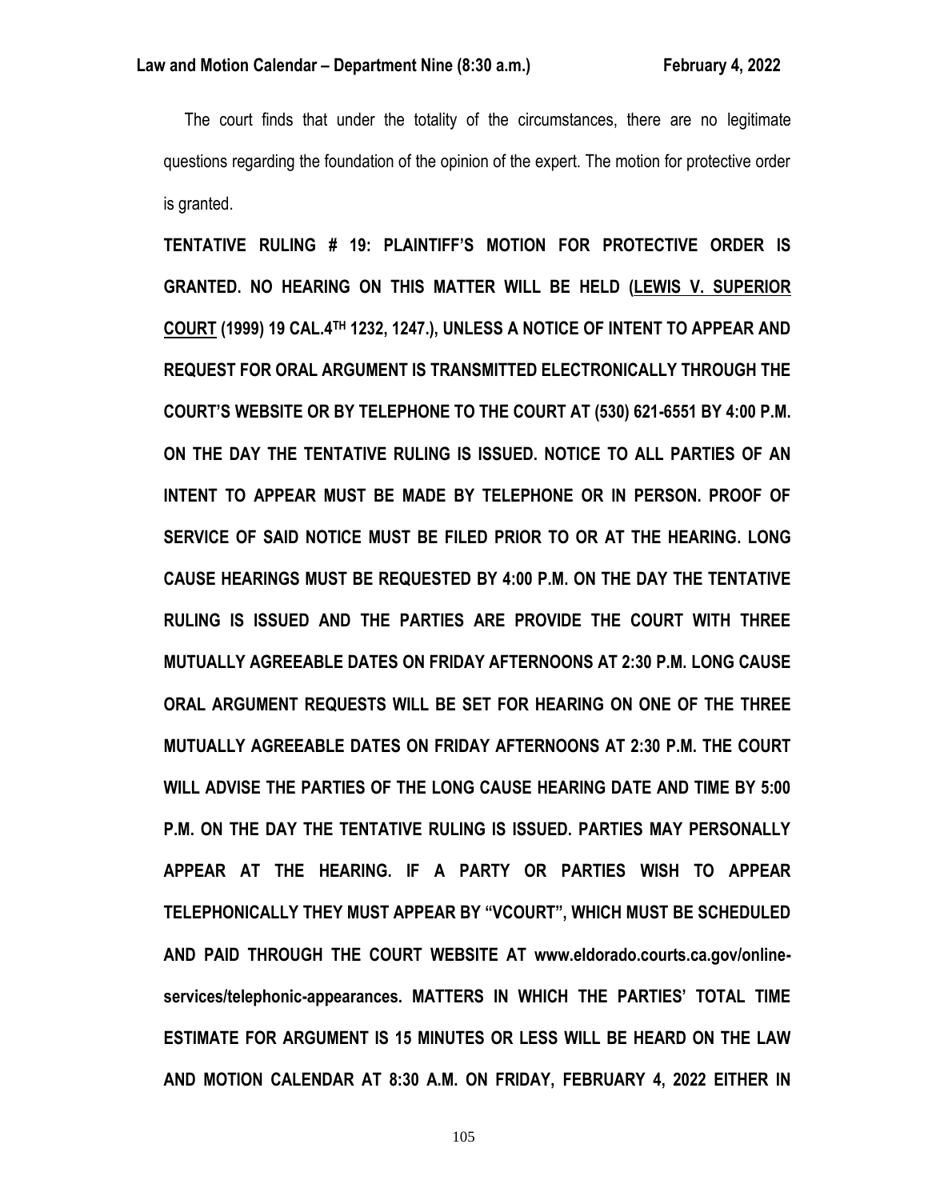The court finds that under the totality of the circumstances, there are no legitimate questions regarding the foundation of the opinion of the expert. The motion for protective order is granted.

**TENTATIVE RULING # 19: PLAINTIFF'S MOTION FOR PROTECTIVE ORDER IS GRANTED. NO HEARING ON THIS MATTER WILL BE HELD (LEWIS V. SUPERIOR COURT (1999) 19 CAL.4TH 1232, 1247.), UNLESS A NOTICE OF INTENT TO APPEAR AND REQUEST FOR ORAL ARGUMENT IS TRANSMITTED ELECTRONICALLY THROUGH THE COURT'S WEBSITE OR BY TELEPHONE TO THE COURT AT (530) 621-6551 BY 4:00 P.M. ON THE DAY THE TENTATIVE RULING IS ISSUED. NOTICE TO ALL PARTIES OF AN INTENT TO APPEAR MUST BE MADE BY TELEPHONE OR IN PERSON. PROOF OF SERVICE OF SAID NOTICE MUST BE FILED PRIOR TO OR AT THE HEARING. LONG CAUSE HEARINGS MUST BE REQUESTED BY 4:00 P.M. ON THE DAY THE TENTATIVE RULING IS ISSUED AND THE PARTIES ARE PROVIDE THE COURT WITH THREE MUTUALLY AGREEABLE DATES ON FRIDAY AFTERNOONS AT 2:30 P.M. LONG CAUSE ORAL ARGUMENT REQUESTS WILL BE SET FOR HEARING ON ONE OF THE THREE MUTUALLY AGREEABLE DATES ON FRIDAY AFTERNOONS AT 2:30 P.M. THE COURT WILL ADVISE THE PARTIES OF THE LONG CAUSE HEARING DATE AND TIME BY 5:00 P.M. ON THE DAY THE TENTATIVE RULING IS ISSUED. PARTIES MAY PERSONALLY APPEAR AT THE HEARING. IF A PARTY OR PARTIES WISH TO APPEAR TELEPHONICALLY THEY MUST APPEAR BY "VCOURT", WHICH MUST BE SCHEDULED AND PAID THROUGH THE COURT WEBSITE AT www.eldorado.courts.ca.gov/online-services/telephonic-appearances. MATTERS IN WHICH THE PARTIES' TOTAL TIME ESTIMATE FOR ARGUMENT IS 15 MINUTES OR LESS WILL BE HEARD ON THE LAW AND MOTION CALENDAR AT 8:30 A.M. ON FRIDAY, FEBRUARY 4, 2022 EITHER IN**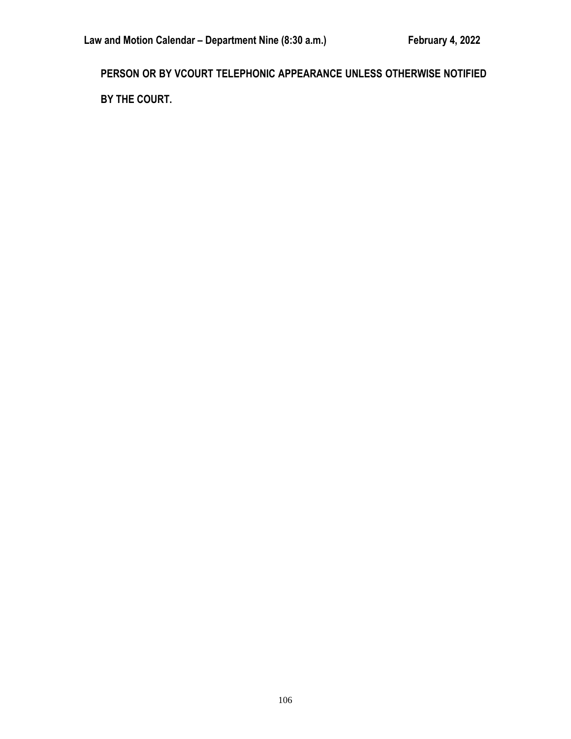**PERSON OR BY VCOURT TELEPHONIC APPEARANCE UNLESS OTHERWISE NOTIFIED BY THE COURT.**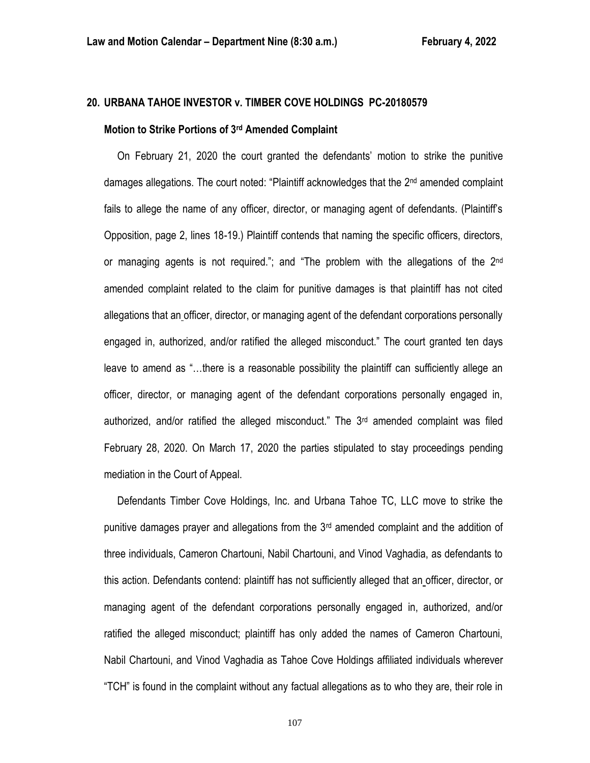## 20. URBANA TAHOE INVESTOR v. TIMBER COVE HOLDINGS PC-20180579

### Motion to Strike Portions of 3rd Amended Complaint

On February 21, 2020 the court granted the defendants' motion to strike the punitive damages allegations. The court noted: "Plaintiff acknowledges that the 2nd amended complaint fails to allege the name of any officer, director, or managing agent of defendants. (Plaintiff's Opposition, page 2, lines 18-19.) Plaintiff contends that naming the specific officers, directors, or managing agents is not required."; and "The problem with the allegations of the 2nd amended complaint related to the claim for punitive damages is that plaintiff has not cited allegations that an officer, director, or managing agent of the defendant corporations personally engaged in, authorized, and/or ratified the alleged misconduct." The court granted ten days leave to amend as "…there is a reasonable possibility the plaintiff can sufficiently allege an officer, director, or managing agent of the defendant corporations personally engaged in, authorized, and/or ratified the alleged misconduct." The 3rd amended complaint was filed February 28, 2020. On March 17, 2020 the parties stipulated to stay proceedings pending mediation in the Court of Appeal.

Defendants Timber Cove Holdings, Inc. and Urbana Tahoe TC, LLC move to strike the punitive damages prayer and allegations from the 3rd amended complaint and the addition of three individuals, Cameron Chartouni, Nabil Chartouni, and Vinod Vaghadia, as defendants to this action. Defendants contend: plaintiff has not sufficiently alleged that an officer, director, or managing agent of the defendant corporations personally engaged in, authorized, and/or ratified the alleged misconduct; plaintiff has only added the names of Cameron Chartouni, Nabil Chartouni, and Vinod Vaghadia as Tahoe Cove Holdings affiliated individuals wherever "TCH" is found in the complaint without any factual allegations as to who they are, their role in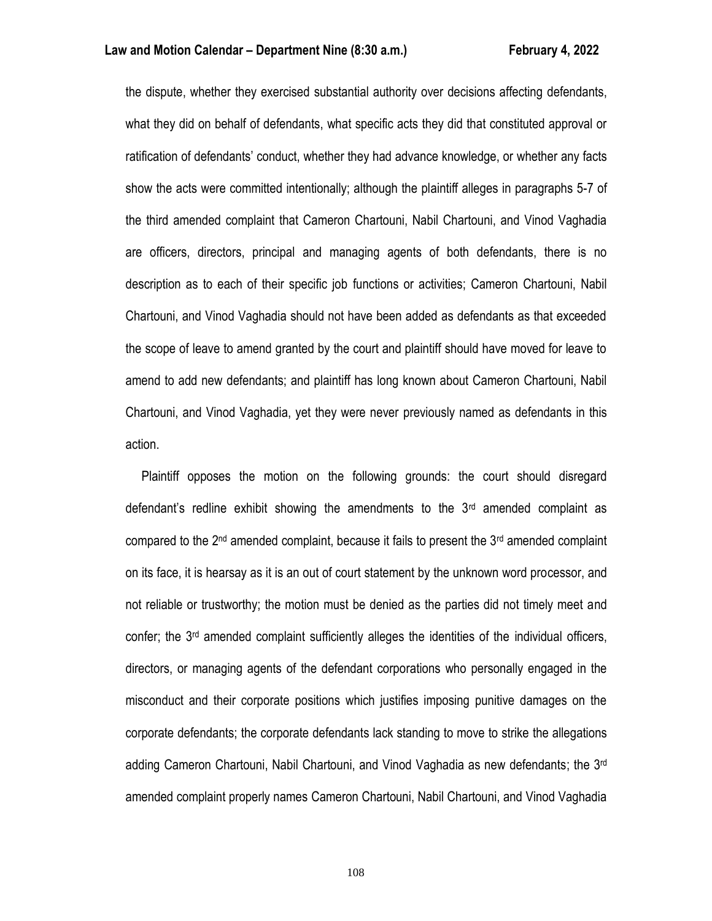the dispute, whether they exercised substantial authority over decisions affecting defendants, what they did on behalf of defendants, what specific acts they did that constituted approval or ratification of defendants' conduct, whether they had advance knowledge, or whether any facts show the acts were committed intentionally; although the plaintiff alleges in paragraphs 5-7 of the third amended complaint that Cameron Chartouni, Nabil Chartouni, and Vinod Vaghadia are officers, directors, principal and managing agents of both defendants, there is no description as to each of their specific job functions or activities; Cameron Chartouni, Nabil Chartouni, and Vinod Vaghadia should not have been added as defendants as that exceeded the scope of leave to amend granted by the court and plaintiff should have moved for leave to amend to add new defendants; and plaintiff has long known about Cameron Chartouni, Nabil Chartouni, and Vinod Vaghadia, yet they were never previously named as defendants in this action.

Plaintiff opposes the motion on the following grounds: the court should disregard defendant's redline exhibit showing the amendments to the 3rd amended complaint as compared to the 2nd amended complaint, because it fails to present the 3rd amended complaint on its face, it is hearsay as it is an out of court statement by the unknown word processor, and not reliable or trustworthy; the motion must be denied as the parties did not timely meet and confer; the 3rd amended complaint sufficiently alleges the identities of the individual officers, directors, or managing agents of the defendant corporations who personally engaged in the misconduct and their corporate positions which justifies imposing punitive damages on the corporate defendants; the corporate defendants lack standing to move to strike the allegations adding Cameron Chartouni, Nabil Chartouni, and Vinod Vaghadia as new defendants; the 3rd amended complaint properly names Cameron Chartouni, Nabil Chartouni, and Vinod Vaghadia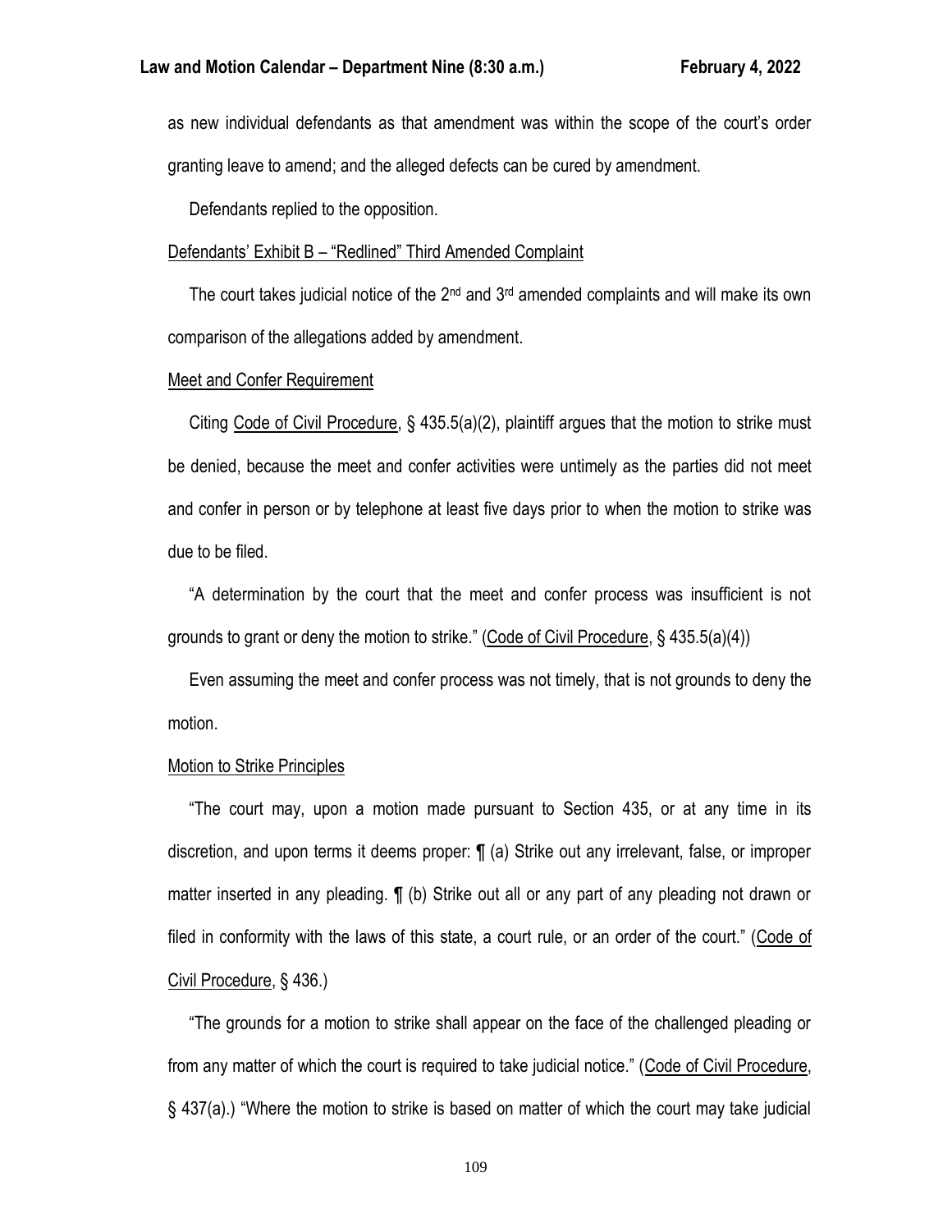as new individual defendants as that amendment was within the scope of the court's order granting leave to amend; and the alleged defects can be cured by amendment.

Defendants replied to the opposition.

<u>Defendants' Exhibit B – "Redlined" Third Amended Complaint</u>

The court takes judicial notice of the 2nd and 3rd amended complaints and will make its own comparison of the allegations added by amendment.

<u>Meet and Confer Requirement</u>

Citing <u>Code of Civil Procedure</u>, § 435.5(a)(2), plaintiff argues that the motion to strike must be denied, because the meet and confer activities were untimely as the parties did not meet and confer in person or by telephone at least five days prior to when the motion to strike was due to be filed.

"A determination by the court that the meet and confer process was insufficient is not grounds to grant or deny the motion to strike." (<u>Code of Civil Procedure</u>, § 435.5(a)(4))

Even assuming the meet and confer process was not timely, that is not grounds to deny the motion.

<u>Motion to Strike Principles</u>

"The court may, upon a motion made pursuant to Section 435, or at any time in its discretion, and upon terms it deems proper: ¶ (a) Strike out any irrelevant, false, or improper matter inserted in any pleading. ¶ (b) Strike out all or any part of any pleading not drawn or filed in conformity with the laws of this state, a court rule, or an order of the court." (<u>Code of Civil Procedure</u>, § 436.)

"The grounds for a motion to strike shall appear on the face of the challenged pleading or from any matter of which the court is required to take judicial notice." (<u>Code of Civil Procedure</u>, § 437(a).) "Where the motion to strike is based on matter of which the court may take judicial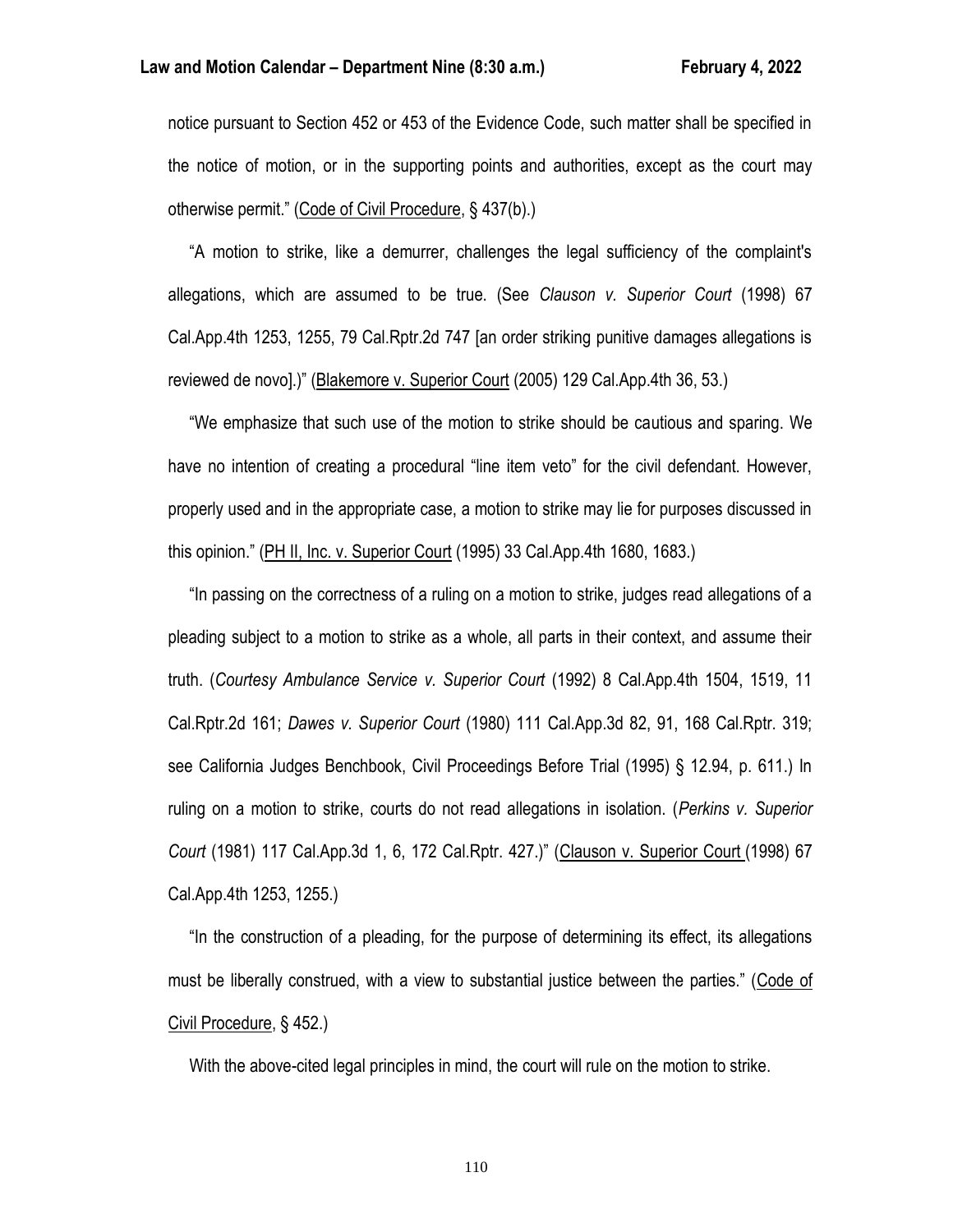notice pursuant to Section 452 or 453 of the Evidence Code, such matter shall be specified in the notice of motion, or in the supporting points and authorities, except as the court may otherwise permit." (Code of Civil Procedure, § 437(b).)

"A motion to strike, like a demurrer, challenges the legal sufficiency of the complaint's allegations, which are assumed to be true. (See *Clauson v. Superior Court* (1998) 67 Cal.App.4th 1253, 1255, 79 Cal.Rptr.2d 747 [an order striking punitive damages allegations is reviewed de novo].)" (Blakemore v. Superior Court (2005) 129 Cal.App.4th 36, 53.)

"We emphasize that such use of the motion to strike should be cautious and sparing. We have no intention of creating a procedural "line item veto" for the civil defendant. However, properly used and in the appropriate case, a motion to strike may lie for purposes discussed in this opinion." (PH II, Inc. v. Superior Court (1995) 33 Cal.App.4th 1680, 1683.)

"In passing on the correctness of a ruling on a motion to strike, judges read allegations of a pleading subject to a motion to strike as a whole, all parts in their context, and assume their truth. (*Courtesy Ambulance Service v. Superior Court* (1992) 8 Cal.App.4th 1504, 1519, 11 Cal.Rptr.2d 161; *Dawes v. Superior Court* (1980) 111 Cal.App.3d 82, 91, 168 Cal.Rptr. 319; see California Judges Benchbook, Civil Proceedings Before Trial (1995) § 12.94, p. 611.) In ruling on a motion to strike, courts do not read allegations in isolation. (*Perkins v. Superior Court* (1981) 117 Cal.App.3d 1, 6, 172 Cal.Rptr. 427.)" (Clauson v. Superior Court (1998) 67 Cal.App.4th 1253, 1255.)

"In the construction of a pleading, for the purpose of determining its effect, its allegations must be liberally construed, with a view to substantial justice between the parties." (Code of Civil Procedure, § 452.)

With the above-cited legal principles in mind, the court will rule on the motion to strike.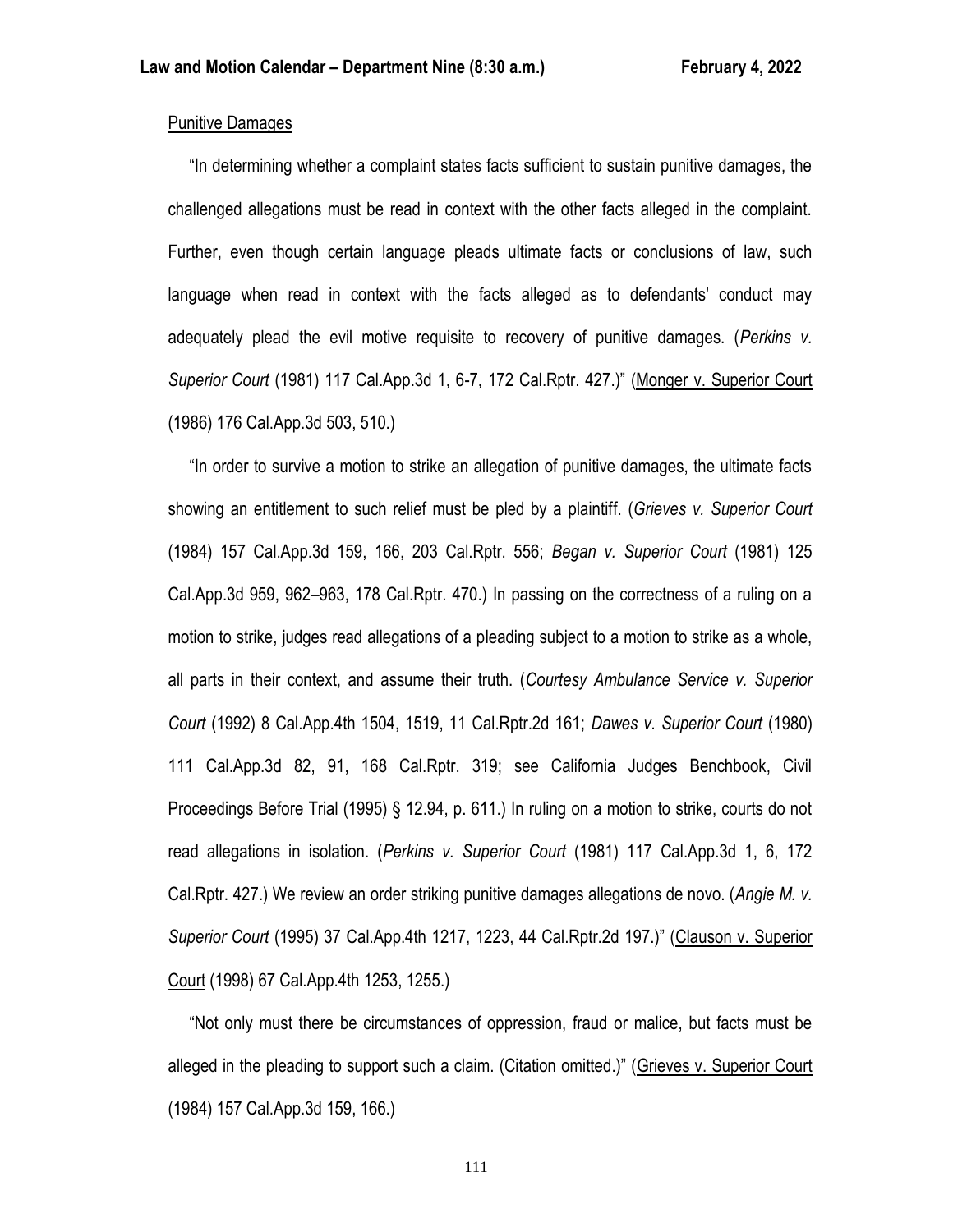<u>Punitive Damages</u>

"In determining whether a complaint states facts sufficient to sustain punitive damages, the challenged allegations must be read in context with the other facts alleged in the complaint. Further, even though certain language pleads ultimate facts or conclusions of law, such language when read in context with the facts alleged as to defendants' conduct may adequately plead the evil motive requisite to recovery of punitive damages. (*Perkins v. Superior Court* (1981) 117 Cal.App.3d 1, 6-7, 172 Cal.Rptr. 427.)" (<u>Monger v. Superior Court</u> (1986) 176 Cal.App.3d 503, 510.)

"In order to survive a motion to strike an allegation of punitive damages, the ultimate facts showing an entitlement to such relief must be pled by a plaintiff. (*Grieves v. Superior Court* (1984) 157 Cal.App.3d 159, 166, 203 Cal.Rptr. 556; *Began v. Superior Court* (1981) 125 Cal.App.3d 959, 962–963, 178 Cal.Rptr. 470.) In passing on the correctness of a ruling on a motion to strike, judges read allegations of a pleading subject to a motion to strike as a whole, all parts in their context, and assume their truth. (*Courtesy Ambulance Service v. Superior Court* (1992) 8 Cal.App.4th 1504, 1519, 11 Cal.Rptr.2d 161; *Dawes v. Superior Court* (1980) 111 Cal.App.3d 82, 91, 168 Cal.Rptr. 319; see California Judges Benchbook, Civil Proceedings Before Trial (1995) § 12.94, p. 611.) In ruling on a motion to strike, courts do not read allegations in isolation. (*Perkins v. Superior Court* (1981) 117 Cal.App.3d 1, 6, 172 Cal.Rptr. 427.) We review an order striking punitive damages allegations de novo. (*Angie M. v. Superior Court* (1995) 37 Cal.App.4th 1217, 1223, 44 Cal.Rptr.2d 197.)" (<u>Clauson v. Superior Court</u> (1998) 67 Cal.App.4th 1253, 1255.)

"Not only must there be circumstances of oppression, fraud or malice, but facts must be alleged in the pleading to support such a claim. (Citation omitted.)" (<u>Grieves v. Superior Court</u> (1984) 157 Cal.App.3d 159, 166.)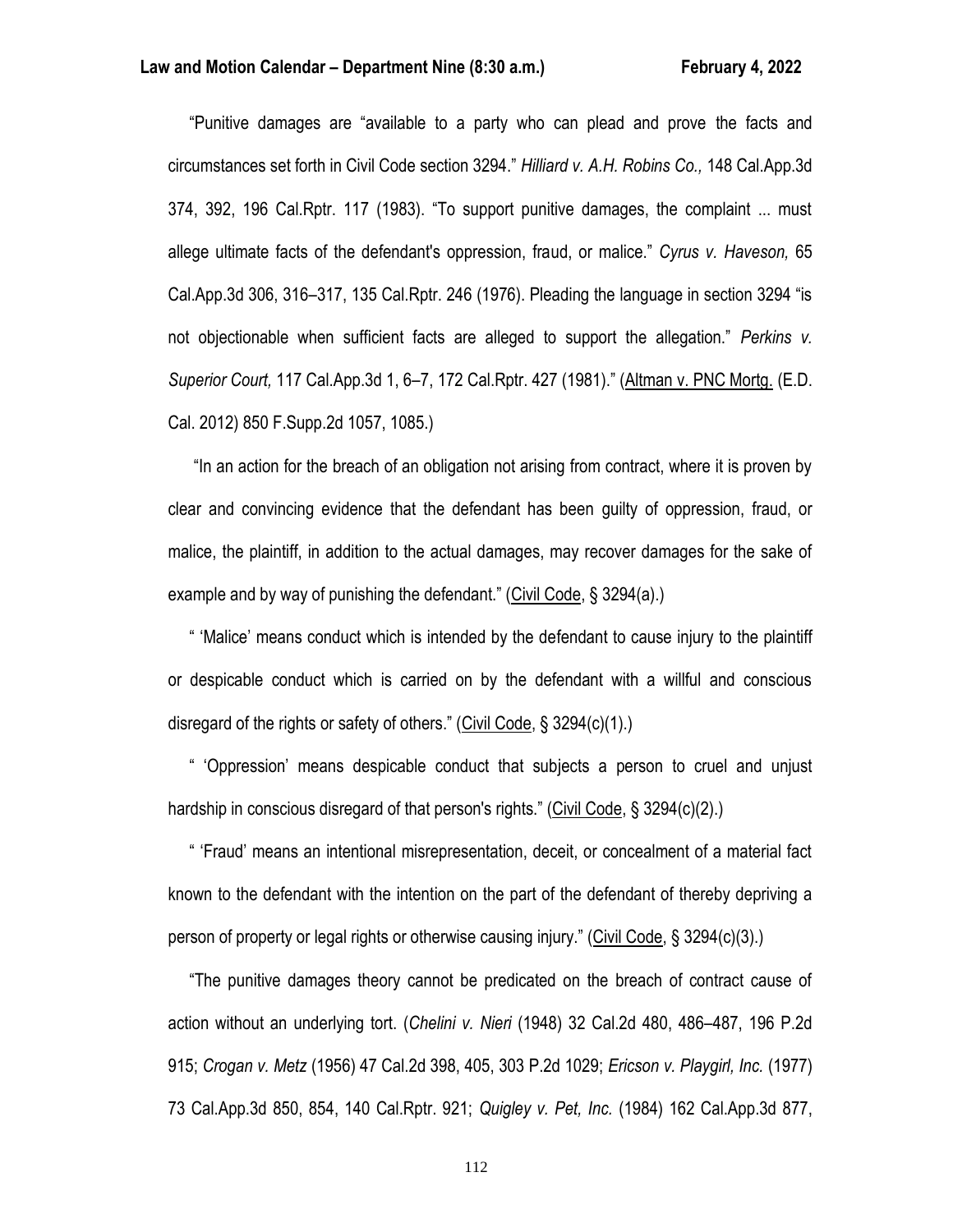"Punitive damages are "available to a party who can plead and prove the facts and circumstances set forth in Civil Code section 3294." *Hilliard v. A.H. Robins Co.,* 148 Cal.App.3d 374, 392, 196 Cal.Rptr. 117 (1983). "To support punitive damages, the complaint ... must allege ultimate facts of the defendant's oppression, fraud, or malice." *Cyrus v. Haveson,* 65 Cal.App.3d 306, 316–317, 135 Cal.Rptr. 246 (1976). Pleading the language in section 3294 "is not objectionable when sufficient facts are alleged to support the allegation." *Perkins v. Superior Court,* 117 Cal.App.3d 1, 6–7, 172 Cal.Rptr. 427 (1981)." (Altman v. PNC Mortg. (E.D. Cal. 2012) 850 F.Supp.2d 1057, 1085.)

"In an action for the breach of an obligation not arising from contract, where it is proven by clear and convincing evidence that the defendant has been guilty of oppression, fraud, or malice, the plaintiff, in addition to the actual damages, may recover damages for the sake of example and by way of punishing the defendant." (Civil Code, § 3294(a).)

" 'Malice' means conduct which is intended by the defendant to cause injury to the plaintiff or despicable conduct which is carried on by the defendant with a willful and conscious disregard of the rights or safety of others." (Civil Code, § 3294(c)(1).)

" 'Oppression' means despicable conduct that subjects a person to cruel and unjust hardship in conscious disregard of that person's rights." (Civil Code, § 3294(c)(2).)

" 'Fraud' means an intentional misrepresentation, deceit, or concealment of a material fact known to the defendant with the intention on the part of the defendant of thereby depriving a person of property or legal rights or otherwise causing injury." (Civil Code, § 3294(c)(3).)

"The punitive damages theory cannot be predicated on the breach of contract cause of action without an underlying tort. (*Chelini v. Nieri* (1948) 32 Cal.2d 480, 486–487, 196 P.2d 915; *Crogan v. Metz* (1956) 47 Cal.2d 398, 405, 303 P.2d 1029; *Ericson v. Playgirl, Inc.* (1977) 73 Cal.App.3d 850, 854, 140 Cal.Rptr. 921; *Quigley v. Pet, Inc.* (1984) 162 Cal.App.3d 877,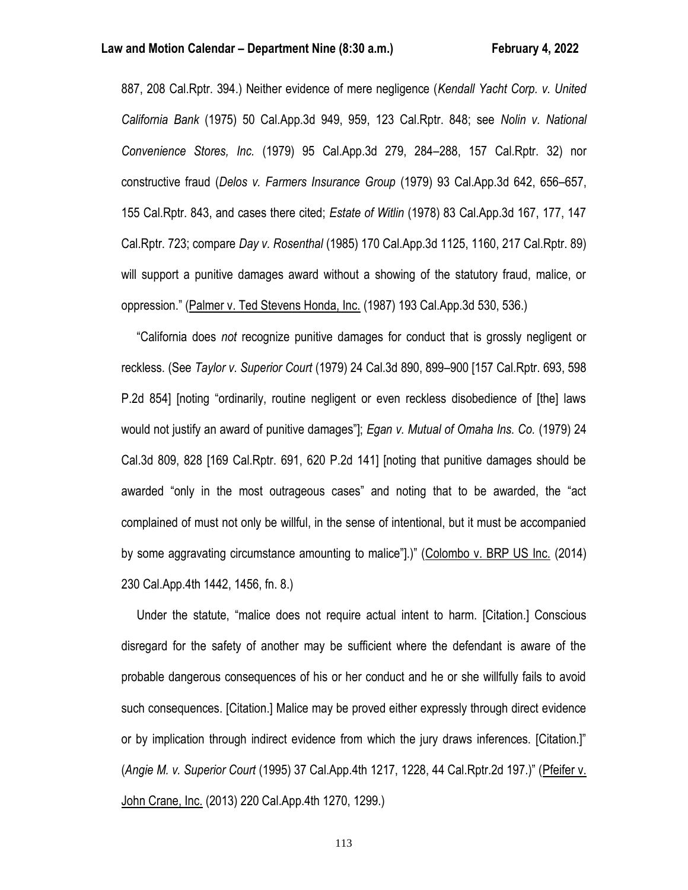887, 208 Cal.Rptr. 394.) Neither evidence of mere negligence (*Kendall Yacht Corp. v. United California Bank* (1975) 50 Cal.App.3d 949, 959, 123 Cal.Rptr. 848; see *Nolin v. National Convenience Stores, Inc.* (1979) 95 Cal.App.3d 279, 284–288, 157 Cal.Rptr. 32) nor constructive fraud (*Delos v. Farmers Insurance Group* (1979) 93 Cal.App.3d 642, 656–657, 155 Cal.Rptr. 843, and cases there cited; *Estate of Witlin* (1978) 83 Cal.App.3d 167, 177, 147 Cal.Rptr. 723; compare *Day v. Rosenthal* (1985) 170 Cal.App.3d 1125, 1160, 217 Cal.Rptr. 89) will support a punitive damages award without a showing of the statutory fraud, malice, or oppression." (Palmer v. Ted Stevens Honda, Inc. (1987) 193 Cal.App.3d 530, 536.)

"California does *not* recognize punitive damages for conduct that is grossly negligent or reckless. (See *Taylor v. Superior Court* (1979) 24 Cal.3d 890, 899–900 [157 Cal.Rptr. 693, 598 P.2d 854] [noting "ordinarily, routine negligent or even reckless disobedience of [the] laws would not justify an award of punitive damages"]; *Egan v. Mutual of Omaha Ins. Co.* (1979) 24 Cal.3d 809, 828 [169 Cal.Rptr. 691, 620 P.2d 141] [noting that punitive damages should be awarded "only in the most outrageous cases" and noting that to be awarded, the "act complained of must not only be willful, in the sense of intentional, but it must be accompanied by some aggravating circumstance amounting to malice"].)" (Colombo v. BRP US Inc. (2014) 230 Cal.App.4th 1442, 1456, fn. 8.)

Under the statute, "malice does not require actual intent to harm. [Citation.] Conscious disregard for the safety of another may be sufficient where the defendant is aware of the probable dangerous consequences of his or her conduct and he or she willfully fails to avoid such consequences. [Citation.] Malice may be proved either expressly through direct evidence or by implication through indirect evidence from which the jury draws inferences. [Citation.]" (*Angie M. v. Superior Court* (1995) 37 Cal.App.4th 1217, 1228, 44 Cal.Rptr.2d 197.)" (Pfeifer v. John Crane, Inc. (2013) 220 Cal.App.4th 1270, 1299.)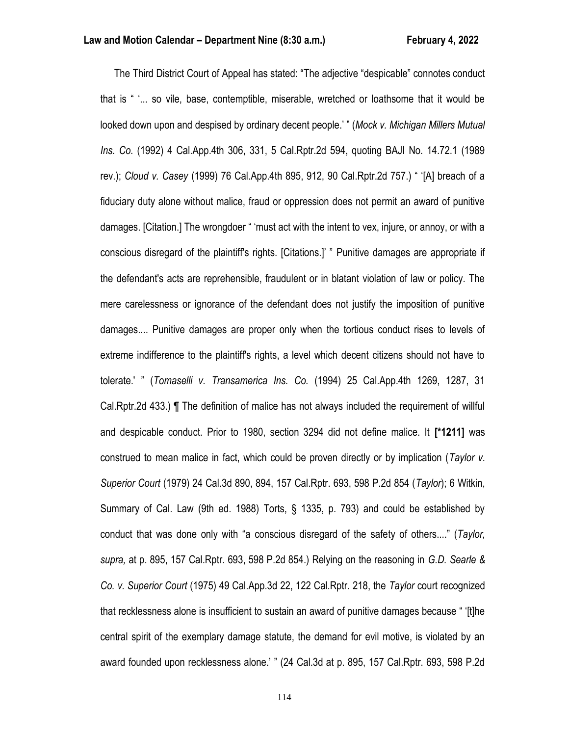The Third District Court of Appeal has stated: “The adjective “despicable” connotes conduct that is “ ‘... so vile, base, contemptible, miserable, wretched or loathsome that it would be looked down upon and despised by ordinary decent people.’ ” (*Mock v. Michigan Millers Mutual Ins. Co.* (1992) 4 Cal.App.4th 306, 331, 5 Cal.Rptr.2d 594, quoting BAJI No. 14.72.1 (1989 rev.); *Cloud v. Casey* (1999) 76 Cal.App.4th 895, 912, 90 Cal.Rptr.2d 757.) “ ‘[A] breach of a fiduciary duty alone without malice, fraud or oppression does not permit an award of punitive damages. [Citation.] The wrongdoer “ ‘must act with the intent to vex, injure, or annoy, or with a conscious disregard of the plaintiff's rights. [Citations.]’ ” Punitive damages are appropriate if the defendant's acts are reprehensible, fraudulent or in blatant violation of law or policy. The mere carelessness or ignorance of the defendant does not justify the imposition of punitive damages.... Punitive damages are proper only when the tortious conduct rises to levels of extreme indifference to the plaintiff's rights, a level which decent citizens should not have to tolerate.' ” (*Tomaselli v. Transamerica Ins. Co.* (1994) 25 Cal.App.4th 1269, 1287, 31 Cal.Rptr.2d 433.) ¶ The definition of malice has not always included the requirement of willful and despicable conduct. Prior to 1980, section 3294 did not define malice. It **[*1211]** was construed to mean malice in fact, which could be proven directly or by implication (*Taylor v. Superior Court* (1979) 24 Cal.3d 890, 894, 157 Cal.Rptr. 693, 598 P.2d 854 (*Taylor*); 6 Witkin, Summary of Cal. Law (9th ed. 1988) Torts, § 1335, p. 793) and could be established by conduct that was done only with “a conscious disregard of the safety of others....” (*Taylor, supra,* at p. 895, 157 Cal.Rptr. 693, 598 P.2d 854.) Relying on the reasoning in *G.D. Searle & Co. v. Superior Court* (1975) 49 Cal.App.3d 22, 122 Cal.Rptr. 218, the *Taylor* court recognized that recklessness alone is insufficient to sustain an award of punitive damages because “ ‘[t]he central spirit of the exemplary damage statute, the demand for evil motive, is violated by an award founded upon recklessness alone.’ ” (24 Cal.3d at p. 895, 157 Cal.Rptr. 693, 598 P.2d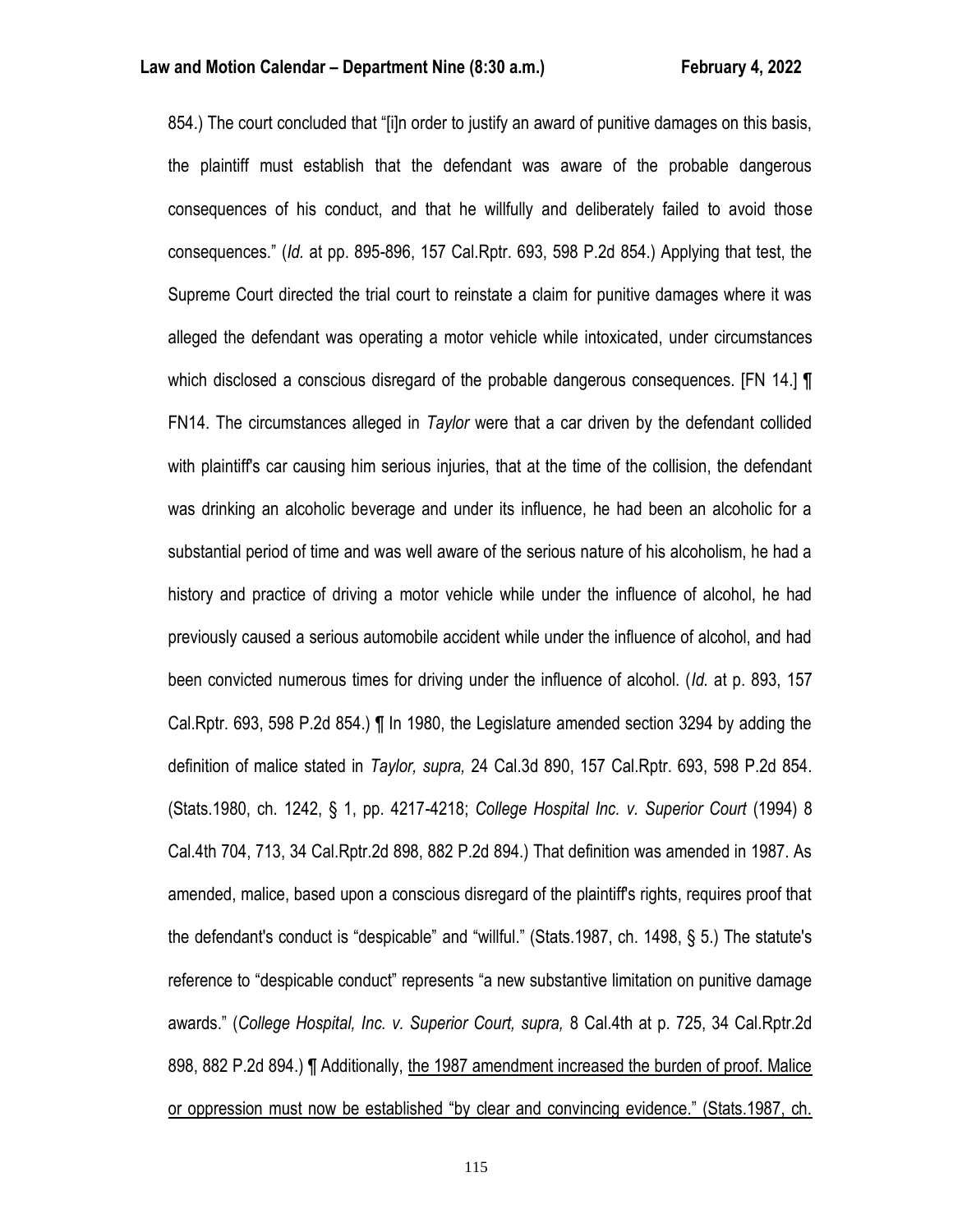854.) The court concluded that "[i]n order to justify an award of punitive damages on this basis, the plaintiff must establish that the defendant was aware of the probable dangerous consequences of his conduct, and that he willfully and deliberately failed to avoid those consequences." (*Id.* at pp. 895-896, 157 Cal.Rptr. 693, 598 P.2d 854.) Applying that test, the Supreme Court directed the trial court to reinstate a claim for punitive damages where it was alleged the defendant was operating a motor vehicle while intoxicated, under circumstances which disclosed a conscious disregard of the probable dangerous consequences. [FN 14.] ¶ FN14. The circumstances alleged in *Taylor* were that a car driven by the defendant collided with plaintiff's car causing him serious injuries, that at the time of the collision, the defendant was drinking an alcoholic beverage and under its influence, he had been an alcoholic for a substantial period of time and was well aware of the serious nature of his alcoholism, he had a history and practice of driving a motor vehicle while under the influence of alcohol, he had previously caused a serious automobile accident while under the influence of alcohol, and had been convicted numerous times for driving under the influence of alcohol. (*Id.* at p. 893, 157 Cal.Rptr. 693, 598 P.2d 854.) ¶ In 1980, the Legislature amended section 3294 by adding the definition of malice stated in *Taylor, supra,* 24 Cal.3d 890, 157 Cal.Rptr. 693, 598 P.2d 854. (Stats.1980, ch. 1242, § 1, pp. 4217-4218; *College Hospital Inc. v. Superior Court* (1994) 8 Cal.4th 704, 713, 34 Cal.Rptr.2d 898, 882 P.2d 894.) That definition was amended in 1987. As amended, malice, based upon a conscious disregard of the plaintiff's rights, requires proof that the defendant's conduct is "despicable" and "willful." (Stats.1987, ch. 1498, § 5.) The statute's reference to "despicable conduct" represents "a new substantive limitation on punitive damage awards." (*College Hospital, Inc. v. Superior Court, supra,* 8 Cal.4th at p. 725, 34 Cal.Rptr.2d 898, 882 P.2d 894.) ¶ Additionally, <u>the 1987 amendment increased the burden of proof. Malice or oppression must now be established "by clear and convincing evidence." (Stats.1987, ch.</u>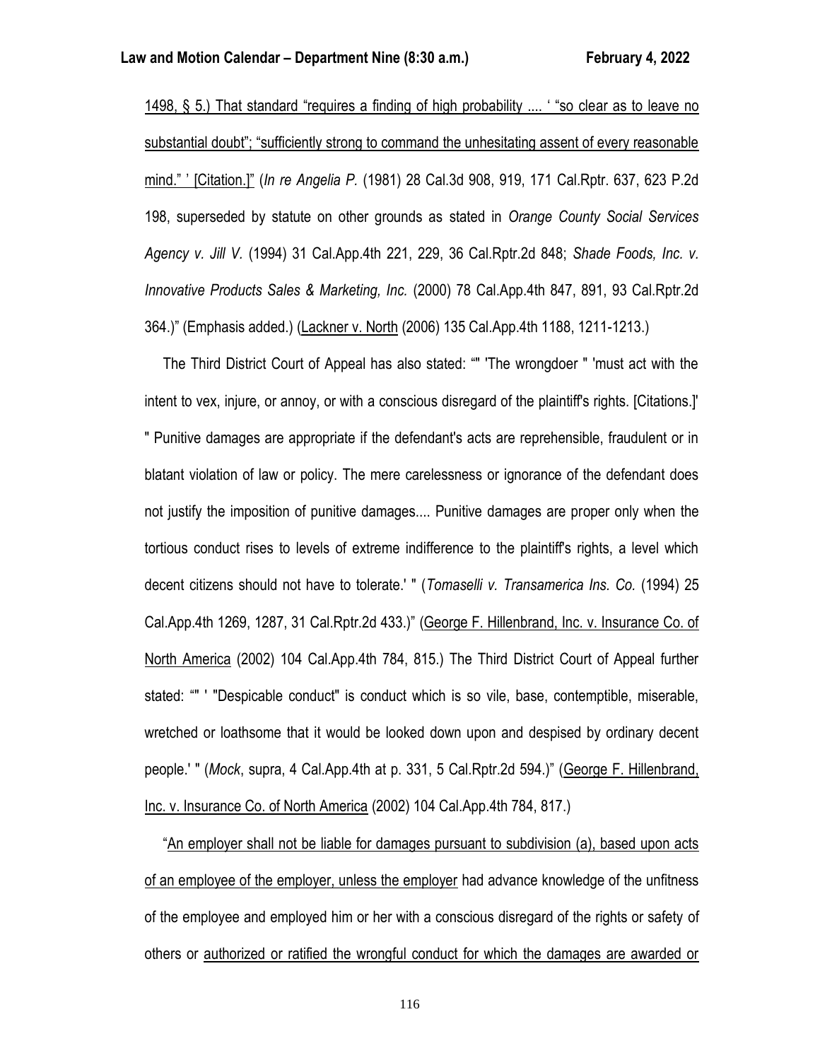1498, § 5.) That standard "requires a finding of high probability .... ' "so clear as to leave no substantial doubt"; "sufficiently strong to command the unhesitating assent of every reasonable mind." ' [Citation.]" (*In re Angelia P.* (1981) 28 Cal.3d 908, 919, 171 Cal.Rptr. 637, 623 P.2d 198, superseded by statute on other grounds as stated in *Orange County Social Services Agency v. Jill V.* (1994) 31 Cal.App.4th 221, 229, 36 Cal.Rptr.2d 848; *Shade Foods, Inc. v. Innovative Products Sales & Marketing, Inc.* (2000) 78 Cal.App.4th 847, 891, 93 Cal.Rptr.2d 364.)" (Emphasis added.) (Lackner v. North (2006) 135 Cal.App.4th 1188, 1211-1213.)

The Third District Court of Appeal has also stated: "" 'The wrongdoer " 'must act with the intent to vex, injure, or annoy, or with a conscious disregard of the plaintiff's rights. [Citations.]' " Punitive damages are appropriate if the defendant's acts are reprehensible, fraudulent or in blatant violation of law or policy. The mere carelessness or ignorance of the defendant does not justify the imposition of punitive damages.... Punitive damages are proper only when the tortious conduct rises to levels of extreme indifference to the plaintiff's rights, a level which decent citizens should not have to tolerate.' " (*Tomaselli v. Transamerica Ins. Co.* (1994) 25 Cal.App.4th 1269, 1287, 31 Cal.Rptr.2d 433.)" (George F. Hillenbrand, Inc. v. Insurance Co. of North America (2002) 104 Cal.App.4th 784, 815.) The Third District Court of Appeal further stated: "" ' "Despicable conduct" is conduct which is so vile, base, contemptible, miserable, wretched or loathsome that it would be looked down upon and despised by ordinary decent people.' " (*Mock*, supra, 4 Cal.App.4th at p. 331, 5 Cal.Rptr.2d 594.)" (George F. Hillenbrand, Inc. v. Insurance Co. of North America (2002) 104 Cal.App.4th 784, 817.)

"An employer shall not be liable for damages pursuant to subdivision (a), based upon acts of an employee of the employer, unless the employer had advance knowledge of the unfitness of the employee and employed him or her with a conscious disregard of the rights or safety of others or authorized or ratified the wrongful conduct for which the damages are awarded or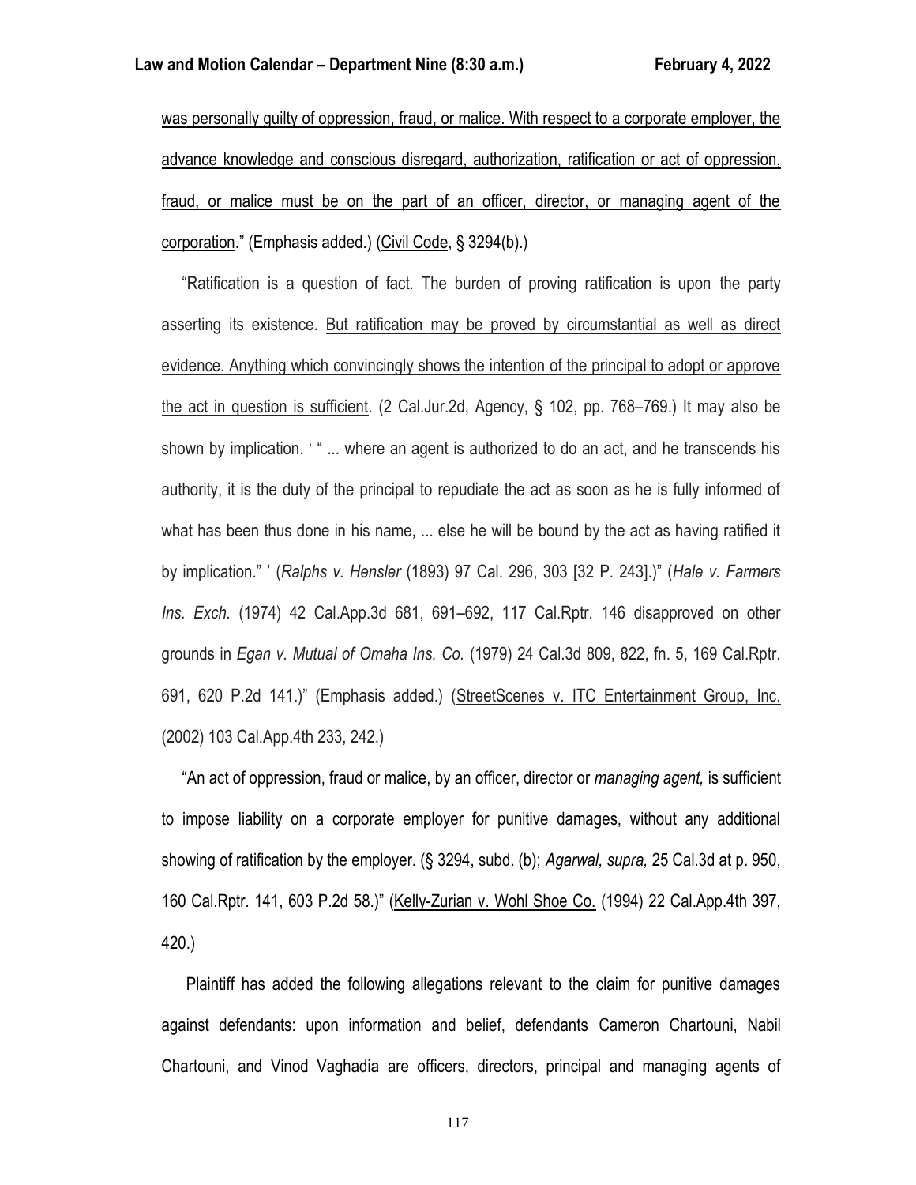was personally guilty of oppression, fraud, or malice. With respect to a corporate employer, the advance knowledge and conscious disregard, authorization, ratification or act of oppression, fraud, or malice must be on the part of an officer, director, or managing agent of the corporation." (Emphasis added.) (Civil Code, § 3294(b).)

"Ratification is a question of fact. The burden of proving ratification is upon the party asserting its existence. But ratification may be proved by circumstantial as well as direct evidence. Anything which convincingly shows the intention of the principal to adopt or approve the act in question is sufficient. (2 Cal.Jur.2d, Agency, § 102, pp. 768–769.) It may also be shown by implication. ' " ... where an agent is authorized to do an act, and he transcends his authority, it is the duty of the principal to repudiate the act as soon as he is fully informed of what has been thus done in his name, ... else he will be bound by the act as having ratified it by implication." ' (*Ralphs v. Hensler* (1893) 97 Cal. 296, 303 [32 P. 243].)" (*Hale v. Farmers Ins. Exch.* (1974) 42 Cal.App.3d 681, 691–692, 117 Cal.Rptr. 146 disapproved on other grounds in *Egan v. Mutual of Omaha Ins. Co.* (1979) 24 Cal.3d 809, 822, fn. 5, 169 Cal.Rptr. 691, 620 P.2d 141.)" (Emphasis added.) (StreetScenes v. ITC Entertainment Group, Inc. (2002) 103 Cal.App.4th 233, 242.)

"An act of oppression, fraud or malice, by an officer, director or *managing agent,* is sufficient to impose liability on a corporate employer for punitive damages, without any additional showing of ratification by the employer. (§ 3294, subd. (b); *Agarwal, supra,* 25 Cal.3d at p. 950, 160 Cal.Rptr. 141, 603 P.2d 58.)" (Kelly-Zurian v. Wohl Shoe Co. (1994) 22 Cal.App.4th 397, 420.)

Plaintiff has added the following allegations relevant to the claim for punitive damages against defendants: upon information and belief, defendants Cameron Chartouni, Nabil Chartouni, and Vinod Vaghadia are officers, directors, principal and managing agents of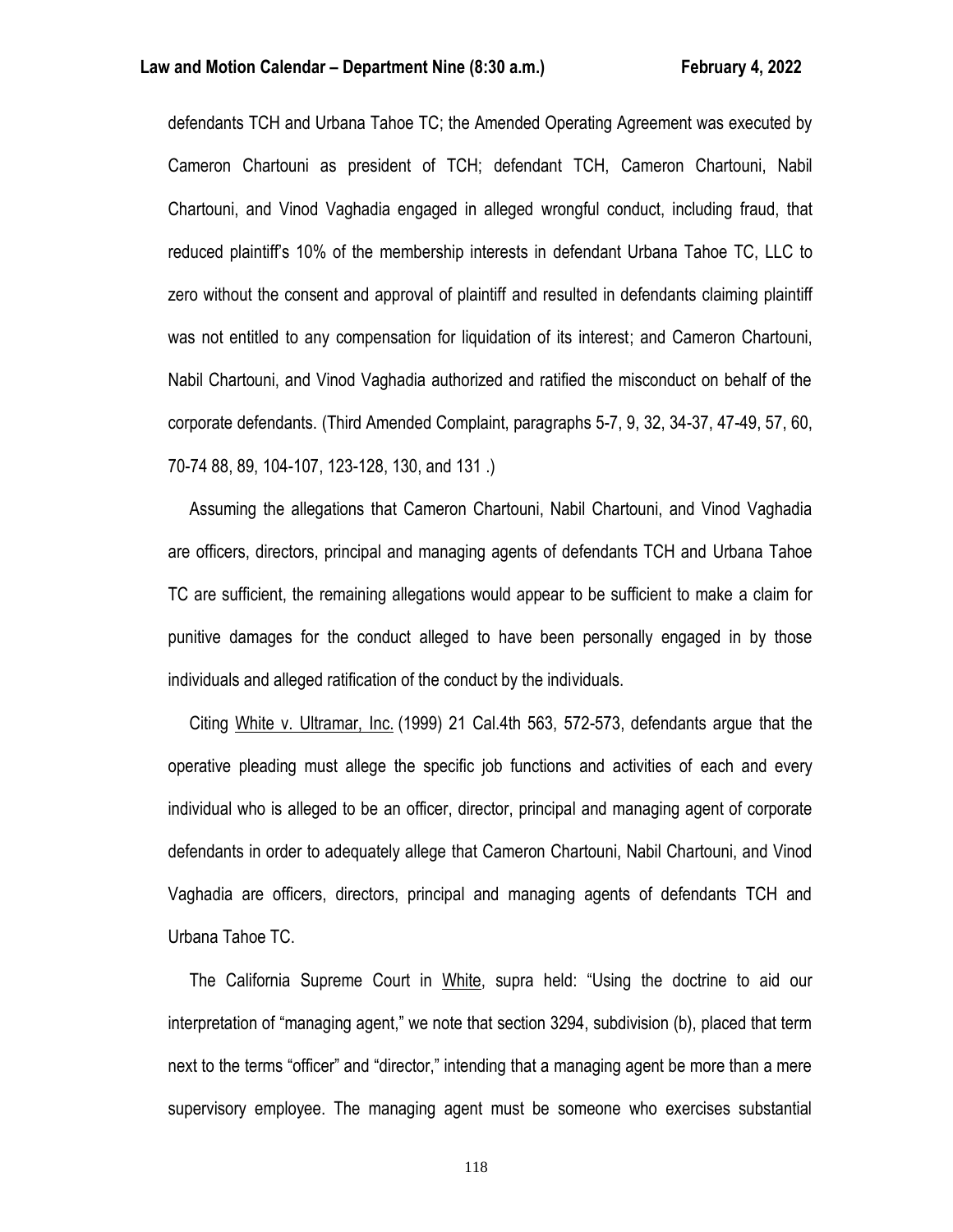defendants TCH and Urbana Tahoe TC; the Amended Operating Agreement was executed by Cameron Chartouni as president of TCH; defendant TCH, Cameron Chartouni, Nabil Chartouni, and Vinod Vaghadia engaged in alleged wrongful conduct, including fraud, that reduced plaintiff's 10% of the membership interests in defendant Urbana Tahoe TC, LLC to zero without the consent and approval of plaintiff and resulted in defendants claiming plaintiff was not entitled to any compensation for liquidation of its interest; and Cameron Chartouni, Nabil Chartouni, and Vinod Vaghadia authorized and ratified the misconduct on behalf of the corporate defendants. (Third Amended Complaint, paragraphs 5-7, 9, 32, 34-37, 47-49, 57, 60, 70-74 88, 89, 104-107, 123-128, 130, and 131 .)

Assuming the allegations that Cameron Chartouni, Nabil Chartouni, and Vinod Vaghadia are officers, directors, principal and managing agents of defendants TCH and Urbana Tahoe TC are sufficient, the remaining allegations would appear to be sufficient to make a claim for punitive damages for the conduct alleged to have been personally engaged in by those individuals and alleged ratification of the conduct by the individuals.

Citing White v. Ultramar, Inc. (1999) 21 Cal.4th 563, 572-573, defendants argue that the operative pleading must allege the specific job functions and activities of each and every individual who is alleged to be an officer, director, principal and managing agent of corporate defendants in order to adequately allege that Cameron Chartouni, Nabil Chartouni, and Vinod Vaghadia are officers, directors, principal and managing agents of defendants TCH and Urbana Tahoe TC.

The California Supreme Court in White, supra held: "Using the doctrine to aid our interpretation of "managing agent," we note that section 3294, subdivision (b), placed that term next to the terms "officer" and "director," intending that a managing agent be more than a mere supervisory employee. The managing agent must be someone who exercises substantial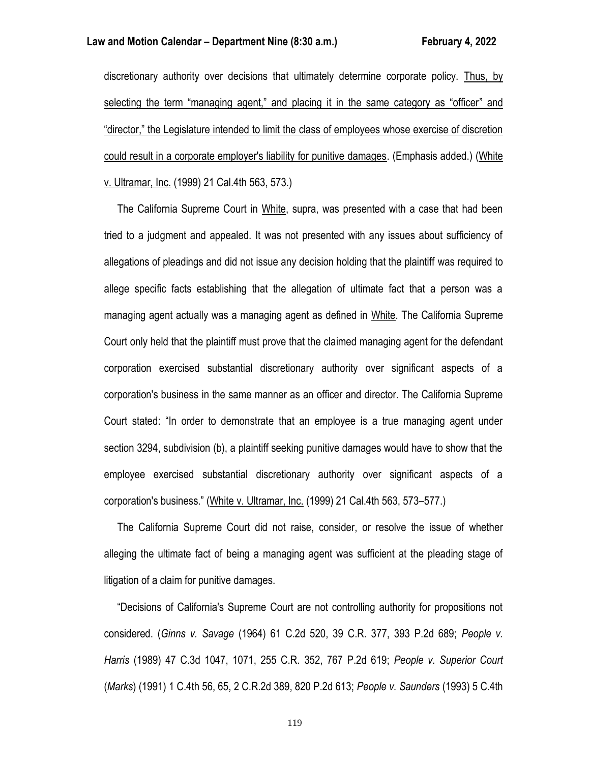discretionary authority over decisions that ultimately determine corporate policy. <u>Thus, by selecting the term "managing agent," and placing it in the same category as "officer" and "director," the Legislature intended to limit the class of employees whose exercise of discretion could result in a corporate employer's liability for punitive damages</u>. (Emphasis added.) (<u>White v. Ultramar, Inc.</u> (1999) 21 Cal.4th 563, 573.)

The California Supreme Court in <u>White</u>, supra, was presented with a case that had been tried to a judgment and appealed. It was not presented with any issues about sufficiency of allegations of pleadings and did not issue any decision holding that the plaintiff was required to allege specific facts establishing that the allegation of ultimate fact that a person was a managing agent actually was a managing agent as defined in <u>White</u>. The California Supreme Court only held that the plaintiff must prove that the claimed managing agent for the defendant corporation exercised substantial discretionary authority over significant aspects of a corporation's business in the same manner as an officer and director. The California Supreme Court stated: "In order to demonstrate that an employee is a true managing agent under section 3294, subdivision (b), a plaintiff seeking punitive damages would have to show that the employee exercised substantial discretionary authority over significant aspects of a corporation's business." (<u>White v. Ultramar, Inc.</u> (1999) 21 Cal.4th 563, 573–577.)

The California Supreme Court did not raise, consider, or resolve the issue of whether alleging the ultimate fact of being a managing agent was sufficient at the pleading stage of litigation of a claim for punitive damages.

"Decisions of California's Supreme Court are not controlling authority for propositions not considered. (*Ginns v. Savage* (1964) 61 C.2d 520, 39 C.R. 377, 393 P.2d 689; *People v. Harris* (1989) 47 C.3d 1047, 1071, 255 C.R. 352, 767 P.2d 619; *People v. Superior Court* (*Marks*) (1991) 1 C.4th 56, 65, 2 C.R.2d 389, 820 P.2d 613; *People v. Saunders* (1993) 5 C.4th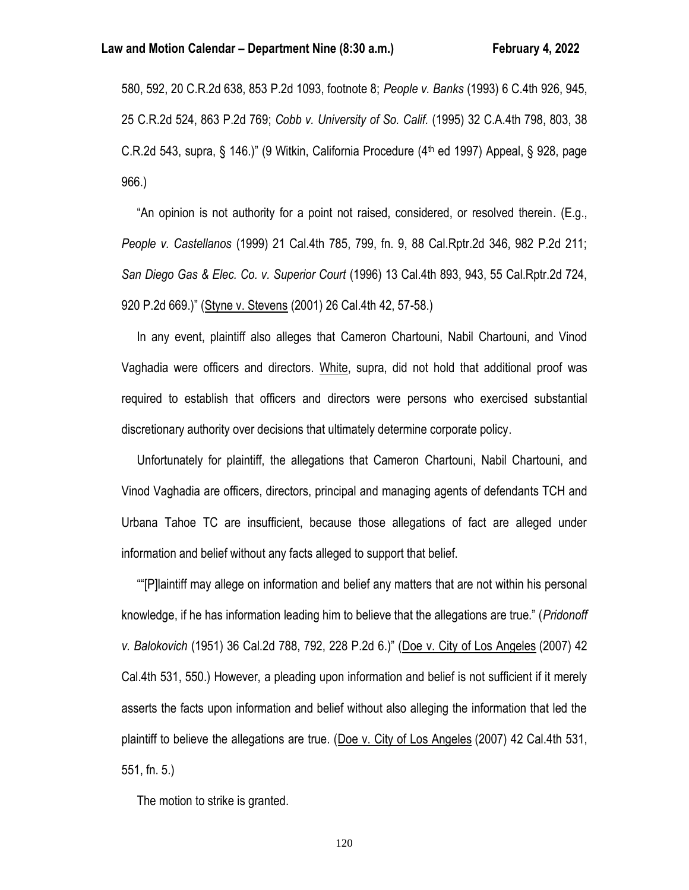580, 592, 20 C.R.2d 638, 853 P.2d 1093, footnote 8; *People v. Banks* (1993) 6 C.4th 926, 945, 25 C.R.2d 524, 863 P.2d 769; *Cobb v. University of So. Calif.* (1995) 32 C.A.4th 798, 803, 38 C.R.2d 543, supra, § 146.)" (9 Witkin, California Procedure (4th ed 1997) Appeal, § 928, page 966.)

"An opinion is not authority for a point not raised, considered, or resolved therein. (E.g., *People v. Castellanos* (1999) 21 Cal.4th 785, 799, fn. 9, 88 Cal.Rptr.2d 346, 982 P.2d 211; *San Diego Gas & Elec. Co. v. Superior Court* (1996) 13 Cal.4th 893, 943, 55 Cal.Rptr.2d 724, 920 P.2d 669.)" (Styne v. Stevens (2001) 26 Cal.4th 42, 57-58.)

In any event, plaintiff also alleges that Cameron Chartouni, Nabil Chartouni, and Vinod Vaghadia were officers and directors. White, supra, did not hold that additional proof was required to establish that officers and directors were persons who exercised substantial discretionary authority over decisions that ultimately determine corporate policy.

Unfortunately for plaintiff, the allegations that Cameron Chartouni, Nabil Chartouni, and Vinod Vaghadia are officers, directors, principal and managing agents of defendants TCH and Urbana Tahoe TC are insufficient, because those allegations of fact are alleged under information and belief without any facts alleged to support that belief.

""[P]laintiff may allege on information and belief any matters that are not within his personal knowledge, if he has information leading him to believe that the allegations are true." (*Pridonoff v. Balokovich* (1951) 36 Cal.2d 788, 792, 228 P.2d 6.)" (Doe v. City of Los Angeles (2007) 42 Cal.4th 531, 550.) However, a pleading upon information and belief is not sufficient if it merely asserts the facts upon information and belief without also alleging the information that led the plaintiff to believe the allegations are true. (Doe v. City of Los Angeles (2007) 42 Cal.4th 531, 551, fn. 5.)

The motion to strike is granted.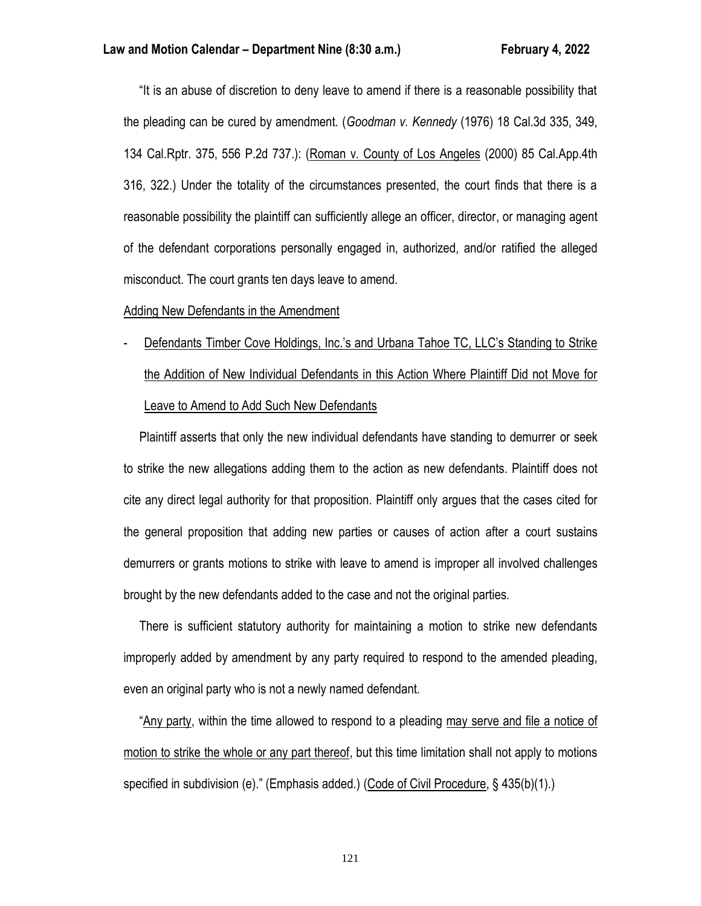"It is an abuse of discretion to deny leave to amend if there is a reasonable possibility that the pleading can be cured by amendment. (*Goodman v. Kennedy* (1976) 18 Cal.3d 335, 349, 134 Cal.Rptr. 375, 556 P.2d 737.): (Roman v. County of Los Angeles (2000) 85 Cal.App.4th 316, 322.) Under the totality of the circumstances presented, the court finds that there is a reasonable possibility the plaintiff can sufficiently allege an officer, director, or managing agent of the defendant corporations personally engaged in, authorized, and/or ratified the alleged misconduct. The court grants ten days leave to amend.

Adding New Defendants in the Amendment

- Defendants Timber Cove Holdings, Inc.'s and Urbana Tahoe TC, LLC's Standing to Strike the Addition of New Individual Defendants in this Action Where Plaintiff Did not Move for Leave to Amend to Add Such New Defendants

Plaintiff asserts that only the new individual defendants have standing to demurrer or seek to strike the new allegations adding them to the action as new defendants. Plaintiff does not cite any direct legal authority for that proposition. Plaintiff only argues that the cases cited for the general proposition that adding new parties or causes of action after a court sustains demurrers or grants motions to strike with leave to amend is improper all involved challenges brought by the new defendants added to the case and not the original parties.

There is sufficient statutory authority for maintaining a motion to strike new defendants improperly added by amendment by any party required to respond to the amended pleading, even an original party who is not a newly named defendant.

"Any party, within the time allowed to respond to a pleading may serve and file a notice of motion to strike the whole or any part thereof, but this time limitation shall not apply to motions specified in subdivision (e)." (Emphasis added.) (Code of Civil Procedure, § 435(b)(1).)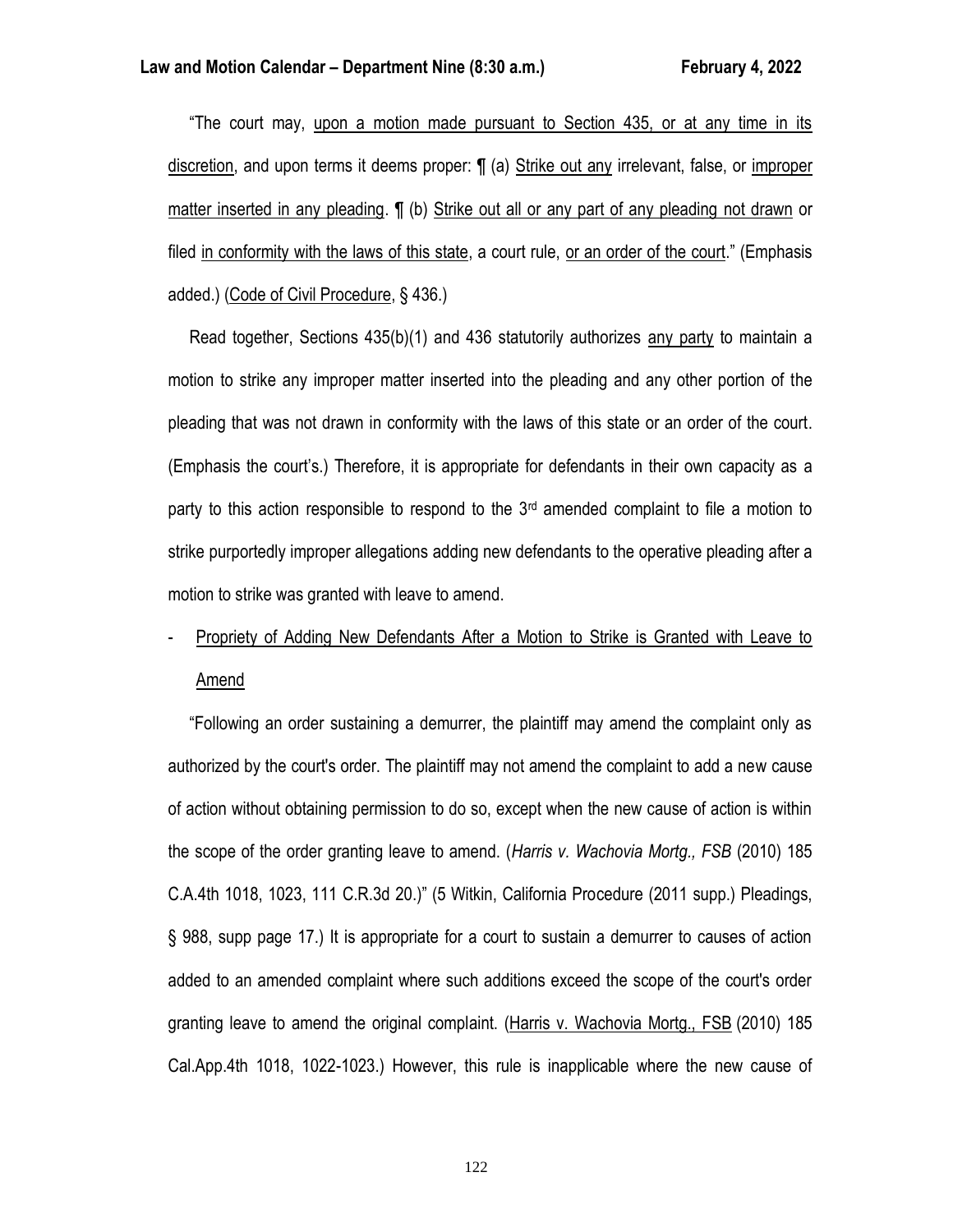"The court may, upon a motion made pursuant to Section 435, or at any time in its discretion, and upon terms it deems proper: ¶ (a) Strike out any irrelevant, false, or improper matter inserted in any pleading. ¶ (b) Strike out all or any part of any pleading not drawn or filed in conformity with the laws of this state, a court rule, or an order of the court." (Emphasis added.) (Code of Civil Procedure, § 436.)

Read together, Sections 435(b)(1) and 436 statutorily authorizes any party to maintain a motion to strike any improper matter inserted into the pleading and any other portion of the pleading that was not drawn in conformity with the laws of this state or an order of the court. (Emphasis the court's.) Therefore, it is appropriate for defendants in their own capacity as a party to this action responsible to respond to the 3rd amended complaint to file a motion to strike purportedly improper allegations adding new defendants to the operative pleading after a motion to strike was granted with leave to amend.

- Propriety of Adding New Defendants After a Motion to Strike is Granted with Leave to Amend

"Following an order sustaining a demurrer, the plaintiff may amend the complaint only as authorized by the court's order. The plaintiff may not amend the complaint to add a new cause of action without obtaining permission to do so, except when the new cause of action is within the scope of the order granting leave to amend. (*Harris v. Wachovia Mortg., FSB* (2010) 185 C.A.4th 1018, 1023, 111 C.R.3d 20.)" (5 Witkin, California Procedure (2011 supp.) Pleadings, § 988, supp page 17.) It is appropriate for a court to sustain a demurrer to causes of action added to an amended complaint where such additions exceed the scope of the court's order granting leave to amend the original complaint. (Harris v. Wachovia Mortg., FSB (2010) 185 Cal.App.4th 1018, 1022-1023.) However, this rule is inapplicable where the new cause of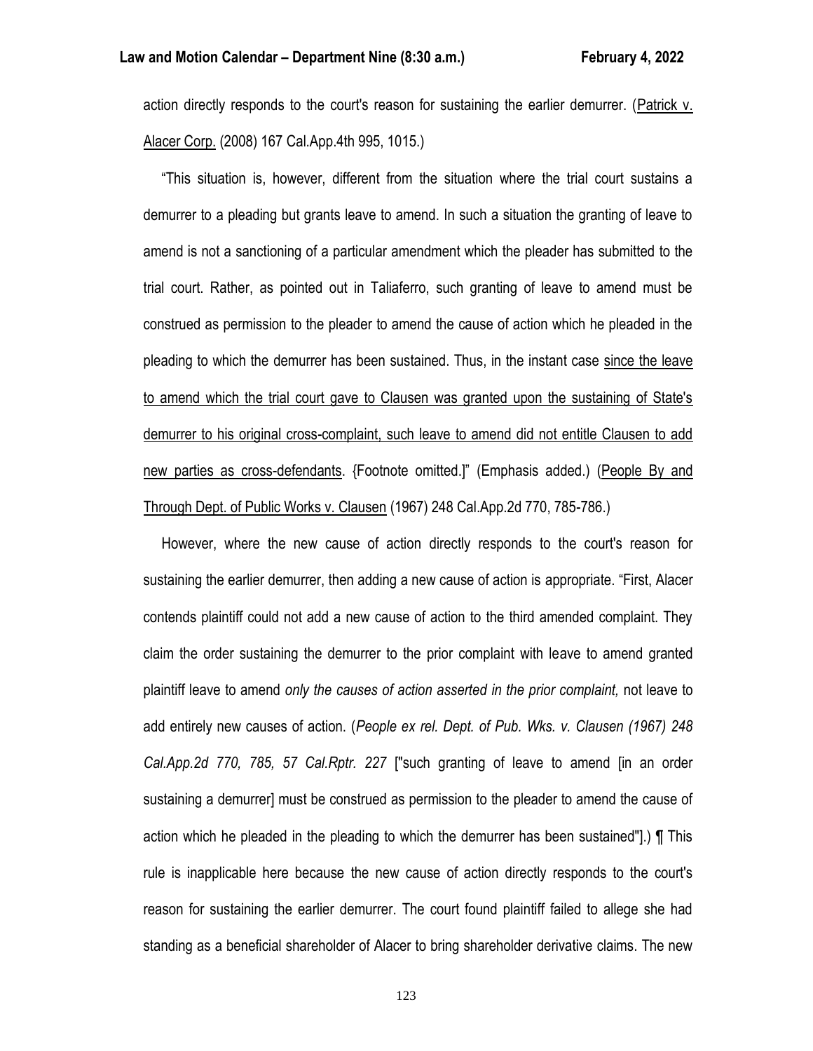action directly responds to the court's reason for sustaining the earlier demurrer. (Patrick v. Alacer Corp. (2008) 167 Cal.App.4th 995, 1015.)

"This situation is, however, different from the situation where the trial court sustains a demurrer to a pleading but grants leave to amend. In such a situation the granting of leave to amend is not a sanctioning of a particular amendment which the pleader has submitted to the trial court. Rather, as pointed out in Taliaferro, such granting of leave to amend must be construed as permission to the pleader to amend the cause of action which he pleaded in the pleading to which the demurrer has been sustained. Thus, in the instant case since the leave to amend which the trial court gave to Clausen was granted upon the sustaining of State's demurrer to his original cross-complaint, such leave to amend did not entitle Clausen to add new parties as cross-defendants. {Footnote omitted.]" (Emphasis added.) (People By and Through Dept. of Public Works v. Clausen (1967) 248 Cal.App.2d 770, 785-786.)

However, where the new cause of action directly responds to the court's reason for sustaining the earlier demurrer, then adding a new cause of action is appropriate. "First, Alacer contends plaintiff could not add a new cause of action to the third amended complaint. They claim the order sustaining the demurrer to the prior complaint with leave to amend granted plaintiff leave to amend *only the causes of action asserted in the prior complaint,* not leave to add entirely new causes of action. (*People ex rel. Dept. of Pub. Wks. v. Clausen (1967) 248 Cal.App.2d 770, 785, 57 Cal.Rptr. 227* ["such granting of leave to amend [in an order sustaining a demurrer] must be construed as permission to the pleader to amend the cause of action which he pleaded in the pleading to which the demurrer has been sustained"].) ¶ This rule is inapplicable here because the new cause of action directly responds to the court's reason for sustaining the earlier demurrer. The court found plaintiff failed to allege she had standing as a beneficial shareholder of Alacer to bring shareholder derivative claims. The new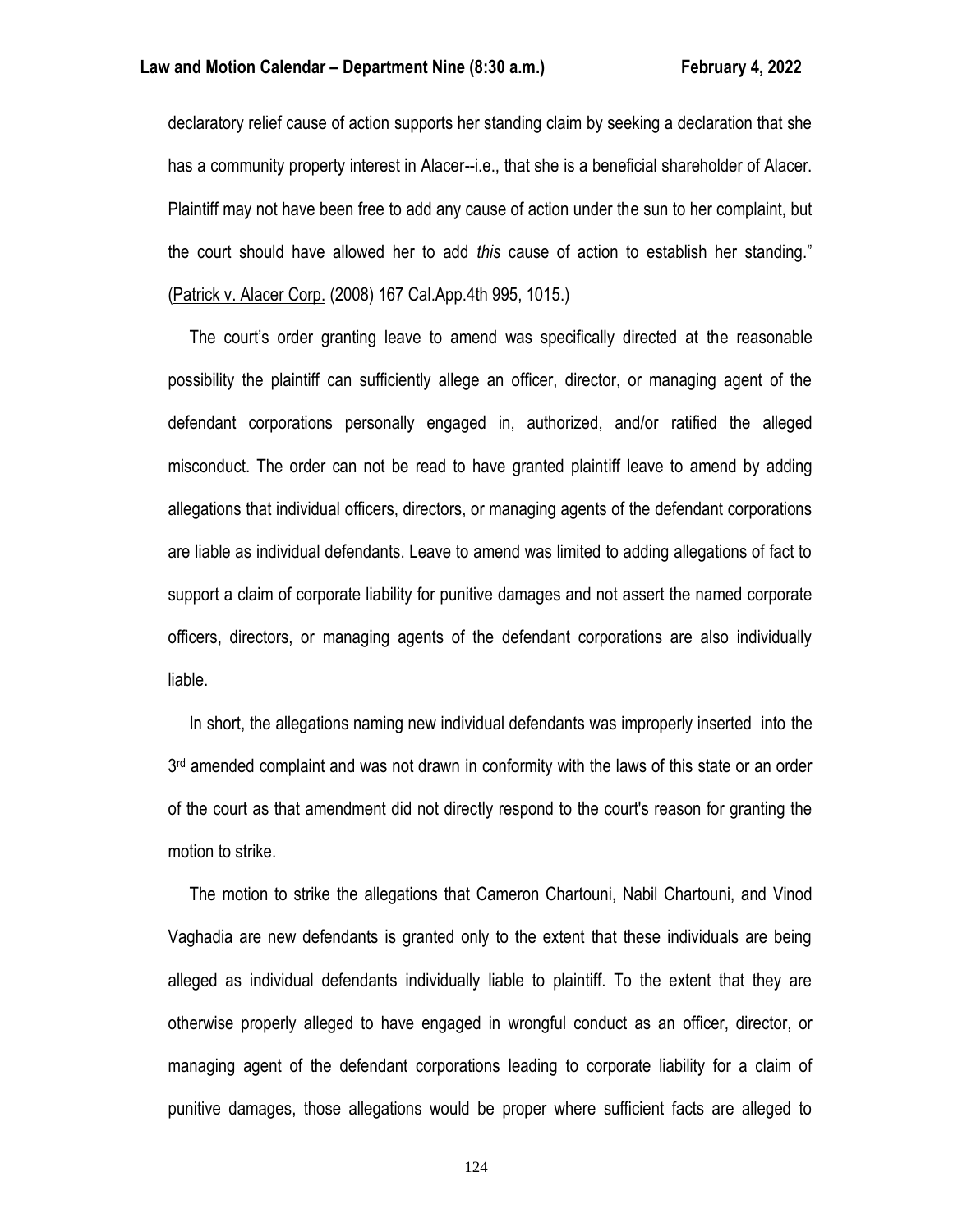declaratory relief cause of action supports her standing claim by seeking a declaration that she has a community property interest in Alacer--i.e., that she is a beneficial shareholder of Alacer. Plaintiff may not have been free to add any cause of action under the sun to her complaint, but the court should have allowed her to add *this* cause of action to establish her standing." (Patrick v. Alacer Corp. (2008) 167 Cal.App.4th 995, 1015.)

The court's order granting leave to amend was specifically directed at the reasonable possibility the plaintiff can sufficiently allege an officer, director, or managing agent of the defendant corporations personally engaged in, authorized, and/or ratified the alleged misconduct. The order can not be read to have granted plaintiff leave to amend by adding allegations that individual officers, directors, or managing agents of the defendant corporations are liable as individual defendants. Leave to amend was limited to adding allegations of fact to support a claim of corporate liability for punitive damages and not assert the named corporate officers, directors, or managing agents of the defendant corporations are also individually liable.

In short, the allegations naming new individual defendants was improperly inserted into the 3rd amended complaint and was not drawn in conformity with the laws of this state or an order of the court as that amendment did not directly respond to the court's reason for granting the motion to strike.

The motion to strike the allegations that Cameron Chartouni, Nabil Chartouni, and Vinod Vaghadia are new defendants is granted only to the extent that these individuals are being alleged as individual defendants individually liable to plaintiff. To the extent that they are otherwise properly alleged to have engaged in wrongful conduct as an officer, director, or managing agent of the defendant corporations leading to corporate liability for a claim of punitive damages, those allegations would be proper where sufficient facts are alleged to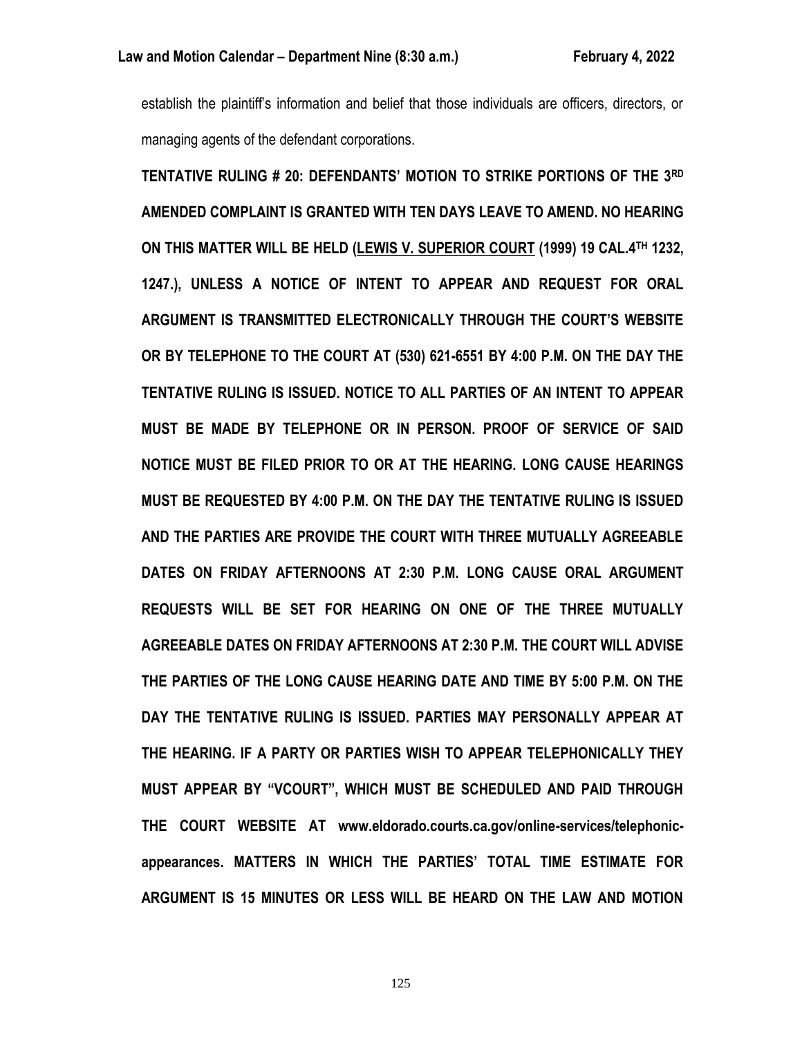establish the plaintiff's information and belief that those individuals are officers, directors, or managing agents of the defendant corporations.

**TENTATIVE RULING # 20: DEFENDANTS' MOTION TO STRIKE PORTIONS OF THE 3RD AMENDED COMPLAINT IS GRANTED WITH TEN DAYS LEAVE TO AMEND. NO HEARING ON THIS MATTER WILL BE HELD (LEWIS V. SUPERIOR COURT (1999) 19 CAL.4TH 1232, 1247.), UNLESS A NOTICE OF INTENT TO APPEAR AND REQUEST FOR ORAL ARGUMENT IS TRANSMITTED ELECTRONICALLY THROUGH THE COURT'S WEBSITE OR BY TELEPHONE TO THE COURT AT (530) 621-6551 BY 4:00 P.M. ON THE DAY THE TENTATIVE RULING IS ISSUED. NOTICE TO ALL PARTIES OF AN INTENT TO APPEAR MUST BE MADE BY TELEPHONE OR IN PERSON. PROOF OF SERVICE OF SAID NOTICE MUST BE FILED PRIOR TO OR AT THE HEARING. LONG CAUSE HEARINGS MUST BE REQUESTED BY 4:00 P.M. ON THE DAY THE TENTATIVE RULING IS ISSUED AND THE PARTIES ARE PROVIDE THE COURT WITH THREE MUTUALLY AGREEABLE DATES ON FRIDAY AFTERNOONS AT 2:30 P.M. LONG CAUSE ORAL ARGUMENT REQUESTS WILL BE SET FOR HEARING ON ONE OF THE THREE MUTUALLY AGREEABLE DATES ON FRIDAY AFTERNOONS AT 2:30 P.M. THE COURT WILL ADVISE THE PARTIES OF THE LONG CAUSE HEARING DATE AND TIME BY 5:00 P.M. ON THE DAY THE TENTATIVE RULING IS ISSUED. PARTIES MAY PERSONALLY APPEAR AT THE HEARING. IF A PARTY OR PARTIES WISH TO APPEAR TELEPHONICALLY THEY MUST APPEAR BY "VCOURT", WHICH MUST BE SCHEDULED AND PAID THROUGH THE COURT WEBSITE AT www.eldorado.courts.ca.gov/online-services/telephonic-appearances. MATTERS IN WHICH THE PARTIES' TOTAL TIME ESTIMATE FOR ARGUMENT IS 15 MINUTES OR LESS WILL BE HEARD ON THE LAW AND MOTION**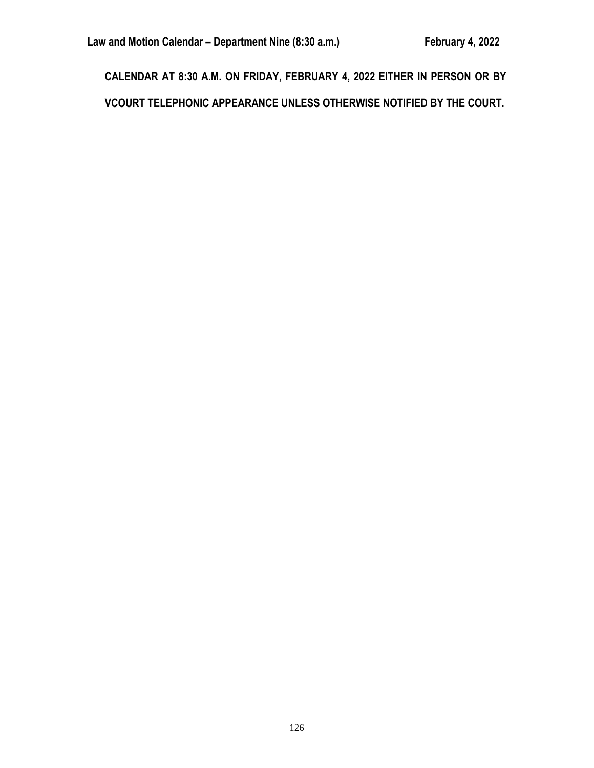**CALENDAR AT 8:30 A.M. ON FRIDAY, FEBRUARY 4, 2022 EITHER IN PERSON OR BY VCOURT TELEPHONIC APPEARANCE UNLESS OTHERWISE NOTIFIED BY THE COURT.**